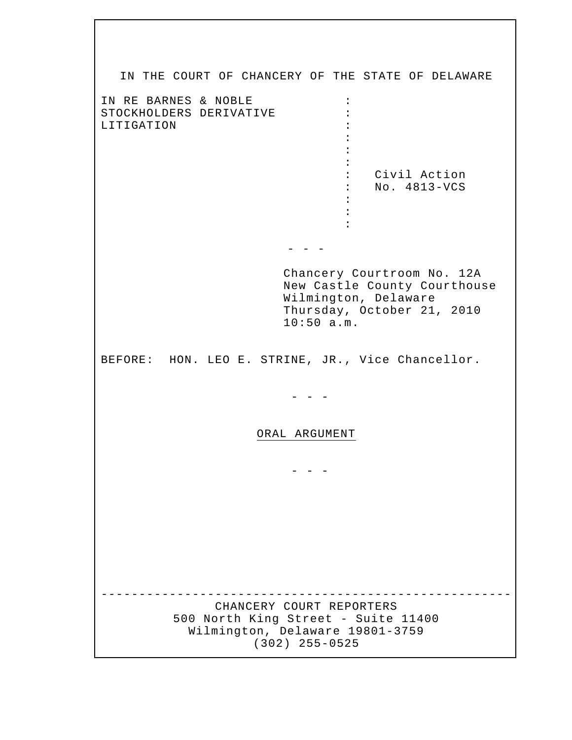IN THE COURT OF CHANCERY OF THE STATE OF DELAWARE

IN RE BARNES & NOBLE STOCKHOLDERS DERIVATIVE LITIGATION

Civil Action No. 4813-VCS

\- - -

Chancery Courtroom No. 12A
New Castle County Courthouse
Wilmington, Delaware
Thursday, October 21, 2010
10:50 a.m.

BEFORE: HON. LEO E. STRINE, JR., Vice Chancellor.

\- - -

ORAL ARGUMENT

\- - -

---

CHANCERY COURT REPORTERS
500 North King Street - Suite 11400
Wilmington, Delaware 19801-3759
(302) 255-0525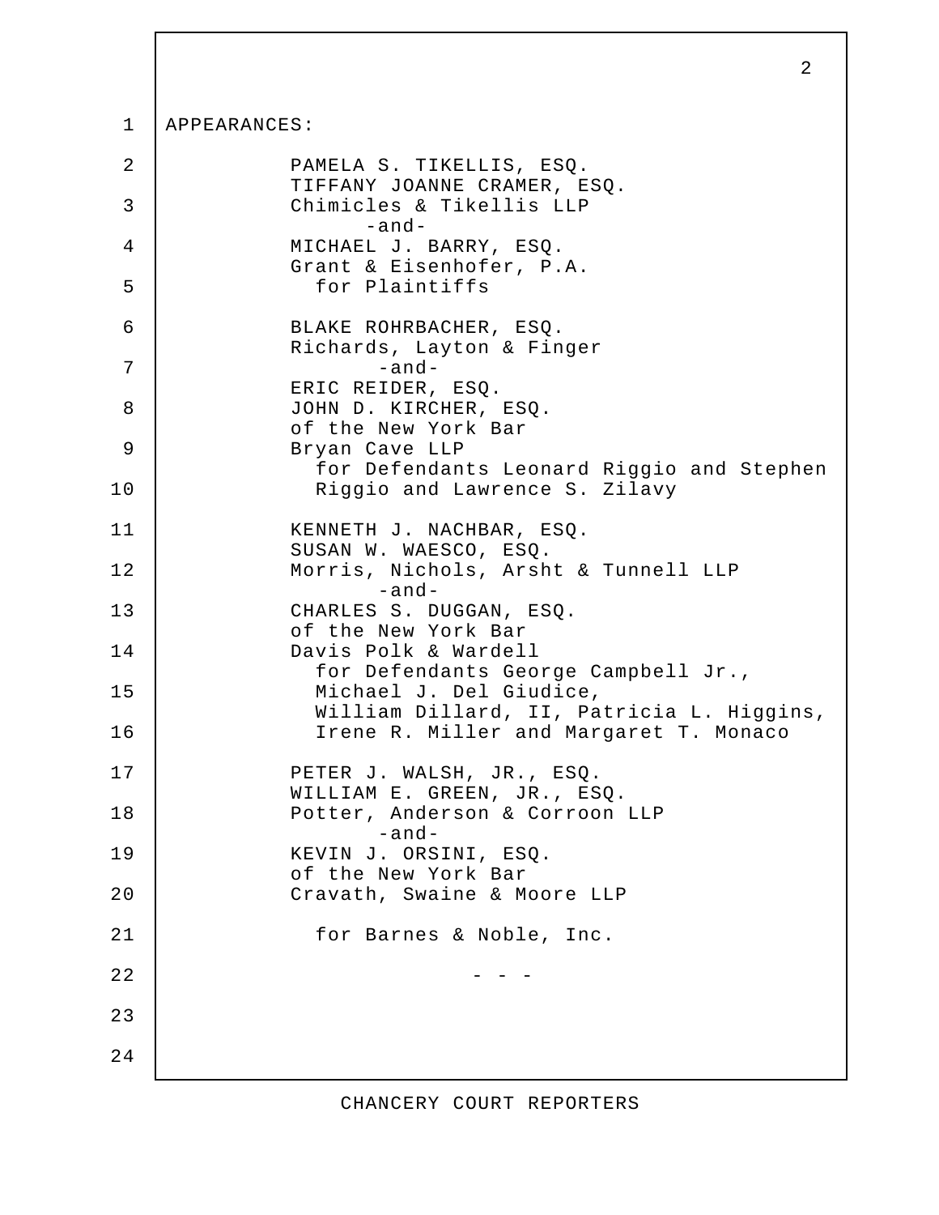APPEARANCES:

PAMELA S. TIKELLIS, ESQ.
TIFFANY JOANNE CRAMER, ESQ.
Chimicles & Tikellis LLP
-and-
MICHAEL J. BARRY, ESQ.
Grant & Eisenhofer, P.A.
for Plaintiffs

BLAKE ROHRBACHER, ESQ.
Richards, Layton & Finger
-and-
ERIC REIDER, ESQ.
JOHN D. KIRCHER, ESQ.
of the New York Bar
Bryan Cave LLP
for Defendants Leonard Riggio and Stephen Riggio and Lawrence S. Zilavy

KENNETH J. NACHBAR, ESQ.
SUSAN W. WAESCO, ESQ.
Morris, Nichols, Arsht & Tunnell LLP
-and-
CHARLES S. DUGGAN, ESQ.
of the New York Bar
Davis Polk & Wardell
for Defendants George Campbell Jr., Michael J. Del Giudice, William Dillard, II, Patricia L. Higgins, Irene R. Miller and Margaret T. Monaco

PETER J. WALSH, JR., ESQ.
WILLIAM E. GREEN, JR., ESQ.
Potter, Anderson & Corroon LLP
-and-
KEVIN J. ORSINI, ESQ.
of the New York Bar
Cravath, Swaine & Moore LLP

for Barnes & Noble, Inc.

- - -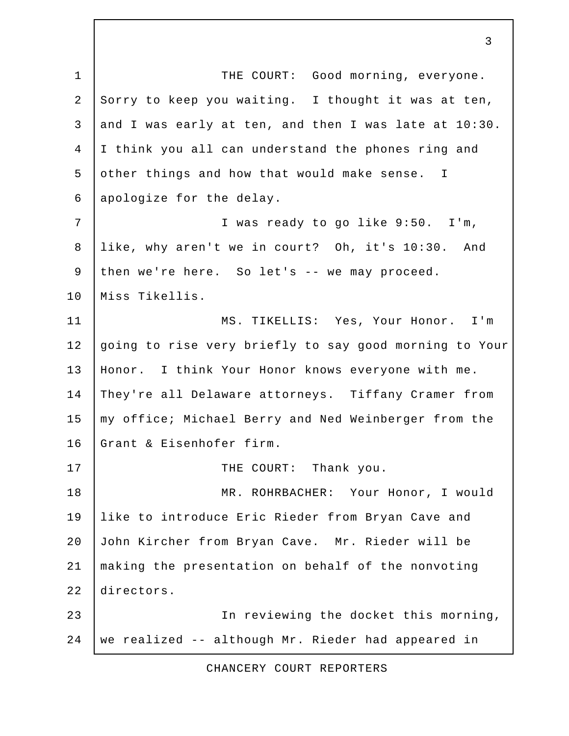THE COURT: Good morning, everyone. Sorry to keep you waiting. I thought it was at ten, and I was early at ten, and then I was late at 10:30. I think you all can understand the phones ring and other things and how that would make sense. I apologize for the delay.

I was ready to go like 9:50. I'm, like, why aren't we in court? Oh, it's 10:30. And then we're here. So let's -- we may proceed. Miss Tikellis.

MS. TIKELLIS: Yes, Your Honor. I'm going to rise very briefly to say good morning to Your Honor. I think Your Honor knows everyone with me. They're all Delaware attorneys. Tiffany Cramer from my office; Michael Berry and Ned Weinberger from the Grant & Eisenhofer firm.

THE COURT: Thank you.

MR. ROHRBACHER: Your Honor, I would like to introduce Eric Rieder from Bryan Cave and John Kircher from Bryan Cave. Mr. Rieder will be making the presentation on behalf of the nonvoting directors.

In reviewing the docket this morning, we realized -- although Mr. Rieder had appeared in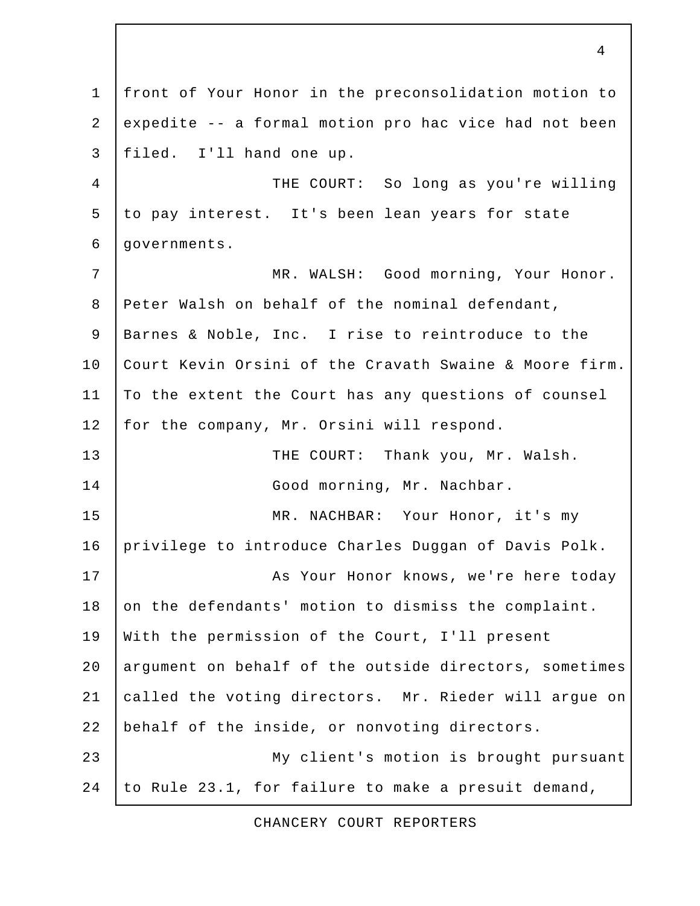front of Your Honor in the preconsolidation motion to expedite -- a formal motion pro hac vice had not been filed. I'll hand one up.

THE COURT: So long as you're willing to pay interest. It's been lean years for state governments.

MR. WALSH: Good morning, Your Honor. Peter Walsh on behalf of the nominal defendant, Barnes & Noble, Inc. I rise to reintroduce to the Court Kevin Orsini of the Cravath Swaine & Moore firm. To the extent the Court has any questions of counsel for the company, Mr. Orsini will respond.

THE COURT: Thank you, Mr. Walsh.

Good morning, Mr. Nachbar.

MR. NACHBAR: Your Honor, it's my privilege to introduce Charles Duggan of Davis Polk.

As Your Honor knows, we're here today on the defendants' motion to dismiss the complaint. With the permission of the Court, I'll present argument on behalf of the outside directors, sometimes called the voting directors. Mr. Rieder will argue on behalf of the inside, or nonvoting directors.

My client's motion is brought pursuant to Rule 23.1, for failure to make a presuit demand,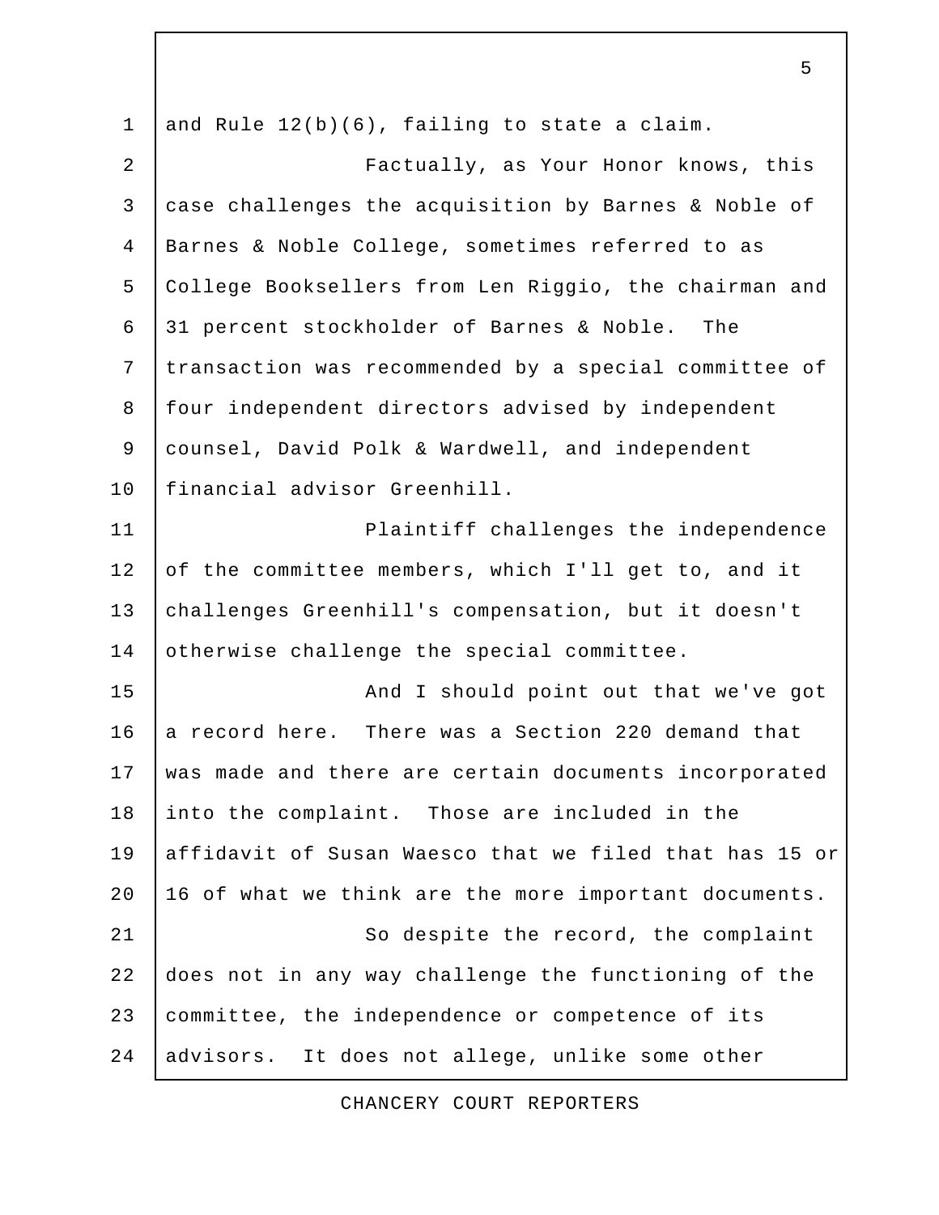and Rule 12(b)(6), failing to state a claim.

Factually, as Your Honor knows, this case challenges the acquisition by Barnes & Noble of Barnes & Noble College, sometimes referred to as College Booksellers from Len Riggio, the chairman and 31 percent stockholder of Barnes & Noble. The transaction was recommended by a special committee of four independent directors advised by independent counsel, David Polk & Wardwell, and independent financial advisor Greenhill.

Plaintiff challenges the independence of the committee members, which I'll get to, and it challenges Greenhill's compensation, but it doesn't otherwise challenge the special committee.

And I should point out that we've got a record here. There was a Section 220 demand that was made and there are certain documents incorporated into the complaint. Those are included in the affidavit of Susan Waesco that we filed that has 15 or 16 of what we think are the more important documents.

So despite the record, the complaint does not in any way challenge the functioning of the committee, the independence or competence of its advisors. It does not allege, unlike some other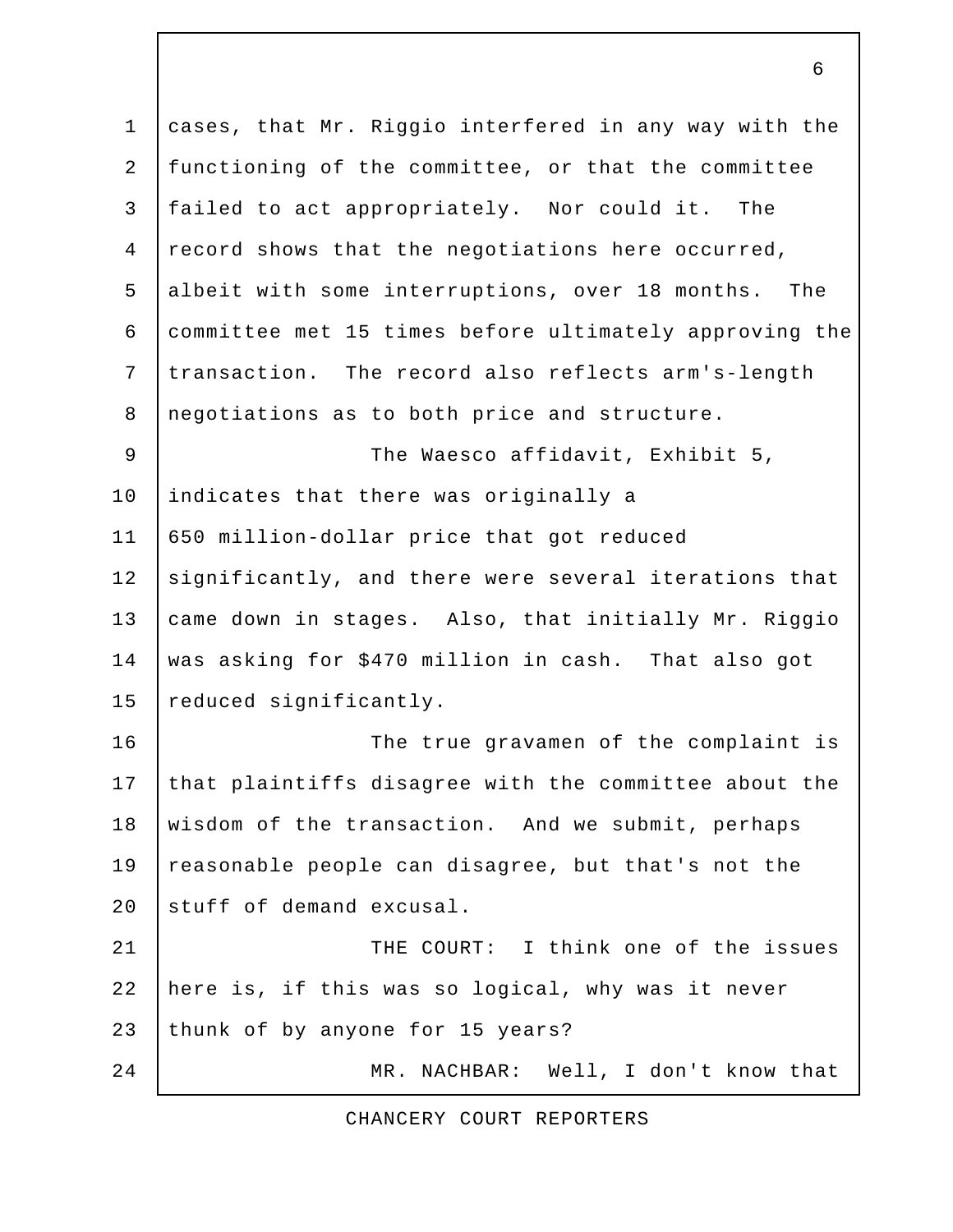cases, that Mr. Riggio interfered in any way with the functioning of the committee, or that the committee failed to act appropriately. Nor could it. The record shows that the negotiations here occurred, albeit with some interruptions, over 18 months. The committee met 15 times before ultimately approving the transaction. The record also reflects arm's-length negotiations as to both price and structure.

The Waesco affidavit, Exhibit 5, indicates that there was originally a 650 million-dollar price that got reduced significantly, and there were several iterations that came down in stages. Also, that initially Mr. Riggio was asking for $470 million in cash. That also got reduced significantly.

The true gravamen of the complaint is that plaintiffs disagree with the committee about the wisdom of the transaction. And we submit, perhaps reasonable people can disagree, but that's not the stuff of demand excusal.

THE COURT: I think one of the issues here is, if this was so logical, why was it never thunk of by anyone for 15 years?

MR. NACHBAR: Well, I don't know that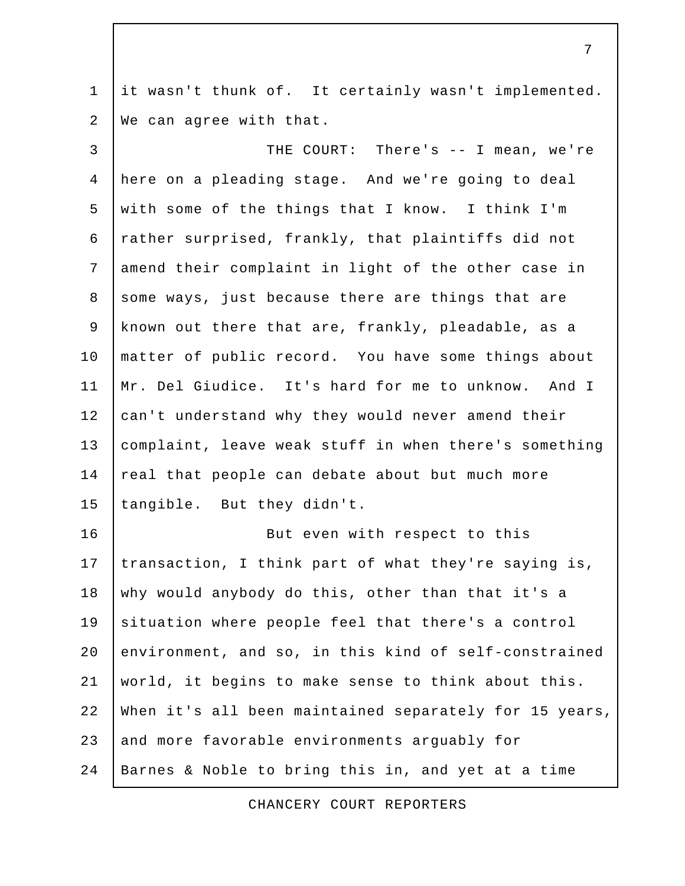it wasn't thunk of. It certainly wasn't implemented. We can agree with that.

THE COURT: There's -- I mean, we're here on a pleading stage. And we're going to deal with some of the things that I know. I think I'm rather surprised, frankly, that plaintiffs did not amend their complaint in light of the other case in some ways, just because there are things that are known out there that are, frankly, pleadable, as a matter of public record. You have some things about Mr. Del Giudice. It's hard for me to unknow. And I can't understand why they would never amend their complaint, leave weak stuff in when there's something real that people can debate about but much more tangible. But they didn't.

But even with respect to this transaction, I think part of what they're saying is, why would anybody do this, other than that it's a situation where people feel that there's a control environment, and so, in this kind of self-constrained world, it begins to make sense to think about this. When it's all been maintained separately for 15 years, and more favorable environments arguably for Barnes & Noble to bring this in, and yet at a time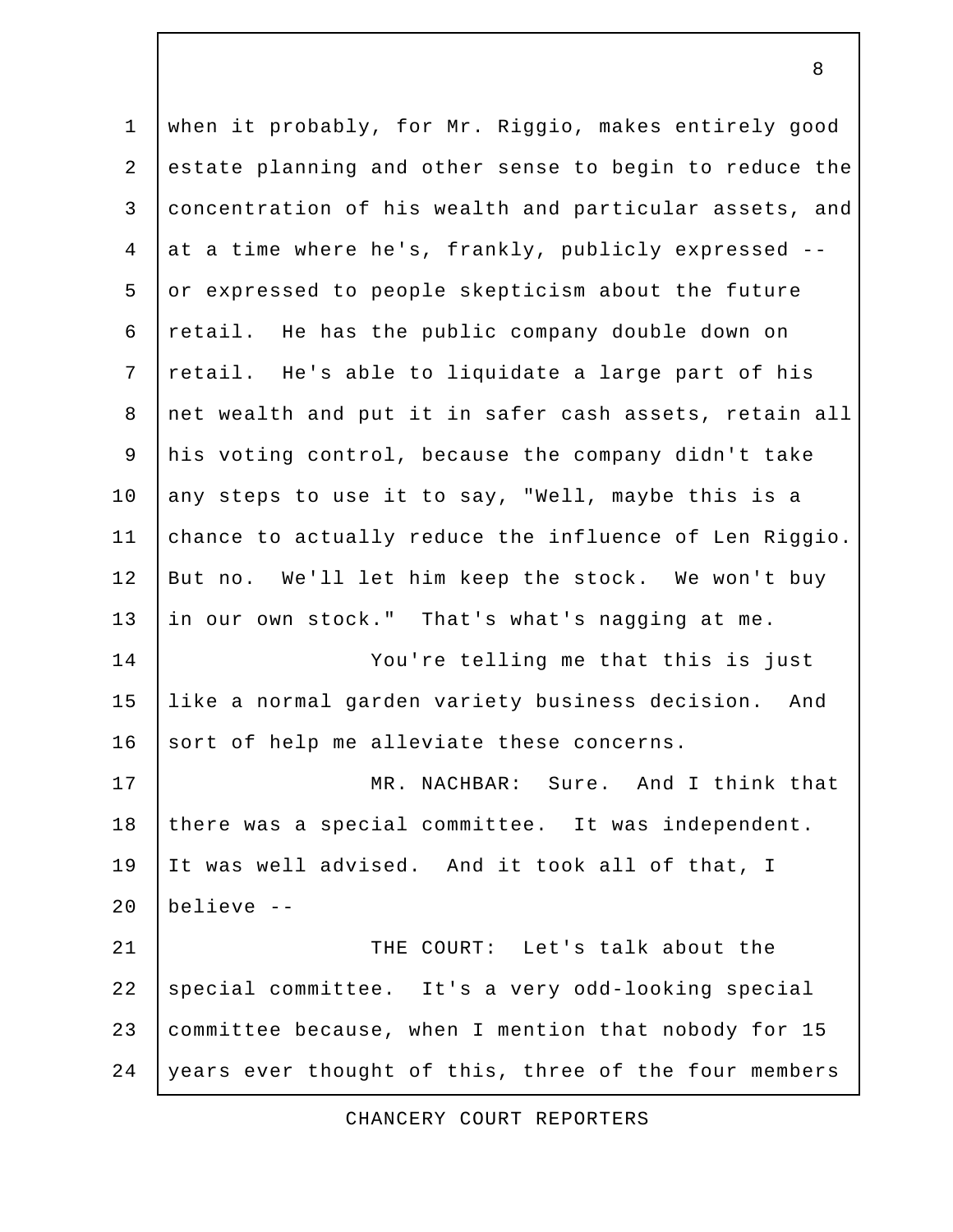when it probably, for Mr. Riggio, makes entirely good estate planning and other sense to begin to reduce the concentration of his wealth and particular assets, and at a time where he's, frankly, publicly expressed -- or expressed to people skepticism about the future retail. He has the public company double down on retail. He's able to liquidate a large part of his net wealth and put it in safer cash assets, retain all his voting control, because the company didn't take any steps to use it to say, "Well, maybe this is a chance to actually reduce the influence of Len Riggio. But no. We'll let him keep the stock. We won't buy in our own stock." That's what's nagging at me.

You're telling me that this is just like a normal garden variety business decision. And sort of help me alleviate these concerns.

MR. NACHBAR: Sure. And I think that there was a special committee. It was independent. It was well advised. And it took all of that, I believe --

THE COURT: Let's talk about the special committee. It's a very odd-looking special committee because, when I mention that nobody for 15 years ever thought of this, three of the four members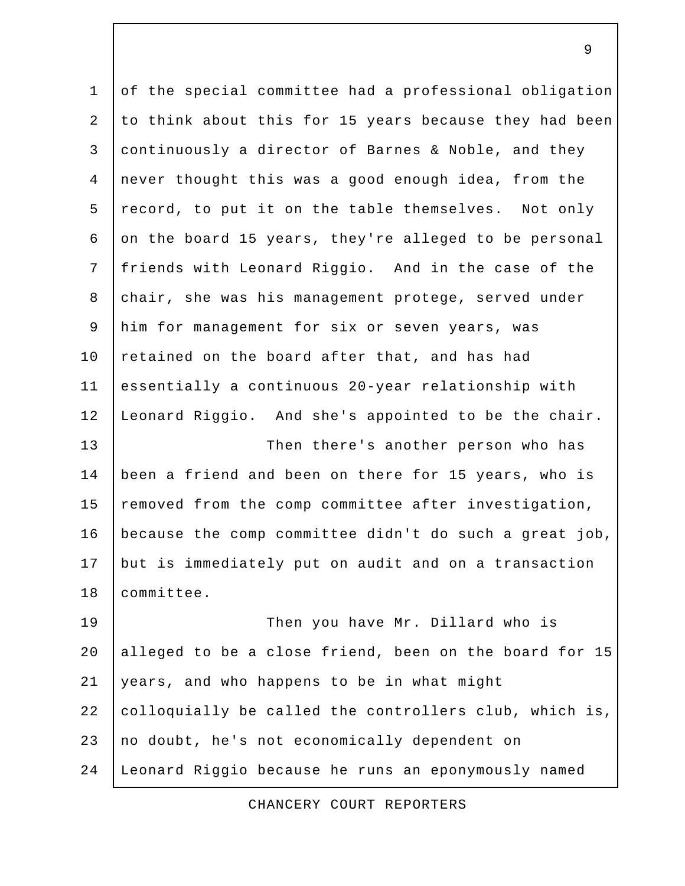of the special committee had a professional obligation to think about this for 15 years because they had been continuously a director of Barnes & Noble, and they never thought this was a good enough idea, from the record, to put it on the table themselves. Not only on the board 15 years, they're alleged to be personal friends with Leonard Riggio. And in the case of the chair, she was his management protege, served under him for management for six or seven years, was retained on the board after that, and has had essentially a continuous 20-year relationship with Leonard Riggio. And she's appointed to be the chair.

Then there's another person who has been a friend and been on there for 15 years, who is removed from the comp committee after investigation, because the comp committee didn't do such a great job, but is immediately put on audit and on a transaction committee.

Then you have Mr. Dillard who is alleged to be a close friend, been on the board for 15 years, and who happens to be in what might colloquially be called the controllers club, which is, no doubt, he's not economically dependent on Leonard Riggio because he runs an eponymously named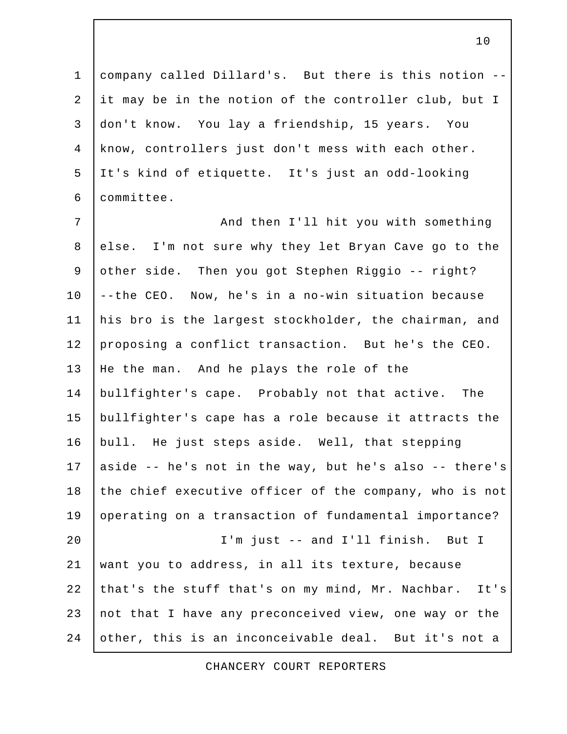company called Dillard's. But there is this notion -- it may be in the notion of the controller club, but I don't know. You lay a friendship, 15 years. You know, controllers just don't mess with each other. It's kind of etiquette. It's just an odd-looking committee.

And then I'll hit you with something else. I'm not sure why they let Bryan Cave go to the other side. Then you got Stephen Riggio -- right? --the CEO. Now, he's in a no-win situation because his bro is the largest stockholder, the chairman, and proposing a conflict transaction. But he's the CEO. He the man. And he plays the role of the bullfighter's cape. Probably not that active. The bullfighter's cape has a role because it attracts the bull. He just steps aside. Well, that stepping aside -- he's not in the way, but he's also -- there's the chief executive officer of the company, who is not operating on a transaction of fundamental importance?

I'm just -- and I'll finish. But I want you to address, in all its texture, because that's the stuff that's on my mind, Mr. Nachbar. It's not that I have any preconceived view, one way or the other, this is an inconceivable deal. But it's not a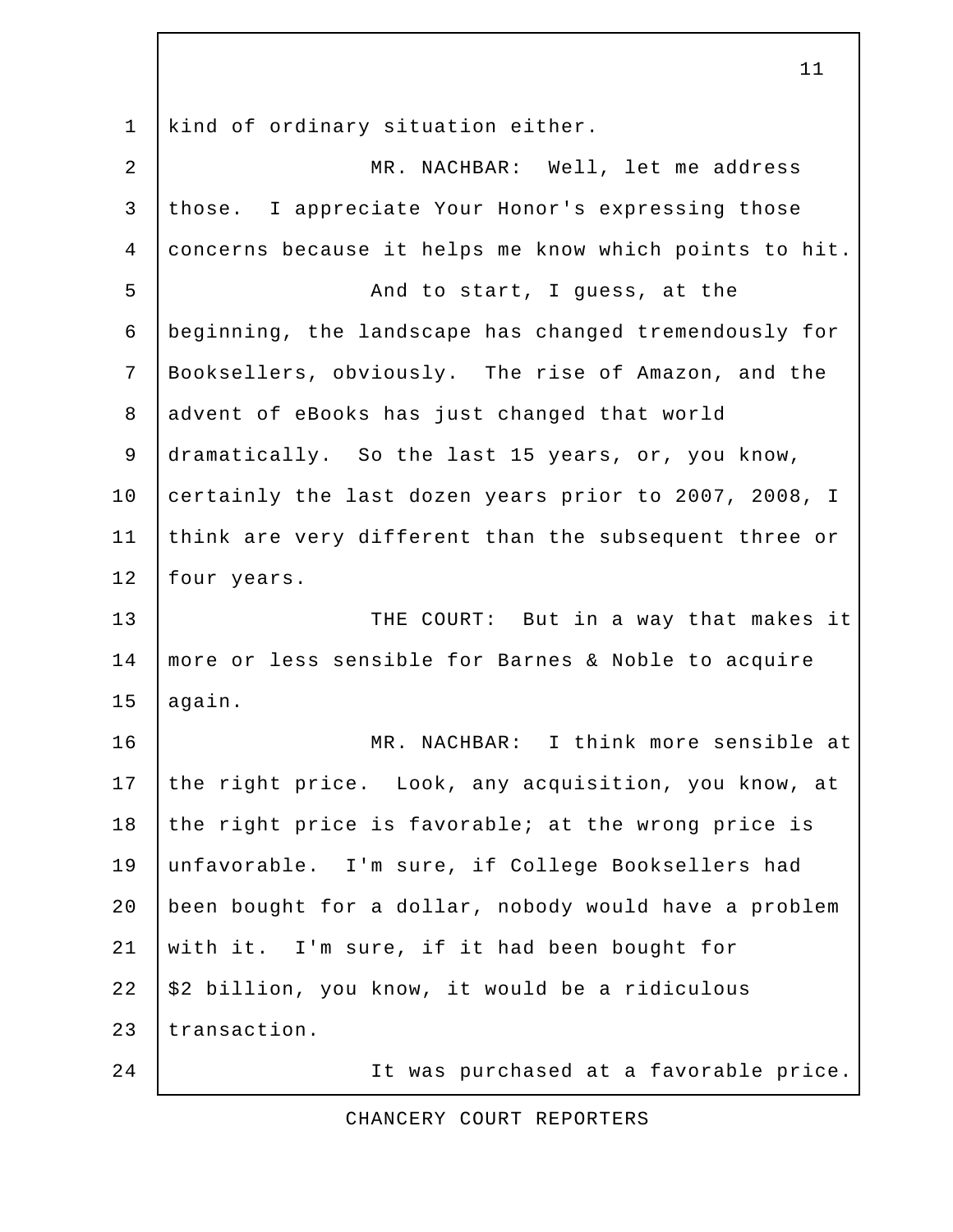kind of ordinary situation either.

MR. NACHBAR: Well, let me address those. I appreciate Your Honor's expressing those concerns because it helps me know which points to hit.

And to start, I guess, at the beginning, the landscape has changed tremendously for Booksellers, obviously. The rise of Amazon, and the advent of eBooks has just changed that world dramatically. So the last 15 years, or, you know, certainly the last dozen years prior to 2007, 2008, I think are very different than the subsequent three or four years.

THE COURT: But in a way that makes it more or less sensible for Barnes & Noble to acquire again.

MR. NACHBAR: I think more sensible at the right price. Look, any acquisition, you know, at the right price is favorable; at the wrong price is unfavorable. I'm sure, if College Booksellers had been bought for a dollar, nobody would have a problem with it. I'm sure, if it had been bought for $2 billion, you know, it would be a ridiculous transaction.

It was purchased at a favorable price.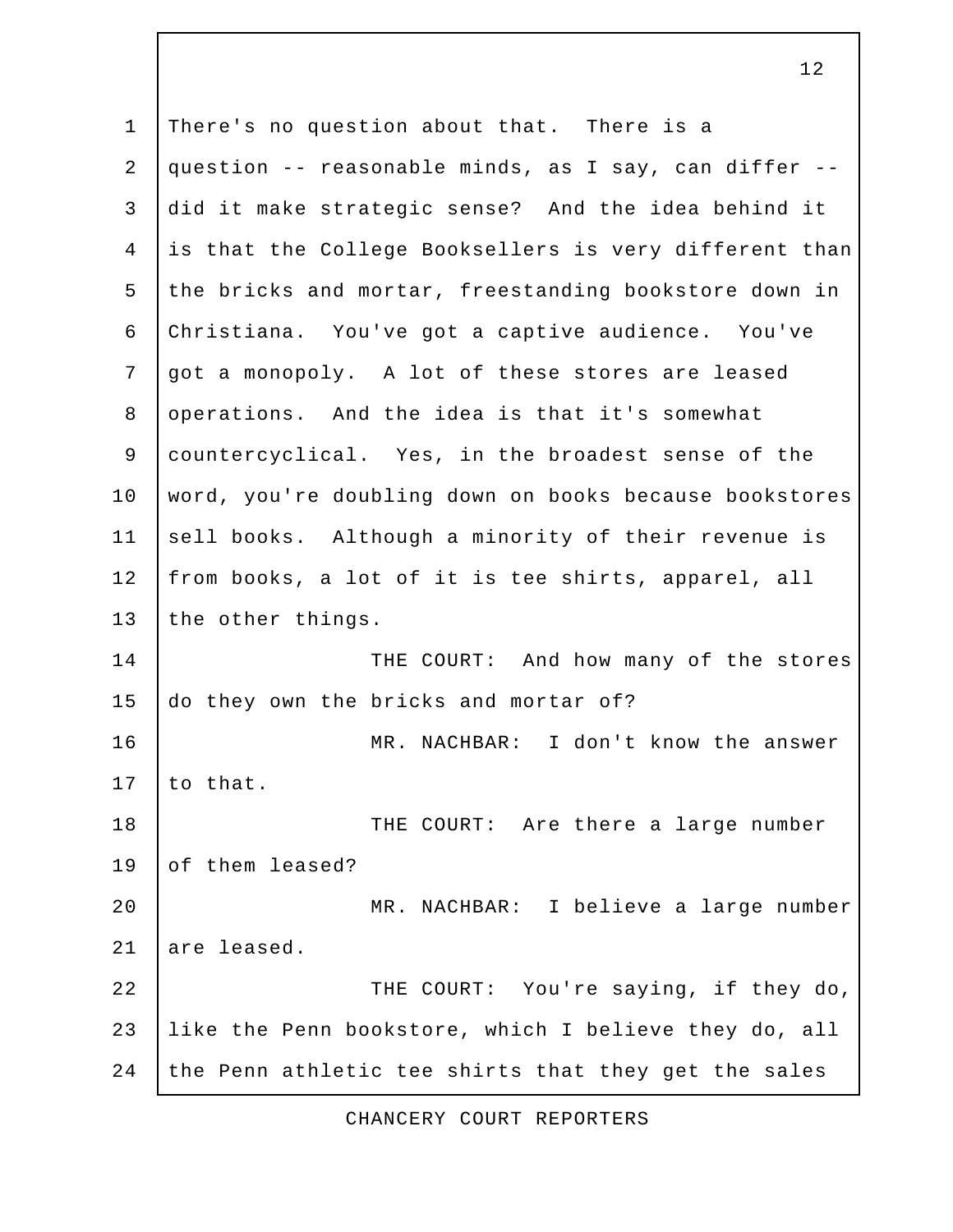There's no question about that. There is a question -- reasonable minds, as I say, can differ -- did it make strategic sense? And the idea behind it is that the College Booksellers is very different than the bricks and mortar, freestanding bookstore down in Christiana. You've got a captive audience. You've got a monopoly. A lot of these stores are leased operations. And the idea is that it's somewhat countercyclical. Yes, in the broadest sense of the word, you're doubling down on books because bookstores sell books. Although a minority of their revenue is from books, a lot of it is tee shirts, apparel, all the other things.

THE COURT: And how many of the stores do they own the bricks and mortar of?

MR. NACHBAR: I don't know the answer to that.

THE COURT: Are there a large number of them leased?

MR. NACHBAR: I believe a large number are leased.

THE COURT: You're saying, if they do, like the Penn bookstore, which I believe they do, all the Penn athletic tee shirts that they get the sales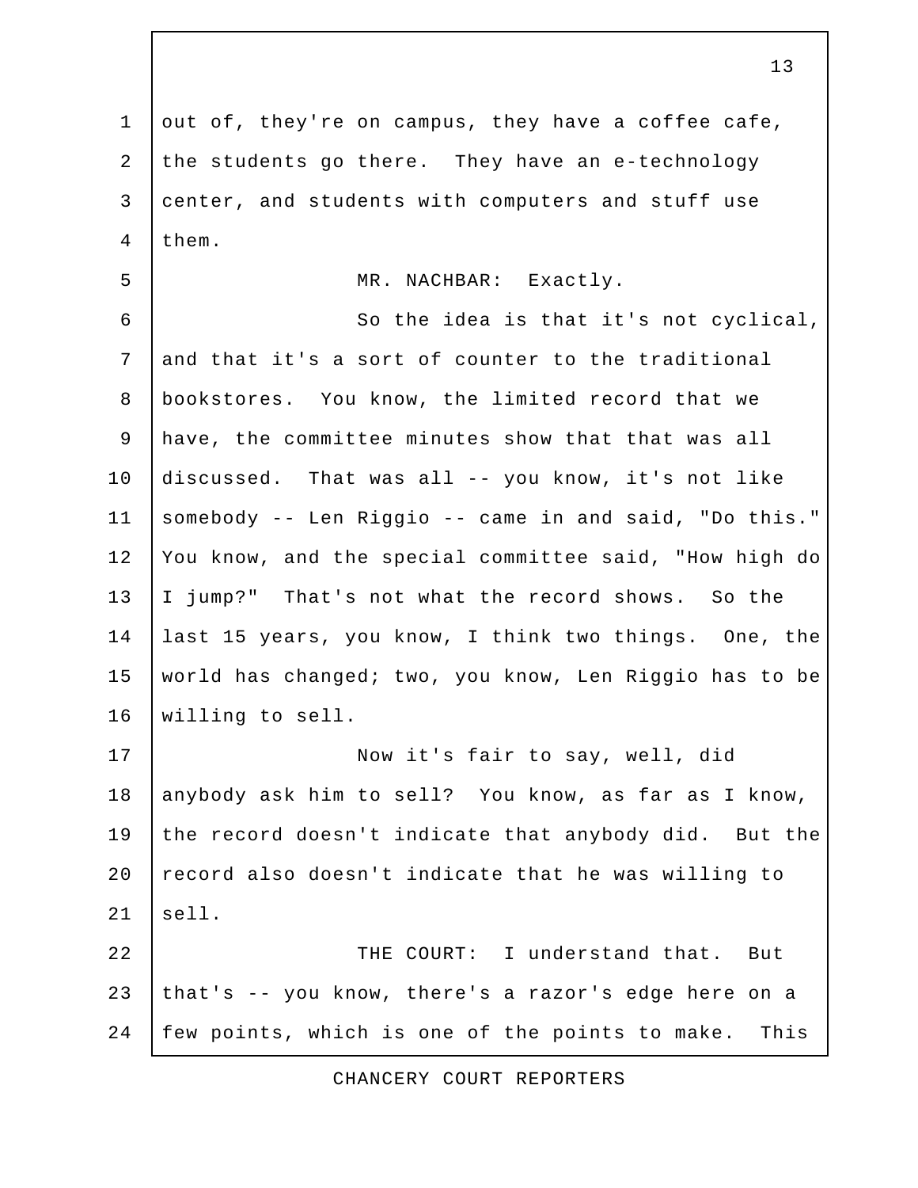out of, they're on campus, they have a coffee cafe, the students go there. They have an e-technology center, and students with computers and stuff use them.

MR. NACHBAR: Exactly.

So the idea is that it's not cyclical, and that it's a sort of counter to the traditional bookstores. You know, the limited record that we have, the committee minutes show that that was all discussed. That was all -- you know, it's not like somebody -- Len Riggio -- came in and said, "Do this." You know, and the special committee said, "How high do I jump?" That's not what the record shows. So the last 15 years, you know, I think two things. One, the world has changed; two, you know, Len Riggio has to be willing to sell.

Now it's fair to say, well, did anybody ask him to sell? You know, as far as I know, the record doesn't indicate that anybody did. But the record also doesn't indicate that he was willing to sell.

THE COURT: I understand that. But that's -- you know, there's a razor's edge here on a few points, which is one of the points to make. This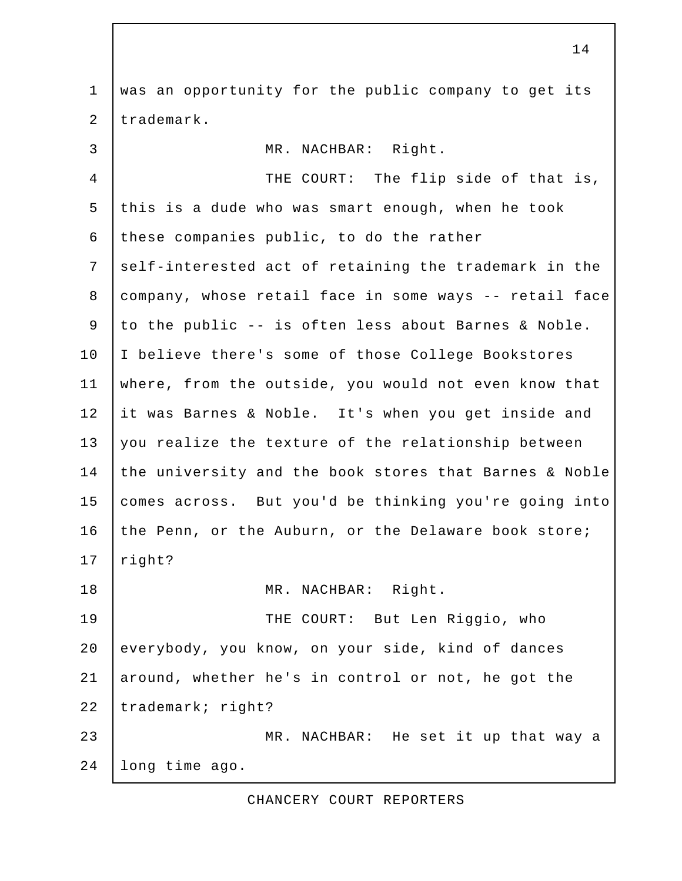was an opportunity for the public company to get its trademark.

MR. NACHBAR: Right.

THE COURT: The flip side of that is, this is a dude who was smart enough, when he took these companies public, to do the rather self-interested act of retaining the trademark in the company, whose retail face in some ways -- retail face to the public -- is often less about Barnes & Noble. I believe there's some of those College Bookstores where, from the outside, you would not even know that it was Barnes & Noble. It's when you get inside and you realize the texture of the relationship between the university and the book stores that Barnes & Noble comes across. But you'd be thinking you're going into the Penn, or the Auburn, or the Delaware book store; right?

MR. NACHBAR: Right.

THE COURT: But Len Riggio, who everybody, you know, on your side, kind of dances around, whether he's in control or not, he got the trademark; right?

MR. NACHBAR: He set it up that way a long time ago.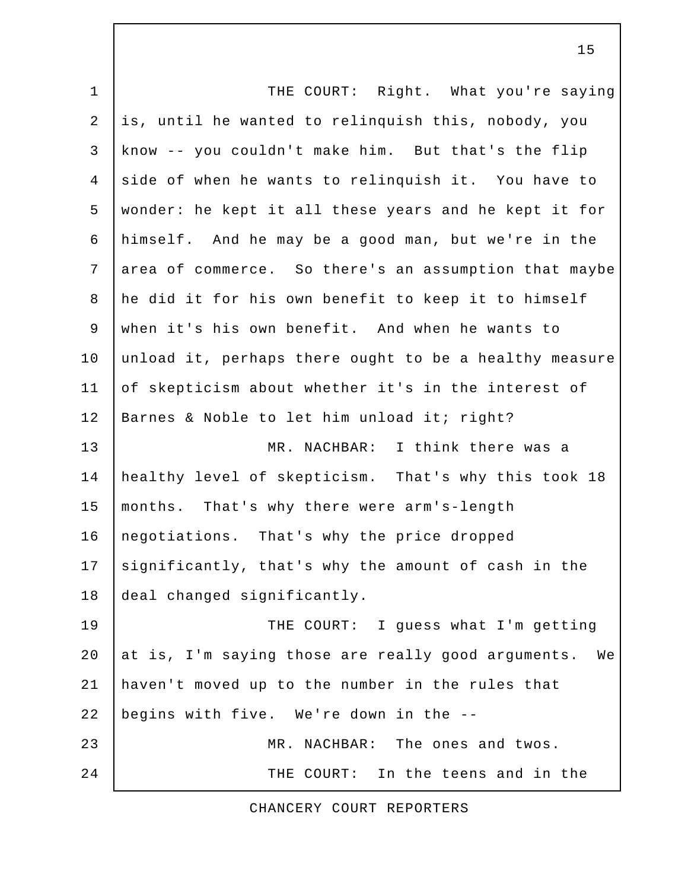THE COURT: Right. What you're saying is, until he wanted to relinquish this, nobody, you know -- you couldn't make him. But that's the flip side of when he wants to relinquish it. You have to wonder: he kept it all these years and he kept it for himself. And he may be a good man, but we're in the area of commerce. So there's an assumption that maybe he did it for his own benefit to keep it to himself when it's his own benefit. And when he wants to unload it, perhaps there ought to be a healthy measure of skepticism about whether it's in the interest of Barnes & Noble to let him unload it; right?

MR. NACHBAR: I think there was a healthy level of skepticism. That's why this took 18 months. That's why there were arm's-length negotiations. That's why the price dropped significantly, that's why the amount of cash in the deal changed significantly.

THE COURT: I guess what I'm getting at is, I'm saying those are really good arguments. We haven't moved up to the number in the rules that begins with five. We're down in the --

MR. NACHBAR: The ones and twos.

THE COURT: In the teens and in the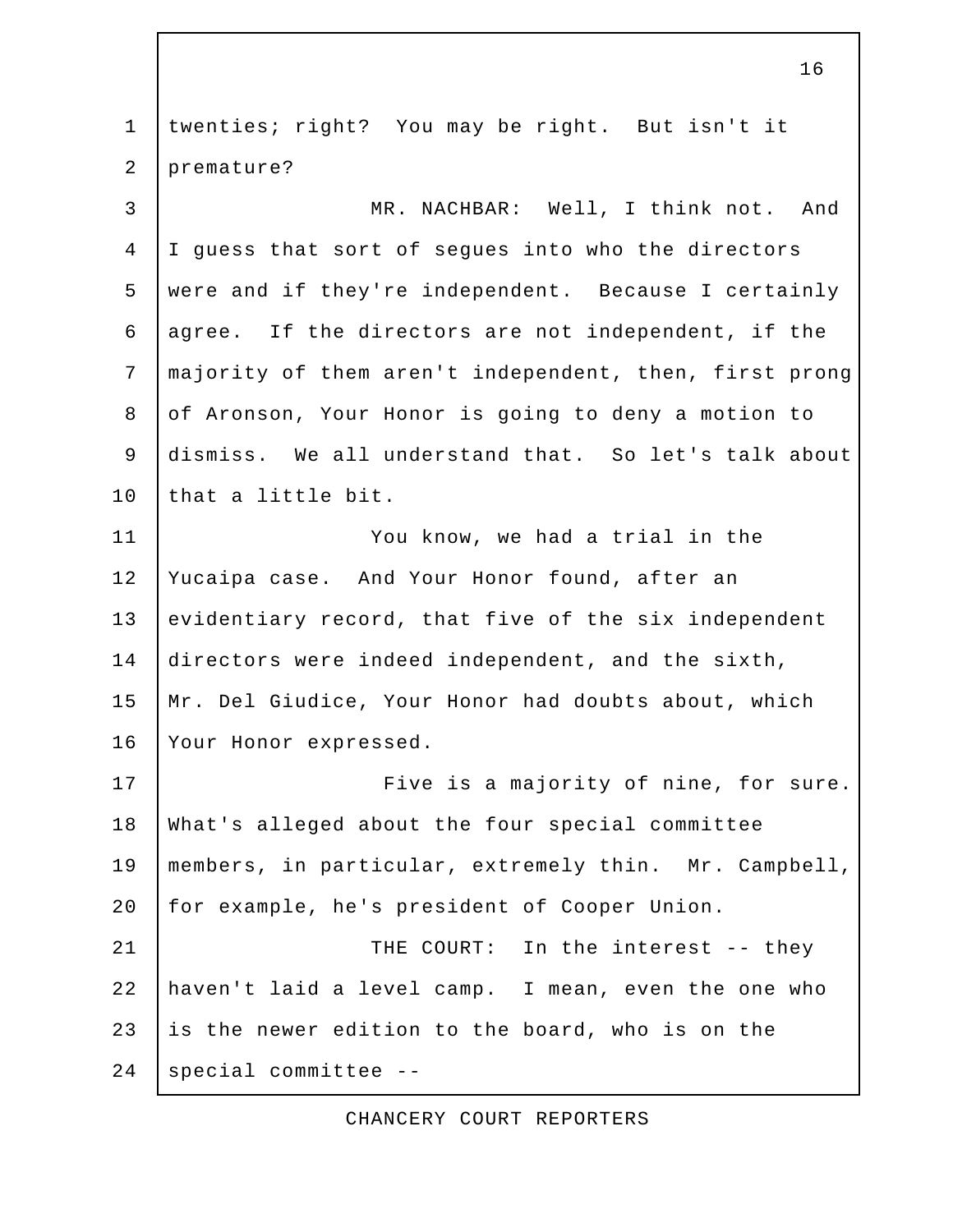twenties; right? You may be right. But isn't it premature?

MR. NACHBAR: Well, I think not. And I guess that sort of segues into who the directors were and if they're independent. Because I certainly agree. If the directors are not independent, if the majority of them aren't independent, then, first prong of Aronson, Your Honor is going to deny a motion to dismiss. We all understand that. So let's talk about that a little bit.

You know, we had a trial in the Yucaipa case. And Your Honor found, after an evidentiary record, that five of the six independent directors were indeed independent, and the sixth, Mr. Del Giudice, Your Honor had doubts about, which Your Honor expressed.

Five is a majority of nine, for sure. What's alleged about the four special committee members, in particular, extremely thin. Mr. Campbell, for example, he's president of Cooper Union.

THE COURT: In the interest -- they haven't laid a level camp. I mean, even the one who is the newer edition to the board, who is on the special committee --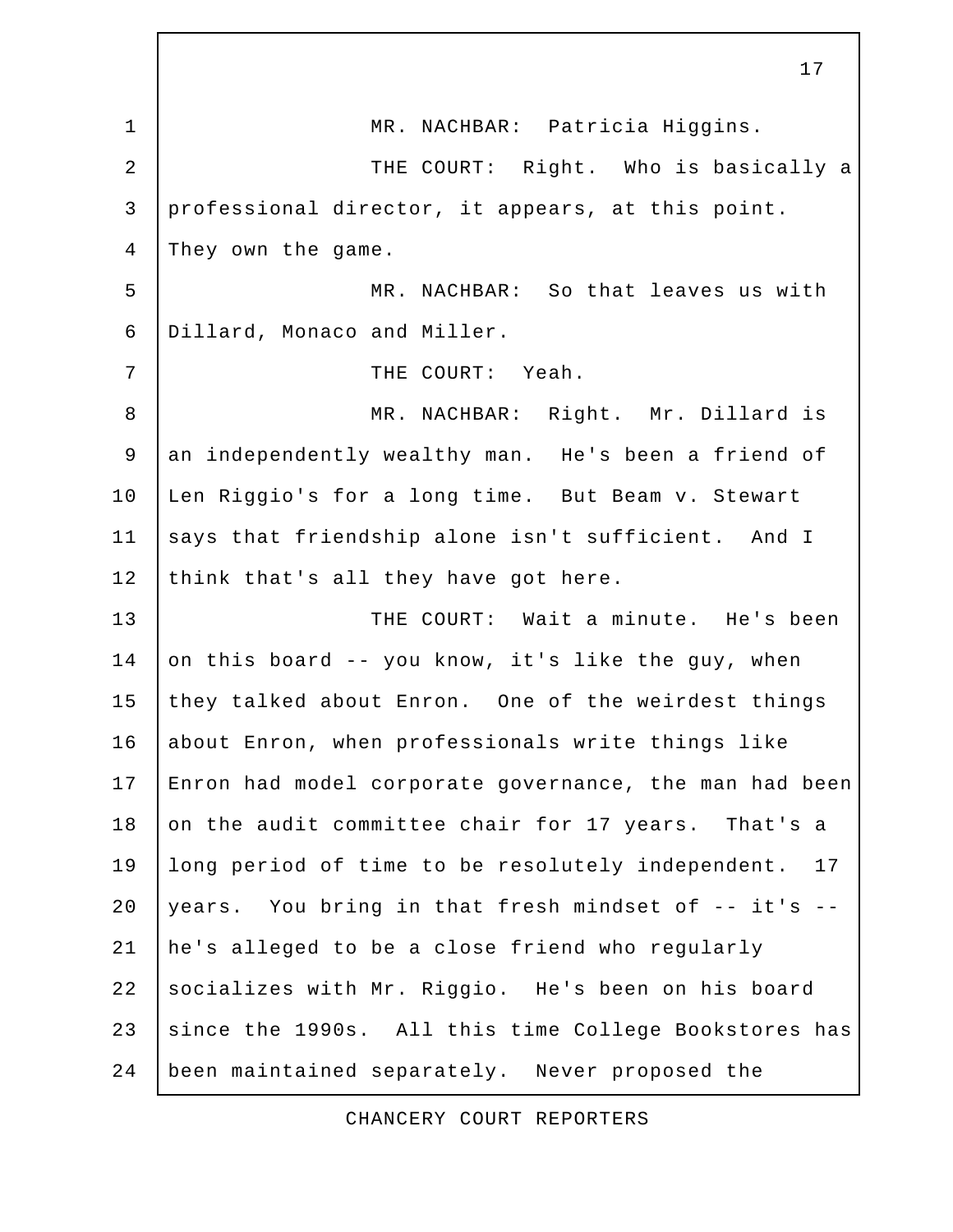MR. NACHBAR: Patricia Higgins.

THE COURT: Right. Who is basically a professional director, it appears, at this point. They own the game.

MR. NACHBAR: So that leaves us with Dillard, Monaco and Miller.

THE COURT: Yeah.

MR. NACHBAR: Right. Mr. Dillard is an independently wealthy man. He's been a friend of Len Riggio's for a long time. But Beam v. Stewart says that friendship alone isn't sufficient. And I think that's all they have got here.

THE COURT: Wait a minute. He's been on this board -- you know, it's like the guy, when they talked about Enron. One of the weirdest things about Enron, when professionals write things like Enron had model corporate governance, the man had been on the audit committee chair for 17 years. That's a long period of time to be resolutely independent. 17 years. You bring in that fresh mindset of -- it's -- he's alleged to be a close friend who regularly socializes with Mr. Riggio. He's been on his board since the 1990s. All this time College Bookstores has been maintained separately. Never proposed the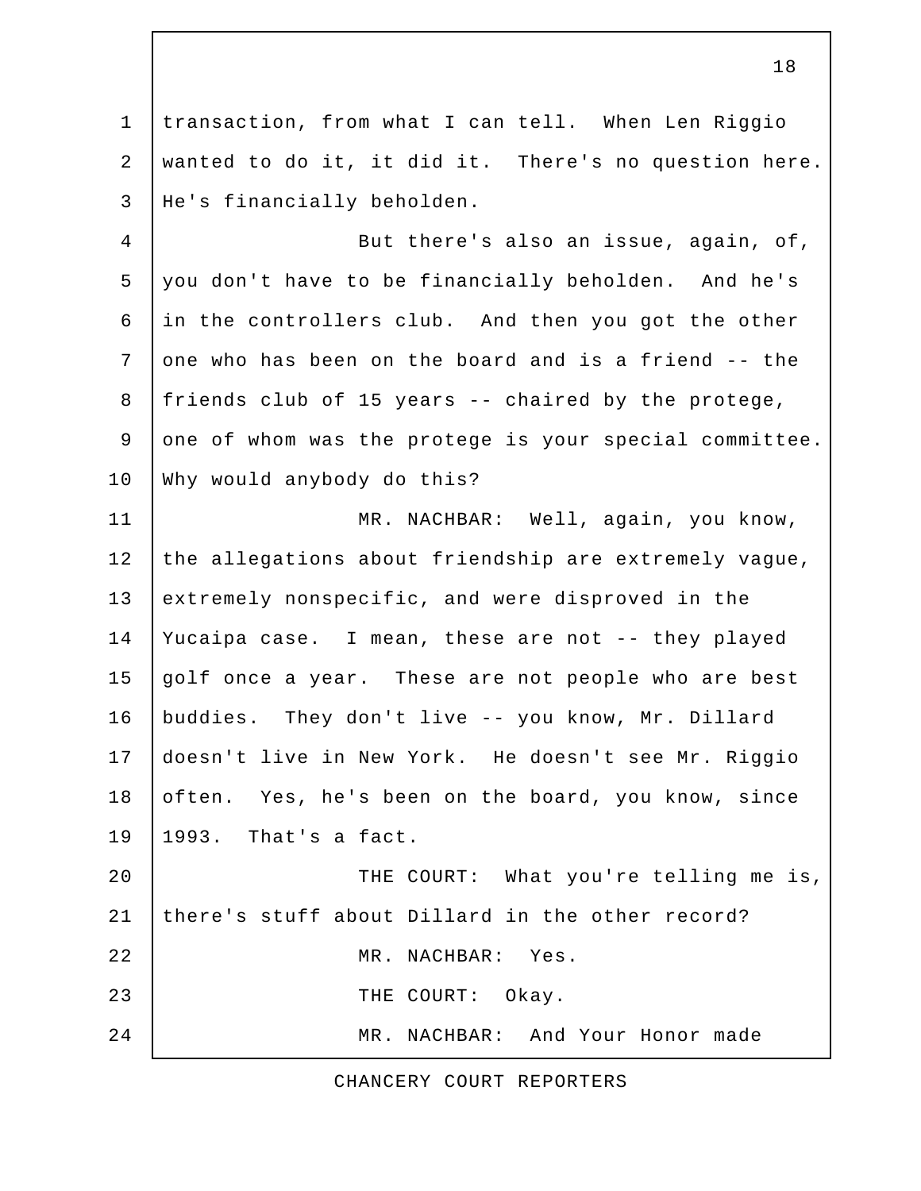transaction, from what I can tell. When Len Riggio wanted to do it, it did it. There's no question here. He's financially beholden.

But there's also an issue, again, of, you don't have to be financially beholden. And he's in the controllers club. And then you got the other one who has been on the board and is a friend -- the friends club of 15 years -- chaired by the protege, one of whom was the protege is your special committee. Why would anybody do this?

MR. NACHBAR: Well, again, you know, the allegations about friendship are extremely vague, extremely nonspecific, and were disproved in the Yucaipa case. I mean, these are not -- they played golf once a year. These are not people who are best buddies. They don't live -- you know, Mr. Dillard doesn't live in New York. He doesn't see Mr. Riggio often. Yes, he's been on the board, you know, since 1993. That's a fact.

THE COURT: What you're telling me is, there's stuff about Dillard in the other record?

MR. NACHBAR: Yes.

THE COURT: Okay.

MR. NACHBAR: And Your Honor made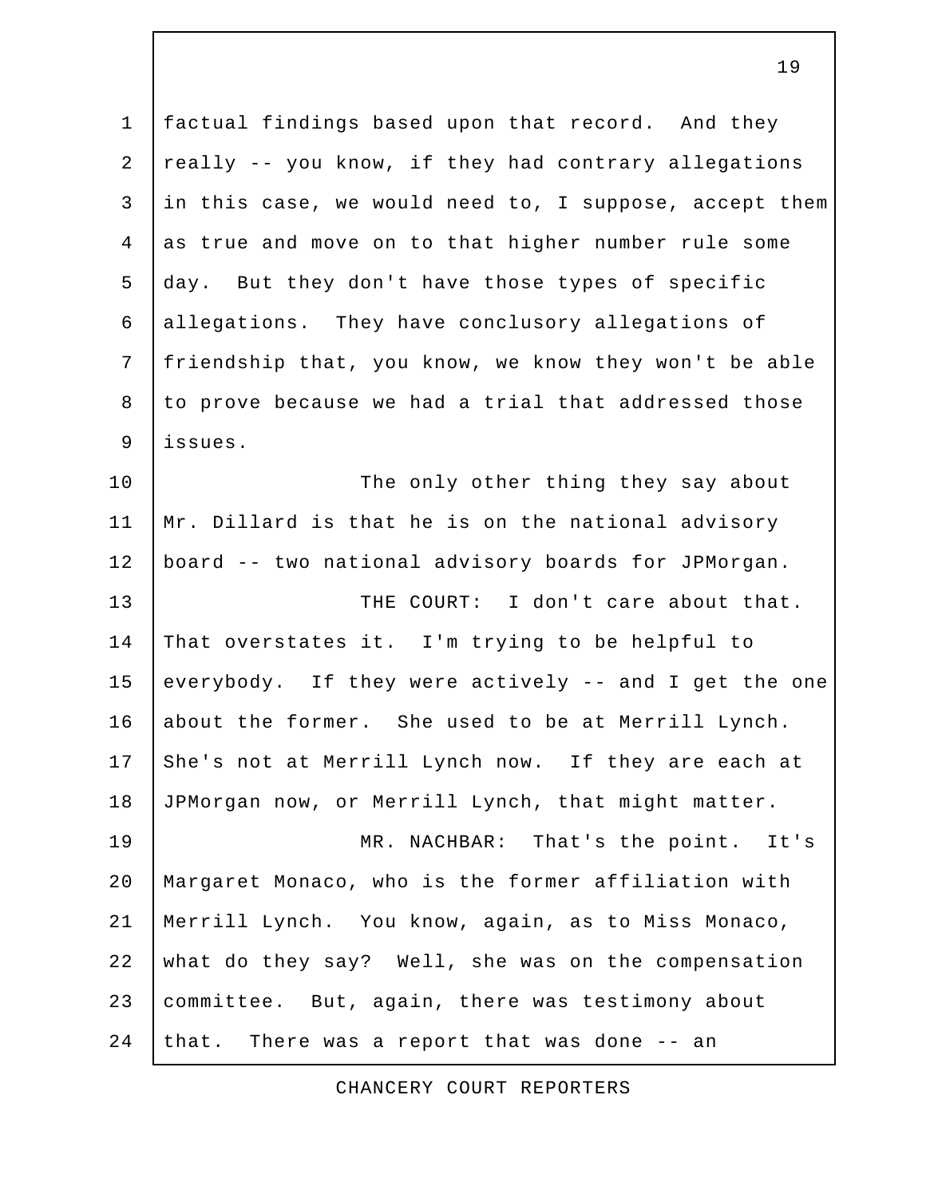factual findings based upon that record. And they really -- you know, if they had contrary allegations in this case, we would need to, I suppose, accept them as true and move on to that higher number rule some day. But they don't have those types of specific allegations. They have conclusory allegations of friendship that, you know, we know they won't be able to prove because we had a trial that addressed those issues.

The only other thing they say about Mr. Dillard is that he is on the national advisory board -- two national advisory boards for JPMorgan.

THE COURT: I don't care about that. That overstates it. I'm trying to be helpful to everybody. If they were actively -- and I get the one about the former. She used to be at Merrill Lynch. She's not at Merrill Lynch now. If they are each at JPMorgan now, or Merrill Lynch, that might matter.

MR. NACHBAR: That's the point. It's Margaret Monaco, who is the former affiliation with Merrill Lynch. You know, again, as to Miss Monaco, what do they say? Well, she was on the compensation committee. But, again, there was testimony about that. There was a report that was done -- an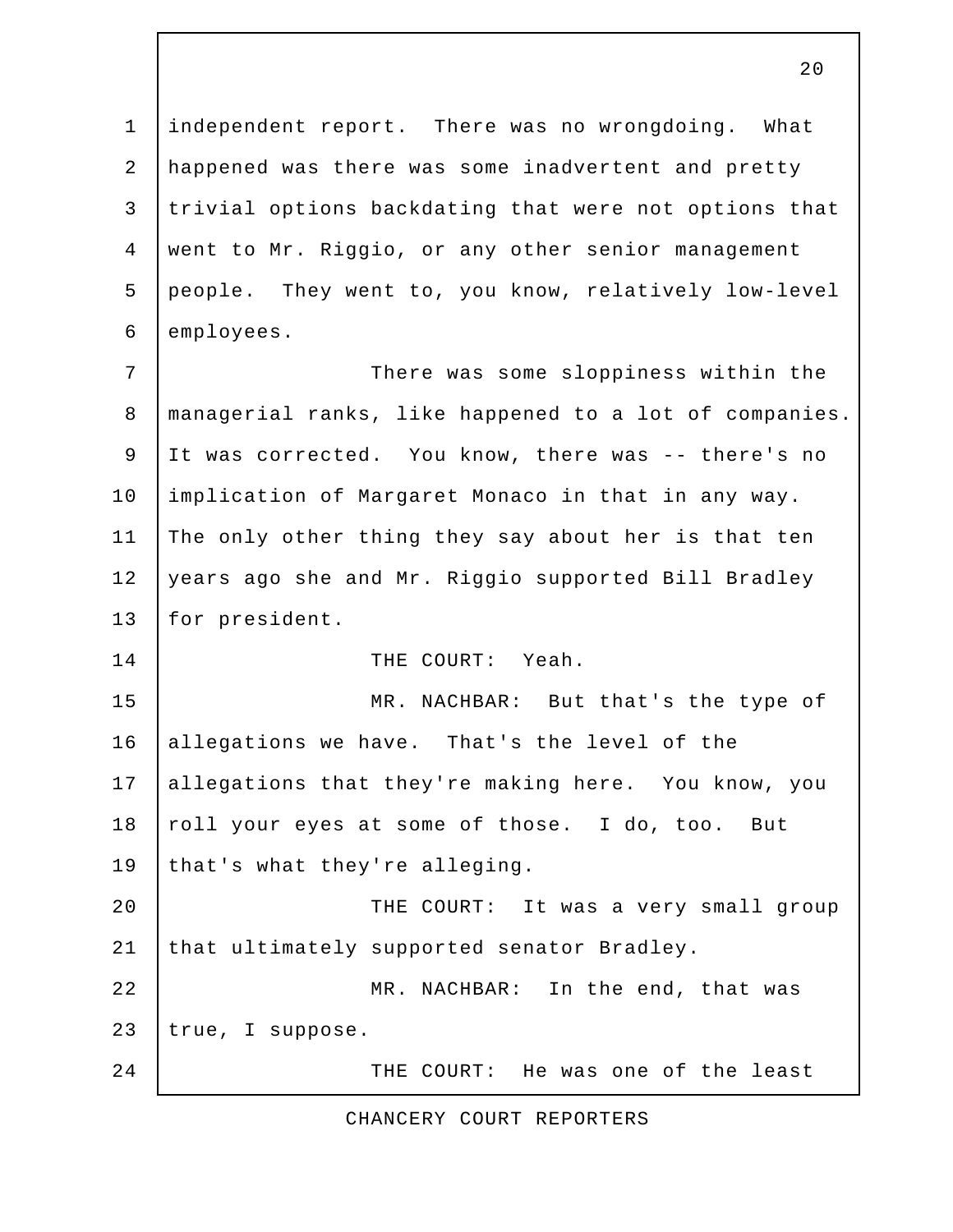independent report. There was no wrongdoing. What happened was there was some inadvertent and pretty trivial options backdating that were not options that went to Mr. Riggio, or any other senior management people. They went to, you know, relatively low-level employees.

There was some sloppiness within the managerial ranks, like happened to a lot of companies. It was corrected. You know, there was -- there's no implication of Margaret Monaco in that in any way. The only other thing they say about her is that ten years ago she and Mr. Riggio supported Bill Bradley for president.

THE COURT: Yeah.

MR. NACHBAR: But that's the type of allegations we have. That's the level of the allegations that they're making here. You know, you roll your eyes at some of those. I do, too. But that's what they're alleging.

THE COURT: It was a very small group that ultimately supported senator Bradley.

MR. NACHBAR: In the end, that was true, I suppose.

THE COURT: He was one of the least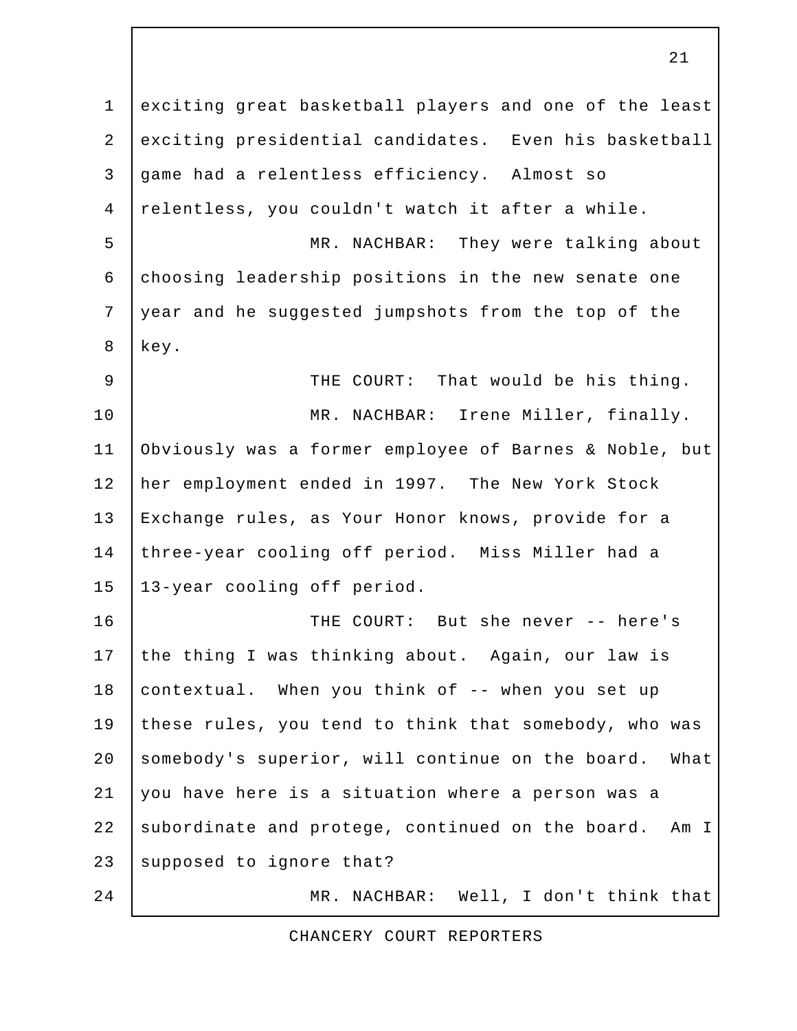exciting great basketball players and one of the least exciting presidential candidates. Even his basketball game had a relentless efficiency. Almost so relentless, you couldn't watch it after a while.

MR. NACHBAR: They were talking about choosing leadership positions in the new senate one year and he suggested jumpshots from the top of the key.

THE COURT: That would be his thing.

MR. NACHBAR: Irene Miller, finally. Obviously was a former employee of Barnes & Noble, but her employment ended in 1997. The New York Stock Exchange rules, as Your Honor knows, provide for a three-year cooling off period. Miss Miller had a 13-year cooling off period.

THE COURT: But she never -- here's the thing I was thinking about. Again, our law is contextual. When you think of -- when you set up these rules, you tend to think that somebody, who was somebody's superior, will continue on the board. What you have here is a situation where a person was a subordinate and protege, continued on the board. Am I supposed to ignore that?

MR. NACHBAR: Well, I don't think that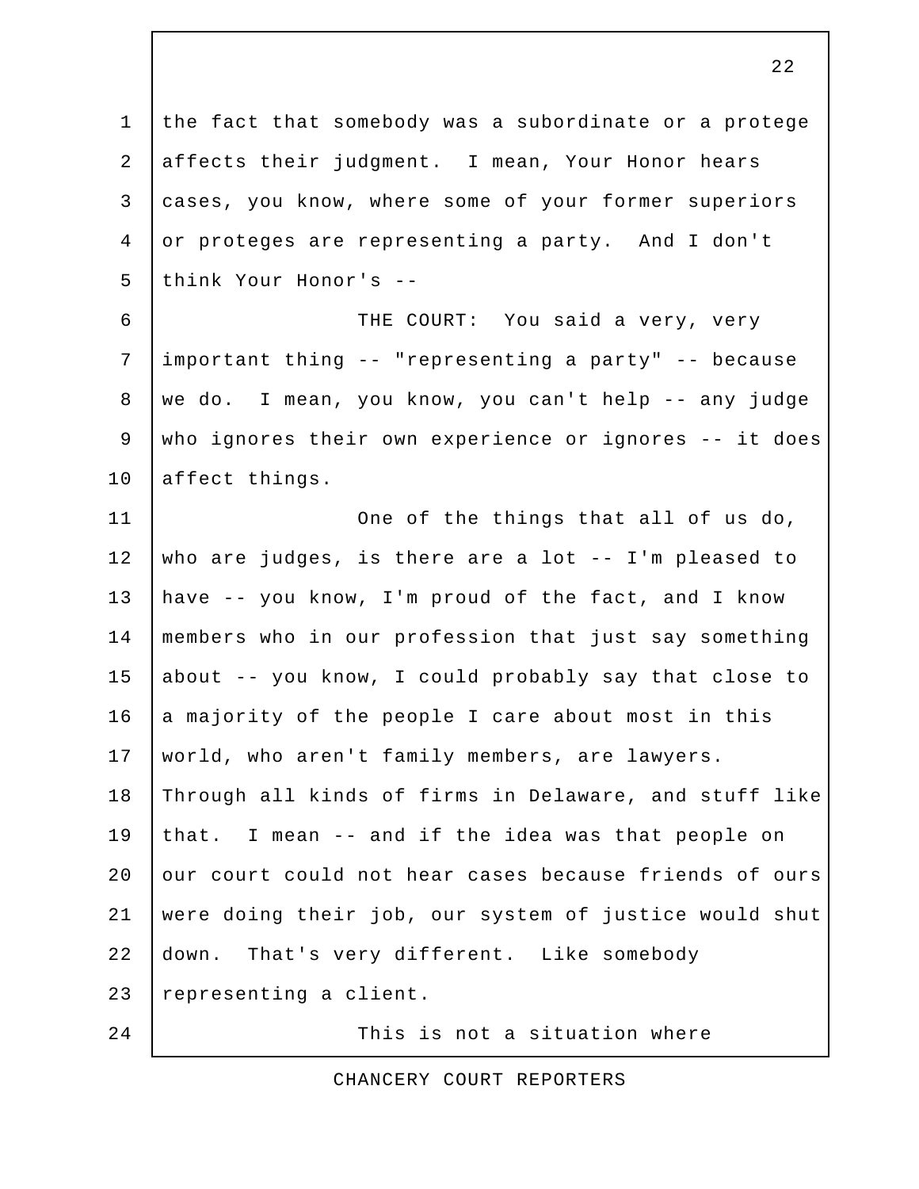the fact that somebody was a subordinate or a protege affects their judgment. I mean, Your Honor hears cases, you know, where some of your former superiors or proteges are representing a party. And I don't think Your Honor's --

THE COURT: You said a very, very important thing -- "representing a party" -- because we do. I mean, you know, you can't help -- any judge who ignores their own experience or ignores -- it does affect things.

One of the things that all of us do, who are judges, is there are a lot -- I'm pleased to have -- you know, I'm proud of the fact, and I know members who in our profession that just say something about -- you know, I could probably say that close to a majority of the people I care about most in this world, who aren't family members, are lawyers. Through all kinds of firms in Delaware, and stuff like that. I mean -- and if the idea was that people on our court could not hear cases because friends of ours were doing their job, our system of justice would shut down. That's very different. Like somebody representing a client.

This is not a situation where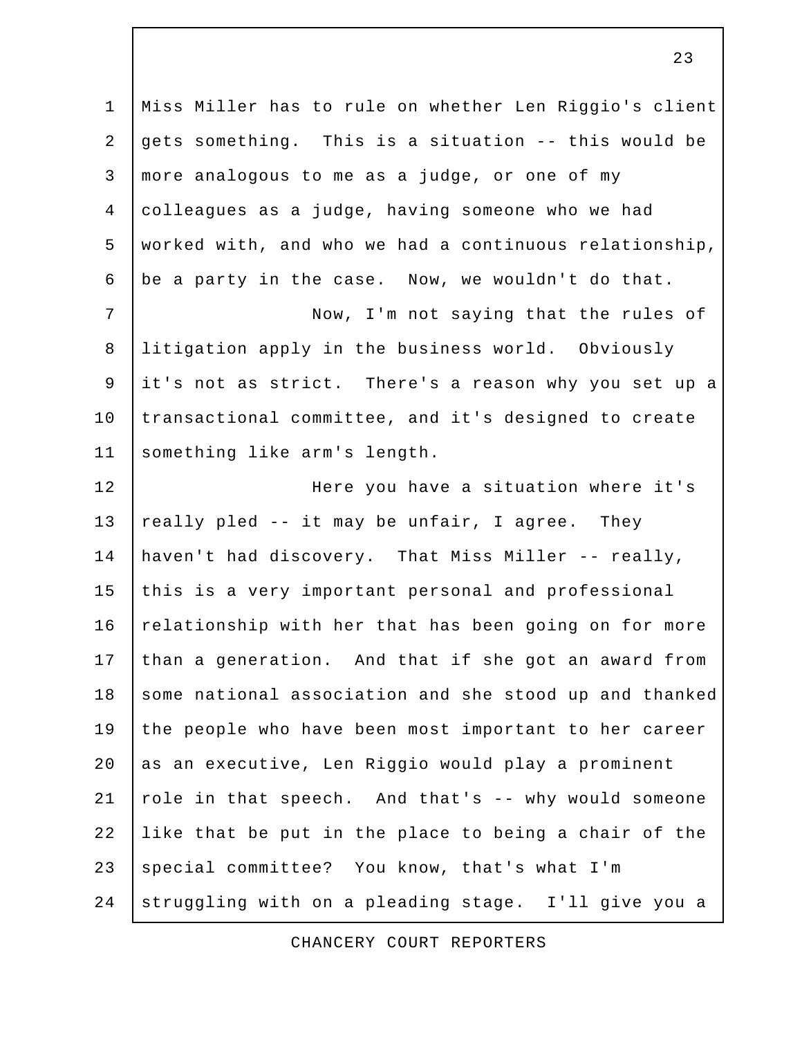Miss Miller has to rule on whether Len Riggio's client gets something. This is a situation -- this would be more analogous to me as a judge, or one of my colleagues as a judge, having someone who we had worked with, and who we had a continuous relationship, be a party in the case. Now, we wouldn't do that.

Now, I'm not saying that the rules of litigation apply in the business world. Obviously it's not as strict. There's a reason why you set up a transactional committee, and it's designed to create something like arm's length.

Here you have a situation where it's really pled -- it may be unfair, I agree. They haven't had discovery. That Miss Miller -- really, this is a very important personal and professional relationship with her that has been going on for more than a generation. And that if she got an award from some national association and she stood up and thanked the people who have been most important to her career as an executive, Len Riggio would play a prominent role in that speech. And that's -- why would someone like that be put in the place to being a chair of the special committee? You know, that's what I'm struggling with on a pleading stage. I'll give you a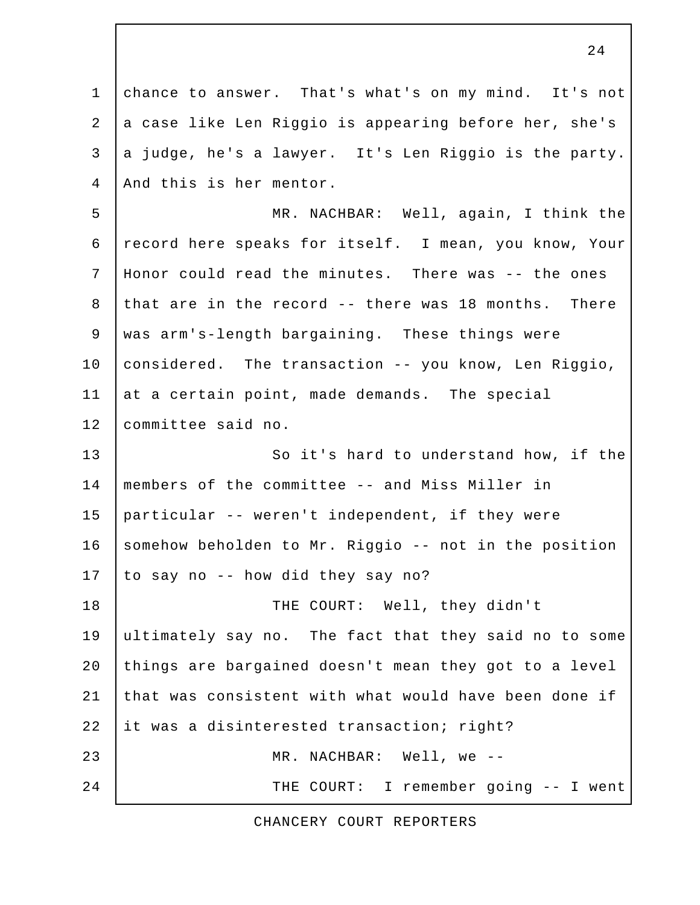chance to answer. That's what's on my mind. It's not a case like Len Riggio is appearing before her, she's a judge, he's a lawyer. It's Len Riggio is the party. And this is her mentor.

MR. NACHBAR: Well, again, I think the record here speaks for itself. I mean, you know, Your Honor could read the minutes. There was -- the ones that are in the record -- there was 18 months. There was arm's-length bargaining. These things were considered. The transaction -- you know, Len Riggio, at a certain point, made demands. The special committee said no.

So it's hard to understand how, if the members of the committee -- and Miss Miller in particular -- weren't independent, if they were somehow beholden to Mr. Riggio -- not in the position to say no -- how did they say no?

THE COURT: Well, they didn't ultimately say no. The fact that they said no to some things are bargained doesn't mean they got to a level that was consistent with what would have been done if it was a disinterested transaction; right?

MR. NACHBAR: Well, we --

THE COURT: I remember going -- I went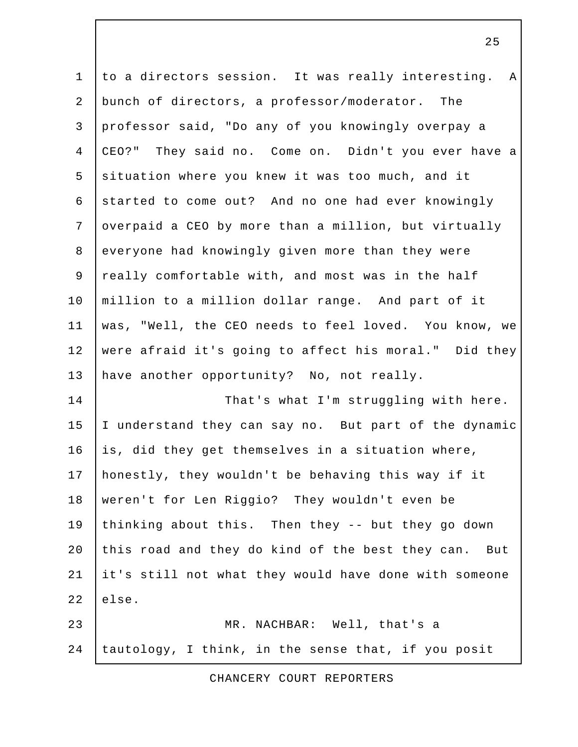to a directors session. It was really interesting. A bunch of directors, a professor/moderator. The professor said, "Do any of you knowingly overpay a CEO?" They said no. Come on. Didn't you ever have a situation where you knew it was too much, and it started to come out? And no one had ever knowingly overpaid a CEO by more than a million, but virtually everyone had knowingly given more than they were really comfortable with, and most was in the half million to a million dollar range. And part of it was, "Well, the CEO needs to feel loved. You know, we were afraid it's going to affect his moral." Did they have another opportunity? No, not really.

That's what I'm struggling with here. I understand they can say no. But part of the dynamic is, did they get themselves in a situation where, honestly, they wouldn't be behaving this way if it weren't for Len Riggio? They wouldn't even be thinking about this. Then they -- but they go down this road and they do kind of the best they can. But it's still not what they would have done with someone else.

MR. NACHBAR: Well, that's a tautology, I think, in the sense that, if you posit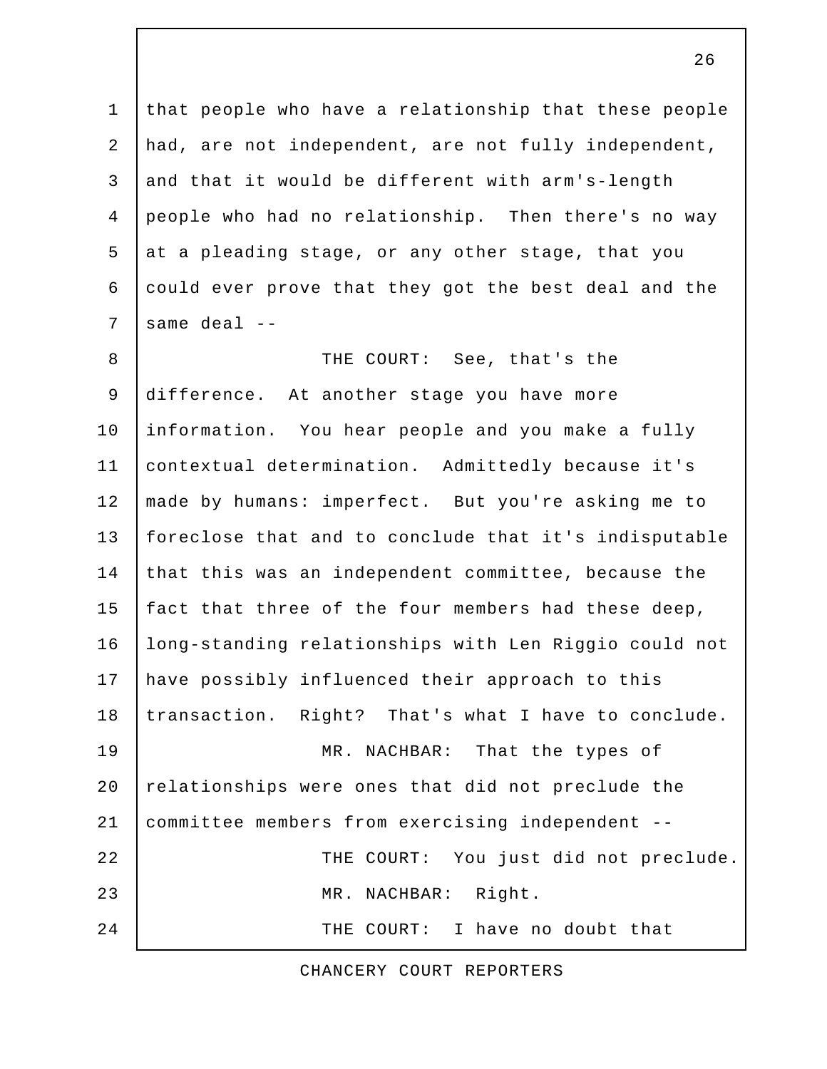that people who have a relationship that these people had, are not independent, are not fully independent, and that it would be different with arm's-length people who had no relationship. Then there's no way at a pleading stage, or any other stage, that you could ever prove that they got the best deal and the same deal --

THE COURT: See, that's the difference. At another stage you have more information. You hear people and you make a fully contextual determination. Admittedly because it's made by humans: imperfect. But you're asking me to foreclose that and to conclude that it's indisputable that this was an independent committee, because the fact that three of the four members had these deep, long-standing relationships with Len Riggio could not have possibly influenced their approach to this transaction. Right? That's what I have to conclude.

MR. NACHBAR: That the types of relationships were ones that did not preclude the committee members from exercising independent --

THE COURT: You just did not preclude.

MR. NACHBAR: Right.

THE COURT: I have no doubt that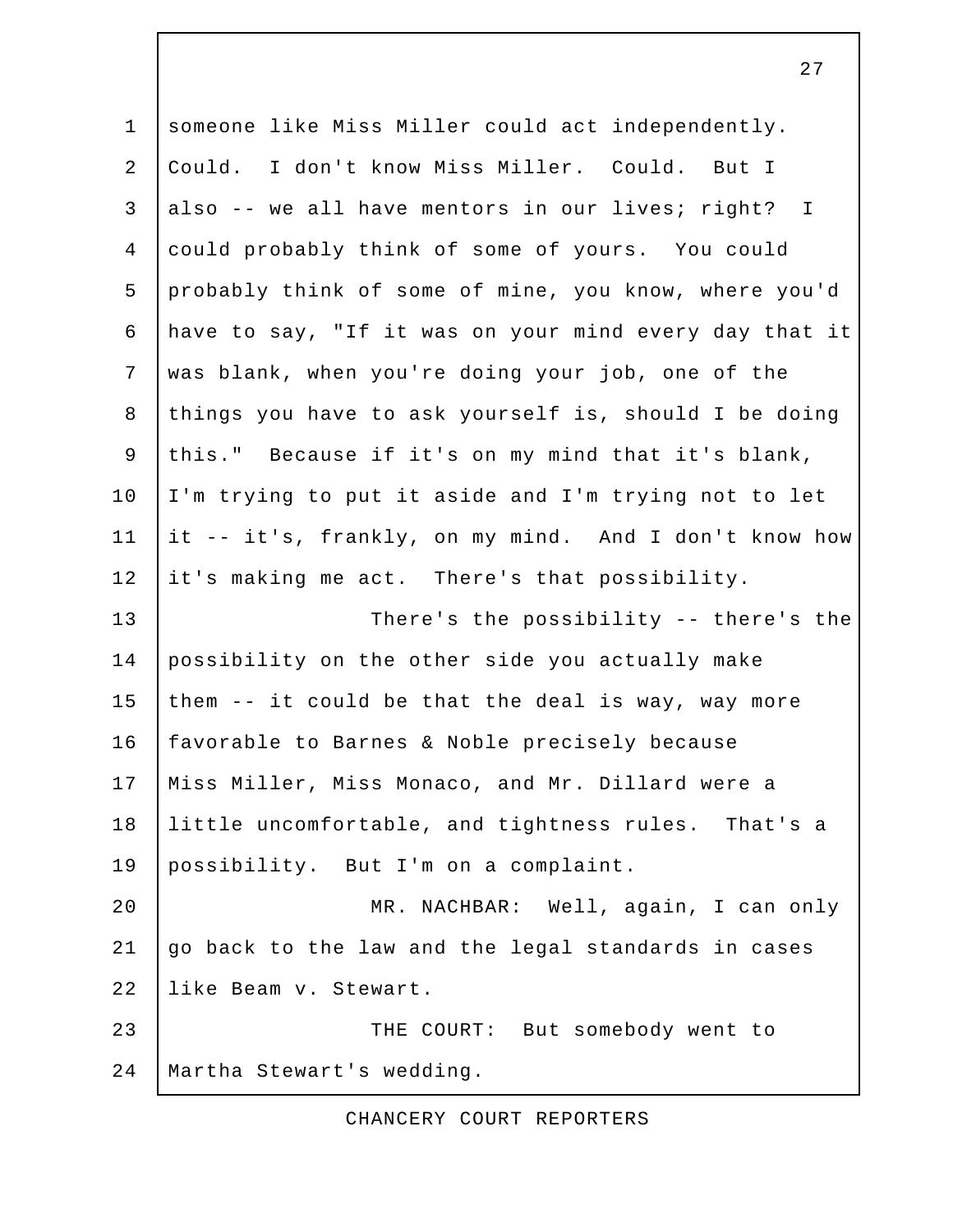someone like Miss Miller could act independently. Could. I don't know Miss Miller. Could. But I also -- we all have mentors in our lives; right? I could probably think of some of yours. You could probably think of some of mine, you know, where you'd have to say, "If it was on your mind every day that it was blank, when you're doing your job, one of the things you have to ask yourself is, should I be doing this." Because if it's on my mind that it's blank, I'm trying to put it aside and I'm trying not to let it -- it's, frankly, on my mind. And I don't know how it's making me act. There's that possibility.

There's the possibility -- there's the possibility on the other side you actually make them -- it could be that the deal is way, way more favorable to Barnes & Noble precisely because Miss Miller, Miss Monaco, and Mr. Dillard were a little uncomfortable, and tightness rules. That's a possibility. But I'm on a complaint.

MR. NACHBAR: Well, again, I can only go back to the law and the legal standards in cases like Beam v. Stewart.

THE COURT: But somebody went to Martha Stewart's wedding.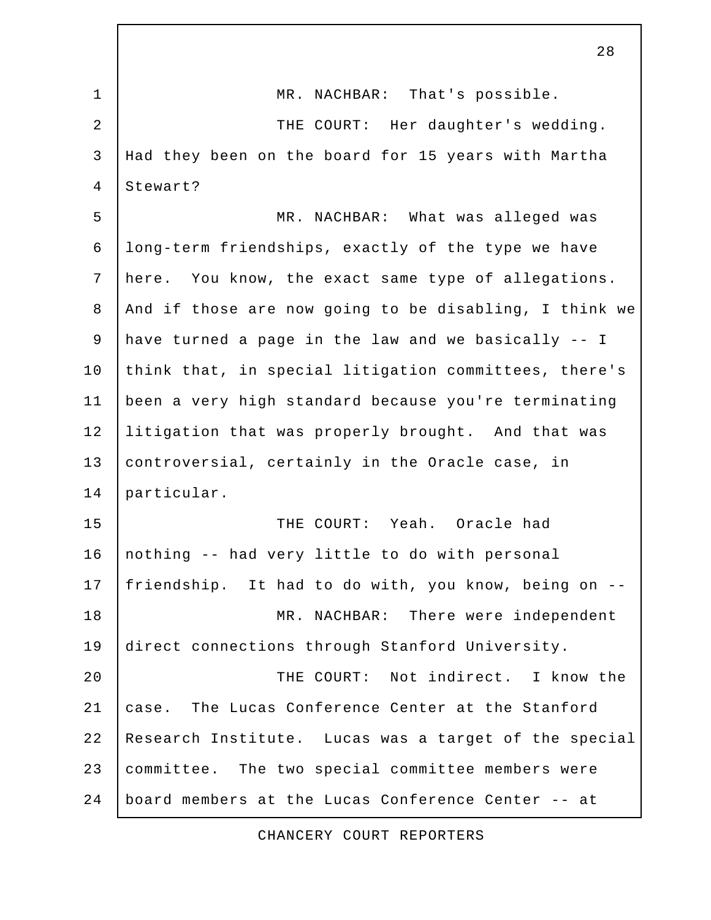MR. NACHBAR: That's possible.

THE COURT: Her daughter's wedding. Had they been on the board for 15 years with Martha Stewart?

MR. NACHBAR: What was alleged was long-term friendships, exactly of the type we have here. You know, the exact same type of allegations. And if those are now going to be disabling, I think we have turned a page in the law and we basically -- I think that, in special litigation committees, there's been a very high standard because you're terminating litigation that was properly brought. And that was controversial, certainly in the Oracle case, in particular.

THE COURT: Yeah. Oracle had nothing -- had very little to do with personal friendship. It had to do with, you know, being on --

MR. NACHBAR: There were independent direct connections through Stanford University.

THE COURT: Not indirect. I know the case. The Lucas Conference Center at the Stanford Research Institute. Lucas was a target of the special committee. The two special committee members were board members at the Lucas Conference Center -- at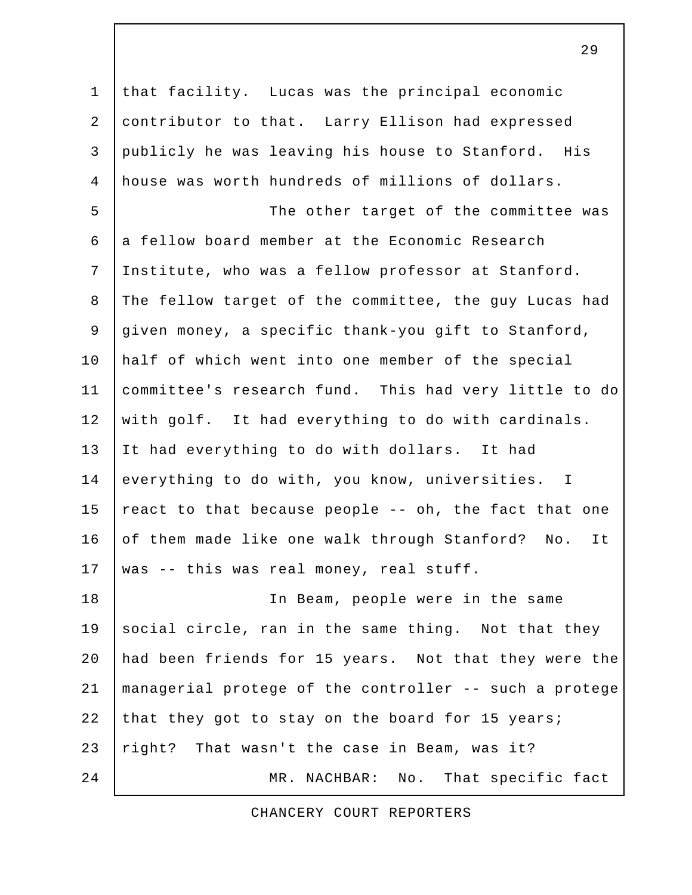that facility. Lucas was the principal economic contributor to that. Larry Ellison had expressed publicly he was leaving his house to Stanford. His house was worth hundreds of millions of dollars.

The other target of the committee was a fellow board member at the Economic Research Institute, who was a fellow professor at Stanford. The fellow target of the committee, the guy Lucas had given money, a specific thank-you gift to Stanford, half of which went into one member of the special committee's research fund. This had very little to do with golf. It had everything to do with cardinals. It had everything to do with dollars. It had everything to do with, you know, universities. I react to that because people -- oh, the fact that one of them made like one walk through Stanford? No. It was -- this was real money, real stuff.

In Beam, people were in the same social circle, ran in the same thing. Not that they had been friends for 15 years. Not that they were the managerial protege of the controller -- such a protege that they got to stay on the board for 15 years; right? That wasn't the case in Beam, was it?

MR. NACHBAR: No. That specific fact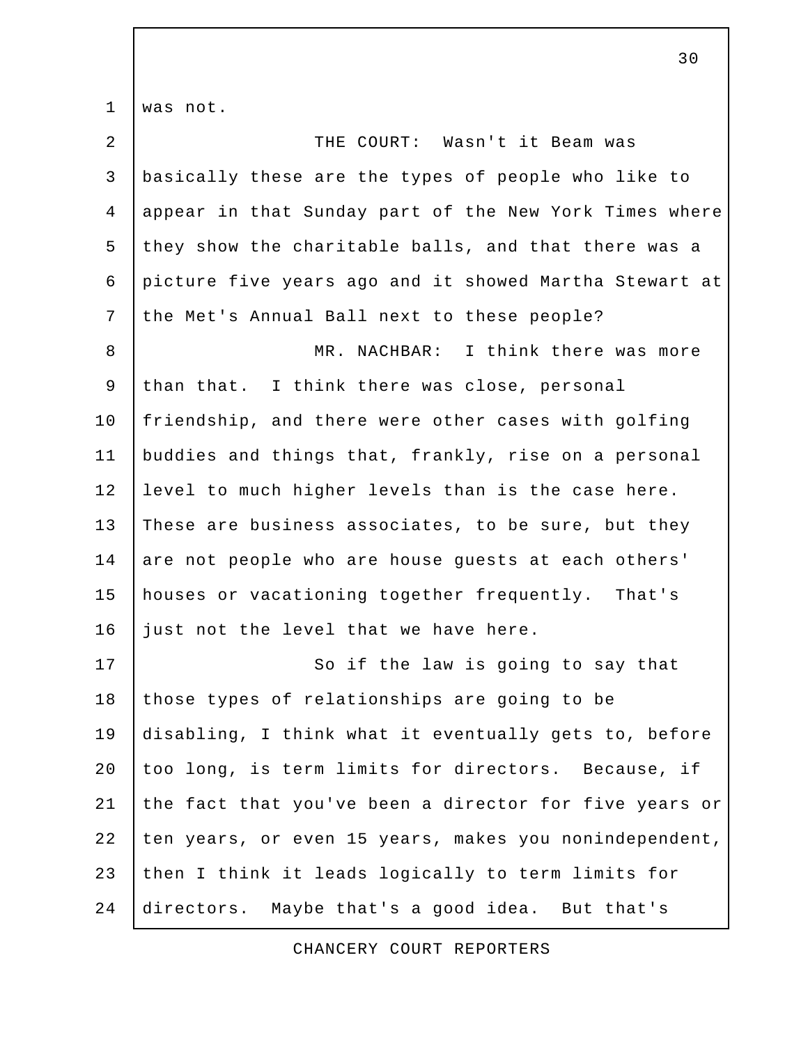was not.

THE COURT: Wasn't it Beam was basically these are the types of people who like to appear in that Sunday part of the New York Times where they show the charitable balls, and that there was a picture five years ago and it showed Martha Stewart at the Met's Annual Ball next to these people?

MR. NACHBAR: I think there was more than that. I think there was close, personal friendship, and there were other cases with golfing buddies and things that, frankly, rise on a personal level to much higher levels than is the case here. These are business associates, to be sure, but they are not people who are house guests at each others' houses or vacationing together frequently. That's just not the level that we have here.

So if the law is going to say that those types of relationships are going to be disabling, I think what it eventually gets to, before too long, is term limits for directors. Because, if the fact that you've been a director for five years or ten years, or even 15 years, makes you nonindependent, then I think it leads logically to term limits for directors. Maybe that's a good idea. But that's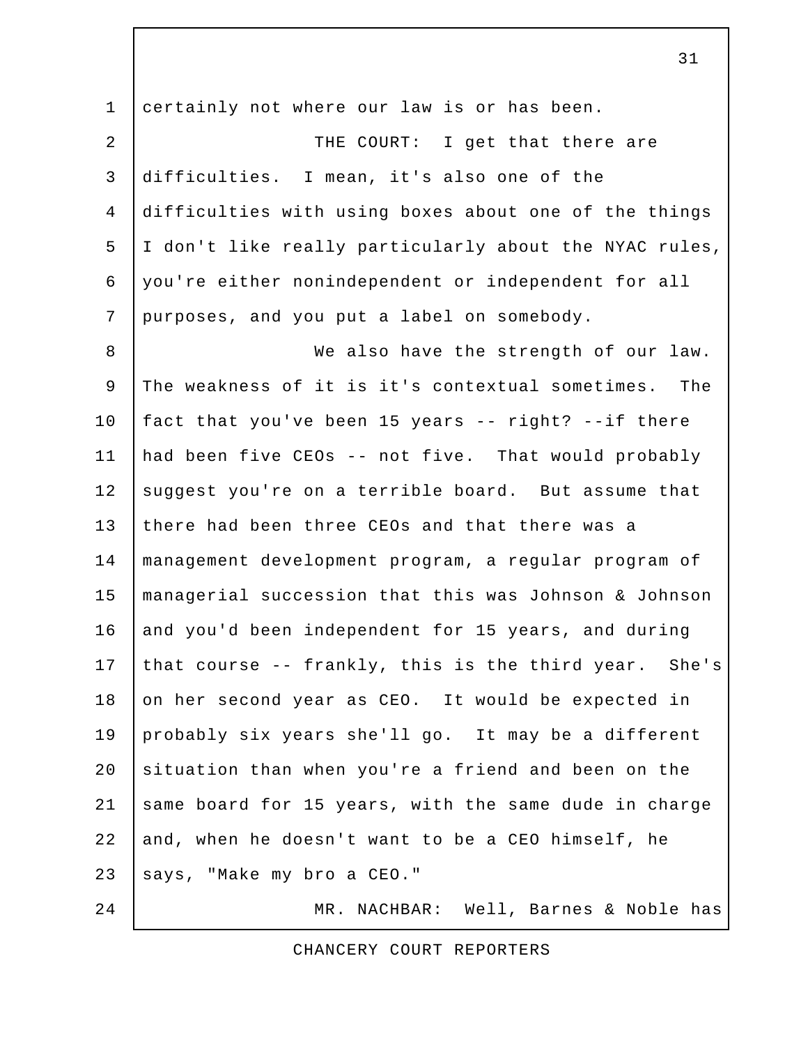certainly not where our law is or has been.

THE COURT: I get that there are difficulties. I mean, it's also one of the difficulties with using boxes about one of the things I don't like really particularly about the NYAC rules, you're either nonindependent or independent for all purposes, and you put a label on somebody.

We also have the strength of our law. The weakness of it is it's contextual sometimes. The fact that you've been 15 years -- right? --if there had been five CEOs -- not five. That would probably suggest you're on a terrible board. But assume that there had been three CEOs and that there was a management development program, a regular program of managerial succession that this was Johnson & Johnson and you'd been independent for 15 years, and during that course -- frankly, this is the third year. She's on her second year as CEO. It would be expected in probably six years she'll go. It may be a different situation than when you're a friend and been on the same board for 15 years, with the same dude in charge and, when he doesn't want to be a CEO himself, he says, "Make my bro a CEO."

MR. NACHBAR: Well, Barnes & Noble has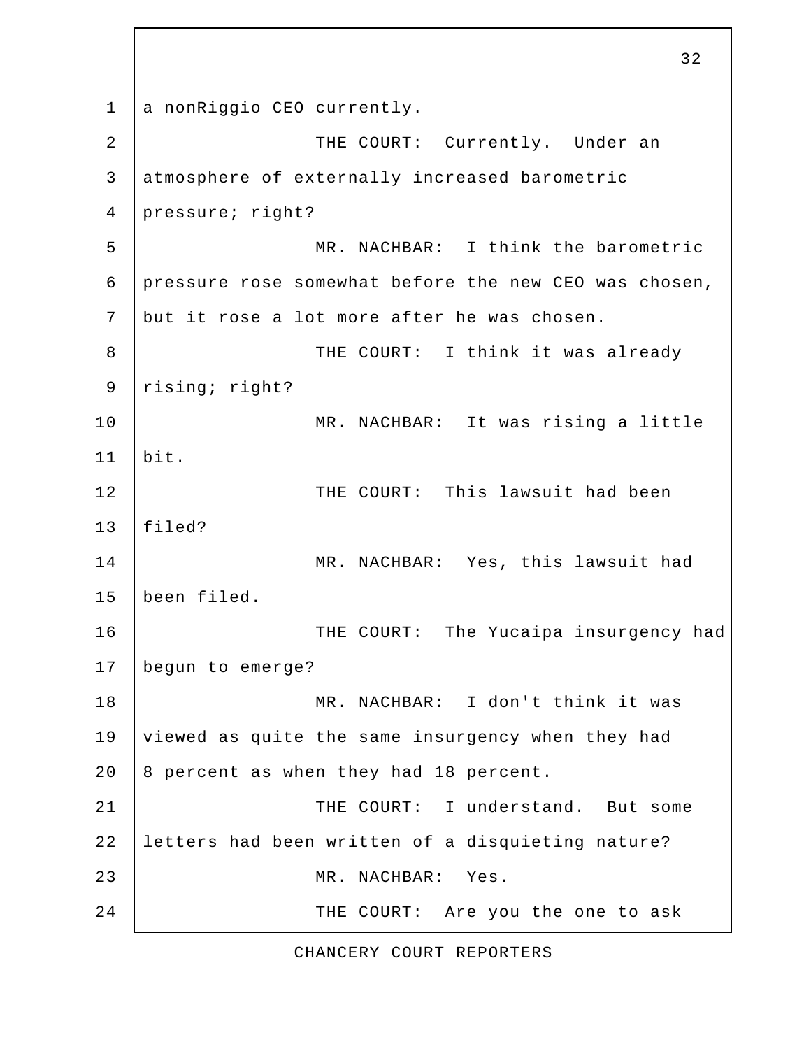a nonRiggio CEO currently.

THE COURT: Currently. Under an atmosphere of externally increased barometric pressure; right?

MR. NACHBAR: I think the barometric pressure rose somewhat before the new CEO was chosen, but it rose a lot more after he was chosen.

THE COURT: I think it was already rising; right?

MR. NACHBAR: It was rising a little bit.

THE COURT: This lawsuit had been filed?

MR. NACHBAR: Yes, this lawsuit had been filed.

THE COURT: The Yucaipa insurgency had begun to emerge?

MR. NACHBAR: I don't think it was viewed as quite the same insurgency when they had 8 percent as when they had 18 percent.

THE COURT: I understand. But some letters had been written of a disquieting nature?

MR. NACHBAR: Yes.

THE COURT: Are you the one to ask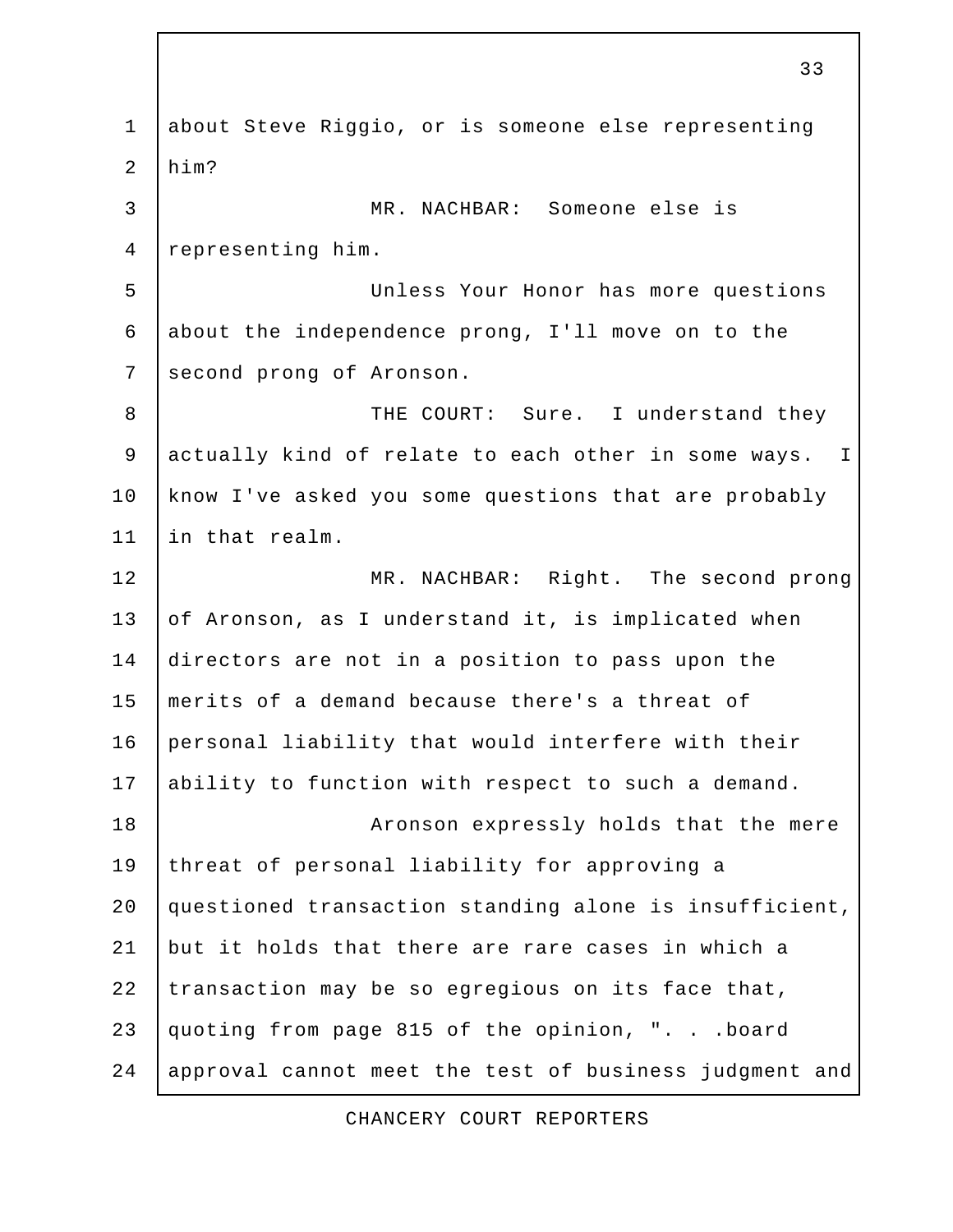about Steve Riggio, or is someone else representing him?

MR. NACHBAR: Someone else is representing him.

Unless Your Honor has more questions about the independence prong, I'll move on to the second prong of Aronson.

THE COURT: Sure. I understand they actually kind of relate to each other in some ways. I know I've asked you some questions that are probably in that realm.

MR. NACHBAR: Right. The second prong of Aronson, as I understand it, is implicated when directors are not in a position to pass upon the merits of a demand because there's a threat of personal liability that would interfere with their ability to function with respect to such a demand.

Aronson expressly holds that the mere threat of personal liability for approving a questioned transaction standing alone is insufficient, but it holds that there are rare cases in which a transaction may be so egregious on its face that, quoting from page 815 of the opinion, ". . .board approval cannot meet the test of business judgment and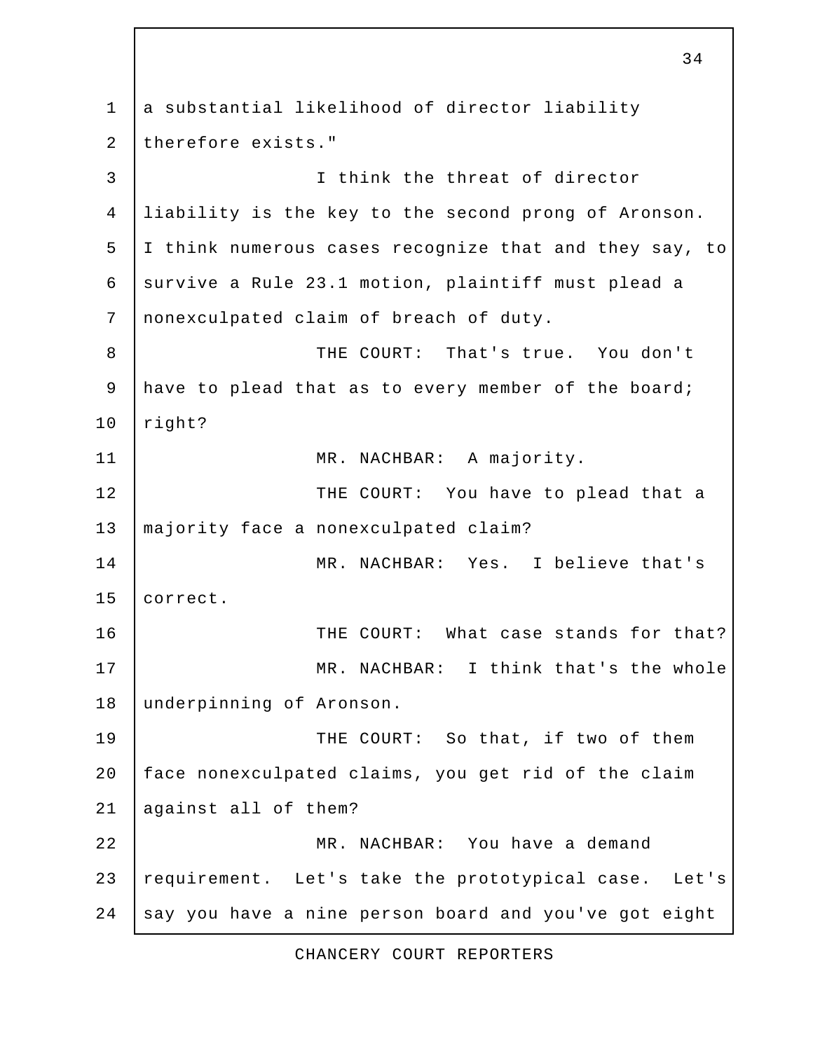a substantial likelihood of director liability therefore exists."

I think the threat of director liability is the key to the second prong of Aronson. I think numerous cases recognize that and they say, to survive a Rule 23.1 motion, plaintiff must plead a nonexculpated claim of breach of duty.

THE COURT: That's true. You don't have to plead that as to every member of the board; right?

MR. NACHBAR: A majority.

THE COURT: You have to plead that a majority face a nonexculpated claim?

MR. NACHBAR: Yes. I believe that's correct.

THE COURT: What case stands for that?

MR. NACHBAR: I think that's the whole underpinning of Aronson.

THE COURT: So that, if two of them face nonexculpated claims, you get rid of the claim against all of them?

MR. NACHBAR: You have a demand requirement. Let's take the prototypical case. Let's say you have a nine person board and you've got eight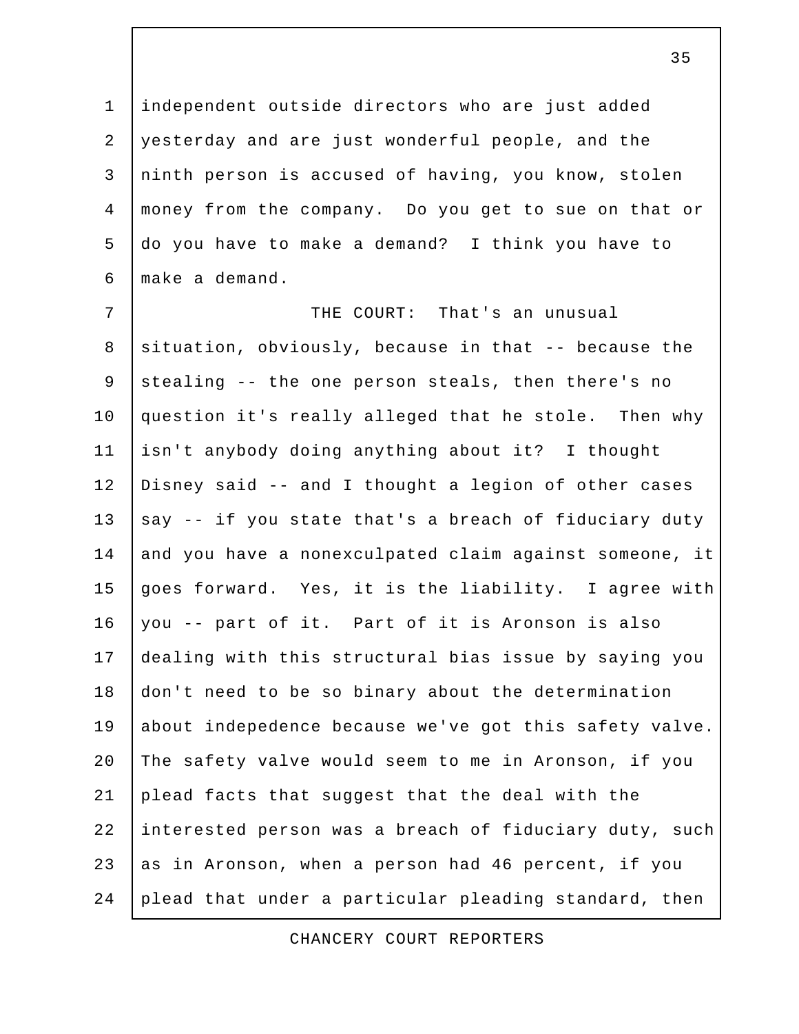independent outside directors who are just added yesterday and are just wonderful people, and the ninth person is accused of having, you know, stolen money from the company. Do you get to sue on that or do you have to make a demand? I think you have to make a demand.

THE COURT: That's an unusual situation, obviously, because in that -- because the stealing -- the one person steals, then there's no question it's really alleged that he stole. Then why isn't anybody doing anything about it? I thought Disney said -- and I thought a legion of other cases say -- if you state that's a breach of fiduciary duty and you have a nonexculpated claim against someone, it goes forward. Yes, it is the liability. I agree with you -- part of it. Part of it is Aronson is also dealing with this structural bias issue by saying you don't need to be so binary about the determination about indepedence because we've got this safety valve. The safety valve would seem to me in Aronson, if you plead facts that suggest that the deal with the interested person was a breach of fiduciary duty, such as in Aronson, when a person had 46 percent, if you plead that under a particular pleading standard, then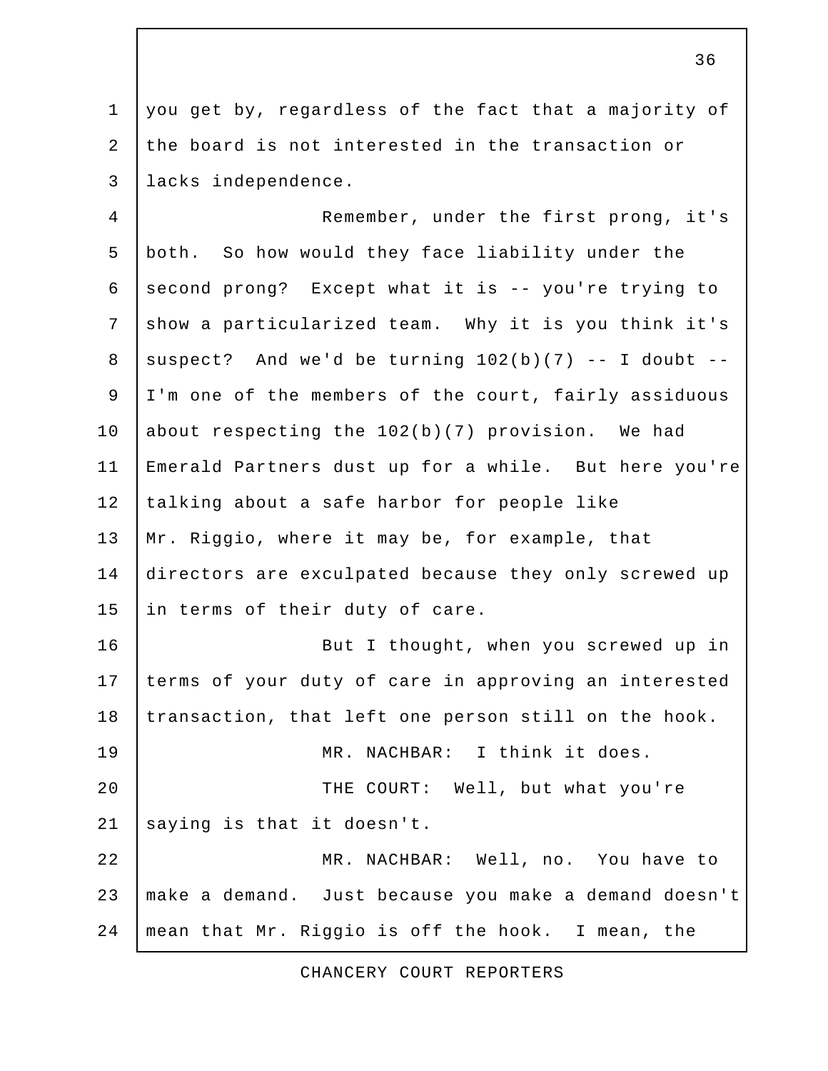you get by, regardless of the fact that a majority of the board is not interested in the transaction or lacks independence.

Remember, under the first prong, it's both. So how would they face liability under the second prong? Except what it is -- you're trying to show a particularized team. Why it is you think it's suspect? And we'd be turning 102(b)(7) -- I doubt -- I'm one of the members of the court, fairly assiduous about respecting the 102(b)(7) provision. We had Emerald Partners dust up for a while. But here you're talking about a safe harbor for people like Mr. Riggio, where it may be, for example, that directors are exculpated because they only screwed up in terms of their duty of care.

But I thought, when you screwed up in terms of your duty of care in approving an interested transaction, that left one person still on the hook.

MR. NACHBAR: I think it does.

THE COURT: Well, but what you're saying is that it doesn't.

MR. NACHBAR: Well, no. You have to make a demand. Just because you make a demand doesn't mean that Mr. Riggio is off the hook. I mean, the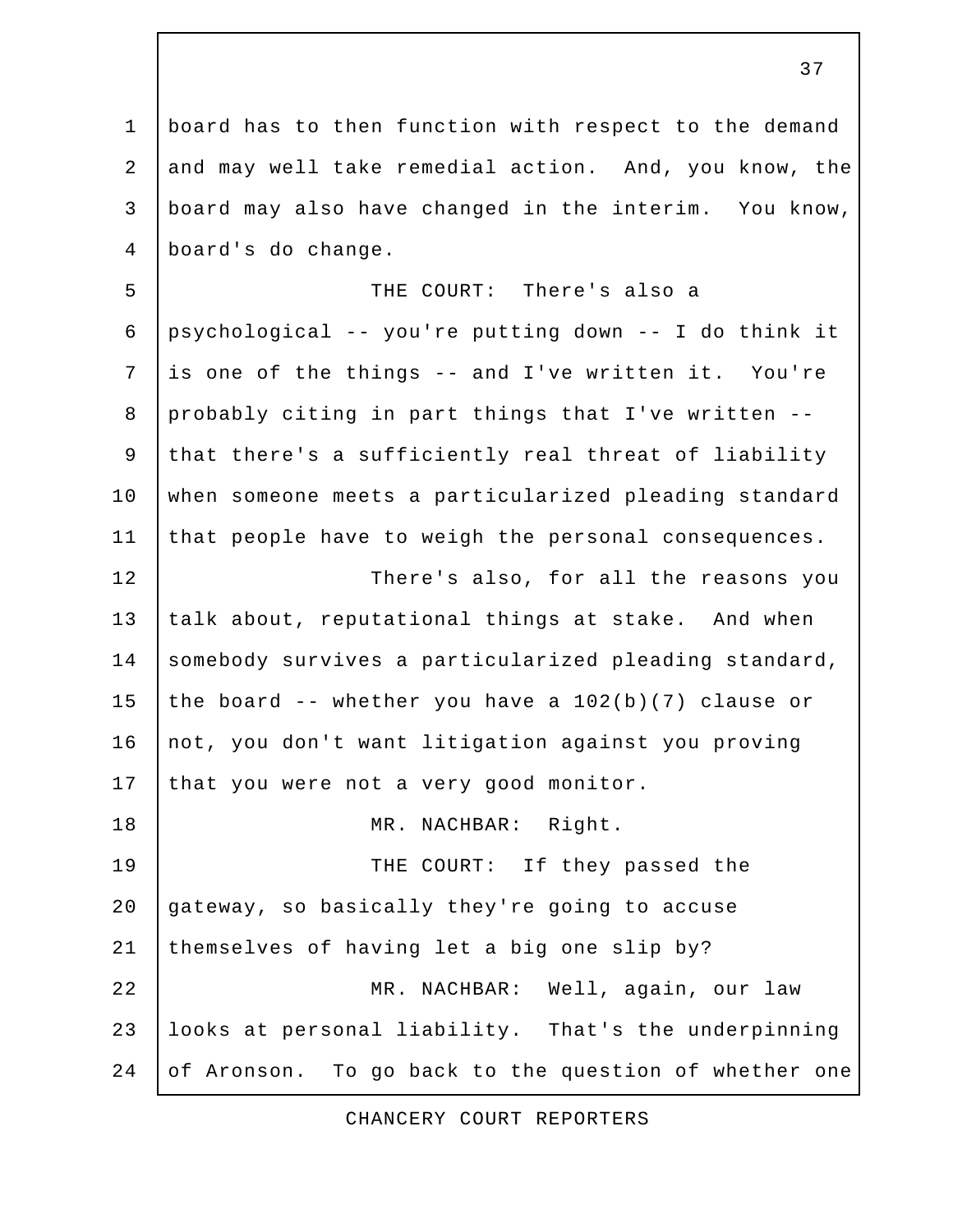board has to then function with respect to the demand and may well take remedial action. And, you know, the board may also have changed in the interim. You know, board's do change.

THE COURT: There's also a psychological -- you're putting down -- I do think it is one of the things -- and I've written it. You're probably citing in part things that I've written -- that there's a sufficiently real threat of liability when someone meets a particularized pleading standard that people have to weigh the personal consequences.

There's also, for all the reasons you talk about, reputational things at stake. And when somebody survives a particularized pleading standard, the board -- whether you have a 102(b)(7) clause or not, you don't want litigation against you proving that you were not a very good monitor.

MR. NACHBAR: Right.

THE COURT: If they passed the gateway, so basically they're going to accuse themselves of having let a big one slip by?

MR. NACHBAR: Well, again, our law looks at personal liability. That's the underpinning of Aronson. To go back to the question of whether one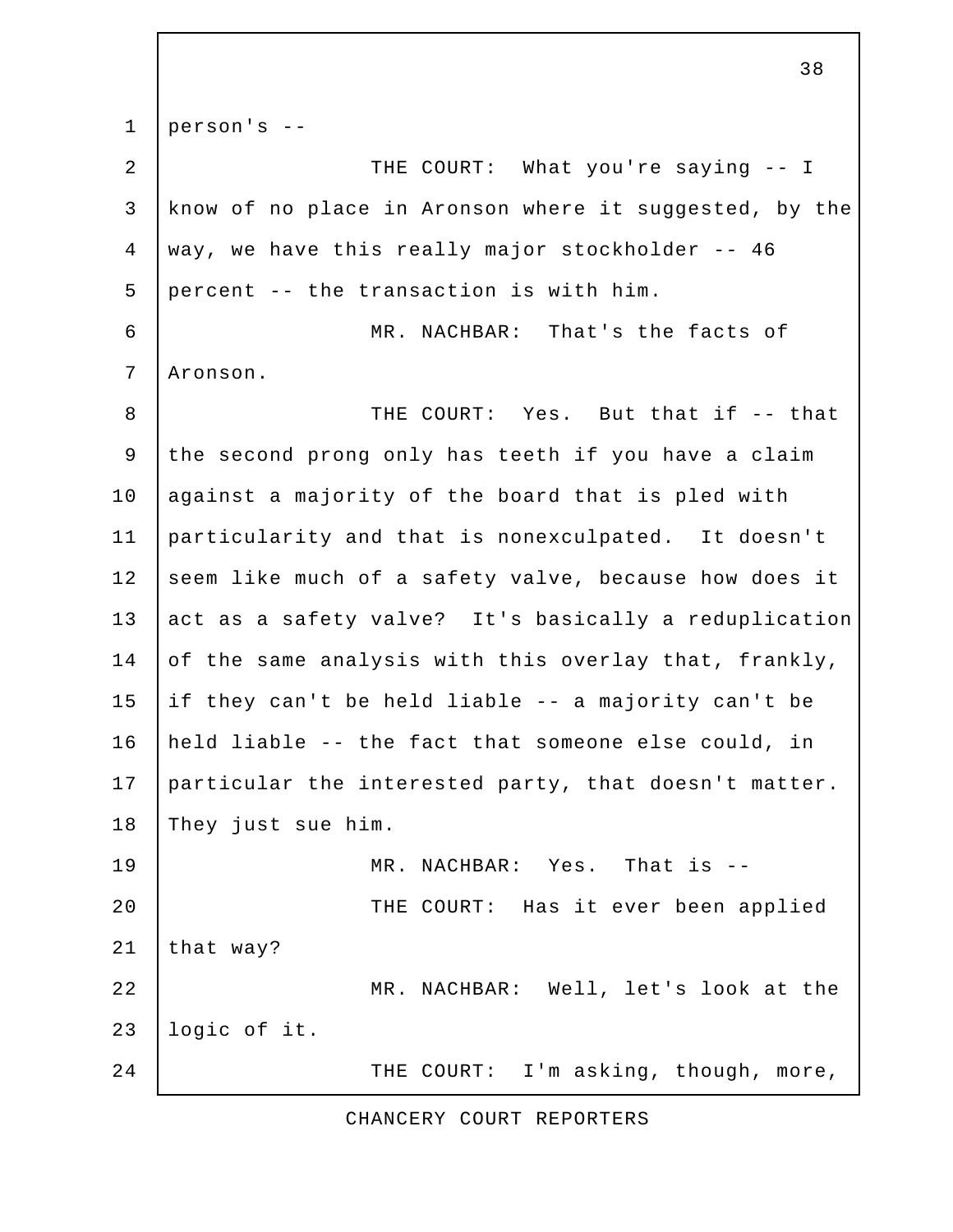person's --

THE COURT: What you're saying -- I know of no place in Aronson where it suggested, by the way, we have this really major stockholder -- 46 percent -- the transaction is with him.

MR. NACHBAR: That's the facts of Aronson.

THE COURT: Yes. But that if -- that the second prong only has teeth if you have a claim against a majority of the board that is pled with particularity and that is nonexculpated. It doesn't seem like much of a safety valve, because how does it act as a safety valve? It's basically a reduplication of the same analysis with this overlay that, frankly, if they can't be held liable -- a majority can't be held liable -- the fact that someone else could, in particular the interested party, that doesn't matter. They just sue him.

MR. NACHBAR: Yes. That is --

THE COURT: Has it ever been applied that way?

MR. NACHBAR: Well, let's look at the logic of it.

THE COURT: I'm asking, though, more,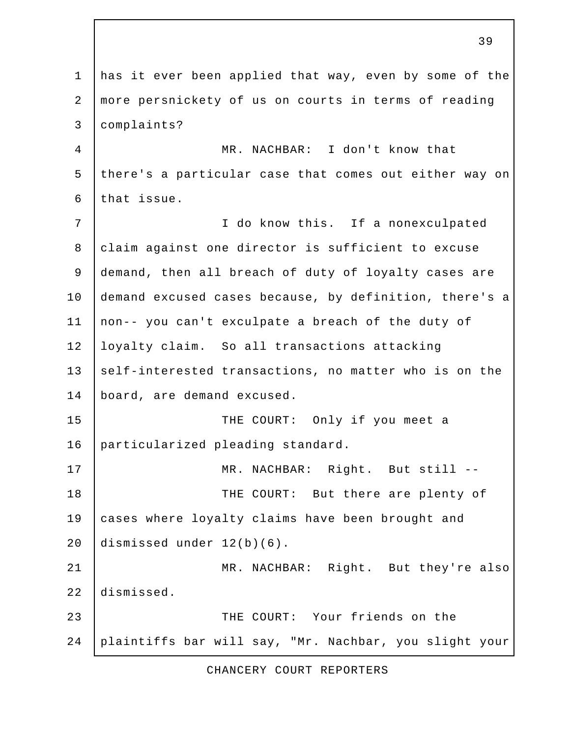has it ever been applied that way, even by some of the more persnickety of us on courts in terms of reading complaints?

MR. NACHBAR: I don't know that there's a particular case that comes out either way on that issue.

I do know this. If a nonexculpated claim against one director is sufficient to excuse demand, then all breach of duty of loyalty cases are demand excused cases because, by definition, there's a non-- you can't exculpate a breach of the duty of loyalty claim. So all transactions attacking self-interested transactions, no matter who is on the board, are demand excused.

THE COURT: Only if you meet a particularized pleading standard.

MR. NACHBAR: Right. But still --

THE COURT: But there are plenty of cases where loyalty claims have been brought and dismissed under 12(b)(6).

MR. NACHBAR: Right. But they're also dismissed.

THE COURT: Your friends on the plaintiffs bar will say, "Mr. Nachbar, you slight your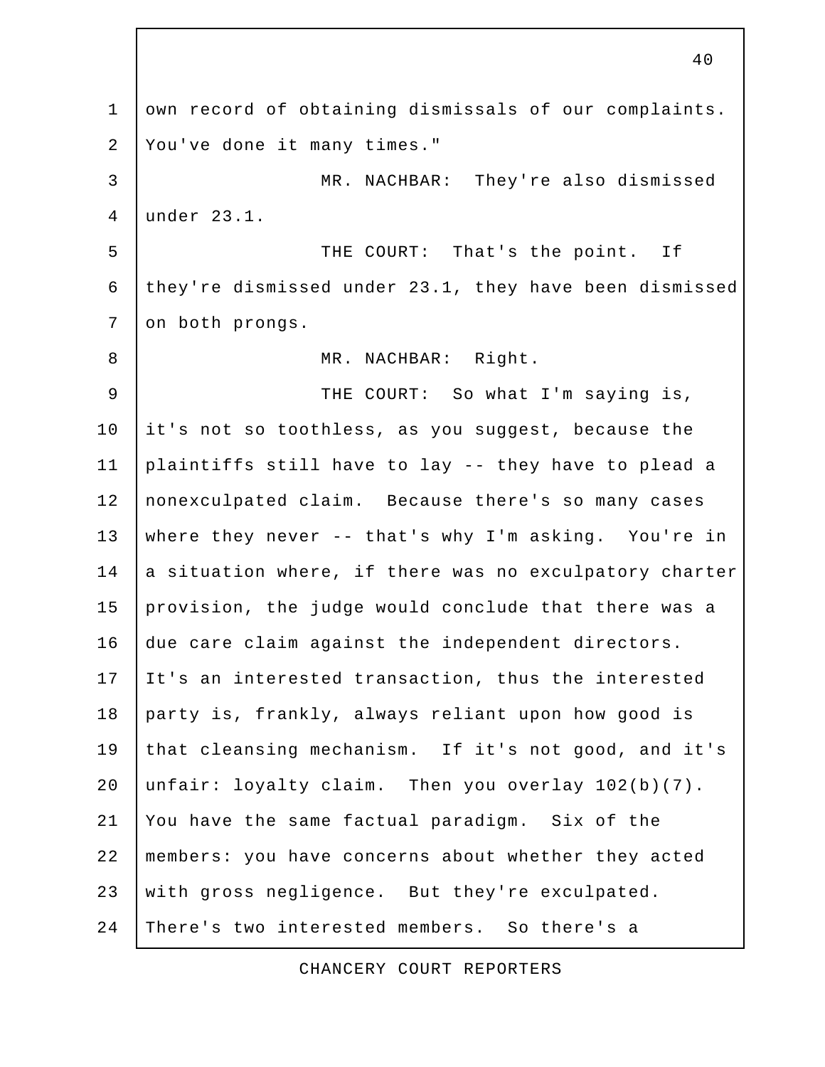own record of obtaining dismissals of our complaints. You've done it many times."

MR. NACHBAR: They're also dismissed under 23.1.

THE COURT: That's the point. If they're dismissed under 23.1, they have been dismissed on both prongs.

MR. NACHBAR: Right.

THE COURT: So what I'm saying is, it's not so toothless, as you suggest, because the plaintiffs still have to lay -- they have to plead a nonexculpated claim. Because there's so many cases where they never -- that's why I'm asking. You're in a situation where, if there was no exculpatory charter provision, the judge would conclude that there was a due care claim against the independent directors. It's an interested transaction, thus the interested party is, frankly, always reliant upon how good is that cleansing mechanism. If it's not good, and it's unfair: loyalty claim. Then you overlay 102(b)(7). You have the same factual paradigm. Six of the members: you have concerns about whether they acted with gross negligence. But they're exculpated. There's two interested members. So there's a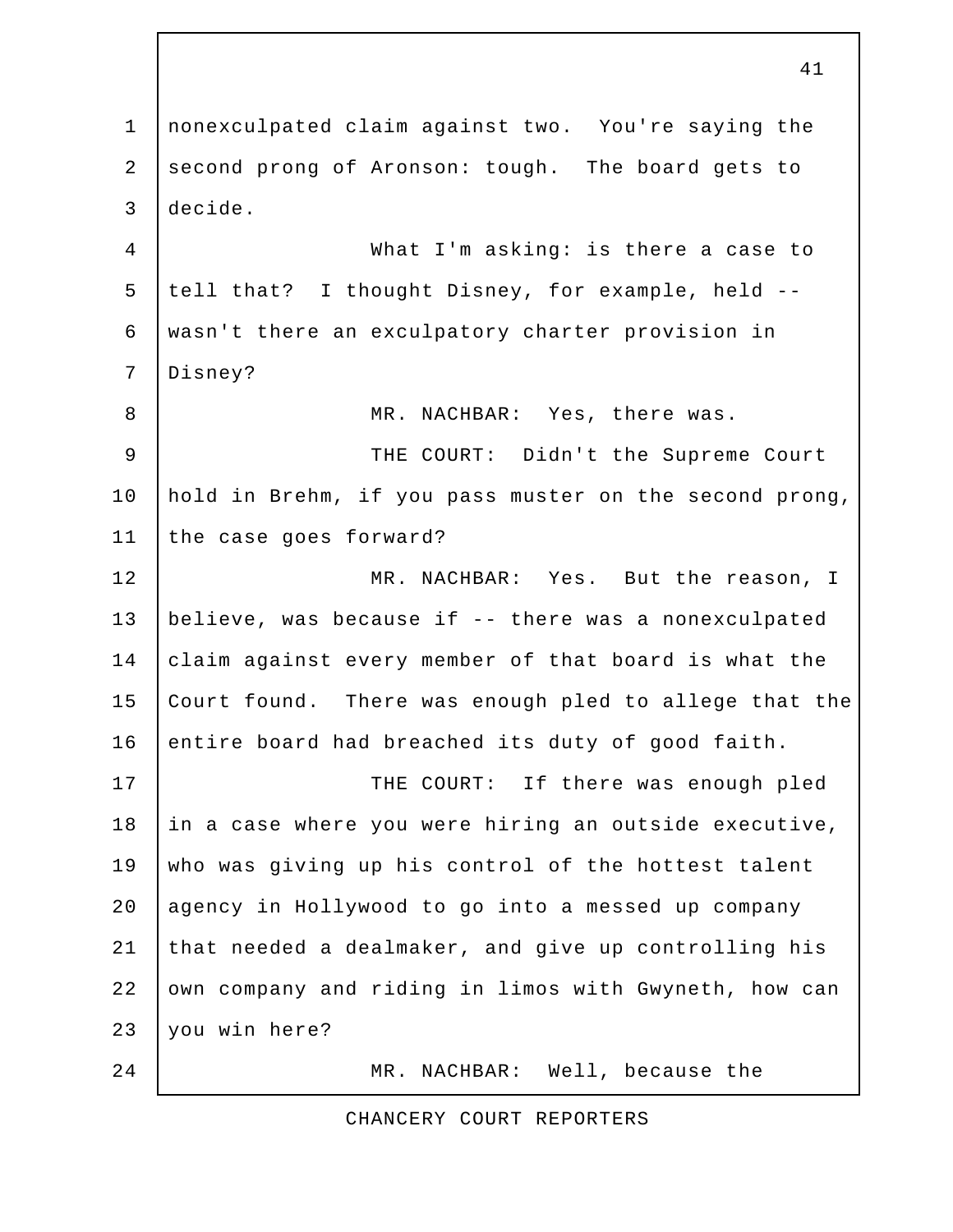nonexculpated claim against two. You're saying the second prong of Aronson: tough. The board gets to decide.

What I'm asking: is there a case to tell that? I thought Disney, for example, held -- wasn't there an exculpatory charter provision in Disney?

MR. NACHBAR: Yes, there was.

THE COURT: Didn't the Supreme Court hold in Brehm, if you pass muster on the second prong, the case goes forward?

MR. NACHBAR: Yes. But the reason, I believe, was because if -- there was a nonexculpated claim against every member of that board is what the Court found. There was enough pled to allege that the entire board had breached its duty of good faith.

THE COURT: If there was enough pled in a case where you were hiring an outside executive, who was giving up his control of the hottest talent agency in Hollywood to go into a messed up company that needed a dealmaker, and give up controlling his own company and riding in limos with Gwyneth, how can you win here?

MR. NACHBAR: Well, because the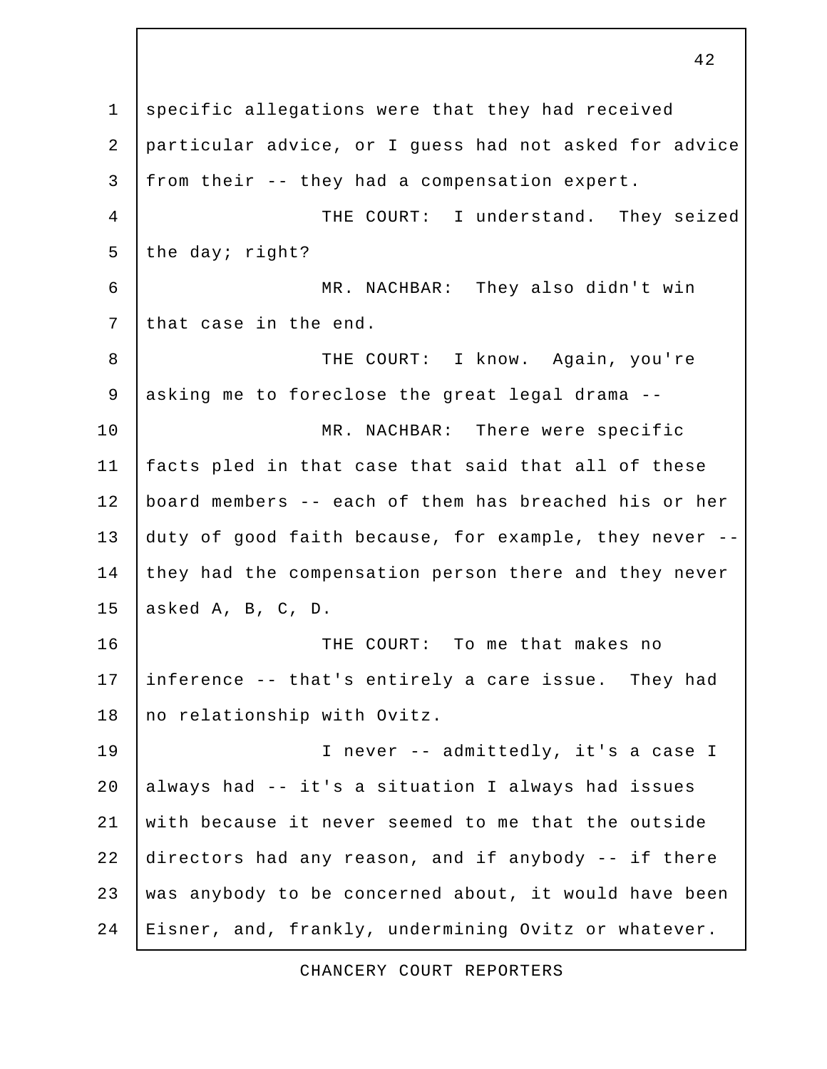specific allegations were that they had received particular advice, or I guess had not asked for advice from their -- they had a compensation expert.

THE COURT: I understand. They seized the day; right?

MR. NACHBAR: They also didn't win that case in the end.

THE COURT: I know. Again, you're asking me to foreclose the great legal drama --

MR. NACHBAR: There were specific facts pled in that case that said that all of these board members -- each of them has breached his or her duty of good faith because, for example, they never -- they had the compensation person there and they never asked A, B, C, D.

THE COURT: To me that makes no inference -- that's entirely a care issue. They had no relationship with Ovitz.

I never -- admittedly, it's a case I always had -- it's a situation I always had issues with because it never seemed to me that the outside directors had any reason, and if anybody -- if there was anybody to be concerned about, it would have been Eisner, and, frankly, undermining Ovitz or whatever.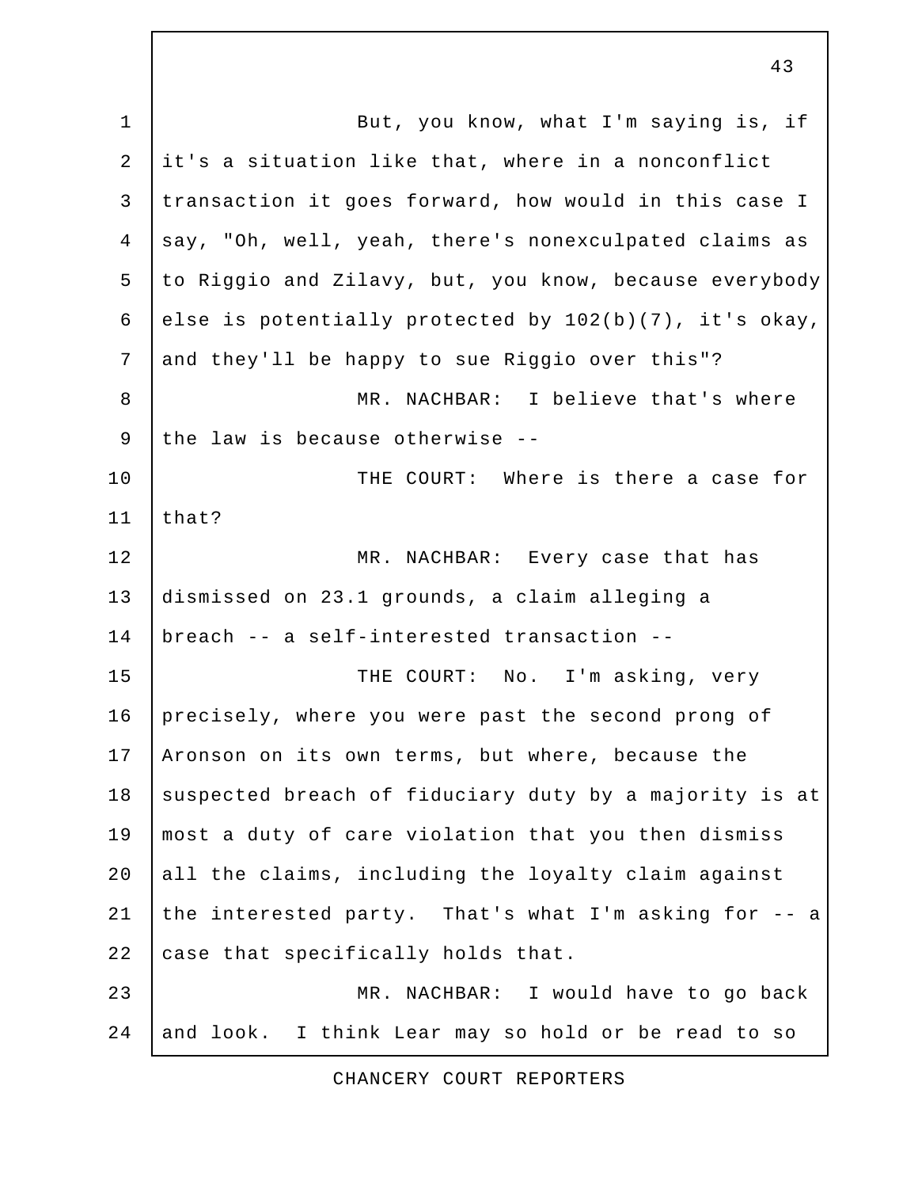But, you know, what I'm saying is, if it's a situation like that, where in a nonconflict transaction it goes forward, how would in this case I say, "Oh, well, yeah, there's nonexculpated claims as to Riggio and Zilavy, but, you know, because everybody else is potentially protected by 102(b)(7), it's okay, and they'll be happy to sue Riggio over this"?

MR. NACHBAR: I believe that's where the law is because otherwise --

THE COURT: Where is there a case for that?

MR. NACHBAR: Every case that has dismissed on 23.1 grounds, a claim alleging a breach -- a self-interested transaction --

THE COURT: No. I'm asking, very precisely, where you were past the second prong of Aronson on its own terms, but where, because the suspected breach of fiduciary duty by a majority is at most a duty of care violation that you then dismiss all the claims, including the loyalty claim against the interested party. That's what I'm asking for -- a case that specifically holds that.

MR. NACHBAR: I would have to go back and look. I think Lear may so hold or be read to so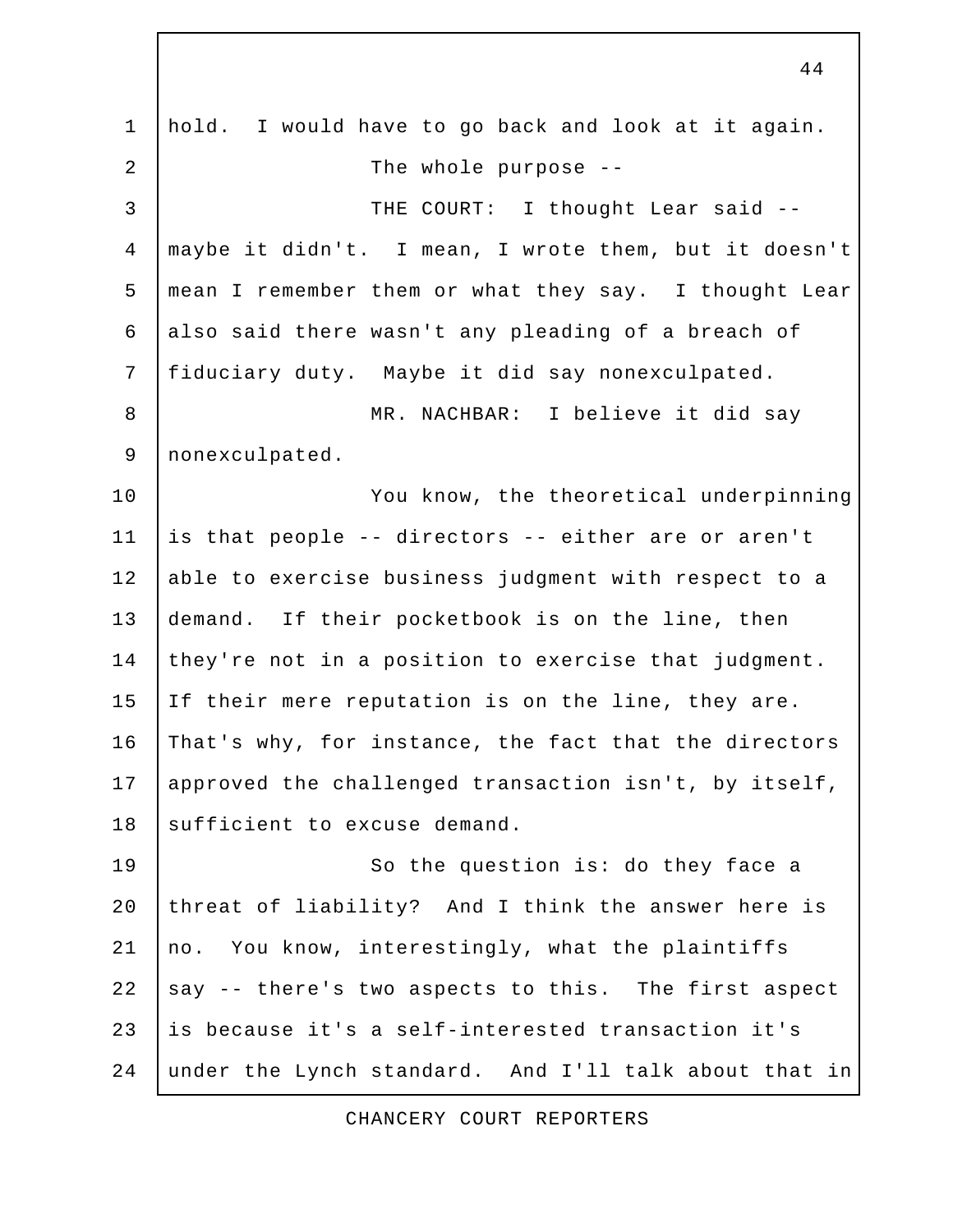hold. I would have to go back and look at it again.

The whole purpose --

THE COURT: I thought Lear said -- maybe it didn't. I mean, I wrote them, but it doesn't mean I remember them or what they say. I thought Lear also said there wasn't any pleading of a breach of fiduciary duty. Maybe it did say nonexculpated.

MR. NACHBAR: I believe it did say nonexculpated.

You know, the theoretical underpinning is that people -- directors -- either are or aren't able to exercise business judgment with respect to a demand. If their pocketbook is on the line, then they're not in a position to exercise that judgment. If their mere reputation is on the line, they are. That's why, for instance, the fact that the directors approved the challenged transaction isn't, by itself, sufficient to excuse demand.

So the question is: do they face a threat of liability? And I think the answer here is no. You know, interestingly, what the plaintiffs say -- there's two aspects to this. The first aspect is because it's a self-interested transaction it's under the Lynch standard. And I'll talk about that in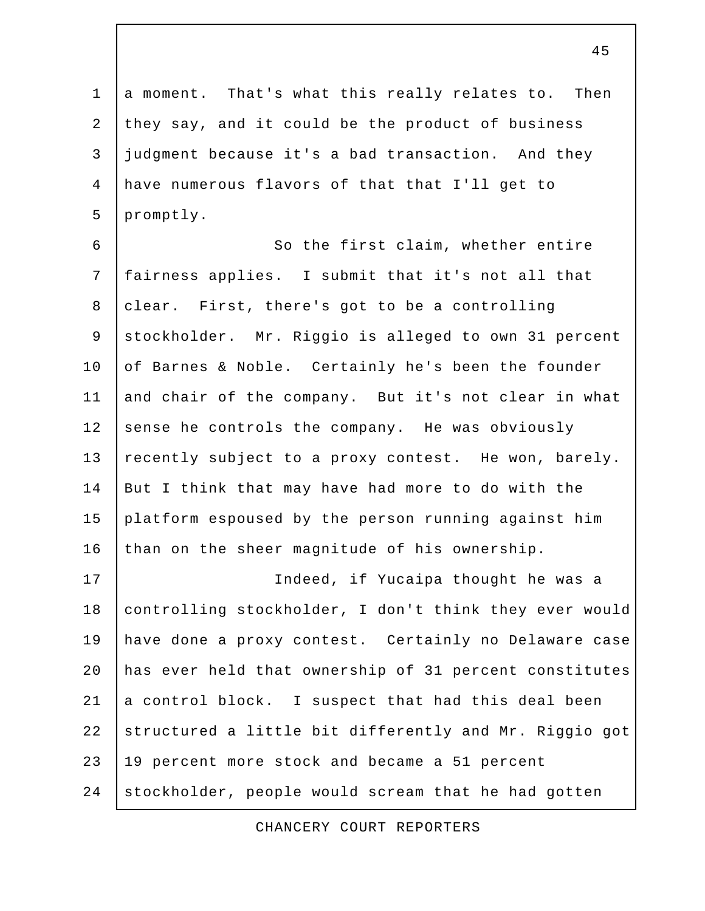a moment. That's what this really relates to. Then they say, and it could be the product of business judgment because it's a bad transaction. And they have numerous flavors of that that I'll get to promptly.

So the first claim, whether entire fairness applies. I submit that it's not all that clear. First, there's got to be a controlling stockholder. Mr. Riggio is alleged to own 31 percent of Barnes & Noble. Certainly he's been the founder and chair of the company. But it's not clear in what sense he controls the company. He was obviously recently subject to a proxy contest. He won, barely. But I think that may have had more to do with the platform espoused by the person running against him than on the sheer magnitude of his ownership.

Indeed, if Yucaipa thought he was a controlling stockholder, I don't think they ever would have done a proxy contest. Certainly no Delaware case has ever held that ownership of 31 percent constitutes a control block. I suspect that had this deal been structured a little bit differently and Mr. Riggio got 19 percent more stock and became a 51 percent stockholder, people would scream that he had gotten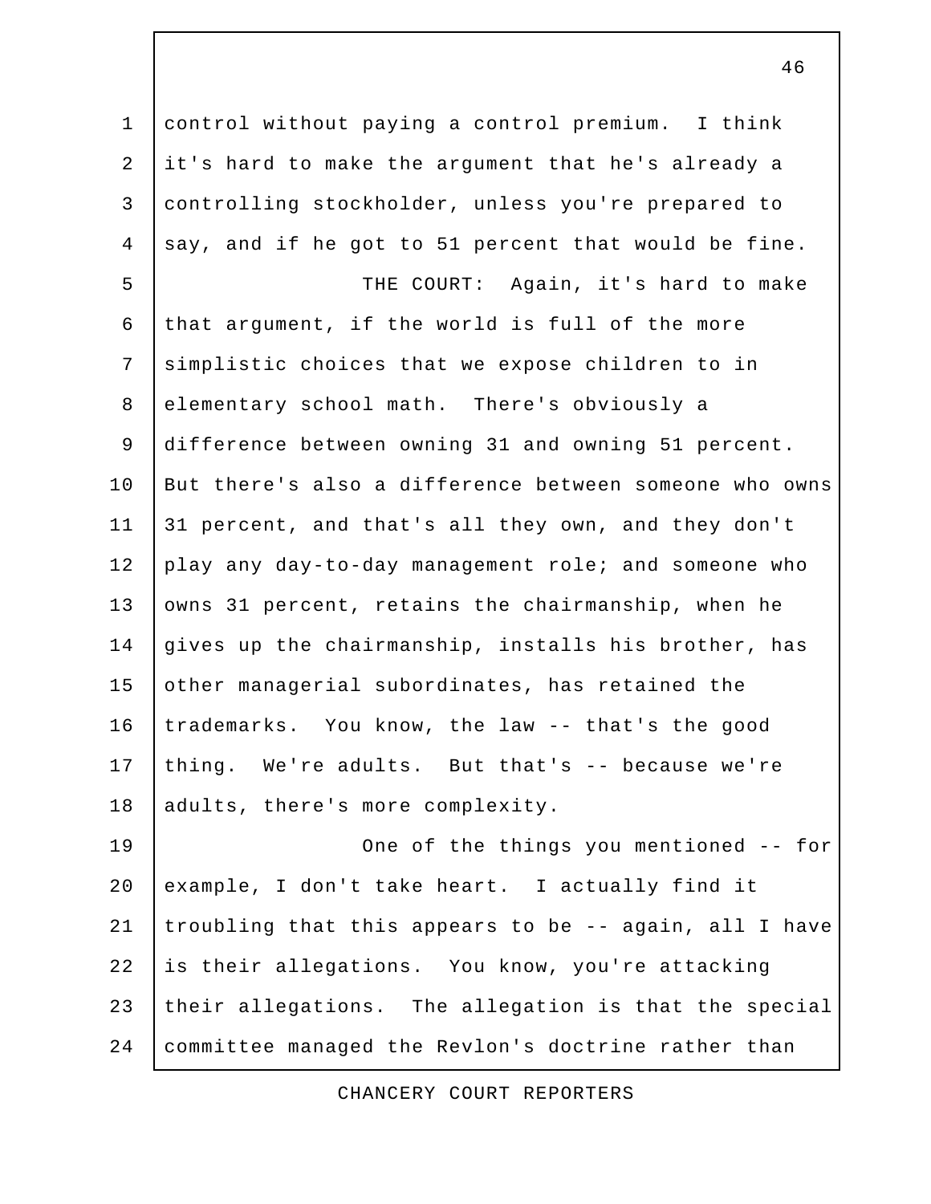control without paying a control premium. I think it's hard to make the argument that he's already a controlling stockholder, unless you're prepared to say, and if he got to 51 percent that would be fine.

THE COURT: Again, it's hard to make that argument, if the world is full of the more simplistic choices that we expose children to in elementary school math. There's obviously a difference between owning 31 and owning 51 percent. But there's also a difference between someone who owns 31 percent, and that's all they own, and they don't play any day-to-day management role; and someone who owns 31 percent, retains the chairmanship, when he gives up the chairmanship, installs his brother, has other managerial subordinates, has retained the trademarks. You know, the law -- that's the good thing. We're adults. But that's -- because we're adults, there's more complexity.

One of the things you mentioned -- for example, I don't take heart. I actually find it troubling that this appears to be -- again, all I have is their allegations. You know, you're attacking their allegations. The allegation is that the special committee managed the Revlon's doctrine rather than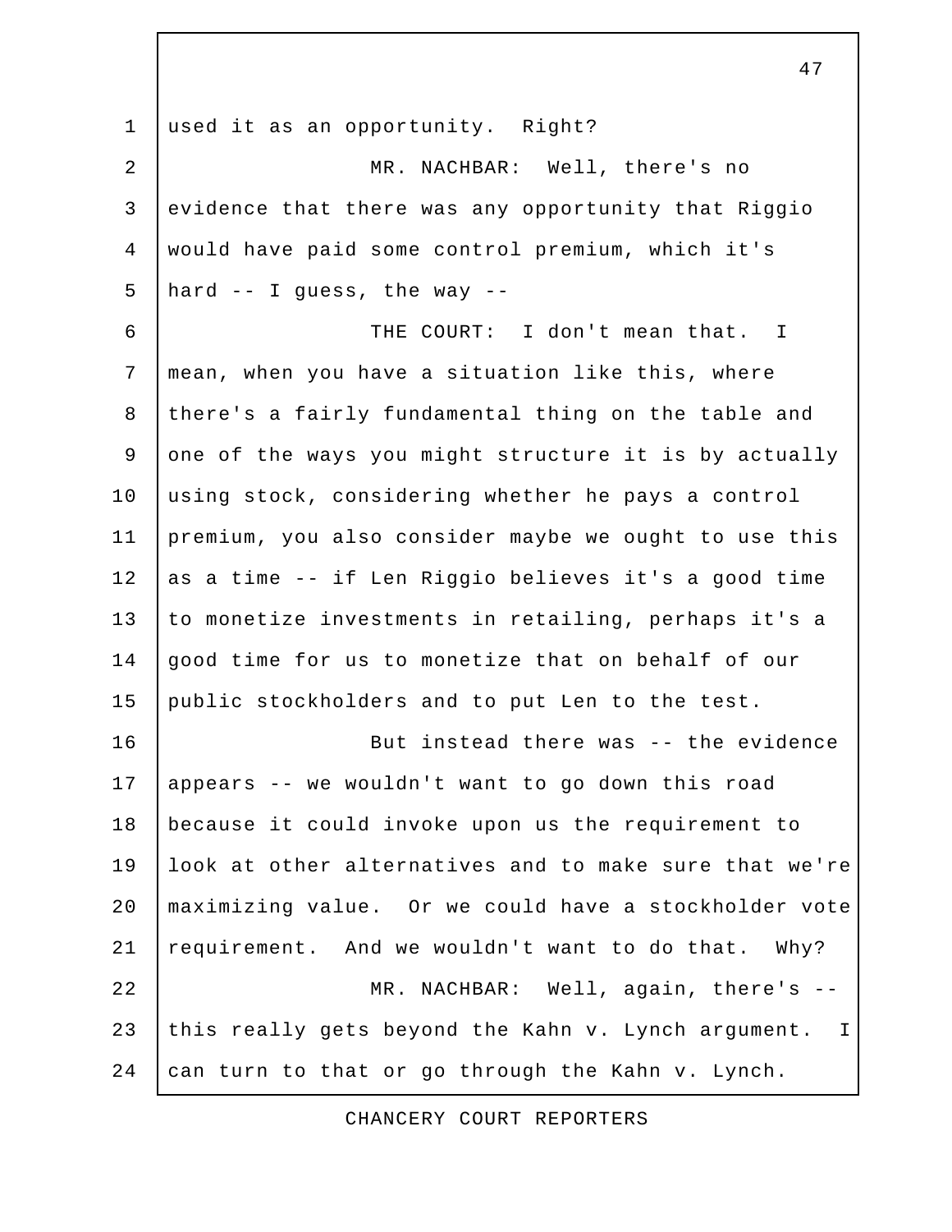used it as an opportunity. Right?

MR. NACHBAR: Well, there's no evidence that there was any opportunity that Riggio would have paid some control premium, which it's hard -- I guess, the way --

THE COURT: I don't mean that. I mean, when you have a situation like this, where there's a fairly fundamental thing on the table and one of the ways you might structure it is by actually using stock, considering whether he pays a control premium, you also consider maybe we ought to use this as a time -- if Len Riggio believes it's a good time to monetize investments in retailing, perhaps it's a good time for us to monetize that on behalf of our public stockholders and to put Len to the test.

But instead there was -- the evidence appears -- we wouldn't want to go down this road because it could invoke upon us the requirement to look at other alternatives and to make sure that we're maximizing value. Or we could have a stockholder vote requirement. And we wouldn't want to do that. Why?

MR. NACHBAR: Well, again, there's -- this really gets beyond the Kahn v. Lynch argument. I can turn to that or go through the Kahn v. Lynch.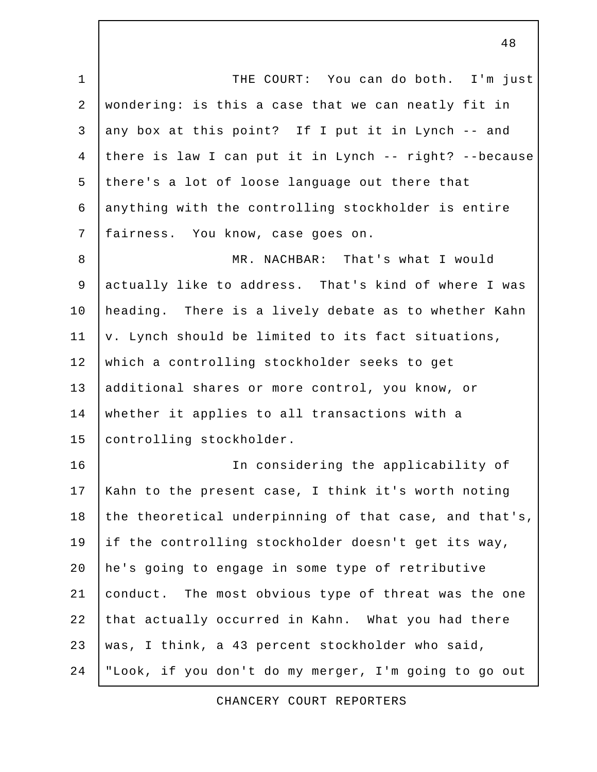THE COURT: You can do both. I'm just wondering: is this a case that we can neatly fit in any box at this point? If I put it in Lynch -- and there is law I can put it in Lynch -- right? --because there's a lot of loose language out there that anything with the controlling stockholder is entire fairness. You know, case goes on.

MR. NACHBAR: That's what I would actually like to address. That's kind of where I was heading. There is a lively debate as to whether Kahn v. Lynch should be limited to its fact situations, which a controlling stockholder seeks to get additional shares or more control, you know, or whether it applies to all transactions with a controlling stockholder.

In considering the applicability of Kahn to the present case, I think it's worth noting the theoretical underpinning of that case, and that's, if the controlling stockholder doesn't get its way, he's going to engage in some type of retributive conduct. The most obvious type of threat was the one that actually occurred in Kahn. What you had there was, I think, a 43 percent stockholder who said, "Look, if you don't do my merger, I'm going to go out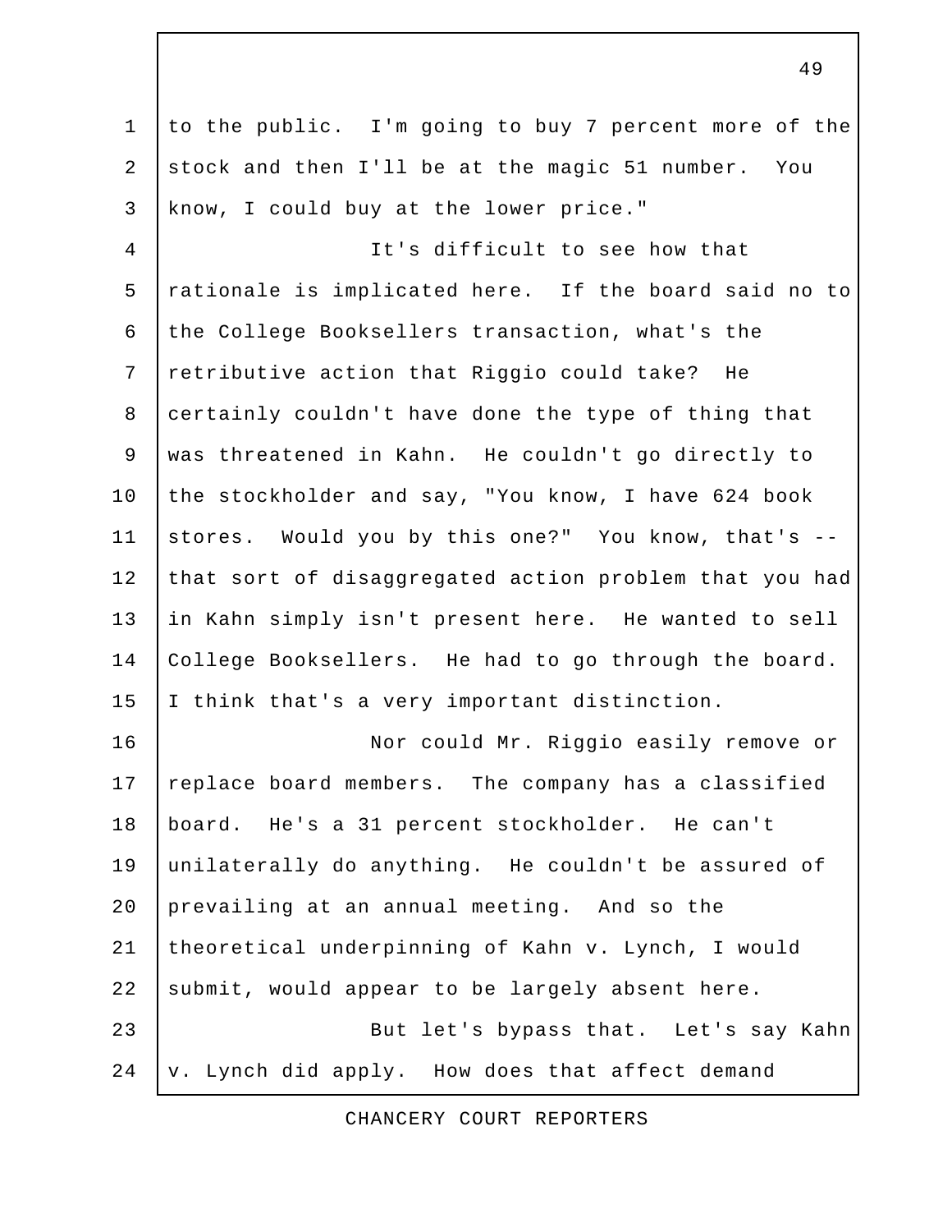to the public. I'm going to buy 7 percent more of the stock and then I'll be at the magic 51 number. You know, I could buy at the lower price."

It's difficult to see how that rationale is implicated here. If the board said no to the College Booksellers transaction, what's the retributive action that Riggio could take? He certainly couldn't have done the type of thing that was threatened in Kahn. He couldn't go directly to the stockholder and say, "You know, I have 624 book stores. Would you by this one?" You know, that's -- that sort of disaggregated action problem that you had in Kahn simply isn't present here. He wanted to sell College Booksellers. He had to go through the board. I think that's a very important distinction.

Nor could Mr. Riggio easily remove or replace board members. The company has a classified board. He's a 31 percent stockholder. He can't unilaterally do anything. He couldn't be assured of prevailing at an annual meeting. And so the theoretical underpinning of Kahn v. Lynch, I would submit, would appear to be largely absent here.

But let's bypass that. Let's say Kahn v. Lynch did apply. How does that affect demand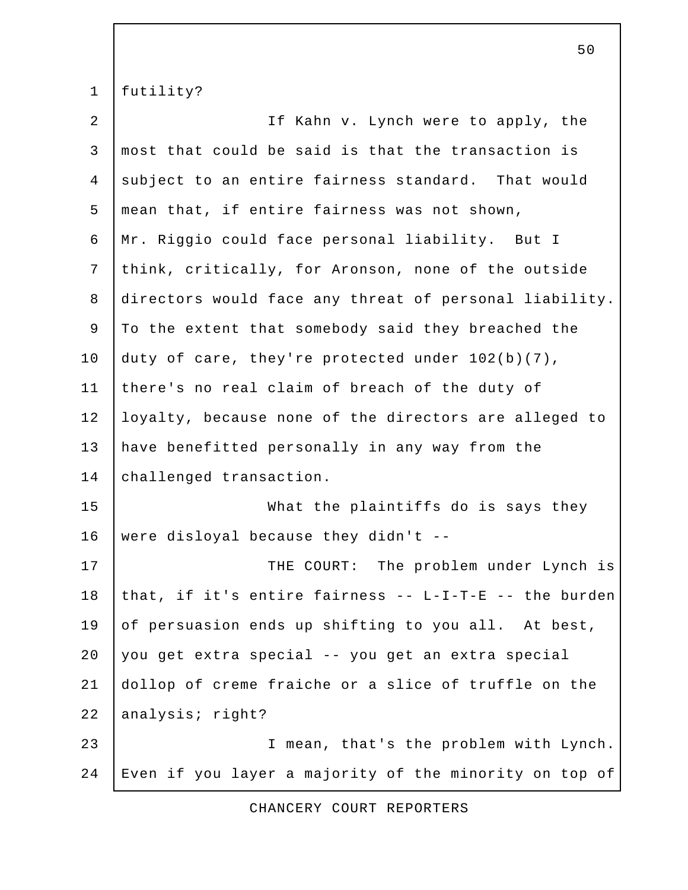futility?

If Kahn v. Lynch were to apply, the most that could be said is that the transaction is subject to an entire fairness standard. That would mean that, if entire fairness was not shown, Mr. Riggio could face personal liability. But I think, critically, for Aronson, none of the outside directors would face any threat of personal liability. To the extent that somebody said they breached the duty of care, they're protected under 102(b)(7), there's no real claim of breach of the duty of loyalty, because none of the directors are alleged to have benefitted personally in any way from the challenged transaction.

What the plaintiffs do is says they were disloyal because they didn't --

THE COURT: The problem under Lynch is that, if it's entire fairness -- L-I-T-E -- the burden of persuasion ends up shifting to you all. At best, you get extra special -- you get an extra special dollop of creme fraiche or a slice of truffle on the analysis; right?

I mean, that's the problem with Lynch. Even if you layer a majority of the minority on top of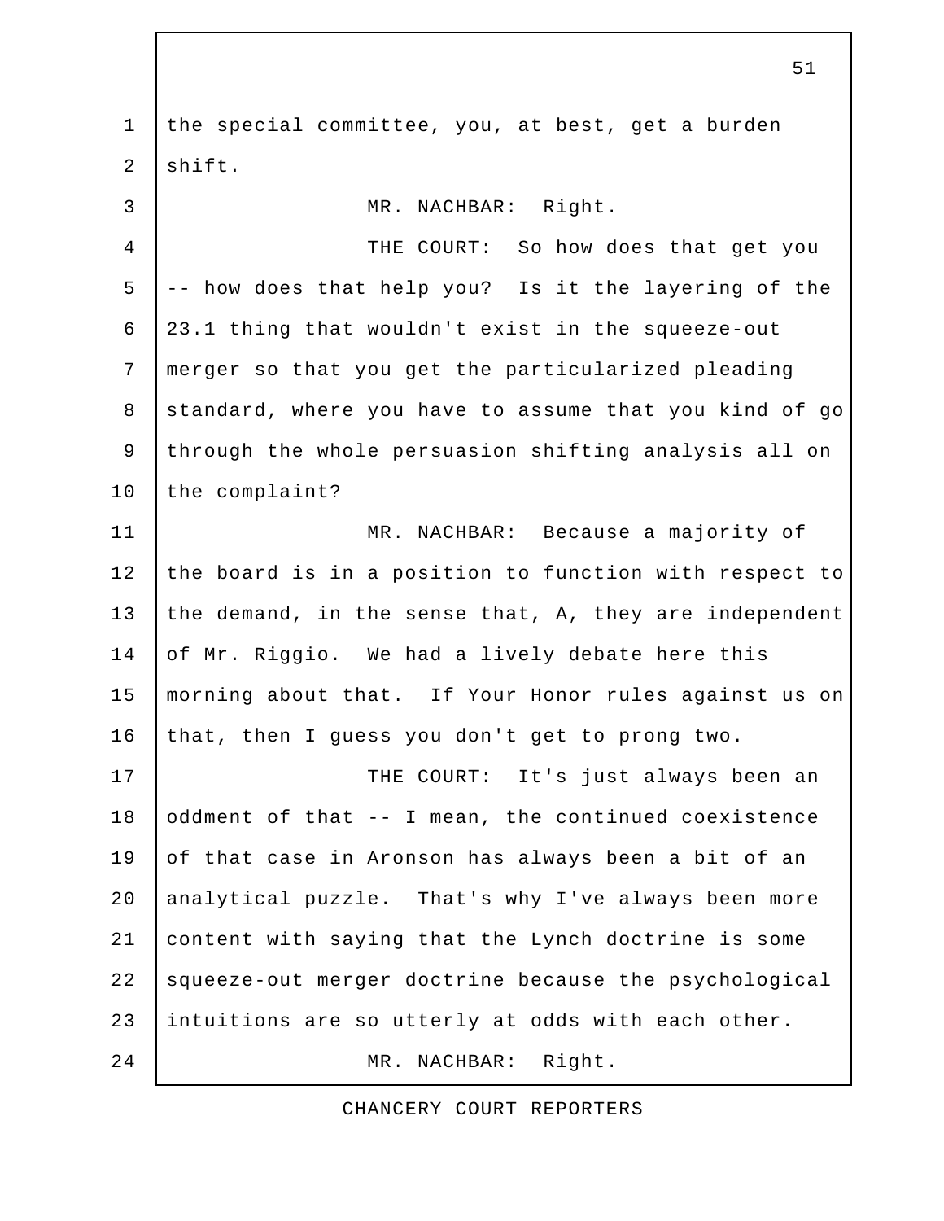the special committee, you, at best, get a burden shift.

MR. NACHBAR: Right.

THE COURT: So how does that get you -- how does that help you? Is it the layering of the 23.1 thing that wouldn't exist in the squeeze-out merger so that you get the particularized pleading standard, where you have to assume that you kind of go through the whole persuasion shifting analysis all on the complaint?

MR. NACHBAR: Because a majority of the board is in a position to function with respect to the demand, in the sense that, A, they are independent of Mr. Riggio. We had a lively debate here this morning about that. If Your Honor rules against us on that, then I guess you don't get to prong two.

THE COURT: It's just always been an oddment of that -- I mean, the continued coexistence of that case in Aronson has always been a bit of an analytical puzzle. That's why I've always been more content with saying that the Lynch doctrine is some squeeze-out merger doctrine because the psychological intuitions are so utterly at odds with each other.

MR. NACHBAR: Right.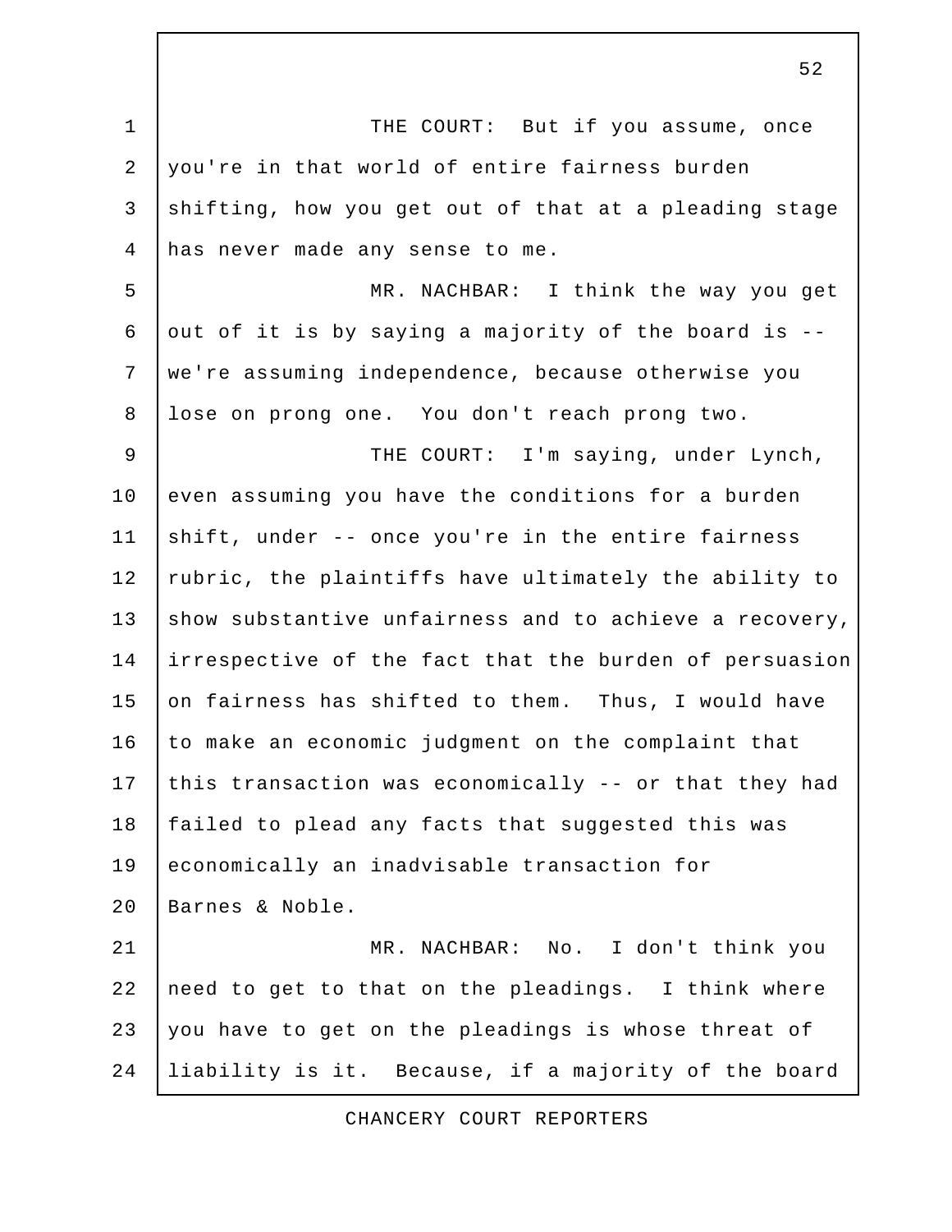THE COURT: But if you assume, once you're in that world of entire fairness burden shifting, how you get out of that at a pleading stage has never made any sense to me.

MR. NACHBAR: I think the way you get out of it is by saying a majority of the board is -- we're assuming independence, because otherwise you lose on prong one. You don't reach prong two.

THE COURT: I'm saying, under Lynch, even assuming you have the conditions for a burden shift, under -- once you're in the entire fairness rubric, the plaintiffs have ultimately the ability to show substantive unfairness and to achieve a recovery, irrespective of the fact that the burden of persuasion on fairness has shifted to them. Thus, I would have to make an economic judgment on the complaint that this transaction was economically -- or that they had failed to plead any facts that suggested this was economically an inadvisable transaction for Barnes & Noble.

MR. NACHBAR: No. I don't think you need to get to that on the pleadings. I think where you have to get on the pleadings is whose threat of liability is it. Because, if a majority of the board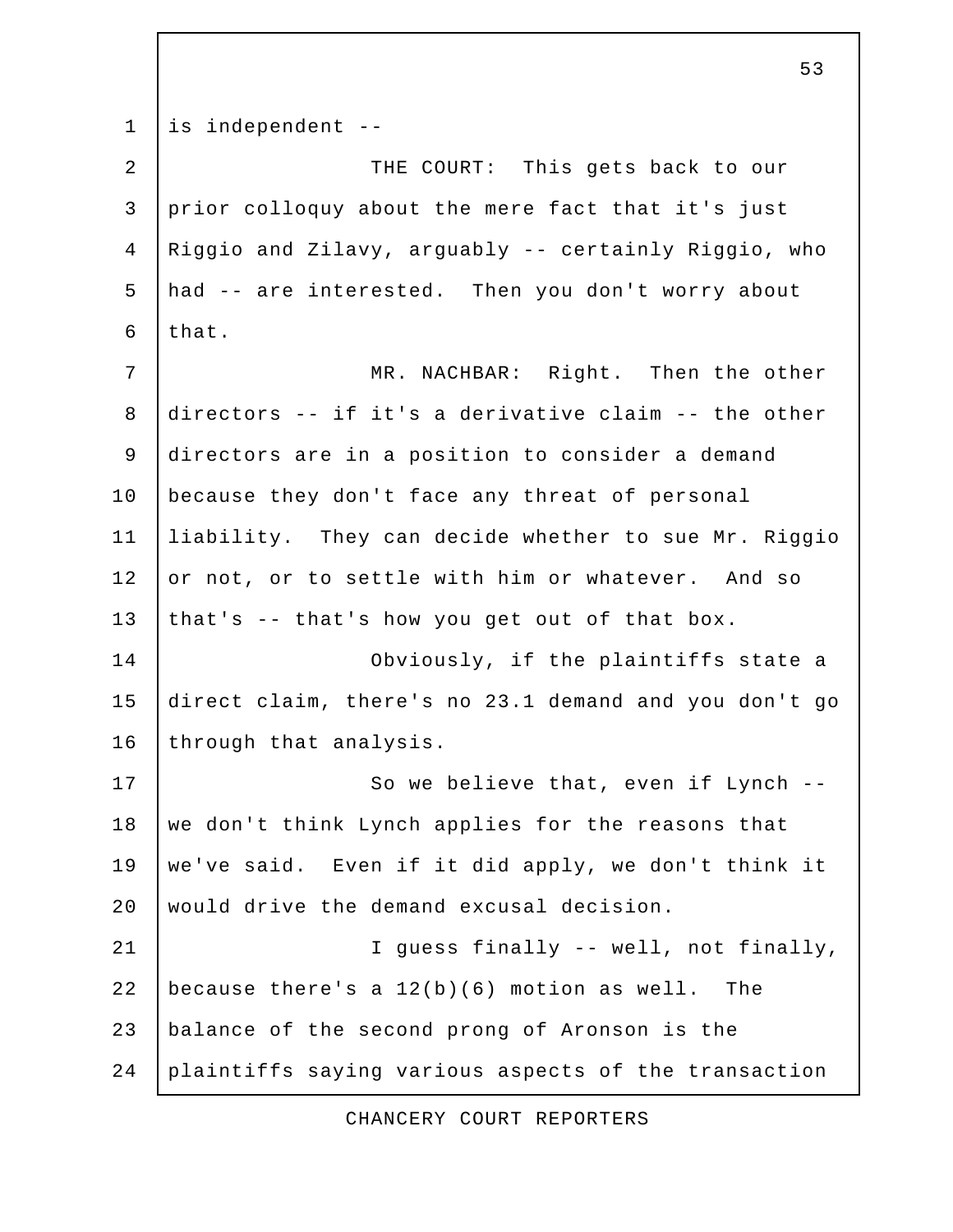is independent --

THE COURT: This gets back to our prior colloquy about the mere fact that it's just Riggio and Zilavy, arguably -- certainly Riggio, who had -- are interested. Then you don't worry about that.

MR. NACHBAR: Right. Then the other directors -- if it's a derivative claim -- the other directors are in a position to consider a demand because they don't face any threat of personal liability. They can decide whether to sue Mr. Riggio or not, or to settle with him or whatever. And so that's -- that's how you get out of that box.

Obviously, if the plaintiffs state a direct claim, there's no 23.1 demand and you don't go through that analysis.

So we believe that, even if Lynch -- we don't think Lynch applies for the reasons that we've said. Even if it did apply, we don't think it would drive the demand excusal decision.

I guess finally -- well, not finally, because there's a 12(b)(6) motion as well. The balance of the second prong of Aronson is the plaintiffs saying various aspects of the transaction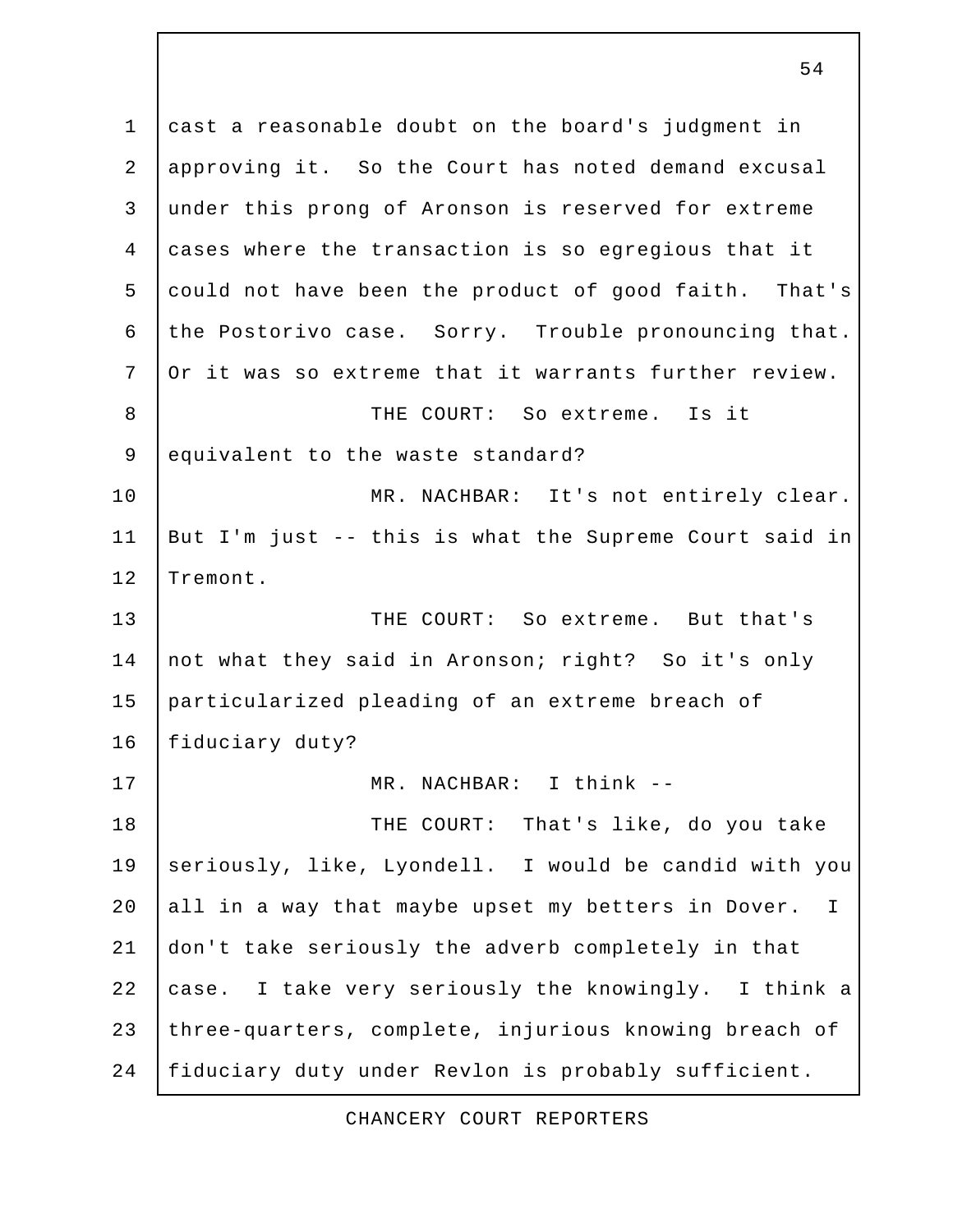cast a reasonable doubt on the board's judgment in approving it. So the Court has noted demand excusal under this prong of Aronson is reserved for extreme cases where the transaction is so egregious that it could not have been the product of good faith. That's the Postorivo case. Sorry. Trouble pronouncing that. Or it was so extreme that it warrants further review.

THE COURT: So extreme. Is it equivalent to the waste standard?

MR. NACHBAR: It's not entirely clear. But I'm just -- this is what the Supreme Court said in Tremont.

THE COURT: So extreme. But that's not what they said in Aronson; right? So it's only particularized pleading of an extreme breach of fiduciary duty?

MR. NACHBAR: I think --

THE COURT: That's like, do you take seriously, like, Lyondell. I would be candid with you all in a way that maybe upset my betters in Dover. I don't take seriously the adverb completely in that case. I take very seriously the knowingly. I think a three-quarters, complete, injurious knowing breach of fiduciary duty under Revlon is probably sufficient.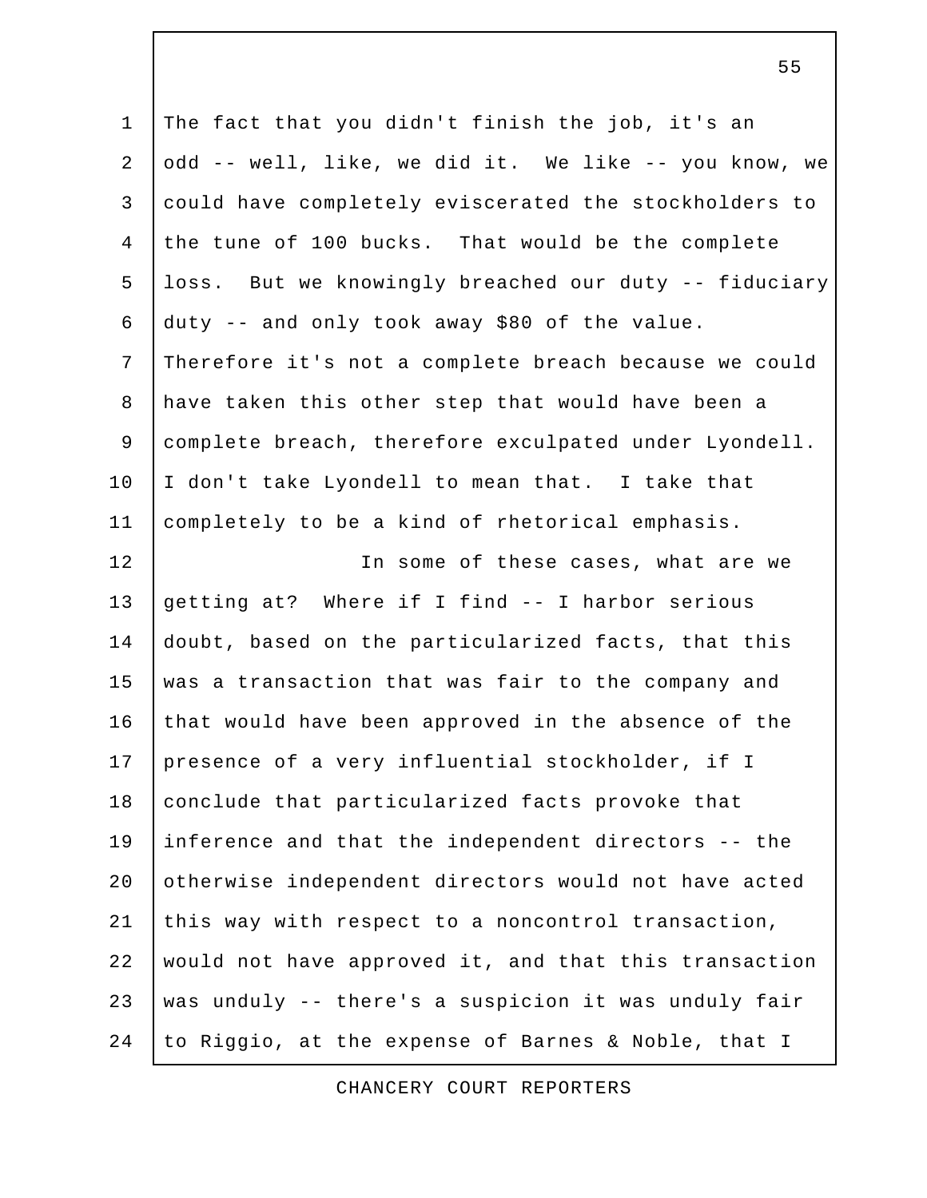The fact that you didn't finish the job, it's an odd -- well, like, we did it. We like -- you know, we could have completely eviscerated the stockholders to the tune of 100 bucks. That would be the complete loss. But we knowingly breached our duty -- fiduciary duty -- and only took away $80 of the value. Therefore it's not a complete breach because we could have taken this other step that would have been a complete breach, therefore exculpated under Lyondell. I don't take Lyondell to mean that. I take that completely to be a kind of rhetorical emphasis.

In some of these cases, what are we getting at? Where if I find -- I harbor serious doubt, based on the particularized facts, that this was a transaction that was fair to the company and that would have been approved in the absence of the presence of a very influential stockholder, if I conclude that particularized facts provoke that inference and that the independent directors -- the otherwise independent directors would not have acted this way with respect to a noncontrol transaction, would not have approved it, and that this transaction was unduly -- there's a suspicion it was unduly fair to Riggio, at the expense of Barnes & Noble, that I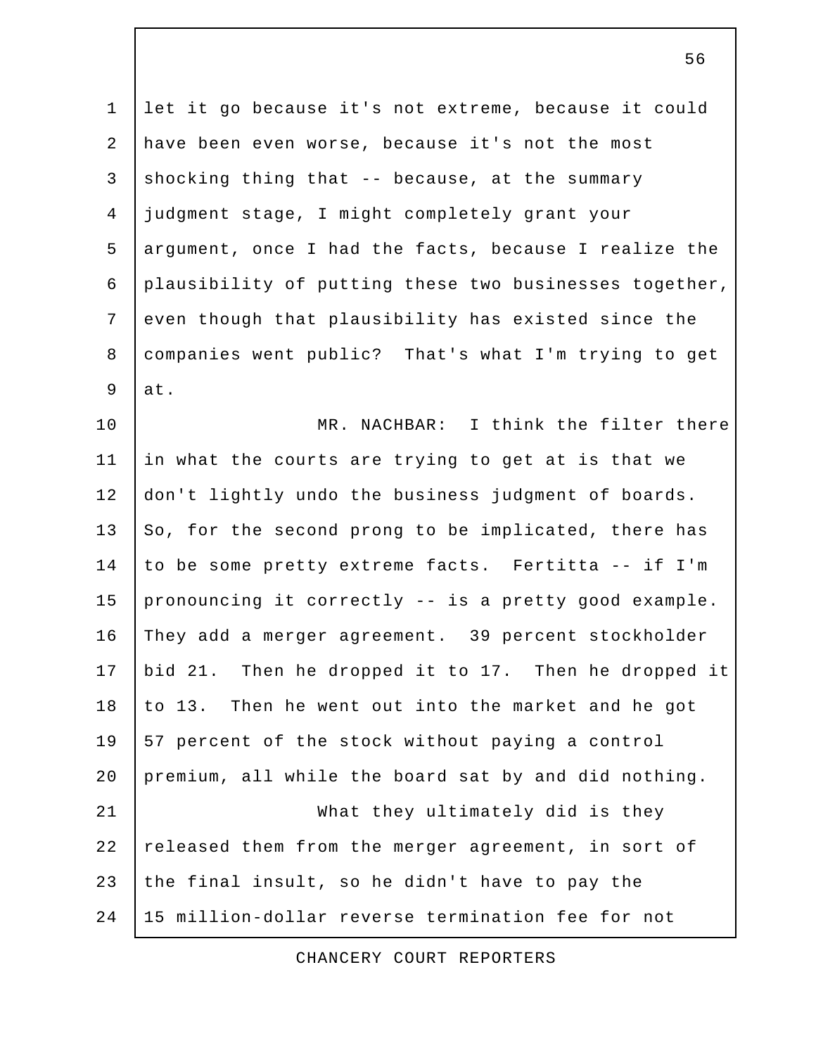let it go because it's not extreme, because it could have been even worse, because it's not the most shocking thing that -- because, at the summary judgment stage, I might completely grant your argument, once I had the facts, because I realize the plausibility of putting these two businesses together, even though that plausibility has existed since the companies went public? That's what I'm trying to get at.

MR. NACHBAR: I think the filter there in what the courts are trying to get at is that we don't lightly undo the business judgment of boards. So, for the second prong to be implicated, there has to be some pretty extreme facts. Fertitta -- if I'm pronouncing it correctly -- is a pretty good example. They add a merger agreement. 39 percent stockholder bid 21. Then he dropped it to 17. Then he dropped it to 13. Then he went out into the market and he got 57 percent of the stock without paying a control premium, all while the board sat by and did nothing.

What they ultimately did is they released them from the merger agreement, in sort of the final insult, so he didn't have to pay the 15 million-dollar reverse termination fee for not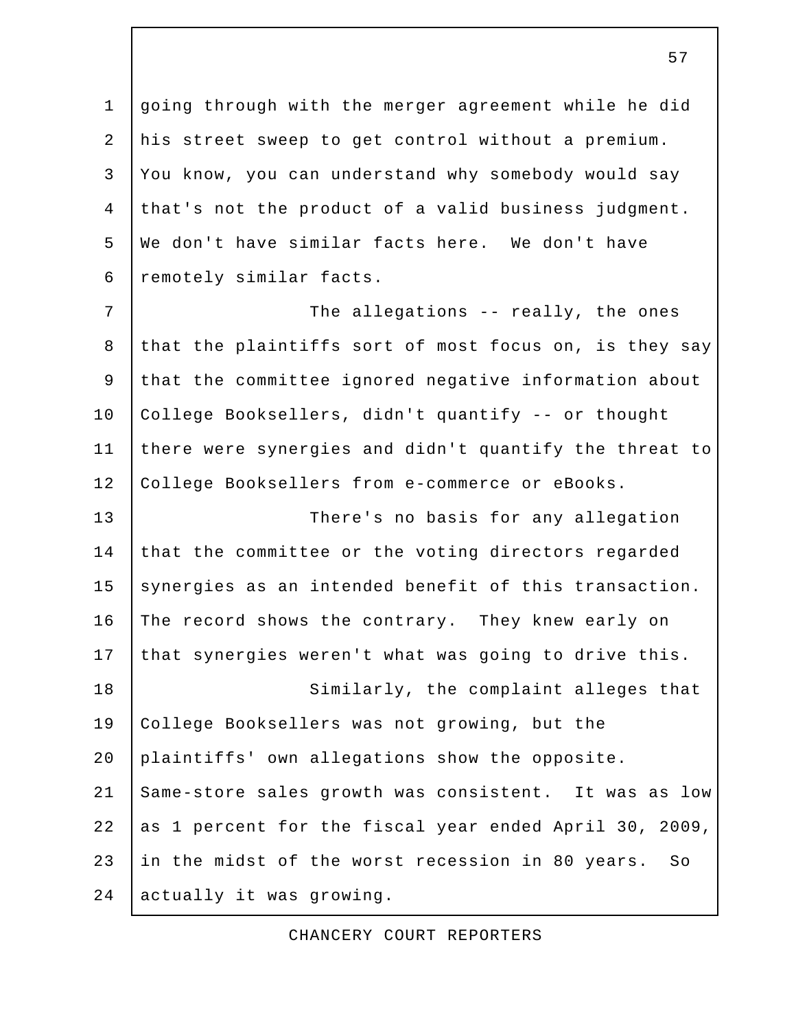going through with the merger agreement while he did his street sweep to get control without a premium. You know, you can understand why somebody would say that's not the product of a valid business judgment. We don't have similar facts here. We don't have remotely similar facts.

The allegations -- really, the ones that the plaintiffs sort of most focus on, is they say that the committee ignored negative information about College Booksellers, didn't quantify -- or thought there were synergies and didn't quantify the threat to College Booksellers from e-commerce or eBooks.

There's no basis for any allegation that the committee or the voting directors regarded synergies as an intended benefit of this transaction. The record shows the contrary. They knew early on that synergies weren't what was going to drive this.

Similarly, the complaint alleges that College Booksellers was not growing, but the plaintiffs' own allegations show the opposite. Same-store sales growth was consistent. It was as low as 1 percent for the fiscal year ended April 30, 2009, in the midst of the worst recession in 80 years. So actually it was growing.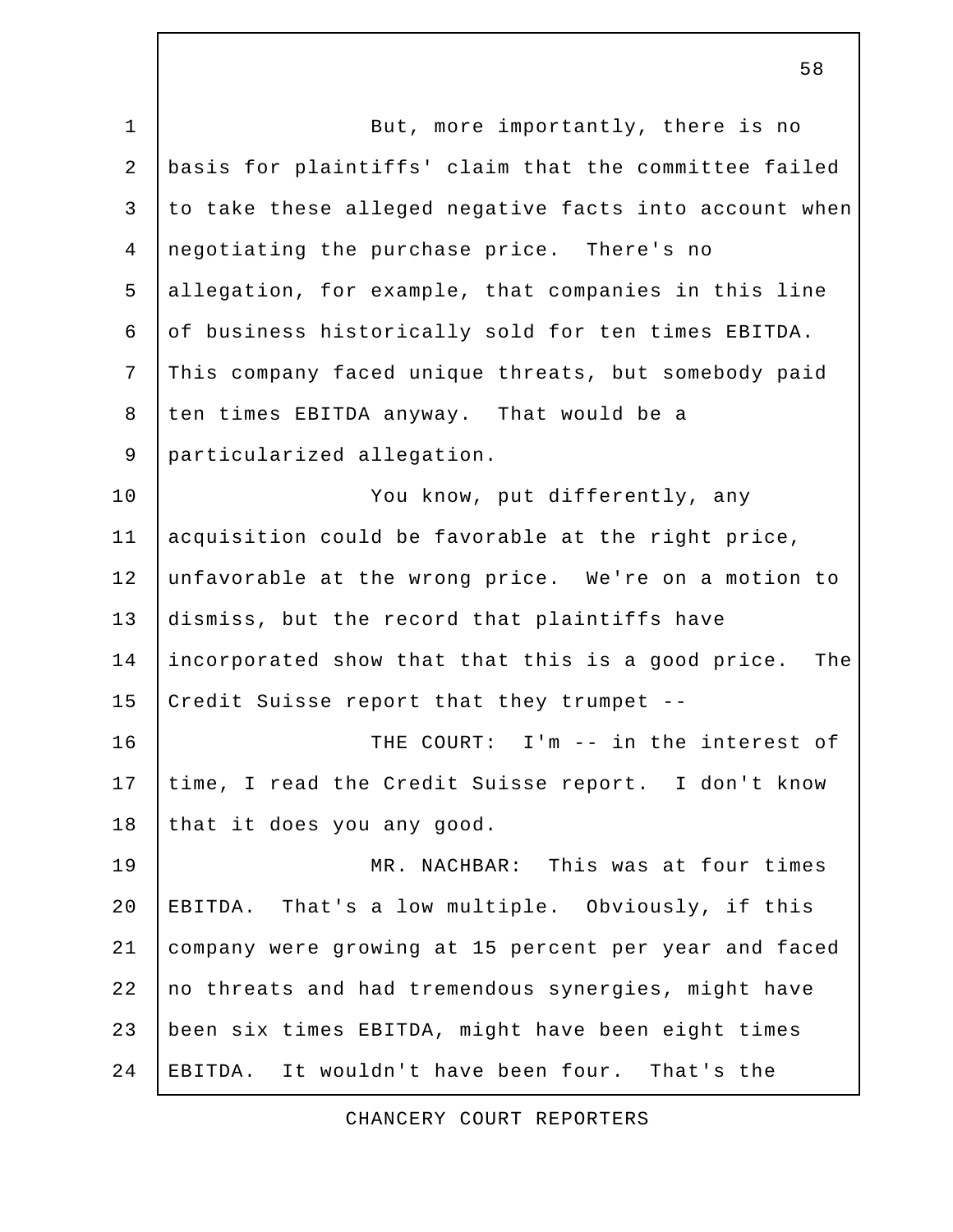But, more importantly, there is no basis for plaintiffs' claim that the committee failed to take these alleged negative facts into account when negotiating the purchase price. There's no allegation, for example, that companies in this line of business historically sold for ten times EBITDA. This company faced unique threats, but somebody paid ten times EBITDA anyway. That would be a particularized allegation.

You know, put differently, any acquisition could be favorable at the right price, unfavorable at the wrong price. We're on a motion to dismiss, but the record that plaintiffs have incorporated show that that this is a good price. The Credit Suisse report that they trumpet --

THE COURT: I'm -- in the interest of time, I read the Credit Suisse report. I don't know that it does you any good.

MR. NACHBAR: This was at four times EBITDA. That's a low multiple. Obviously, if this company were growing at 15 percent per year and faced no threats and had tremendous synergies, might have been six times EBITDA, might have been eight times EBITDA. It wouldn't have been four. That's the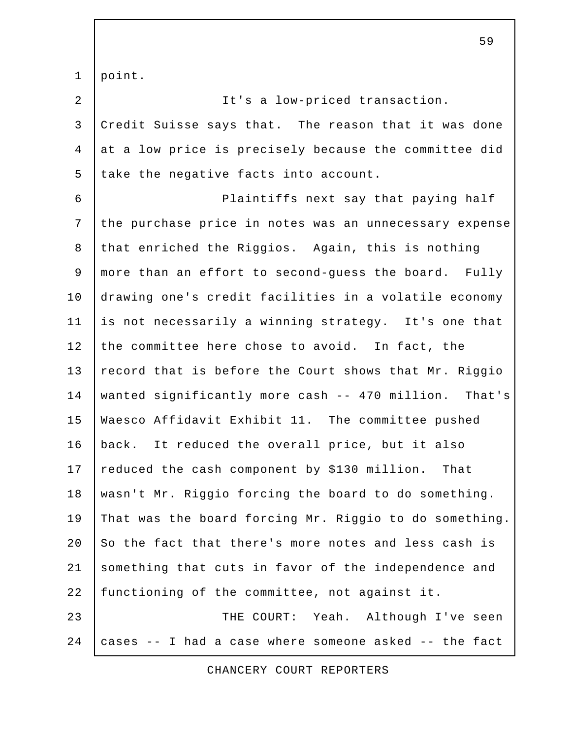point.

It's a low-priced transaction. Credit Suisse says that. The reason that it was done at a low price is precisely because the committee did take the negative facts into account.

Plaintiffs next say that paying half the purchase price in notes was an unnecessary expense that enriched the Riggios. Again, this is nothing more than an effort to second-guess the board. Fully drawing one's credit facilities in a volatile economy is not necessarily a winning strategy. It's one that the committee here chose to avoid. In fact, the record that is before the Court shows that Mr. Riggio wanted significantly more cash -- 470 million. That's Waesco Affidavit Exhibit 11. The committee pushed back. It reduced the overall price, but it also reduced the cash component by $130 million. That wasn't Mr. Riggio forcing the board to do something. That was the board forcing Mr. Riggio to do something. So the fact that there's more notes and less cash is something that cuts in favor of the independence and functioning of the committee, not against it.

THE COURT: Yeah. Although I've seen cases -- I had a case where someone asked -- the fact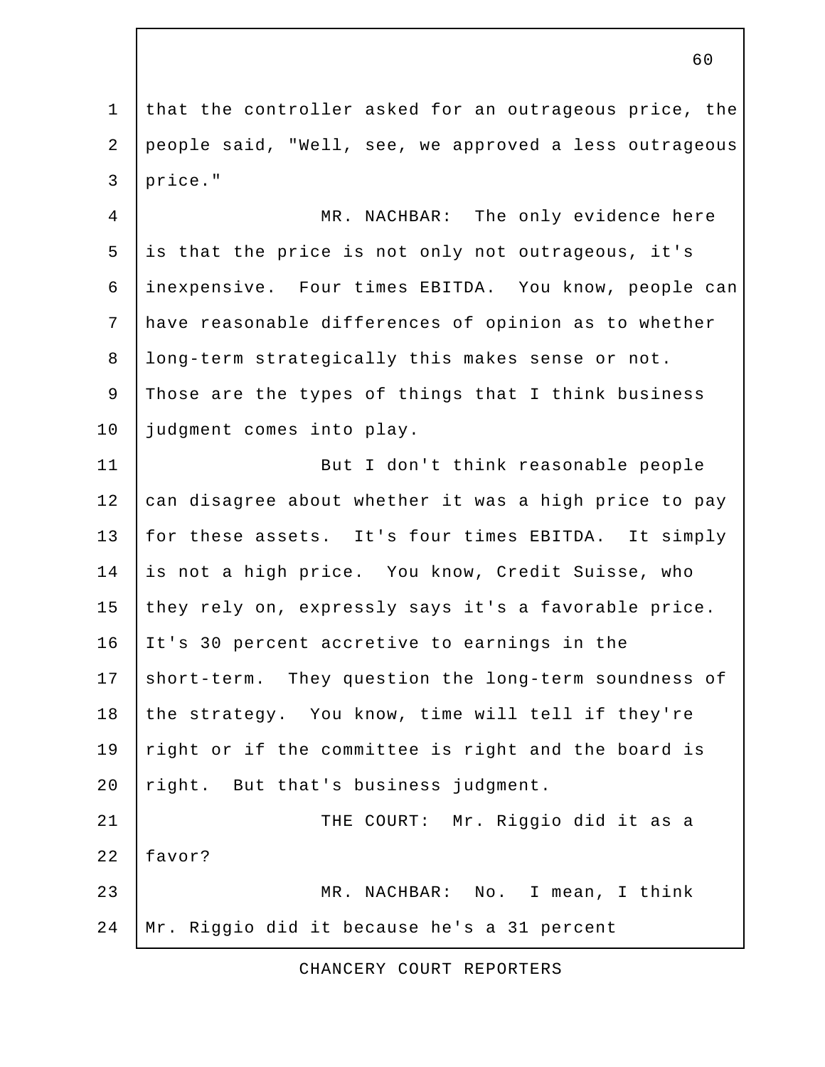that the controller asked for an outrageous price, the people said, "Well, see, we approved a less outrageous price."

MR. NACHBAR: The only evidence here is that the price is not only not outrageous, it's inexpensive. Four times EBITDA. You know, people can have reasonable differences of opinion as to whether long-term strategically this makes sense or not. Those are the types of things that I think business judgment comes into play.

But I don't think reasonable people can disagree about whether it was a high price to pay for these assets. It's four times EBITDA. It simply is not a high price. You know, Credit Suisse, who they rely on, expressly says it's a favorable price. It's 30 percent accretive to earnings in the short-term. They question the long-term soundness of the strategy. You know, time will tell if they're right or if the committee is right and the board is right. But that's business judgment.

THE COURT: Mr. Riggio did it as a favor?

MR. NACHBAR: No. I mean, I think Mr. Riggio did it because he's a 31 percent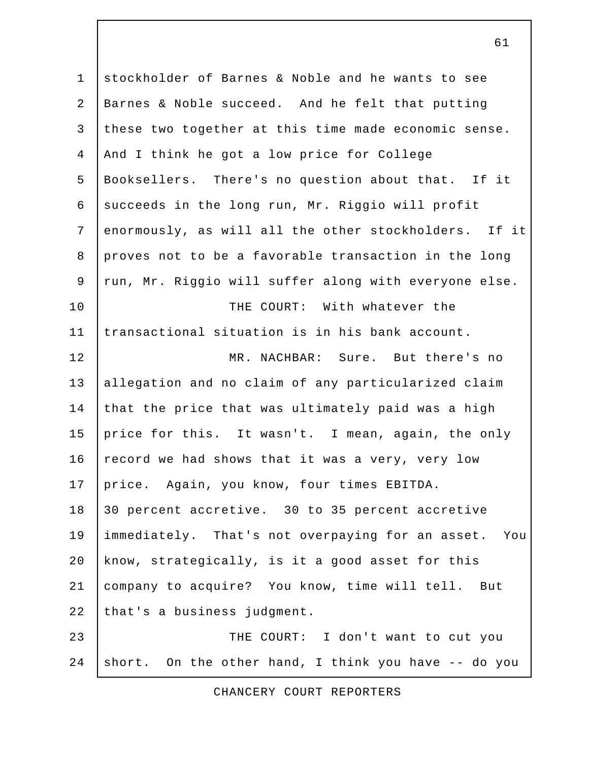stockholder of Barnes & Noble and he wants to see Barnes & Noble succeed. And he felt that putting these two together at this time made economic sense. And I think he got a low price for College Booksellers. There's no question about that. If it succeeds in the long run, Mr. Riggio will profit enormously, as will all the other stockholders. If it proves not to be a favorable transaction in the long run, Mr. Riggio will suffer along with everyone else.

THE COURT: With whatever the transactional situation is in his bank account.

MR. NACHBAR: Sure. But there's no allegation and no claim of any particularized claim that the price that was ultimately paid was a high price for this. It wasn't. I mean, again, the only record we had shows that it was a very, very low price. Again, you know, four times EBITDA. 30 percent accretive. 30 to 35 percent accretive immediately. That's not overpaying for an asset. You know, strategically, is it a good asset for this company to acquire? You know, time will tell. But that's a business judgment.

THE COURT: I don't want to cut you short. On the other hand, I think you have -- do you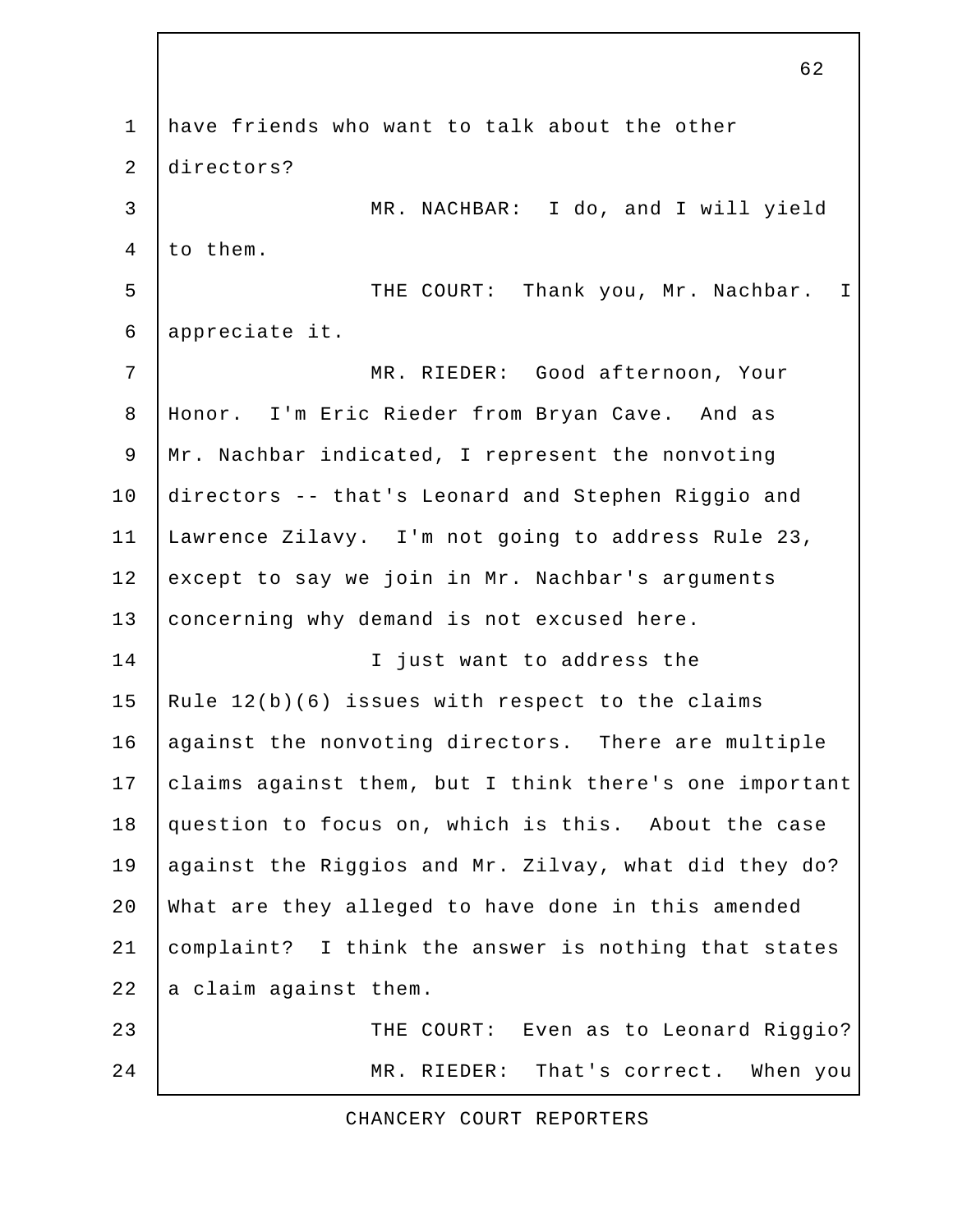have friends who want to talk about the other directors?

MR. NACHBAR: I do, and I will yield to them.

THE COURT: Thank you, Mr. Nachbar. I appreciate it.

MR. RIEDER: Good afternoon, Your Honor. I'm Eric Rieder from Bryan Cave. And as Mr. Nachbar indicated, I represent the nonvoting directors -- that's Leonard and Stephen Riggio and Lawrence Zilavy. I'm not going to address Rule 23, except to say we join in Mr. Nachbar's arguments concerning why demand is not excused here.

I just want to address the Rule 12(b)(6) issues with respect to the claims against the nonvoting directors. There are multiple claims against them, but I think there's one important question to focus on, which is this. About the case against the Riggios and Mr. Zilvay, what did they do? What are they alleged to have done in this amended complaint? I think the answer is nothing that states a claim against them.

THE COURT: Even as to Leonard Riggio?

MR. RIEDER: That's correct. When you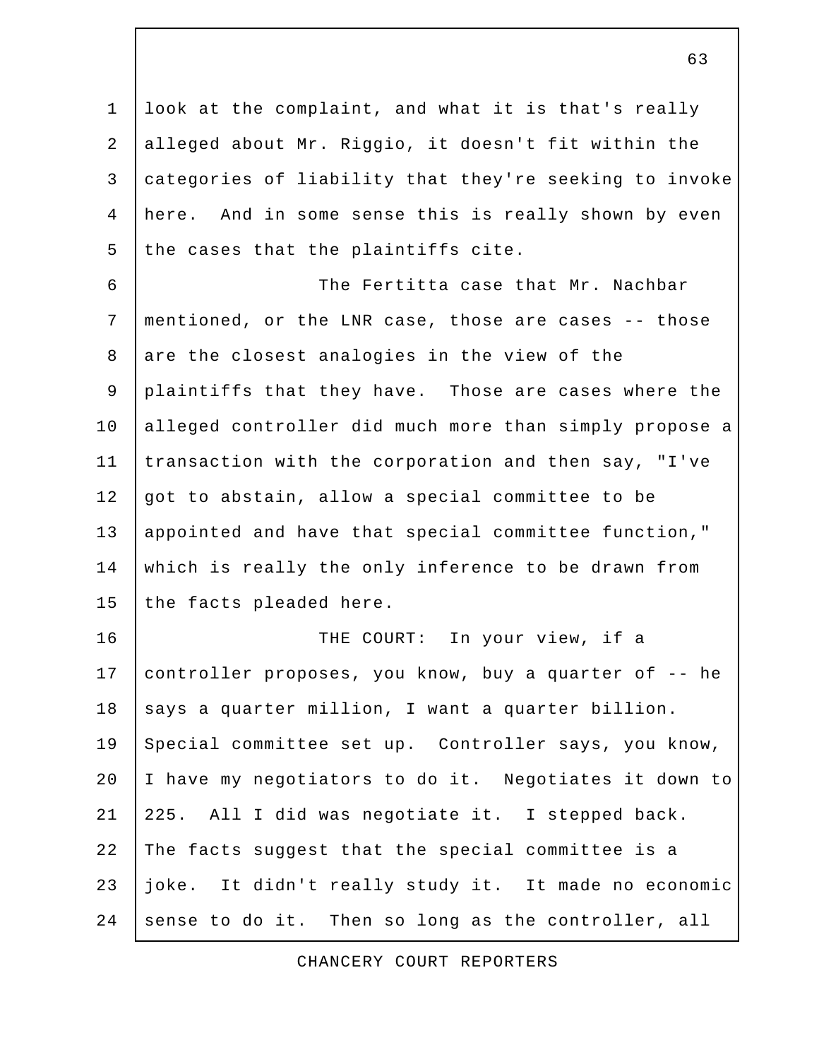look at the complaint, and what it is that's really alleged about Mr. Riggio, it doesn't fit within the categories of liability that they're seeking to invoke here. And in some sense this is really shown by even the cases that the plaintiffs cite.

The Fertitta case that Mr. Nachbar mentioned, or the LNR case, those are cases -- those are the closest analogies in the view of the plaintiffs that they have. Those are cases where the alleged controller did much more than simply propose a transaction with the corporation and then say, "I've got to abstain, allow a special committee to be appointed and have that special committee function," which is really the only inference to be drawn from the facts pleaded here.

THE COURT: In your view, if a controller proposes, you know, buy a quarter of -- he says a quarter million, I want a quarter billion. Special committee set up. Controller says, you know, I have my negotiators to do it. Negotiates it down to 225. All I did was negotiate it. I stepped back. The facts suggest that the special committee is a joke. It didn't really study it. It made no economic sense to do it. Then so long as the controller, all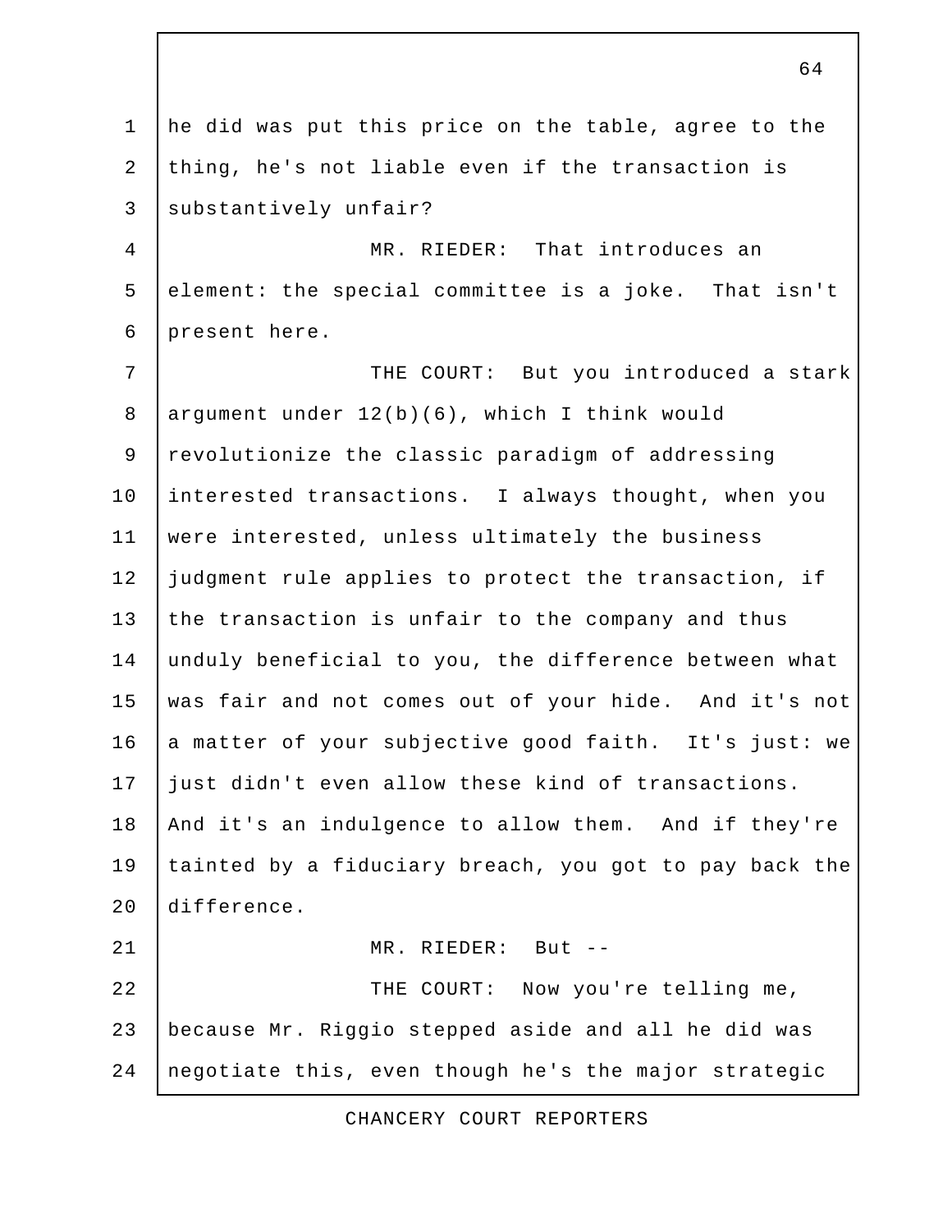he did was put this price on the table, agree to the thing, he's not liable even if the transaction is substantively unfair?

MR. RIEDER: That introduces an element: the special committee is a joke. That isn't present here.

THE COURT: But you introduced a stark argument under 12(b)(6), which I think would revolutionize the classic paradigm of addressing interested transactions. I always thought, when you were interested, unless ultimately the business judgment rule applies to protect the transaction, if the transaction is unfair to the company and thus unduly beneficial to you, the difference between what was fair and not comes out of your hide. And it's not a matter of your subjective good faith. It's just: we just didn't even allow these kind of transactions. And it's an indulgence to allow them. And if they're tainted by a fiduciary breach, you got to pay back the difference.

MR. RIEDER: But --

THE COURT: Now you're telling me, because Mr. Riggio stepped aside and all he did was negotiate this, even though he's the major strategic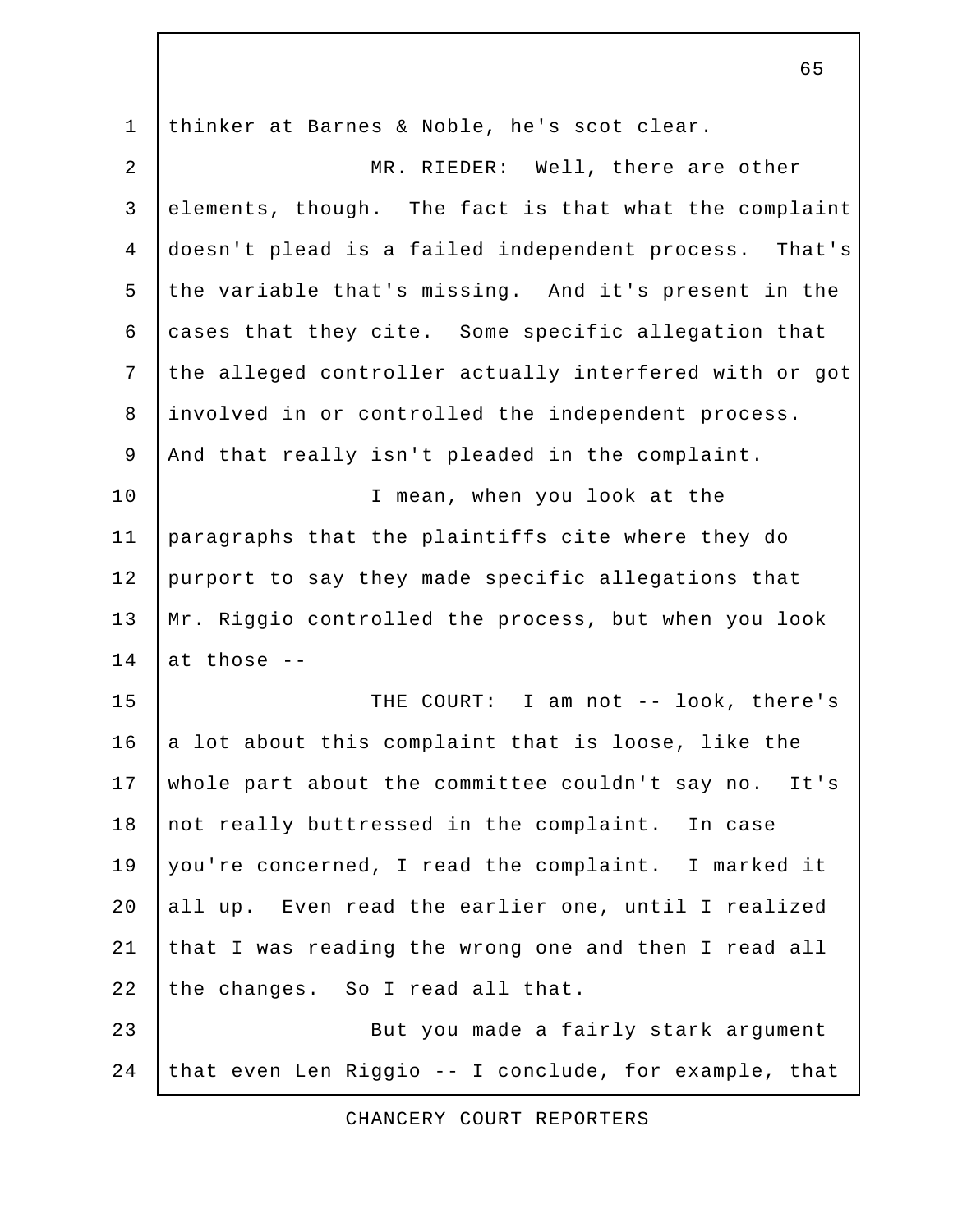thinker at Barnes & Noble, he's scot clear.

MR. RIEDER: Well, there are other elements, though. The fact is that what the complaint doesn't plead is a failed independent process. That's the variable that's missing. And it's present in the cases that they cite. Some specific allegation that the alleged controller actually interfered with or got involved in or controlled the independent process. And that really isn't pleaded in the complaint.

I mean, when you look at the paragraphs that the plaintiffs cite where they do purport to say they made specific allegations that Mr. Riggio controlled the process, but when you look at those --

THE COURT: I am not -- look, there's a lot about this complaint that is loose, like the whole part about the committee couldn't say no. It's not really buttressed in the complaint. In case you're concerned, I read the complaint. I marked it all up. Even read the earlier one, until I realized that I was reading the wrong one and then I read all the changes. So I read all that.

But you made a fairly stark argument that even Len Riggio -- I conclude, for example, that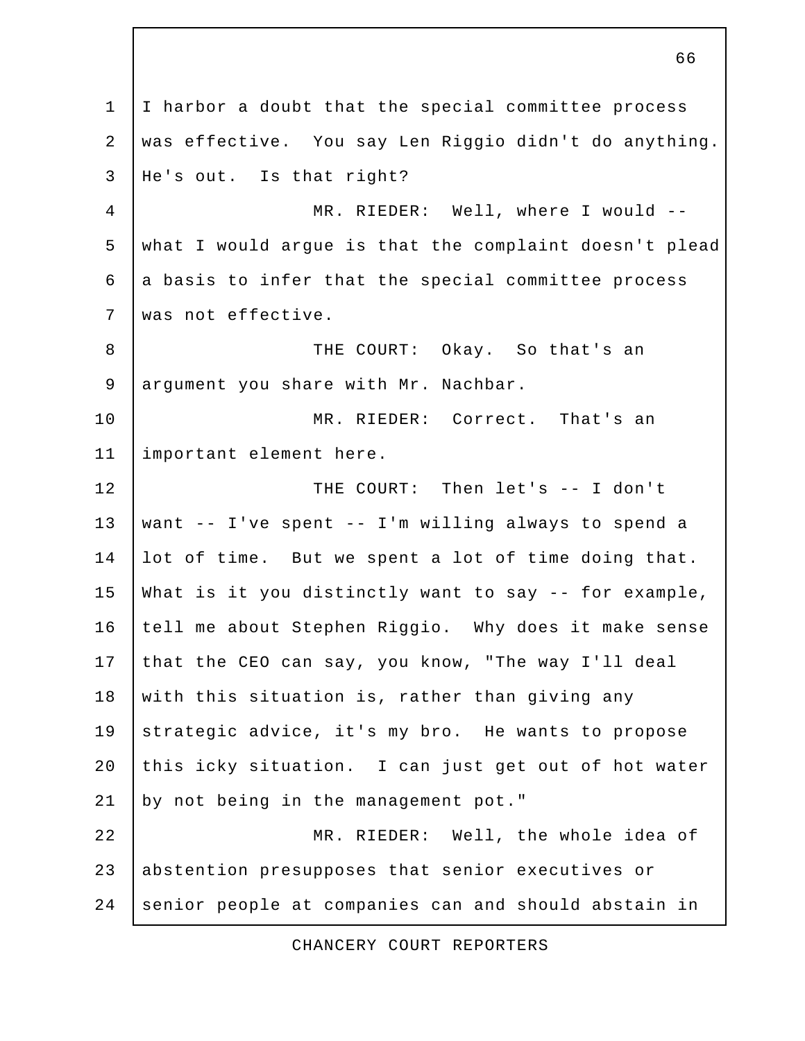I harbor a doubt that the special committee process was effective. You say Len Riggio didn't do anything. He's out. Is that right?

MR. RIEDER: Well, where I would -- what I would argue is that the complaint doesn't plead a basis to infer that the special committee process was not effective.

THE COURT: Okay. So that's an argument you share with Mr. Nachbar.

MR. RIEDER: Correct. That's an important element here.

THE COURT: Then let's -- I don't want -- I've spent -- I'm willing always to spend a lot of time. But we spent a lot of time doing that. What is it you distinctly want to say -- for example, tell me about Stephen Riggio. Why does it make sense that the CEO can say, you know, "The way I'll deal with this situation is, rather than giving any strategic advice, it's my bro. He wants to propose this icky situation. I can just get out of hot water by not being in the management pot."

MR. RIEDER: Well, the whole idea of abstention presupposes that senior executives or senior people at companies can and should abstain in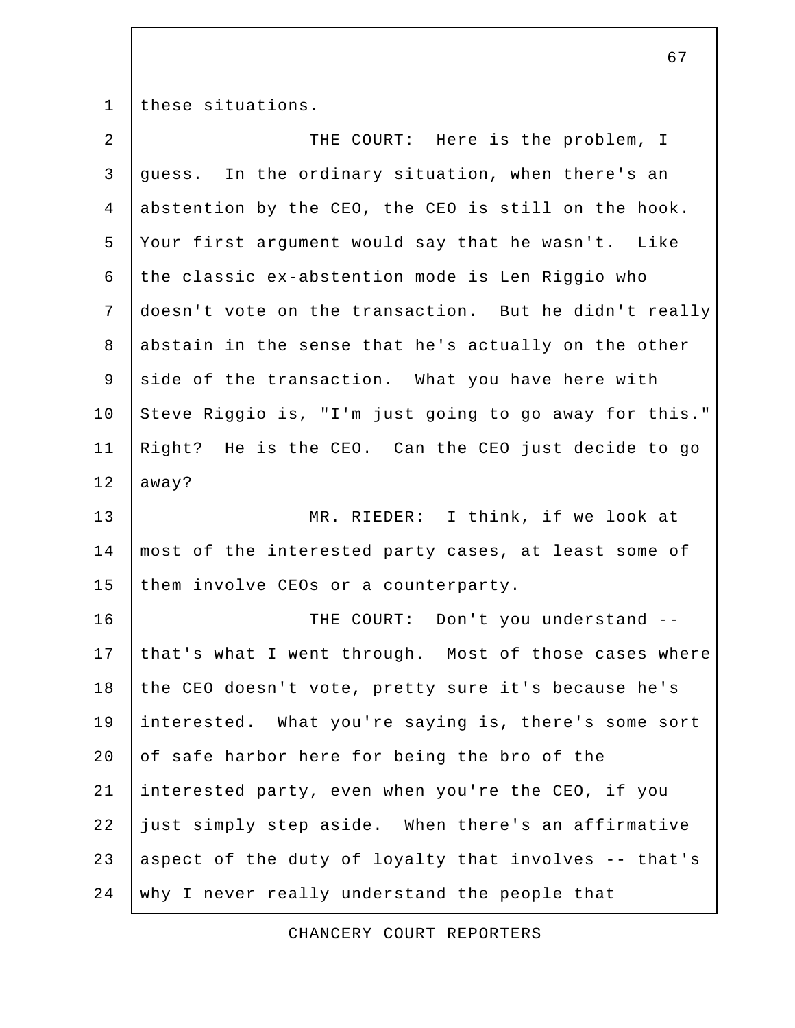these situations.

THE COURT: Here is the problem, I guess. In the ordinary situation, when there's an abstention by the CEO, the CEO is still on the hook. Your first argument would say that he wasn't. Like the classic ex-abstention mode is Len Riggio who doesn't vote on the transaction. But he didn't really abstain in the sense that he's actually on the other side of the transaction. What you have here with Steve Riggio is, "I'm just going to go away for this." Right? He is the CEO. Can the CEO just decide to go away?

MR. RIEDER: I think, if we look at most of the interested party cases, at least some of them involve CEOs or a counterparty.

THE COURT: Don't you understand -- that's what I went through. Most of those cases where the CEO doesn't vote, pretty sure it's because he's interested. What you're saying is, there's some sort of safe harbor here for being the bro of the interested party, even when you're the CEO, if you just simply step aside. When there's an affirmative aspect of the duty of loyalty that involves -- that's why I never really understand the people that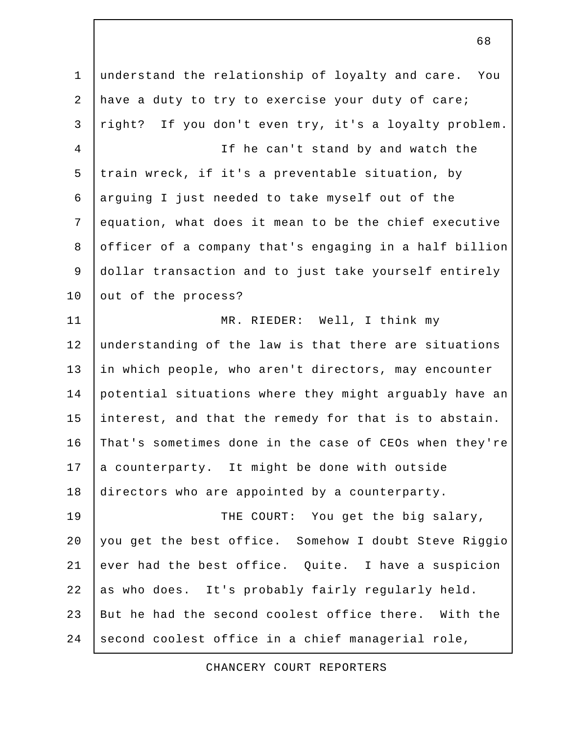understand the relationship of loyalty and care. You have a duty to try to exercise your duty of care; right? If you don't even try, it's a loyalty problem.

If he can't stand by and watch the train wreck, if it's a preventable situation, by arguing I just needed to take myself out of the equation, what does it mean to be the chief executive officer of a company that's engaging in a half billion dollar transaction and to just take yourself entirely out of the process?

MR. RIEDER: Well, I think my understanding of the law is that there are situations in which people, who aren't directors, may encounter potential situations where they might arguably have an interest, and that the remedy for that is to abstain. That's sometimes done in the case of CEOs when they're a counterparty. It might be done with outside directors who are appointed by a counterparty.

THE COURT: You get the big salary, you get the best office. Somehow I doubt Steve Riggio ever had the best office. Quite. I have a suspicion as who does. It's probably fairly regularly held. But he had the second coolest office there. With the second coolest office in a chief managerial role,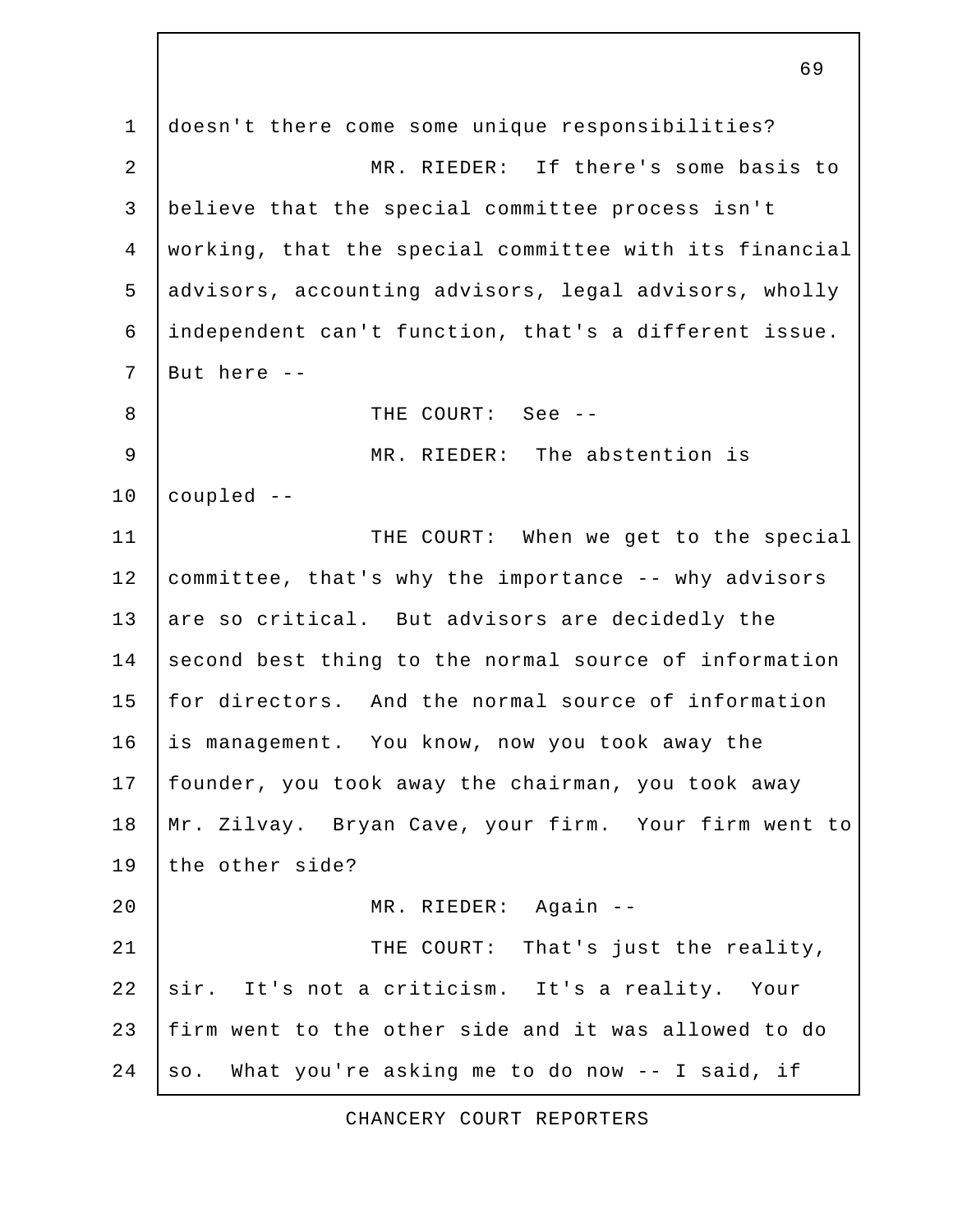doesn't there come some unique responsibilities?

MR. RIEDER: If there's some basis to believe that the special committee process isn't working, that the special committee with its financial advisors, accounting advisors, legal advisors, wholly independent can't function, that's a different issue. But here --

THE COURT: See --

MR. RIEDER: The abstention is coupled --

THE COURT: When we get to the special committee, that's why the importance -- why advisors are so critical. But advisors are decidedly the second best thing to the normal source of information for directors. And the normal source of information is management. You know, now you took away the founder, you took away the chairman, you took away Mr. Zilvay. Bryan Cave, your firm. Your firm went to the other side?

MR. RIEDER: Again --

THE COURT: That's just the reality, sir. It's not a criticism. It's a reality. Your firm went to the other side and it was allowed to do so. What you're asking me to do now -- I said, if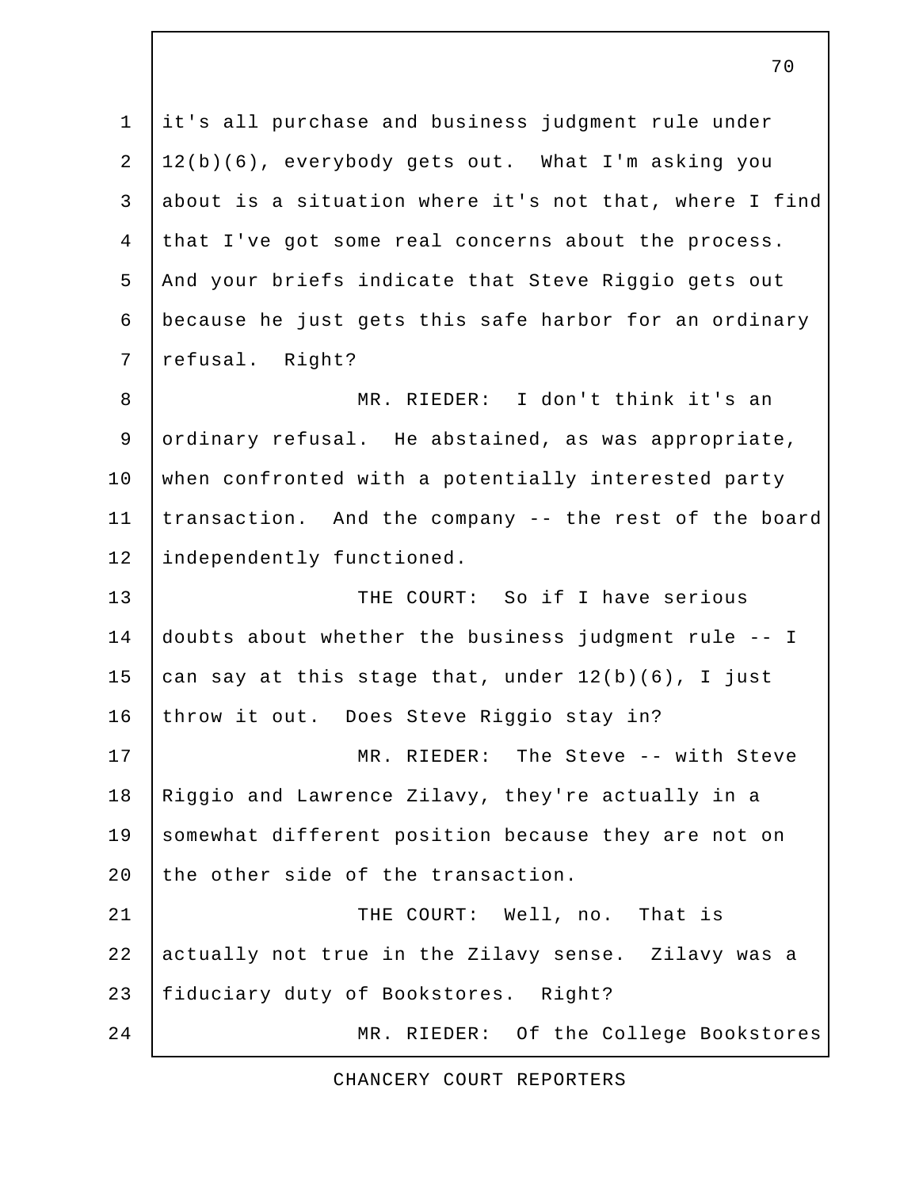it's all purchase and business judgment rule under 12(b)(6), everybody gets out. What I'm asking you about is a situation where it's not that, where I find that I've got some real concerns about the process. And your briefs indicate that Steve Riggio gets out because he just gets this safe harbor for an ordinary refusal. Right?

MR. RIEDER: I don't think it's an ordinary refusal. He abstained, as was appropriate, when confronted with a potentially interested party transaction. And the company -- the rest of the board independently functioned.

THE COURT: So if I have serious doubts about whether the business judgment rule -- I can say at this stage that, under 12(b)(6), I just throw it out. Does Steve Riggio stay in?

MR. RIEDER: The Steve -- with Steve Riggio and Lawrence Zilavy, they're actually in a somewhat different position because they are not on the other side of the transaction.

THE COURT: Well, no. That is actually not true in the Zilavy sense. Zilavy was a fiduciary duty of Bookstores. Right?

MR. RIEDER: Of the College Bookstores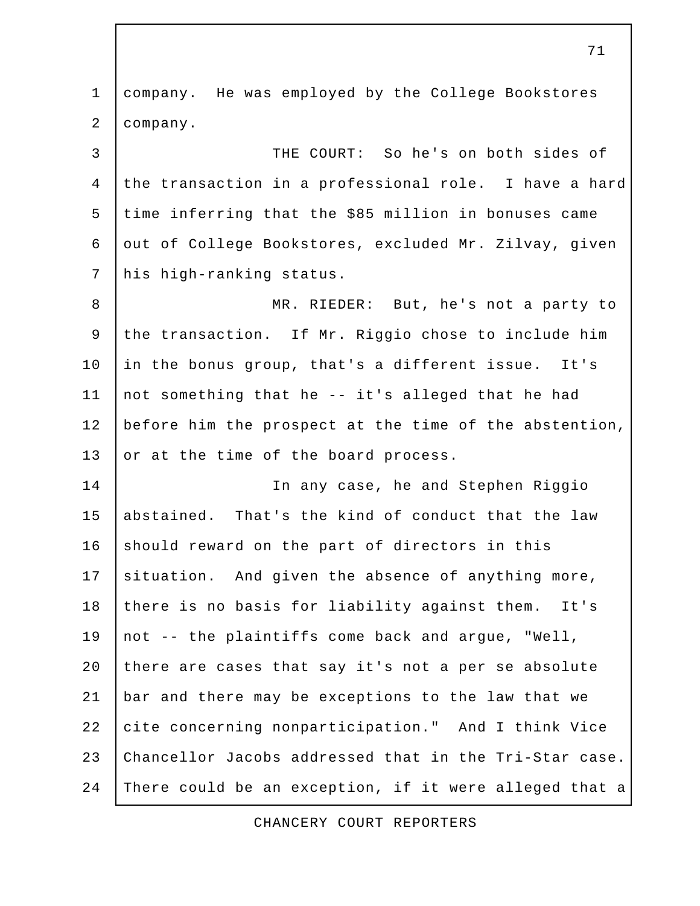company. He was employed by the College Bookstores company.

THE COURT: So he's on both sides of the transaction in a professional role. I have a hard time inferring that the $85 million in bonuses came out of College Bookstores, excluded Mr. Zilvay, given his high-ranking status.

MR. RIEDER: But, he's not a party to the transaction. If Mr. Riggio chose to include him in the bonus group, that's a different issue. It's not something that he -- it's alleged that he had before him the prospect at the time of the abstention, or at the time of the board process.

In any case, he and Stephen Riggio abstained. That's the kind of conduct that the law should reward on the part of directors in this situation. And given the absence of anything more, there is no basis for liability against them. It's not -- the plaintiffs come back and argue, "Well, there are cases that say it's not a per se absolute bar and there may be exceptions to the law that we cite concerning nonparticipation." And I think Vice Chancellor Jacobs addressed that in the Tri-Star case. There could be an exception, if it were alleged that a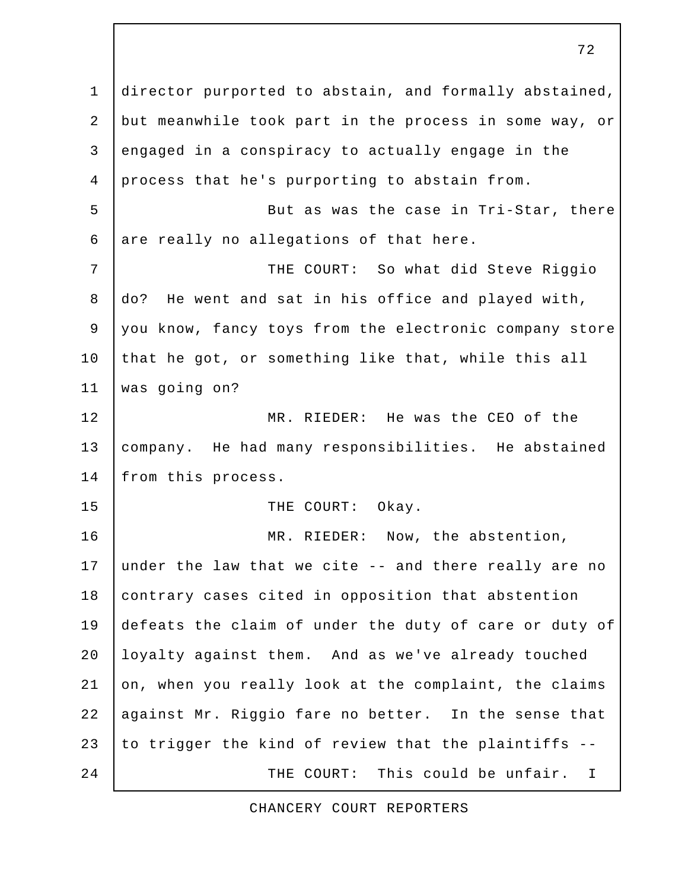director purported to abstain, and formally abstained, but meanwhile took part in the process in some way, or engaged in a conspiracy to actually engage in the process that he's purporting to abstain from.

But as was the case in Tri-Star, there are really no allegations of that here.

THE COURT: So what did Steve Riggio do? He went and sat in his office and played with, you know, fancy toys from the electronic company store that he got, or something like that, while this all was going on?

MR. RIEDER: He was the CEO of the company. He had many responsibilities. He abstained from this process.

THE COURT: Okay.

MR. RIEDER: Now, the abstention, under the law that we cite -- and there really are no contrary cases cited in opposition that abstention defeats the claim of under the duty of care or duty of loyalty against them. And as we've already touched on, when you really look at the complaint, the claims against Mr. Riggio fare no better. In the sense that to trigger the kind of review that the plaintiffs --

THE COURT: This could be unfair. I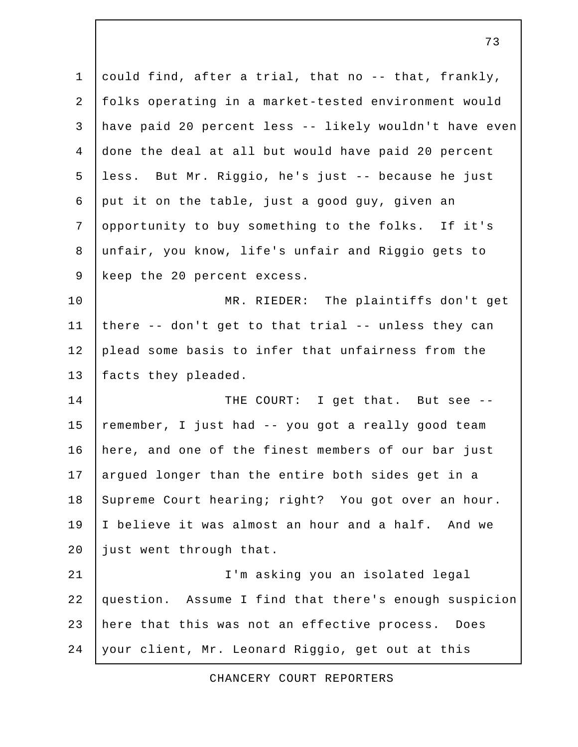could find, after a trial, that no -- that, frankly, folks operating in a market-tested environment would have paid 20 percent less -- likely wouldn't have even done the deal at all but would have paid 20 percent less. But Mr. Riggio, he's just -- because he just put it on the table, just a good guy, given an opportunity to buy something to the folks. If it's unfair, you know, life's unfair and Riggio gets to keep the 20 percent excess.

MR. RIEDER: The plaintiffs don't get there -- don't get to that trial -- unless they can plead some basis to infer that unfairness from the facts they pleaded.

THE COURT: I get that. But see -- remember, I just had -- you got a really good team here, and one of the finest members of our bar just argued longer than the entire both sides get in a Supreme Court hearing; right? You got over an hour. I believe it was almost an hour and a half. And we just went through that.

I'm asking you an isolated legal question. Assume I find that there's enough suspicion here that this was not an effective process. Does your client, Mr. Leonard Riggio, get out at this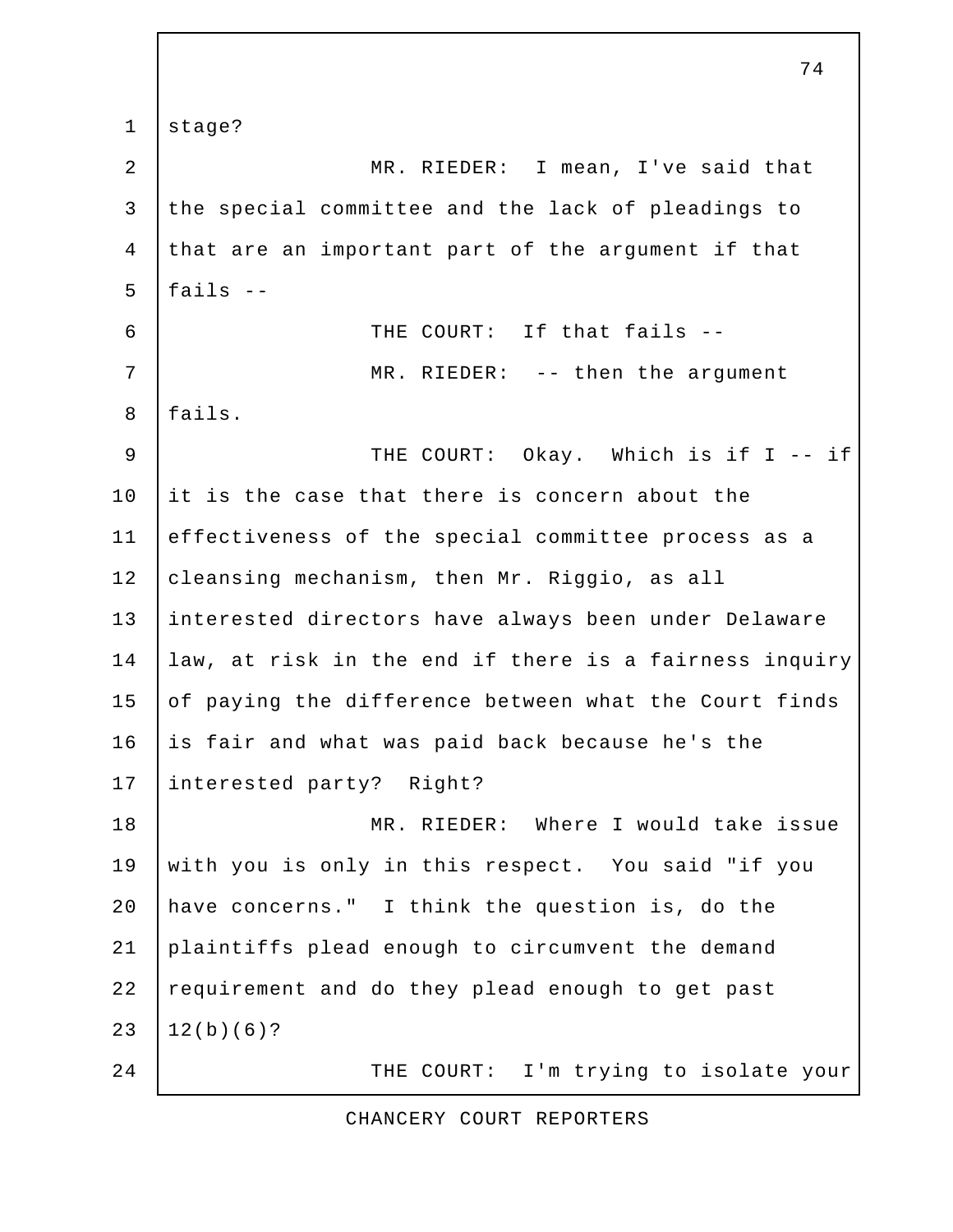stage?

MR. RIEDER: I mean, I've said that the special committee and the lack of pleadings to that are an important part of the argument if that fails --

THE COURT: If that fails --

MR. RIEDER: -- then the argument fails.

THE COURT: Okay. Which is if I -- if it is the case that there is concern about the effectiveness of the special committee process as a cleansing mechanism, then Mr. Riggio, as all interested directors have always been under Delaware law, at risk in the end if there is a fairness inquiry of paying the difference between what the Court finds is fair and what was paid back because he's the interested party? Right?

MR. RIEDER: Where I would take issue with you is only in this respect. You said "if you have concerns." I think the question is, do the plaintiffs plead enough to circumvent the demand requirement and do they plead enough to get past 12(b)(6)?

THE COURT: I'm trying to isolate your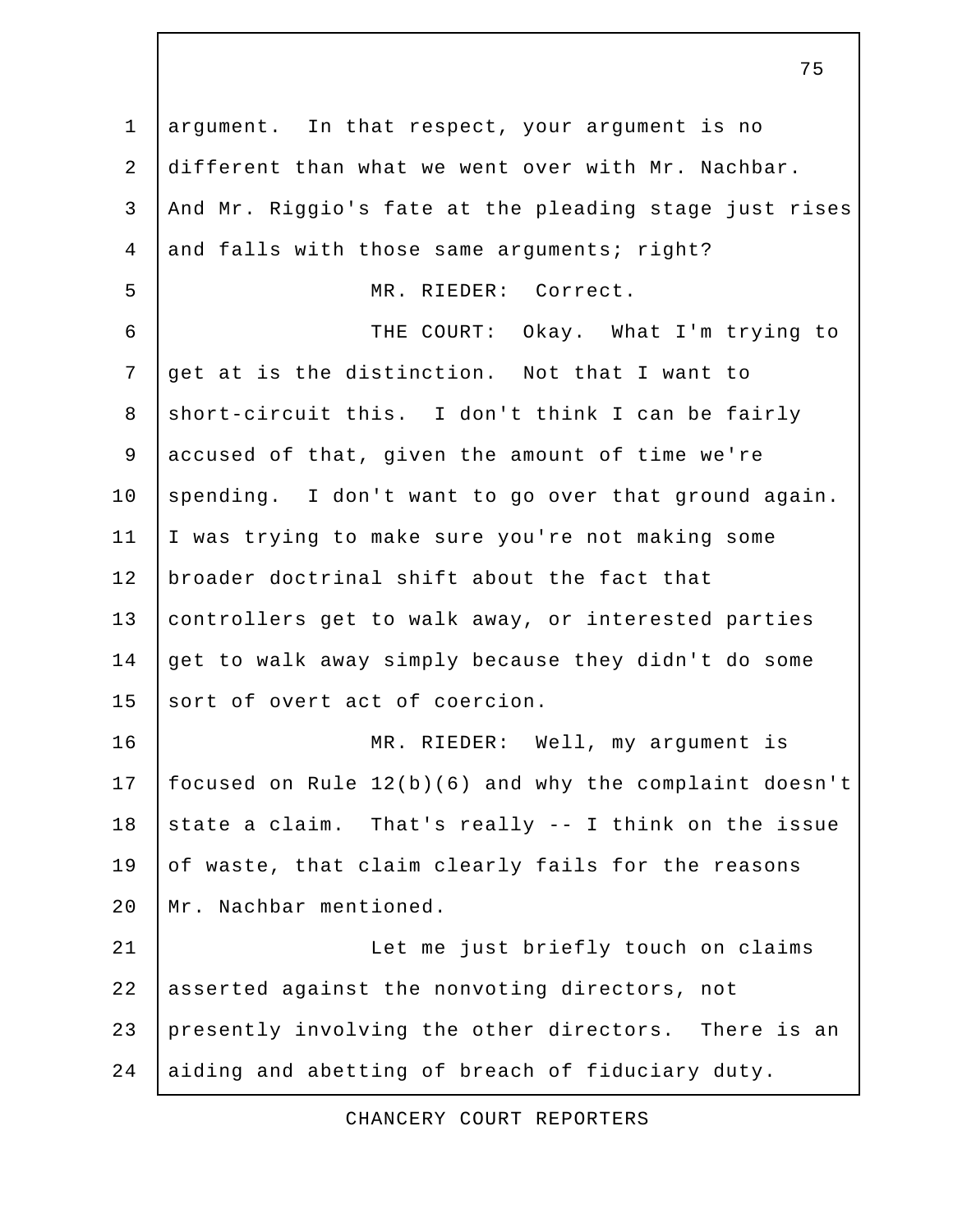argument. In that respect, your argument is no different than what we went over with Mr. Nachbar. And Mr. Riggio's fate at the pleading stage just rises and falls with those same arguments; right?

MR. RIEDER: Correct.

THE COURT: Okay. What I'm trying to get at is the distinction. Not that I want to short-circuit this. I don't think I can be fairly accused of that, given the amount of time we're spending. I don't want to go over that ground again. I was trying to make sure you're not making some broader doctrinal shift about the fact that controllers get to walk away, or interested parties get to walk away simply because they didn't do some sort of overt act of coercion.

MR. RIEDER: Well, my argument is focused on Rule 12(b)(6) and why the complaint doesn't state a claim. That's really -- I think on the issue of waste, that claim clearly fails for the reasons Mr. Nachbar mentioned.

Let me just briefly touch on claims asserted against the nonvoting directors, not presently involving the other directors. There is an aiding and abetting of breach of fiduciary duty.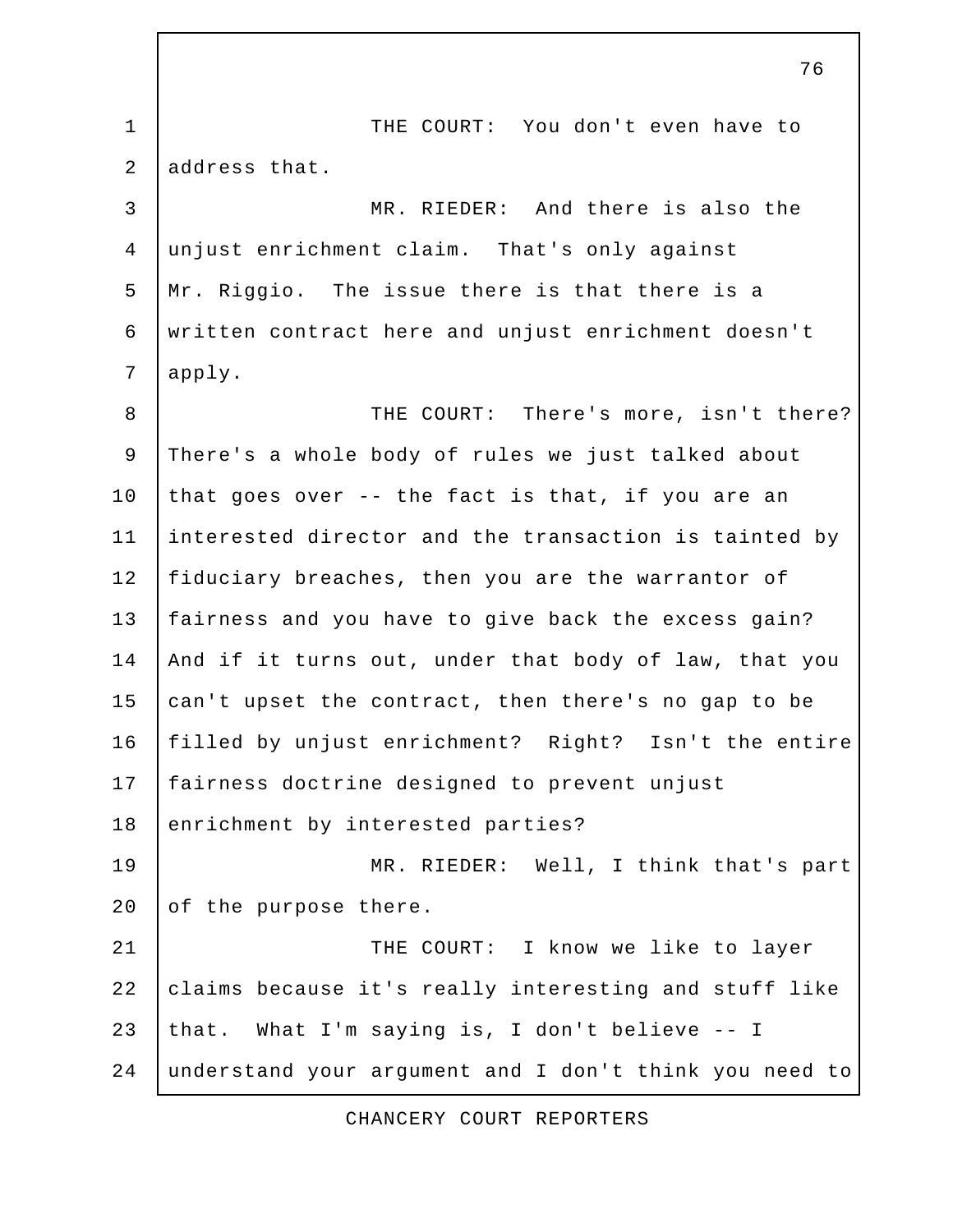THE COURT: You don't even have to address that.

MR. RIEDER: And there is also the unjust enrichment claim. That's only against Mr. Riggio. The issue there is that there is a written contract here and unjust enrichment doesn't apply.

THE COURT: There's more, isn't there? There's a whole body of rules we just talked about that goes over -- the fact is that, if you are an interested director and the transaction is tainted by fiduciary breaches, then you are the warrantor of fairness and you have to give back the excess gain? And if it turns out, under that body of law, that you can't upset the contract, then there's no gap to be filled by unjust enrichment? Right? Isn't the entire fairness doctrine designed to prevent unjust enrichment by interested parties?

MR. RIEDER: Well, I think that's part of the purpose there.

THE COURT: I know we like to layer claims because it's really interesting and stuff like that. What I'm saying is, I don't believe -- I understand your argument and I don't think you need to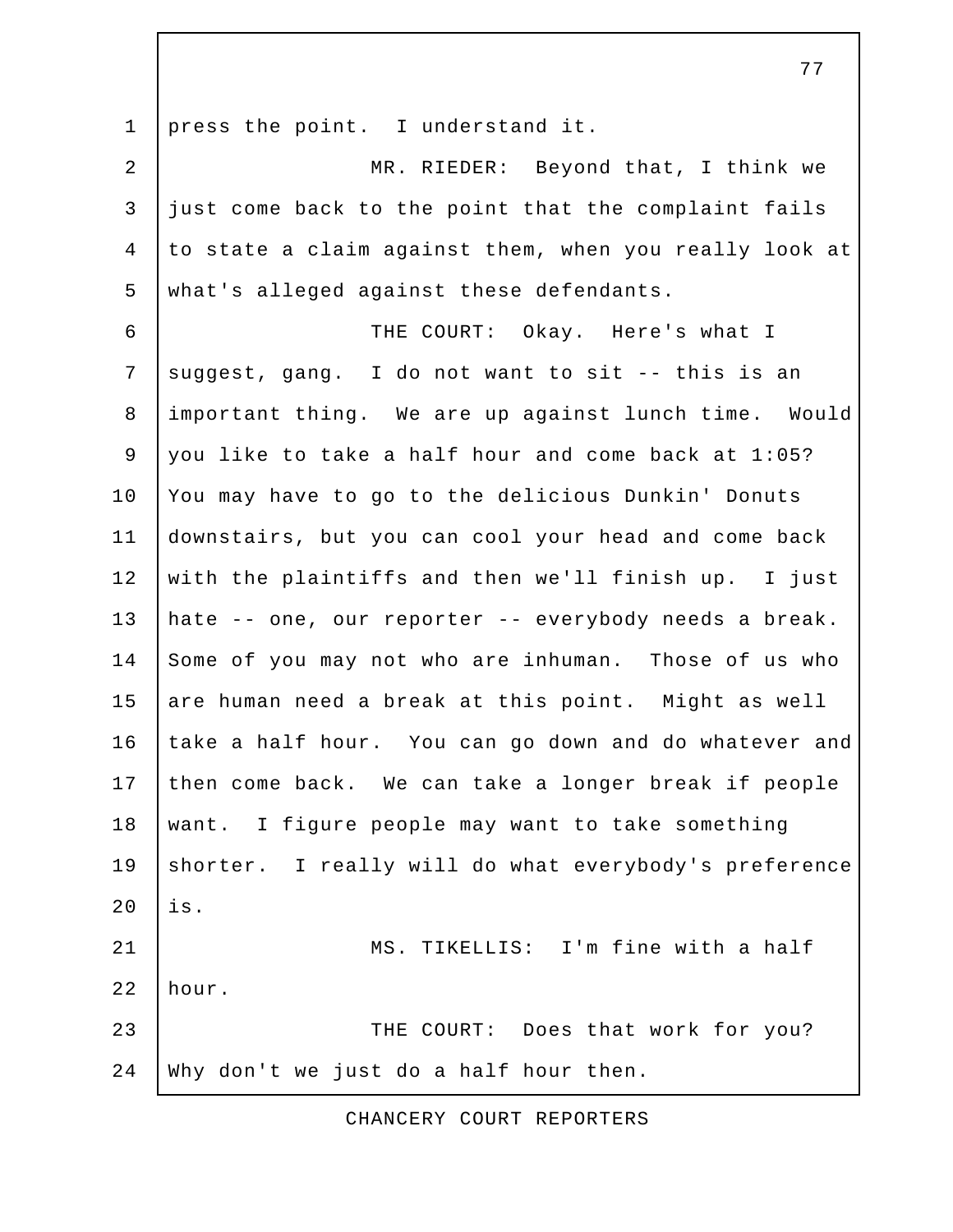press the point. I understand it.

MR. RIEDER: Beyond that, I think we just come back to the point that the complaint fails to state a claim against them, when you really look at what's alleged against these defendants.

THE COURT: Okay. Here's what I suggest, gang. I do not want to sit -- this is an important thing. We are up against lunch time. Would you like to take a half hour and come back at 1:05? You may have to go to the delicious Dunkin' Donuts downstairs, but you can cool your head and come back with the plaintiffs and then we'll finish up. I just hate -- one, our reporter -- everybody needs a break. Some of you may not who are inhuman. Those of us who are human need a break at this point. Might as well take a half hour. You can go down and do whatever and then come back. We can take a longer break if people want. I figure people may want to take something shorter. I really will do what everybody's preference is.

MS. TIKELLIS: I'm fine with a half hour.

THE COURT: Does that work for you? Why don't we just do a half hour then.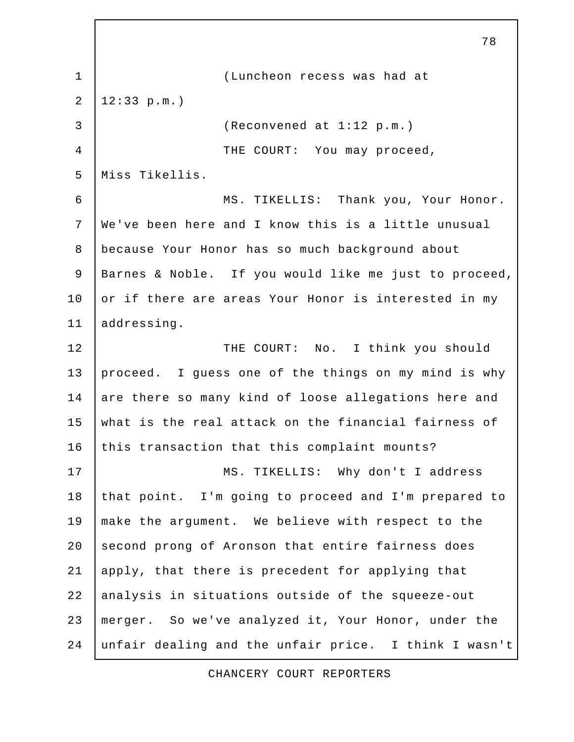(Luncheon recess was had at 12:33 p.m.)

(Reconvened at 1:12 p.m.)

THE COURT: You may proceed, Miss Tikellis.

MS. TIKELLIS: Thank you, Your Honor. We've been here and I know this is a little unusual because Your Honor has so much background about Barnes & Noble. If you would like me just to proceed, or if there are areas Your Honor is interested in my addressing.

THE COURT: No. I think you should proceed. I guess one of the things on my mind is why are there so many kind of loose allegations here and what is the real attack on the financial fairness of this transaction that this complaint mounts?

MS. TIKELLIS: Why don't I address that point. I'm going to proceed and I'm prepared to make the argument. We believe with respect to the second prong of Aronson that entire fairness does apply, that there is precedent for applying that analysis in situations outside of the squeeze-out merger. So we've analyzed it, Your Honor, under the unfair dealing and the unfair price. I think I wasn't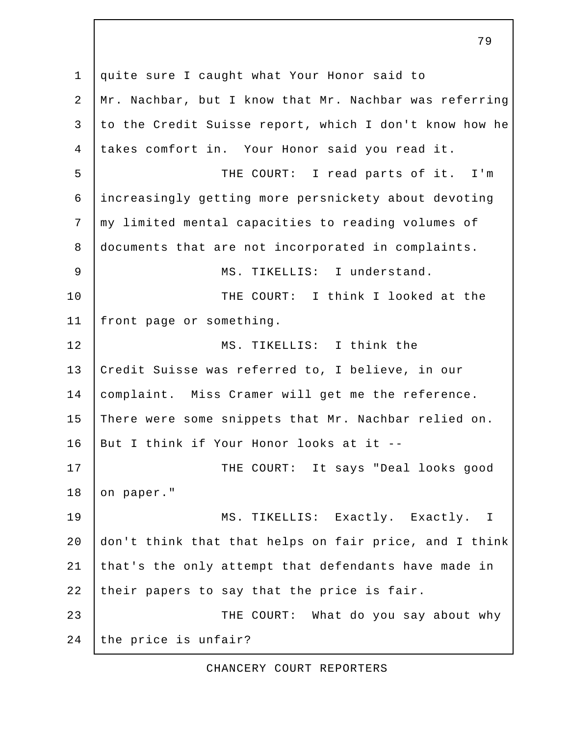quite sure I caught what Your Honor said to Mr. Nachbar, but I know that Mr. Nachbar was referring to the Credit Suisse report, which I don't know how he takes comfort in. Your Honor said you read it.

THE COURT: I read parts of it. I'm increasingly getting more persnickety about devoting my limited mental capacities to reading volumes of documents that are not incorporated in complaints.

MS. TIKELLIS: I understand.

THE COURT: I think I looked at the front page or something.

MS. TIKELLIS: I think the Credit Suisse was referred to, I believe, in our complaint. Miss Cramer will get me the reference. There were some snippets that Mr. Nachbar relied on. But I think if Your Honor looks at it --

THE COURT: It says "Deal looks good on paper."

MS. TIKELLIS: Exactly. Exactly. I don't think that that helps on fair price, and I think that's the only attempt that defendants have made in their papers to say that the price is fair.

THE COURT: What do you say about why the price is unfair?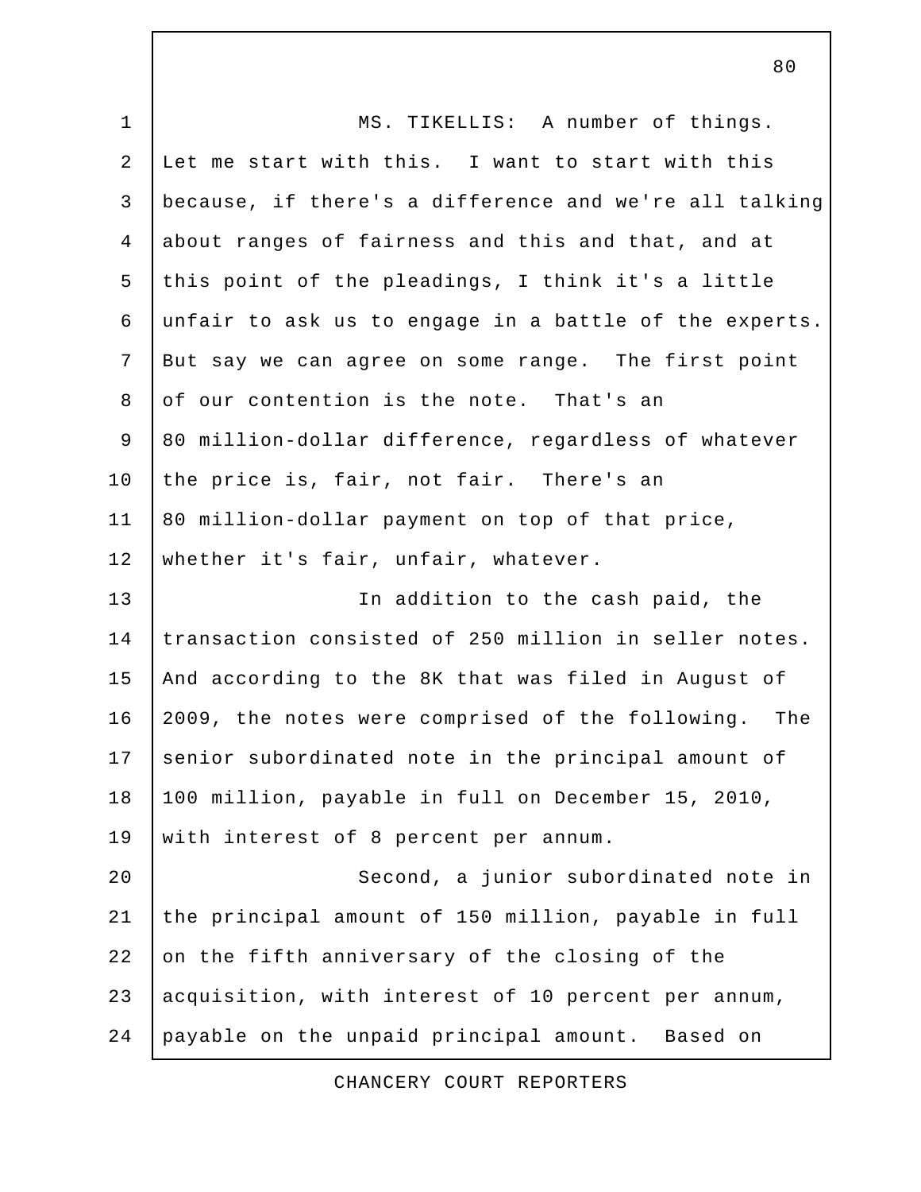MS. TIKELLIS: A number of things. Let me start with this. I want to start with this because, if there's a difference and we're all talking about ranges of fairness and this and that, and at this point of the pleadings, I think it's a little unfair to ask us to engage in a battle of the experts. But say we can agree on some range. The first point of our contention is the note. That's an 80 million-dollar difference, regardless of whatever the price is, fair, not fair. There's an 80 million-dollar payment on top of that price, whether it's fair, unfair, whatever.

In addition to the cash paid, the transaction consisted of 250 million in seller notes. And according to the 8K that was filed in August of 2009, the notes were comprised of the following. The senior subordinated note in the principal amount of 100 million, payable in full on December 15, 2010, with interest of 8 percent per annum.

Second, a junior subordinated note in the principal amount of 150 million, payable in full on the fifth anniversary of the closing of the acquisition, with interest of 10 percent per annum, payable on the unpaid principal amount. Based on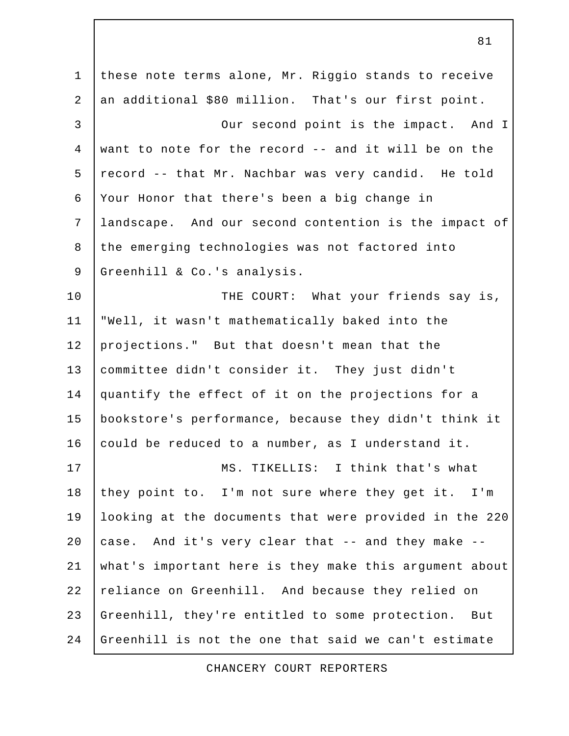these note terms alone, Mr. Riggio stands to receive an additional $80 million. That's our first point.

Our second point is the impact. And I want to note for the record -- and it will be on the record -- that Mr. Nachbar was very candid. He told Your Honor that there's been a big change in landscape. And our second contention is the impact of the emerging technologies was not factored into Greenhill & Co.'s analysis.

THE COURT: What your friends say is, "Well, it wasn't mathematically baked into the projections." But that doesn't mean that the committee didn't consider it. They just didn't quantify the effect of it on the projections for a bookstore's performance, because they didn't think it could be reduced to a number, as I understand it.

MS. TIKELLIS: I think that's what they point to. I'm not sure where they get it. I'm looking at the documents that were provided in the 220 case. And it's very clear that -- and they make -- what's important here is they make this argument about reliance on Greenhill. And because they relied on Greenhill, they're entitled to some protection. But Greenhill is not the one that said we can't estimate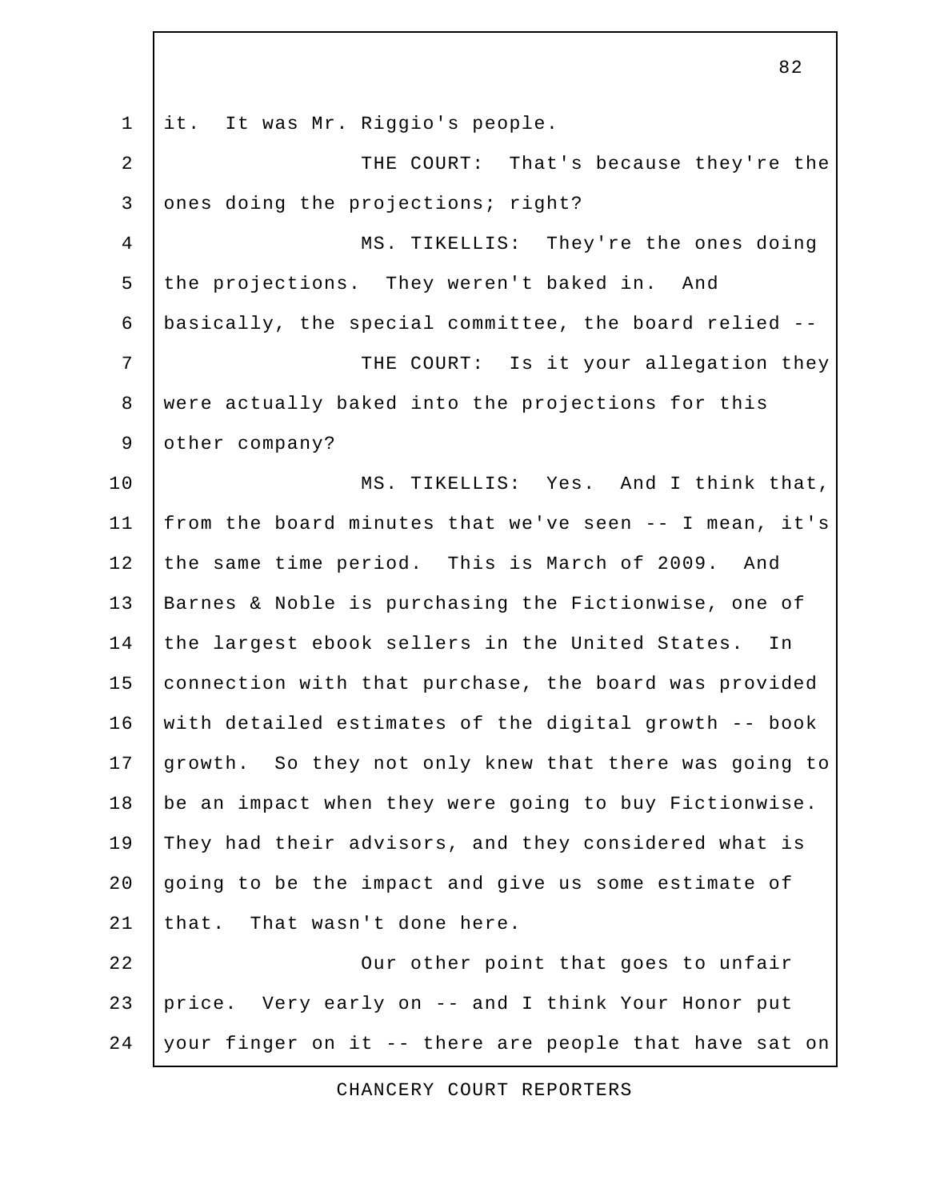it. It was Mr. Riggio's people.

THE COURT: That's because they're the ones doing the projections; right?

MS. TIKELLIS: They're the ones doing the projections. They weren't baked in. And basically, the special committee, the board relied --

THE COURT: Is it your allegation they were actually baked into the projections for this other company?

MS. TIKELLIS: Yes. And I think that, from the board minutes that we've seen -- I mean, it's the same time period. This is March of 2009. And Barnes & Noble is purchasing the Fictionwise, one of the largest ebook sellers in the United States. In connection with that purchase, the board was provided with detailed estimates of the digital growth -- book growth. So they not only knew that there was going to be an impact when they were going to buy Fictionwise. They had their advisors, and they considered what is going to be the impact and give us some estimate of that. That wasn't done here.

Our other point that goes to unfair price. Very early on -- and I think Your Honor put your finger on it -- there are people that have sat on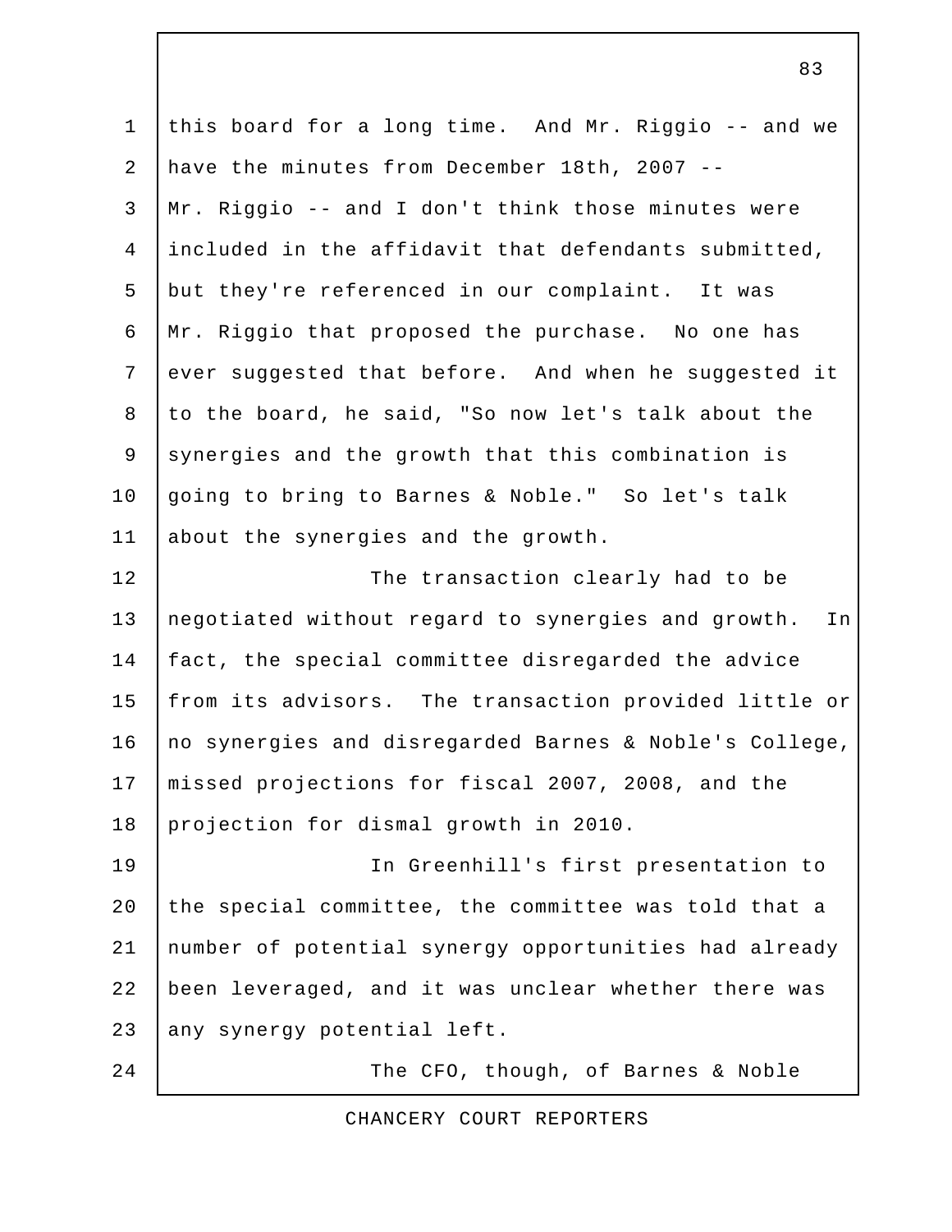this board for a long time. And Mr. Riggio -- and we have the minutes from December 18th, 2007 -- Mr. Riggio -- and I don't think those minutes were included in the affidavit that defendants submitted, but they're referenced in our complaint. It was Mr. Riggio that proposed the purchase. No one has ever suggested that before. And when he suggested it to the board, he said, "So now let's talk about the synergies and the growth that this combination is going to bring to Barnes & Noble." So let's talk about the synergies and the growth.

The transaction clearly had to be negotiated without regard to synergies and growth. In fact, the special committee disregarded the advice from its advisors. The transaction provided little or no synergies and disregarded Barnes & Noble's College, missed projections for fiscal 2007, 2008, and the projection for dismal growth in 2010.

In Greenhill's first presentation to the special committee, the committee was told that a number of potential synergy opportunities had already been leveraged, and it was unclear whether there was any synergy potential left.

The CFO, though, of Barnes & Noble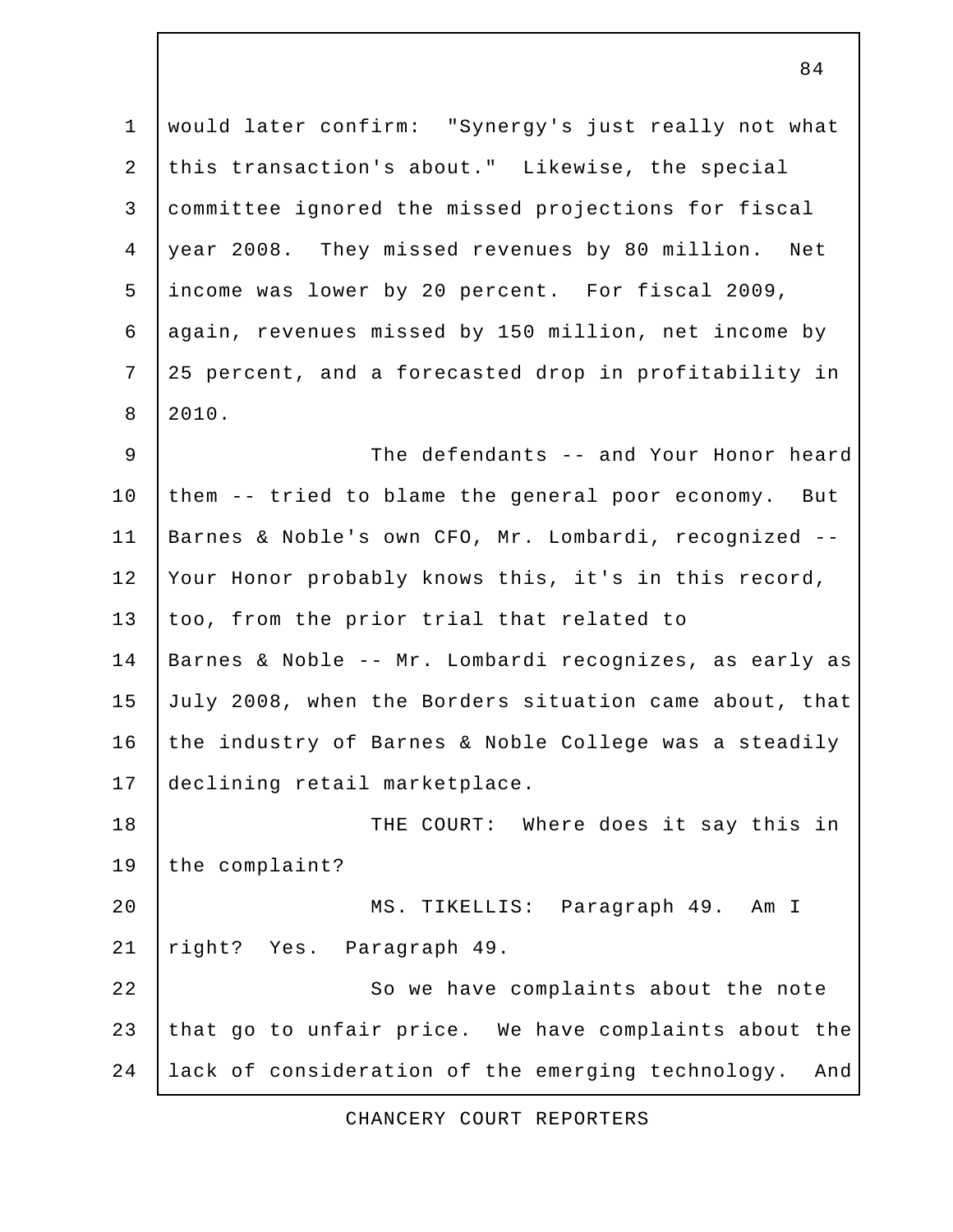would later confirm: "Synergy's just really not what this transaction's about." Likewise, the special committee ignored the missed projections for fiscal year 2008. They missed revenues by 80 million. Net income was lower by 20 percent. For fiscal 2009, again, revenues missed by 150 million, net income by 25 percent, and a forecasted drop in profitability in 2010.

The defendants -- and Your Honor heard them -- tried to blame the general poor economy. But Barnes & Noble's own CFO, Mr. Lombardi, recognized -- Your Honor probably knows this, it's in this record, too, from the prior trial that related to Barnes & Noble -- Mr. Lombardi recognizes, as early as July 2008, when the Borders situation came about, that the industry of Barnes & Noble College was a steadily declining retail marketplace.

THE COURT: Where does it say this in the complaint?

MS. TIKELLIS: Paragraph 49. Am I right? Yes. Paragraph 49.

So we have complaints about the note that go to unfair price. We have complaints about the lack of consideration of the emerging technology. And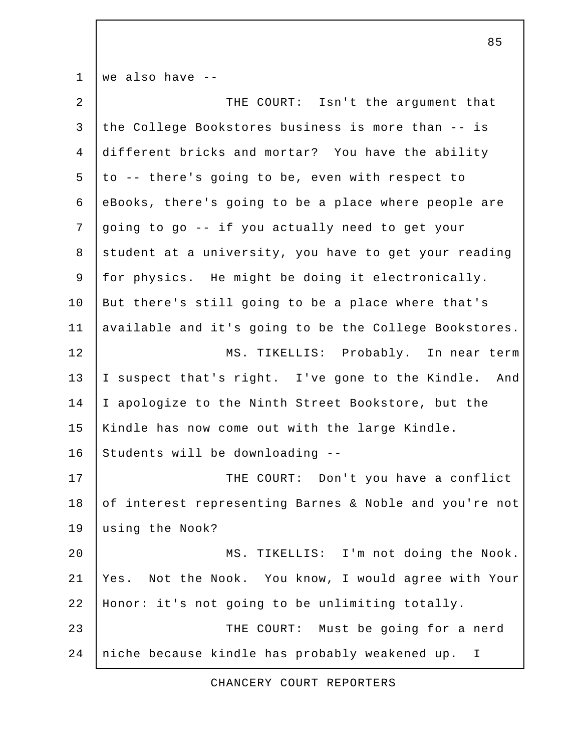we also have --

THE COURT: Isn't the argument that the College Bookstores business is more than -- is different bricks and mortar? You have the ability to -- there's going to be, even with respect to eBooks, there's going to be a place where people are going to go -- if you actually need to get your student at a university, you have to get your reading for physics. He might be doing it electronically. But there's still going to be a place where that's available and it's going to be the College Bookstores.

MS. TIKELLIS: Probably. In near term I suspect that's right. I've gone to the Kindle. And I apologize to the Ninth Street Bookstore, but the Kindle has now come out with the large Kindle. Students will be downloading --

THE COURT: Don't you have a conflict of interest representing Barnes & Noble and you're not using the Nook?

MS. TIKELLIS: I'm not doing the Nook. Yes. Not the Nook. You know, I would agree with Your Honor: it's not going to be unlimiting totally.

THE COURT: Must be going for a nerd niche because kindle has probably weakened up. I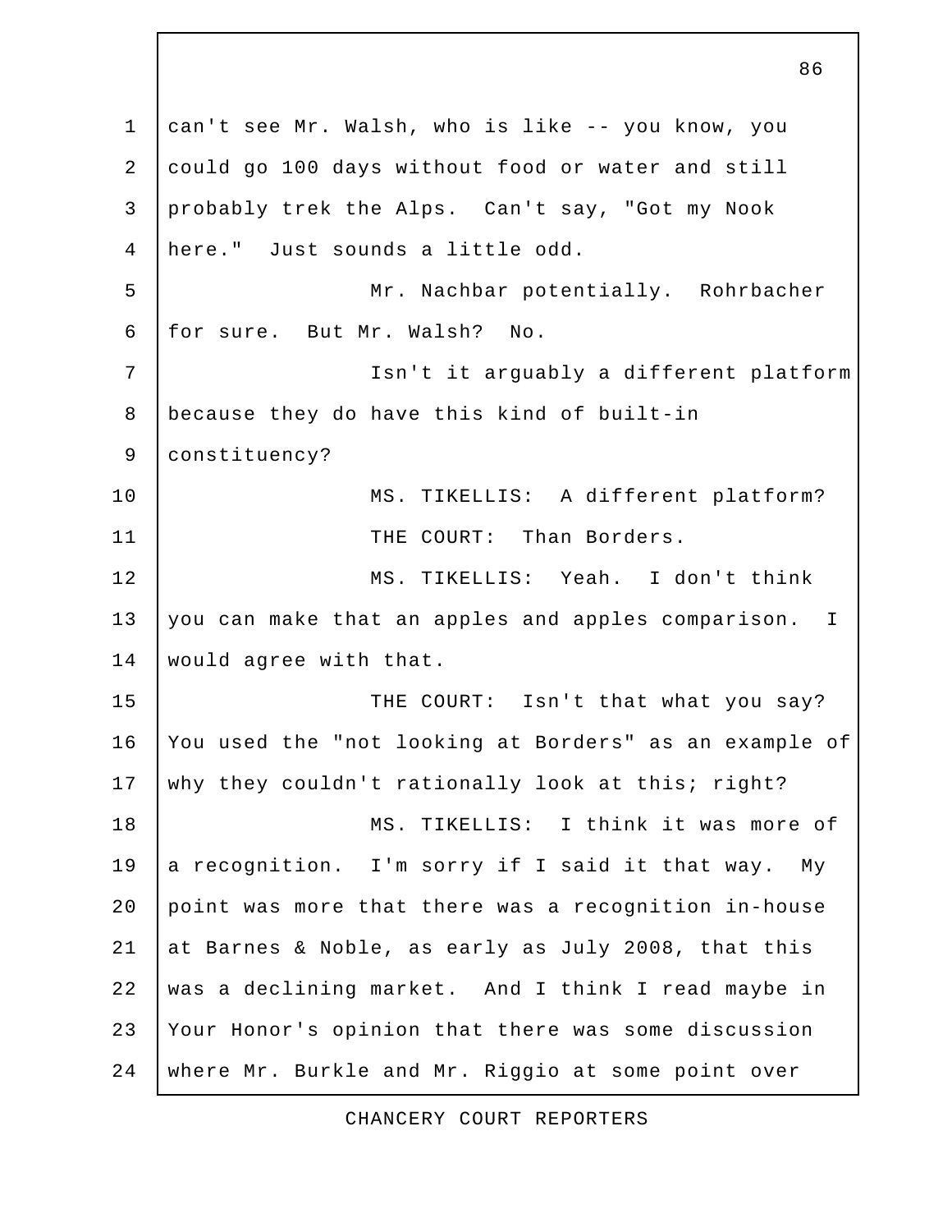can't see Mr. Walsh, who is like -- you know, you could go 100 days without food or water and still probably trek the Alps. Can't say, "Got my Nook here." Just sounds a little odd.

Mr. Nachbar potentially. Rohrbacher for sure. But Mr. Walsh? No.

Isn't it arguably a different platform because they do have this kind of built-in constituency?

MS. TIKELLIS: A different platform?

THE COURT: Than Borders.

MS. TIKELLIS: Yeah. I don't think you can make that an apples and apples comparison. I would agree with that.

THE COURT: Isn't that what you say? You used the "not looking at Borders" as an example of why they couldn't rationally look at this; right?

MS. TIKELLIS: I think it was more of a recognition. I'm sorry if I said it that way. My point was more that there was a recognition in-house at Barnes & Noble, as early as July 2008, that this was a declining market. And I think I read maybe in Your Honor's opinion that there was some discussion where Mr. Burkle and Mr. Riggio at some point over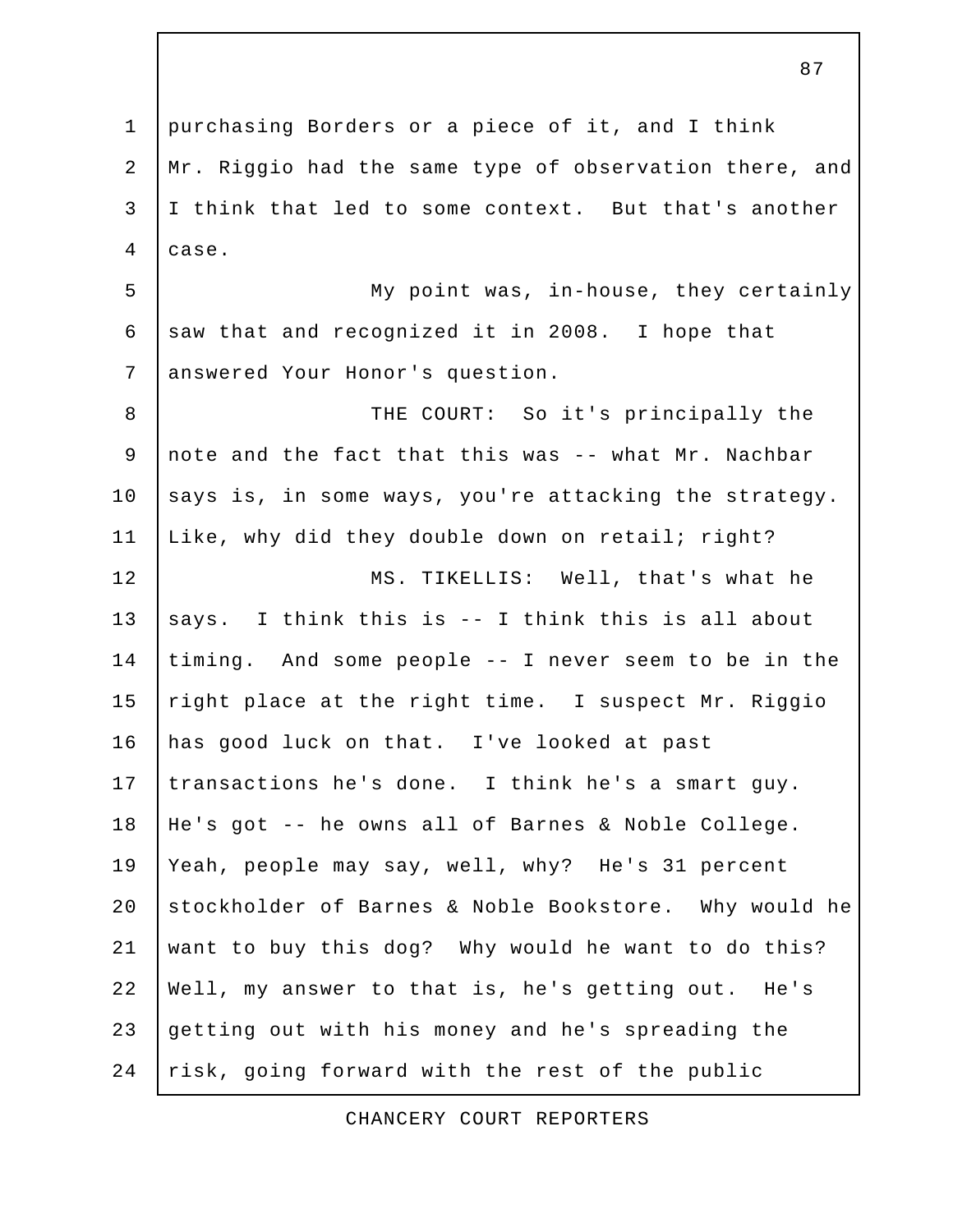purchasing Borders or a piece of it, and I think Mr. Riggio had the same type of observation there, and I think that led to some context. But that's another case.

My point was, in-house, they certainly saw that and recognized it in 2008. I hope that answered Your Honor's question.

THE COURT: So it's principally the note and the fact that this was -- what Mr. Nachbar says is, in some ways, you're attacking the strategy. Like, why did they double down on retail; right?

MS. TIKELLIS: Well, that's what he says. I think this is -- I think this is all about timing. And some people -- I never seem to be in the right place at the right time. I suspect Mr. Riggio has good luck on that. I've looked at past transactions he's done. I think he's a smart guy. He's got -- he owns all of Barnes & Noble College. Yeah, people may say, well, why? He's 31 percent stockholder of Barnes & Noble Bookstore. Why would he want to buy this dog? Why would he want to do this? Well, my answer to that is, he's getting out. He's getting out with his money and he's spreading the risk, going forward with the rest of the public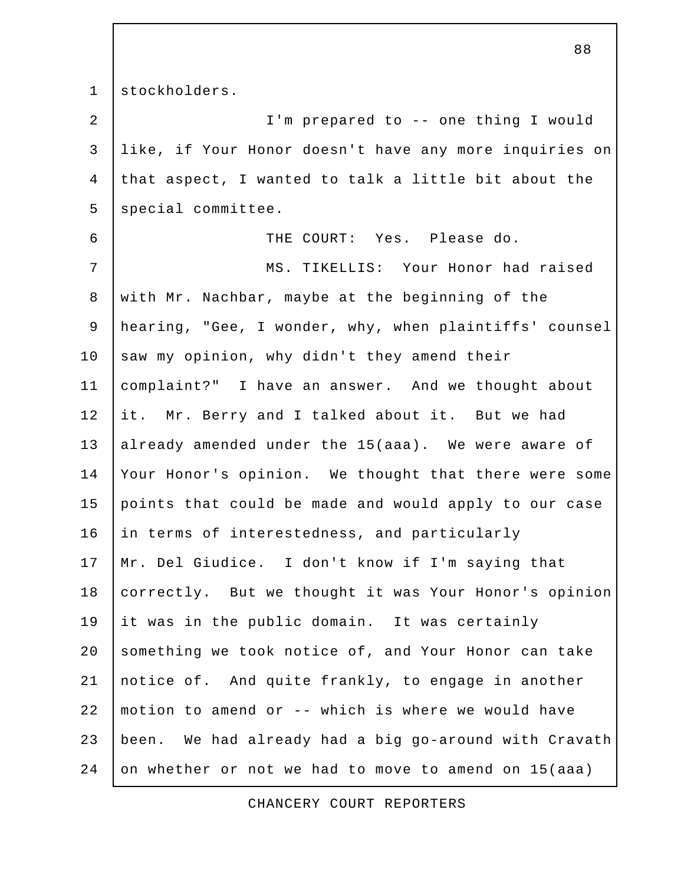stockholders.

I'm prepared to -- one thing I would like, if Your Honor doesn't have any more inquiries on that aspect, I wanted to talk a little bit about the special committee.

THE COURT: Yes. Please do.

MS. TIKELLIS: Your Honor had raised with Mr. Nachbar, maybe at the beginning of the hearing, "Gee, I wonder, why, when plaintiffs' counsel saw my opinion, why didn't they amend their complaint?" I have an answer. And we thought about it. Mr. Berry and I talked about it. But we had already amended under the 15(aaa). We were aware of Your Honor's opinion. We thought that there were some points that could be made and would apply to our case in terms of interestedness, and particularly Mr. Del Giudice. I don't know if I'm saying that correctly. But we thought it was Your Honor's opinion it was in the public domain. It was certainly something we took notice of, and Your Honor can take notice of. And quite frankly, to engage in another motion to amend or -- which is where we would have been. We had already had a big go-around with Cravath on whether or not we had to move to amend on 15(aaa)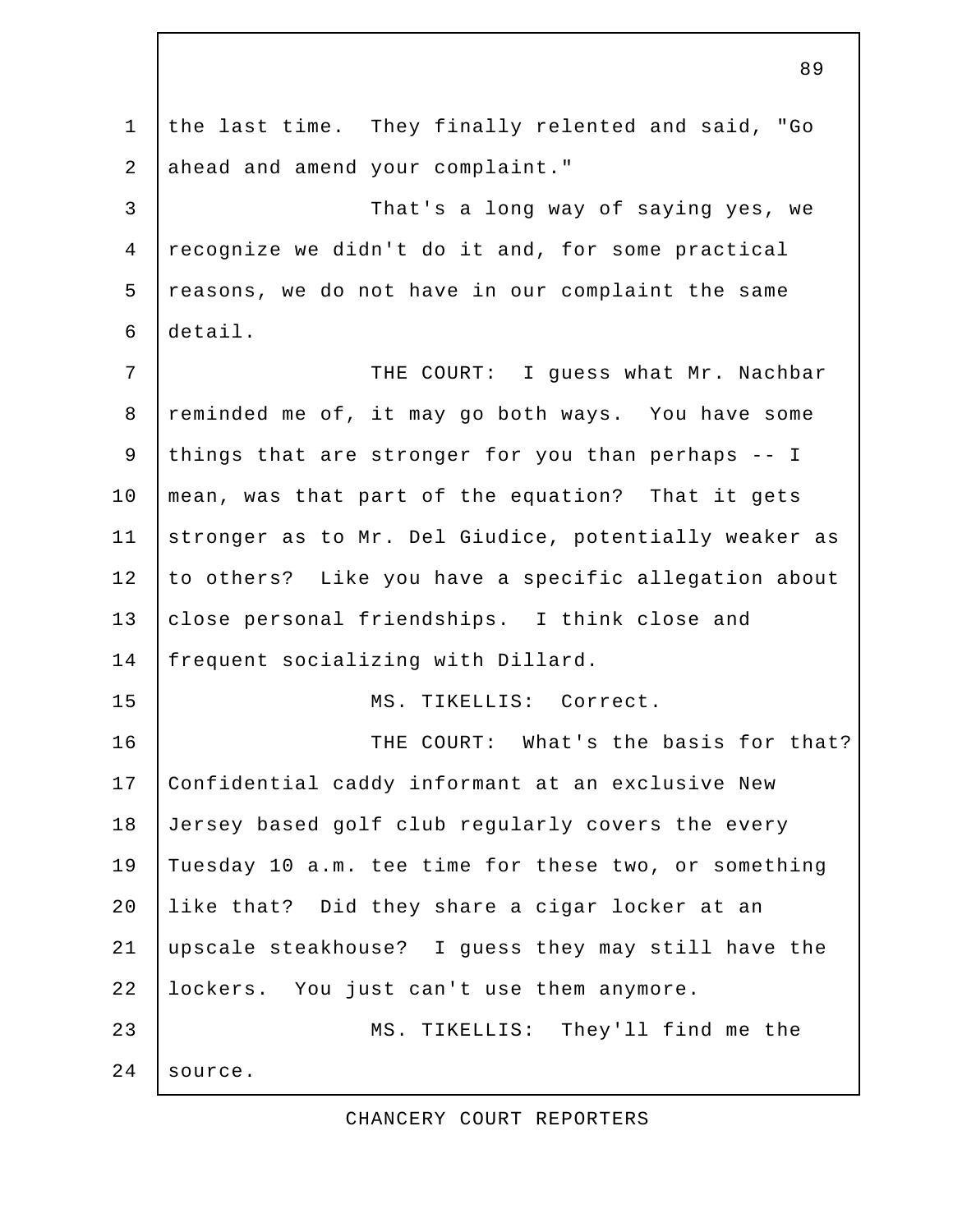the last time. They finally relented and said, "Go ahead and amend your complaint."

That's a long way of saying yes, we recognize we didn't do it and, for some practical reasons, we do not have in our complaint the same detail.

THE COURT: I guess what Mr. Nachbar reminded me of, it may go both ways. You have some things that are stronger for you than perhaps -- I mean, was that part of the equation? That it gets stronger as to Mr. Del Giudice, potentially weaker as to others? Like you have a specific allegation about close personal friendships. I think close and frequent socializing with Dillard.

MS. TIKELLIS: Correct.

THE COURT: What's the basis for that? Confidential caddy informant at an exclusive New Jersey based golf club regularly covers the every Tuesday 10 a.m. tee time for these two, or something like that? Did they share a cigar locker at an upscale steakhouse? I guess they may still have the lockers. You just can't use them anymore.

MS. TIKELLIS: They'll find me the source.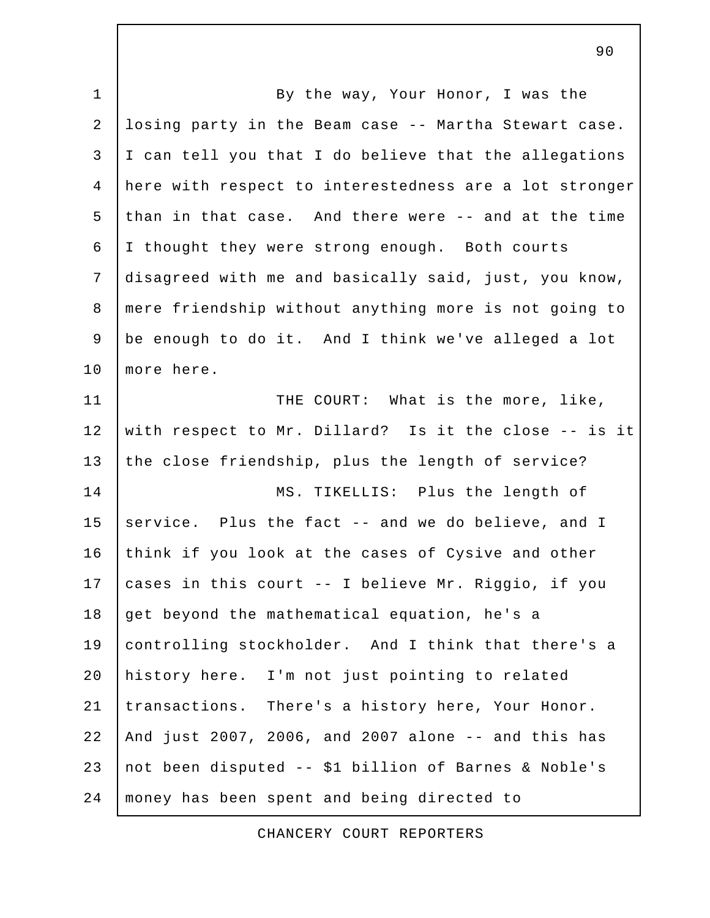By the way, Your Honor, I was the losing party in the Beam case -- Martha Stewart case. I can tell you that I do believe that the allegations here with respect to interestedness are a lot stronger than in that case. And there were -- and at the time I thought they were strong enough. Both courts disagreed with me and basically said, just, you know, mere friendship without anything more is not going to be enough to do it. And I think we've alleged a lot more here.

THE COURT: What is the more, like, with respect to Mr. Dillard? Is it the close -- is it the close friendship, plus the length of service?

MS. TIKELLIS: Plus the length of service. Plus the fact -- and we do believe, and I think if you look at the cases of Cysive and other cases in this court -- I believe Mr. Riggio, if you get beyond the mathematical equation, he's a controlling stockholder. And I think that there's a history here. I'm not just pointing to related transactions. There's a history here, Your Honor. And just 2007, 2006, and 2007 alone -- and this has not been disputed -- $1 billion of Barnes & Noble's money has been spent and being directed to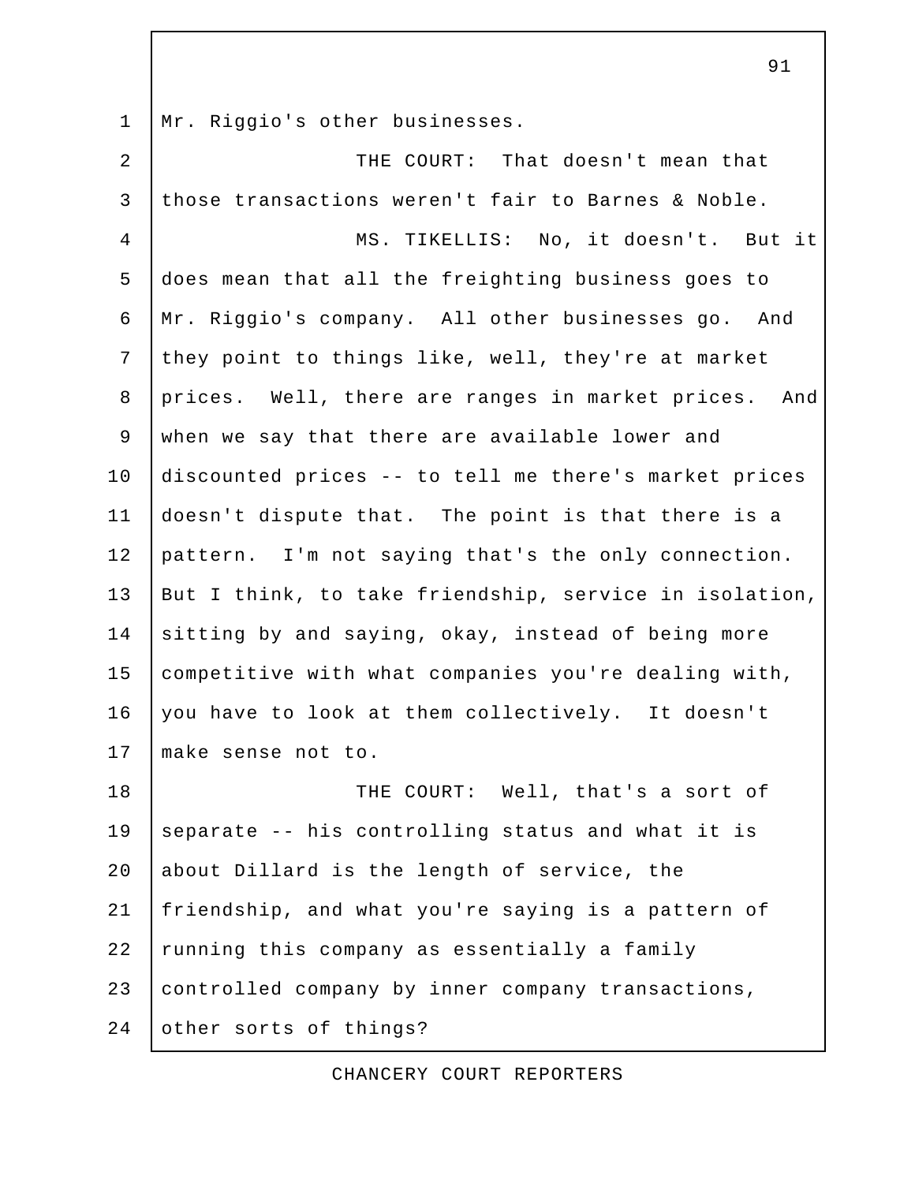Mr. Riggio's other businesses.

THE COURT: That doesn't mean that those transactions weren't fair to Barnes & Noble.

MS. TIKELLIS: No, it doesn't. But it does mean that all the freighting business goes to Mr. Riggio's company. All other businesses go. And they point to things like, well, they're at market prices. Well, there are ranges in market prices. And when we say that there are available lower and discounted prices -- to tell me there's market prices doesn't dispute that. The point is that there is a pattern. I'm not saying that's the only connection. But I think, to take friendship, service in isolation, sitting by and saying, okay, instead of being more competitive with what companies you're dealing with, you have to look at them collectively. It doesn't make sense not to.

THE COURT: Well, that's a sort of separate -- his controlling status and what it is about Dillard is the length of service, the friendship, and what you're saying is a pattern of running this company as essentially a family controlled company by inner company transactions, other sorts of things?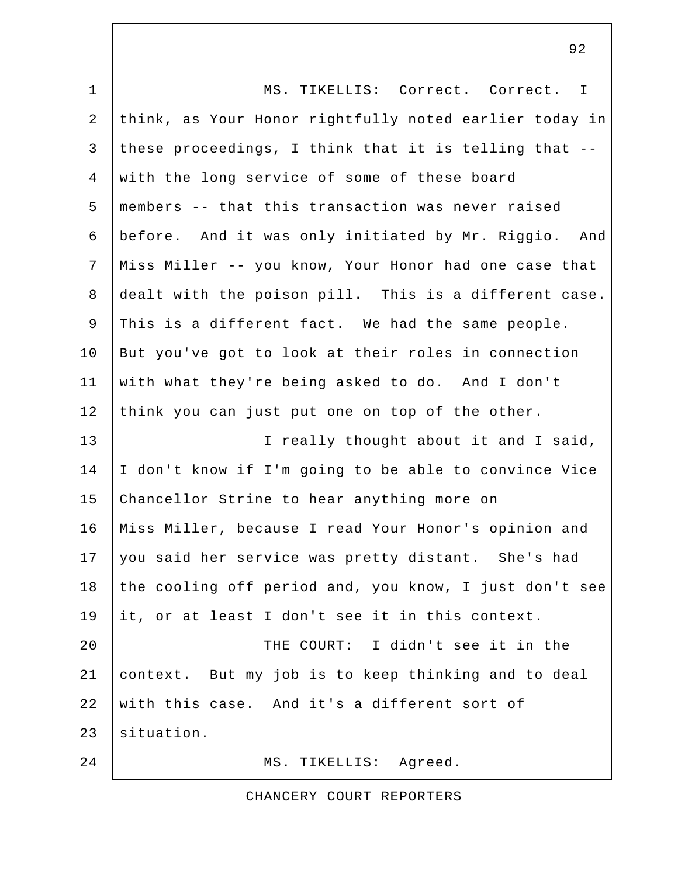MS. TIKELLIS: Correct. Correct. I think, as Your Honor rightfully noted earlier today in these proceedings, I think that it is telling that -- with the long service of some of these board members -- that this transaction was never raised before. And it was only initiated by Mr. Riggio. And Miss Miller -- you know, Your Honor had one case that dealt with the poison pill. This is a different case. This is a different fact. We had the same people. But you've got to look at their roles in connection with what they're being asked to do. And I don't think you can just put one on top of the other.

I really thought about it and I said, I don't know if I'm going to be able to convince Vice Chancellor Strine to hear anything more on Miss Miller, because I read Your Honor's opinion and you said her service was pretty distant. She's had the cooling off period and, you know, I just don't see it, or at least I don't see it in this context.

THE COURT: I didn't see it in the context. But my job is to keep thinking and to deal with this case. And it's a different sort of situation.

MS. TIKELLIS: Agreed.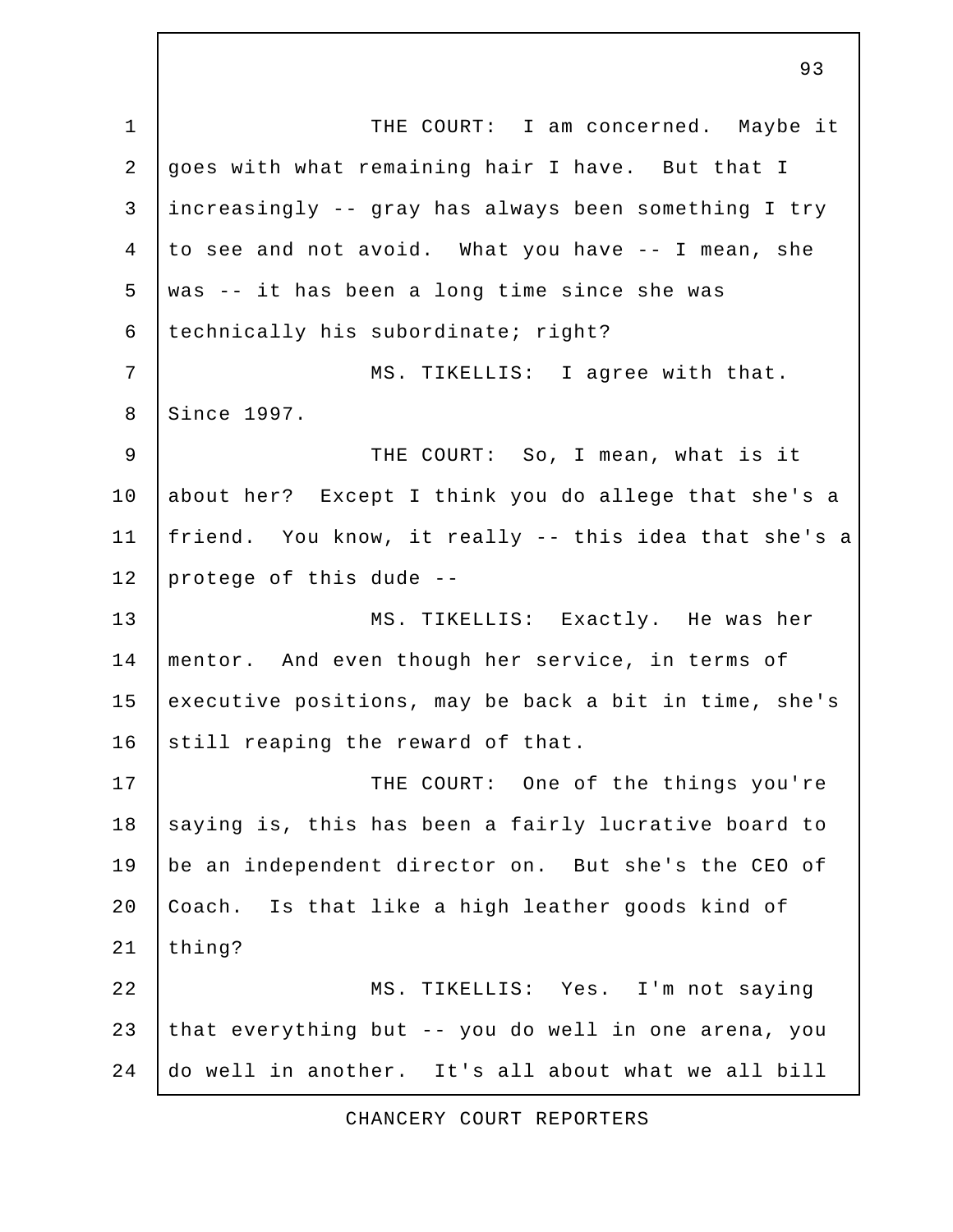THE COURT: I am concerned. Maybe it goes with what remaining hair I have. But that I increasingly -- gray has always been something I try to see and not avoid. What you have -- I mean, she was -- it has been a long time since she was technically his subordinate; right?

MS. TIKELLIS: I agree with that. Since 1997.

THE COURT: So, I mean, what is it about her? Except I think you do allege that she's a friend. You know, it really -- this idea that she's a protege of this dude --

MS. TIKELLIS: Exactly. He was her mentor. And even though her service, in terms of executive positions, may be back a bit in time, she's still reaping the reward of that.

THE COURT: One of the things you're saying is, this has been a fairly lucrative board to be an independent director on. But she's the CEO of Coach. Is that like a high leather goods kind of thing?

MS. TIKELLIS: Yes. I'm not saying that everything but -- you do well in one arena, you do well in another. It's all about what we all bill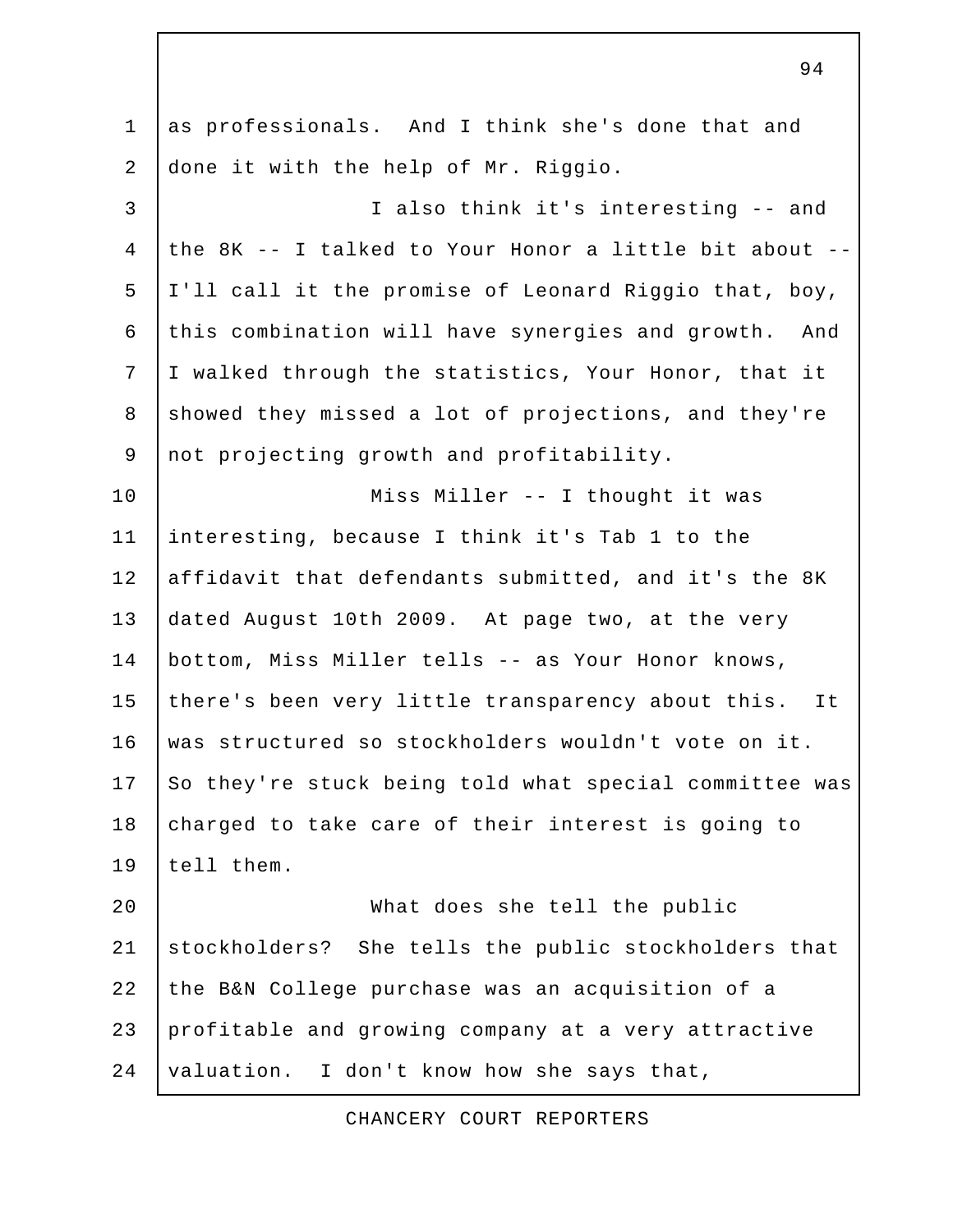as professionals. And I think she's done that and done it with the help of Mr. Riggio.

I also think it's interesting -- and the 8K -- I talked to Your Honor a little bit about -- I'll call it the promise of Leonard Riggio that, boy, this combination will have synergies and growth. And I walked through the statistics, Your Honor, that it showed they missed a lot of projections, and they're not projecting growth and profitability.

Miss Miller -- I thought it was interesting, because I think it's Tab 1 to the affidavit that defendants submitted, and it's the 8K dated August 10th 2009. At page two, at the very bottom, Miss Miller tells -- as Your Honor knows, there's been very little transparency about this. It was structured so stockholders wouldn't vote on it. So they're stuck being told what special committee was charged to take care of their interest is going to tell them.

What does she tell the public stockholders? She tells the public stockholders that the B&N College purchase was an acquisition of a profitable and growing company at a very attractive valuation. I don't know how she says that,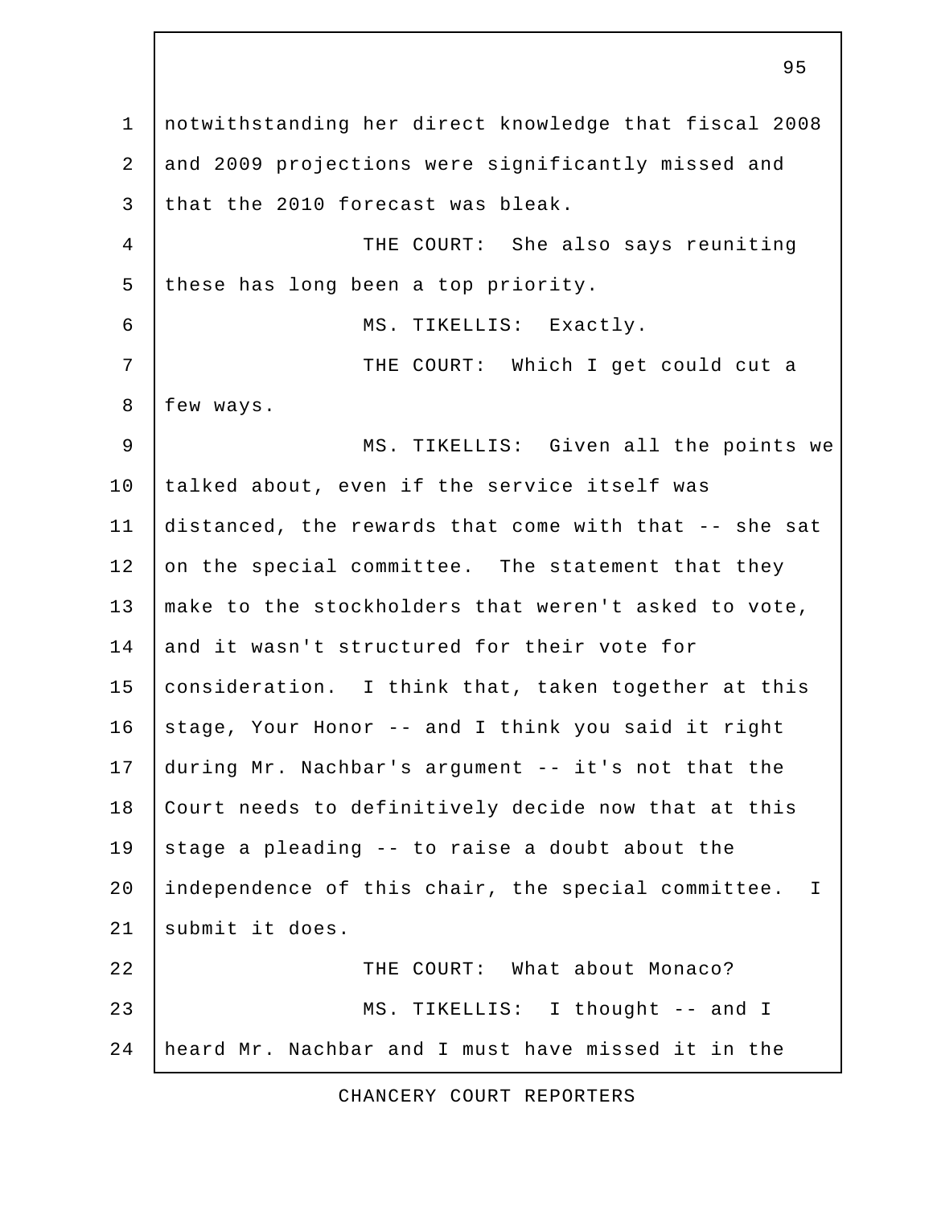notwithstanding her direct knowledge that fiscal 2008 and 2009 projections were significantly missed and that the 2010 forecast was bleak.

THE COURT: She also says reuniting these has long been a top priority.

MS. TIKELLIS: Exactly.

THE COURT: Which I get could cut a few ways.

MS. TIKELLIS: Given all the points we talked about, even if the service itself was distanced, the rewards that come with that -- she sat on the special committee. The statement that they make to the stockholders that weren't asked to vote, and it wasn't structured for their vote for consideration. I think that, taken together at this stage, Your Honor -- and I think you said it right during Mr. Nachbar's argument -- it's not that the Court needs to definitively decide now that at this stage a pleading -- to raise a doubt about the independence of this chair, the special committee. I submit it does.

THE COURT: What about Monaco?

MS. TIKELLIS: I thought -- and I heard Mr. Nachbar and I must have missed it in the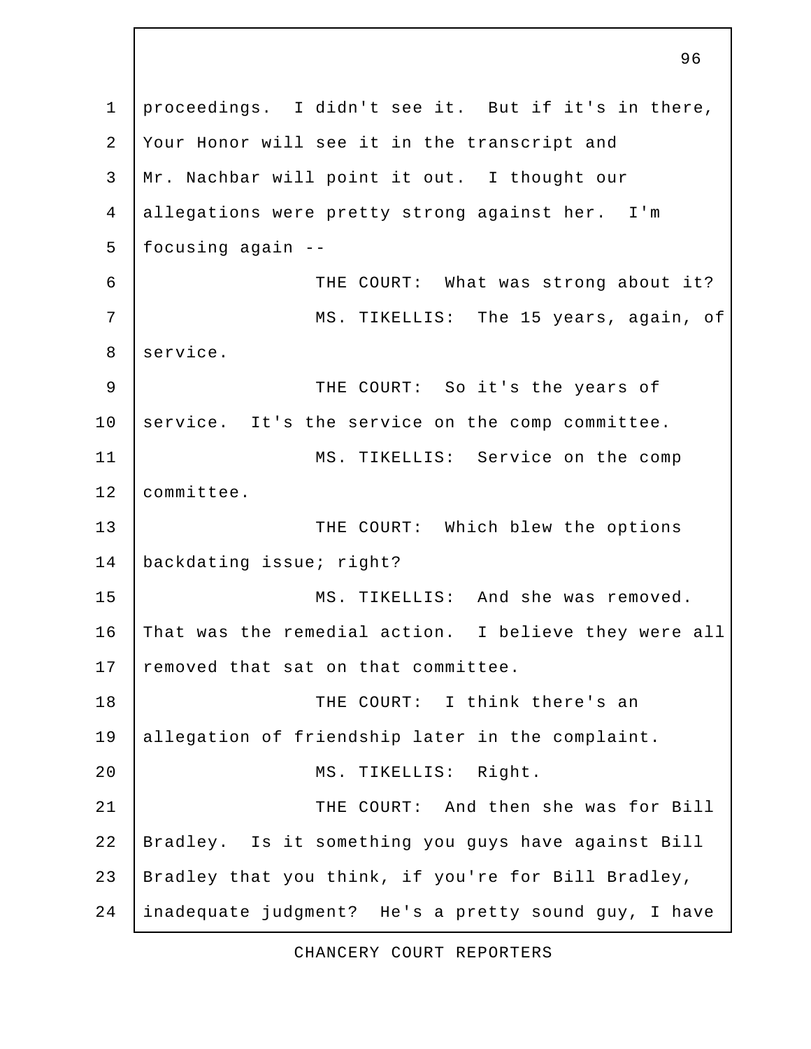proceedings. I didn't see it. But if it's in there, Your Honor will see it in the transcript and Mr. Nachbar will point it out. I thought our allegations were pretty strong against her. I'm focusing again --

THE COURT: What was strong about it?

MS. TIKELLIS: The 15 years, again, of service.

THE COURT: So it's the years of service. It's the service on the comp committee.

MS. TIKELLIS: Service on the comp committee.

THE COURT: Which blew the options backdating issue; right?

MS. TIKELLIS: And she was removed. That was the remedial action. I believe they were all removed that sat on that committee.

THE COURT: I think there's an allegation of friendship later in the complaint.

MS. TIKELLIS: Right.

THE COURT: And then she was for Bill Bradley. Is it something you guys have against Bill Bradley that you think, if you're for Bill Bradley, inadequate judgment? He's a pretty sound guy, I have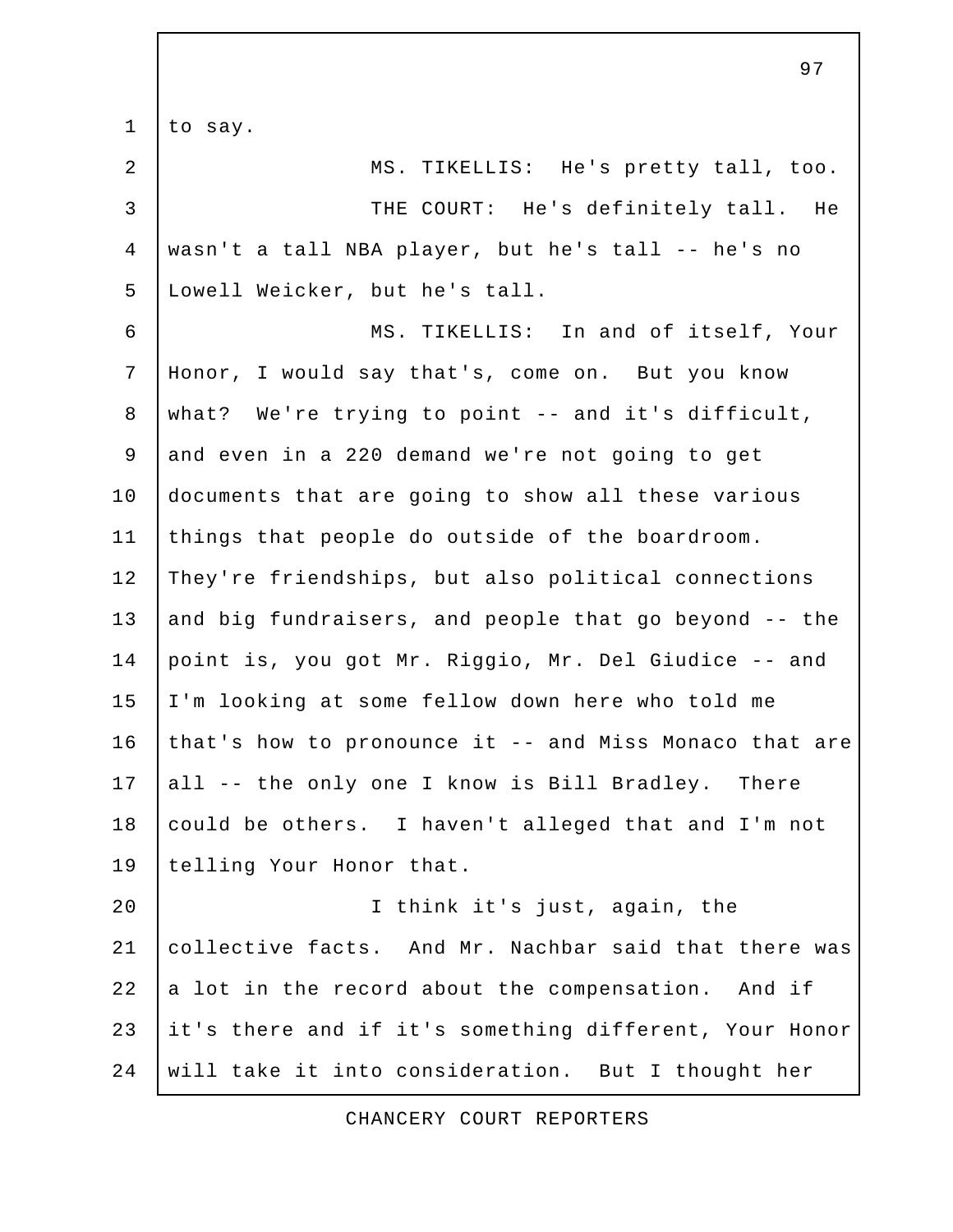to say.

MS. TIKELLIS: He's pretty tall, too.

THE COURT: He's definitely tall. He wasn't a tall NBA player, but he's tall -- he's no Lowell Weicker, but he's tall.

MS. TIKELLIS: In and of itself, Your Honor, I would say that's, come on. But you know what? We're trying to point -- and it's difficult, and even in a 220 demand we're not going to get documents that are going to show all these various things that people do outside of the boardroom. They're friendships, but also political connections and big fundraisers, and people that go beyond -- the point is, you got Mr. Riggio, Mr. Del Giudice -- and I'm looking at some fellow down here who told me that's how to pronounce it -- and Miss Monaco that are all -- the only one I know is Bill Bradley. There could be others. I haven't alleged that and I'm not telling Your Honor that.

I think it's just, again, the collective facts. And Mr. Nachbar said that there was a lot in the record about the compensation. And if it's there and if it's something different, Your Honor will take it into consideration. But I thought her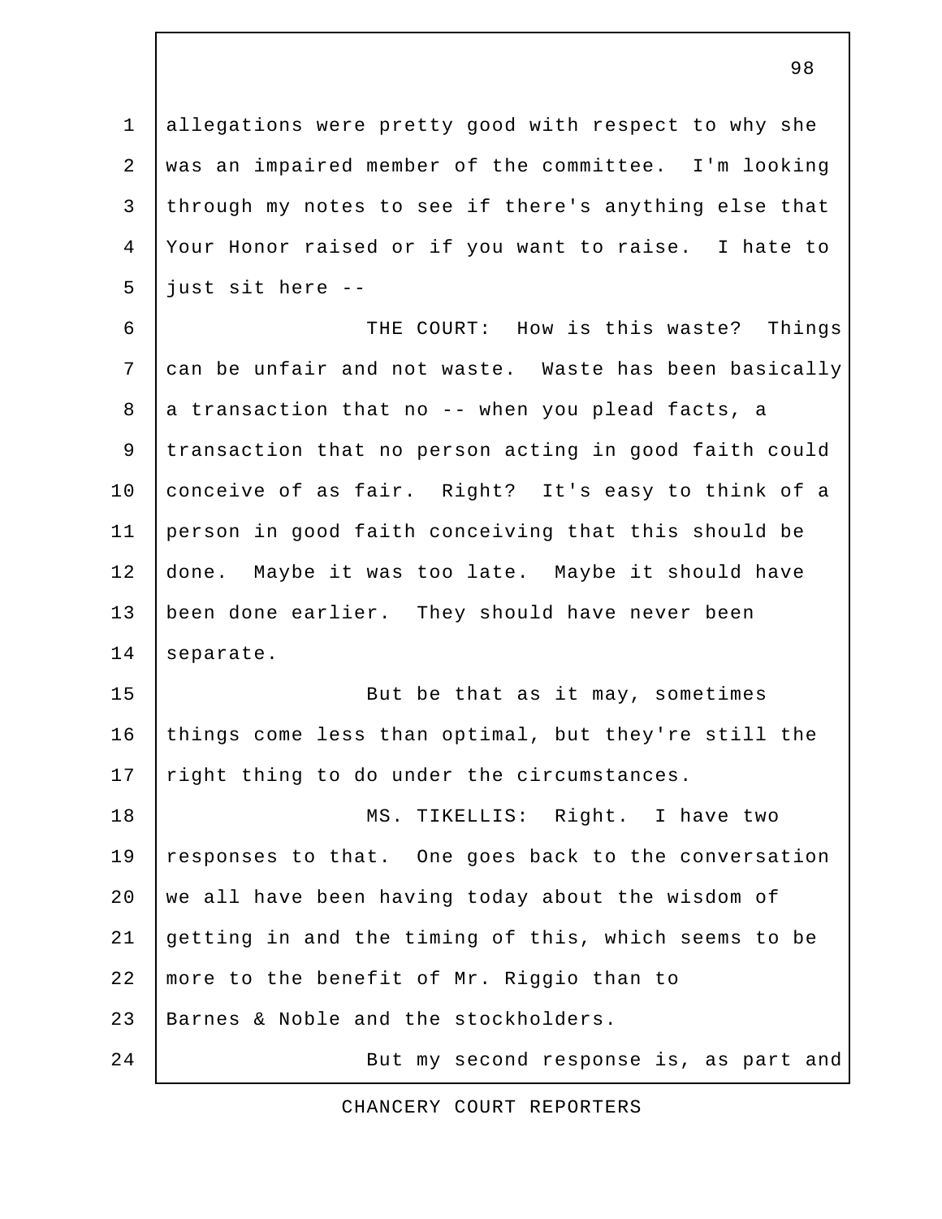allegations were pretty good with respect to why she was an impaired member of the committee. I'm looking through my notes to see if there's anything else that Your Honor raised or if you want to raise. I hate to just sit here --

THE COURT: How is this waste? Things can be unfair and not waste. Waste has been basically a transaction that no -- when you plead facts, a transaction that no person acting in good faith could conceive of as fair. Right? It's easy to think of a person in good faith conceiving that this should be done. Maybe it was too late. Maybe it should have been done earlier. They should have never been separate.

But be that as it may, sometimes things come less than optimal, but they're still the right thing to do under the circumstances.

MS. TIKELLIS: Right. I have two responses to that. One goes back to the conversation we all have been having today about the wisdom of getting in and the timing of this, which seems to be more to the benefit of Mr. Riggio than to Barnes & Noble and the stockholders.

But my second response is, as part and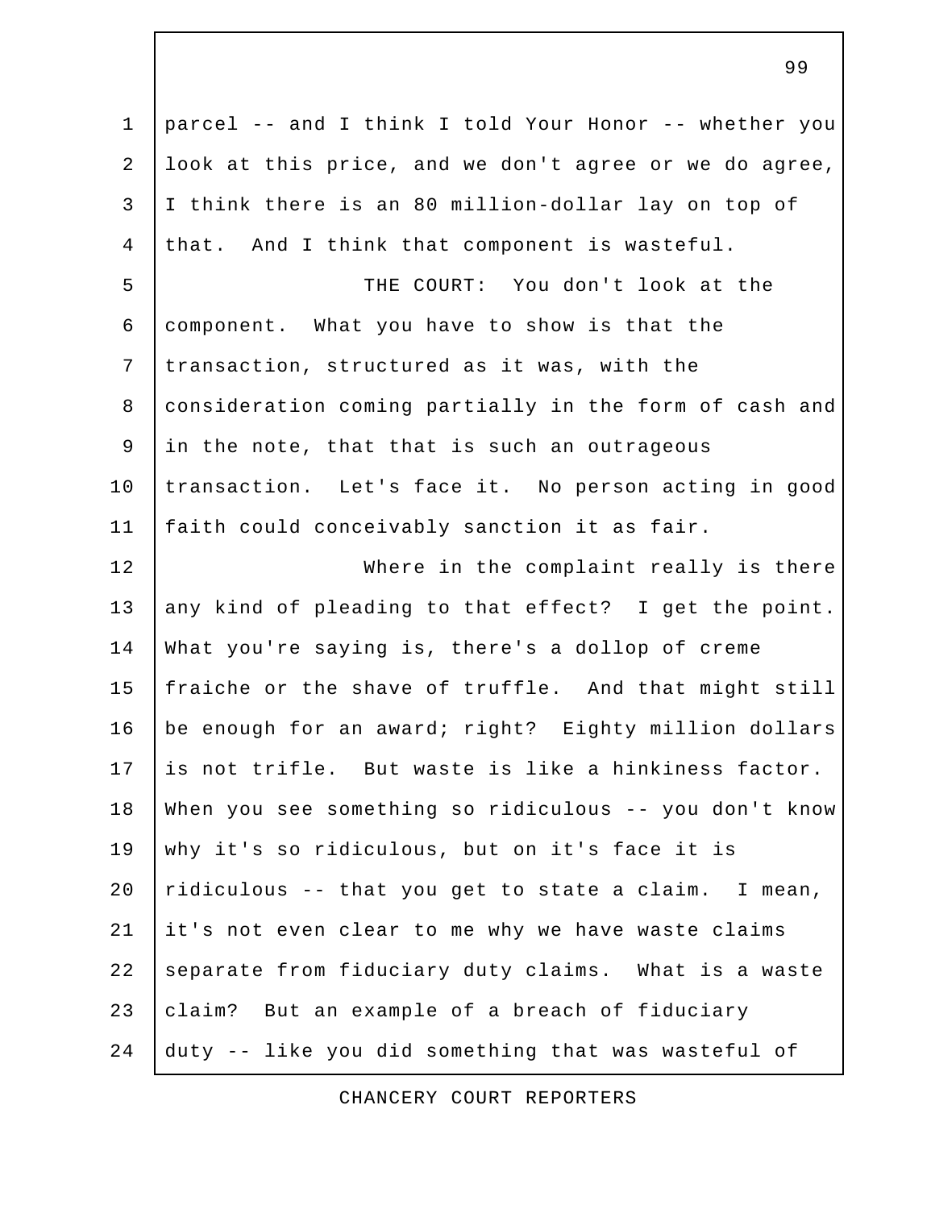parcel -- and I think I told Your Honor -- whether you look at this price, and we don't agree or we do agree, I think there is an 80 million-dollar lay on top of that. And I think that component is wasteful.

THE COURT: You don't look at the component. What you have to show is that the transaction, structured as it was, with the consideration coming partially in the form of cash and in the note, that that is such an outrageous transaction. Let's face it. No person acting in good faith could conceivably sanction it as fair.

Where in the complaint really is there any kind of pleading to that effect? I get the point. What you're saying is, there's a dollop of creme fraiche or the shave of truffle. And that might still be enough for an award; right? Eighty million dollars is not trifle. But waste is like a hinkiness factor. When you see something so ridiculous -- you don't know why it's so ridiculous, but on it's face it is ridiculous -- that you get to state a claim. I mean, it's not even clear to me why we have waste claims separate from fiduciary duty claims. What is a waste claim? But an example of a breach of fiduciary duty -- like you did something that was wasteful of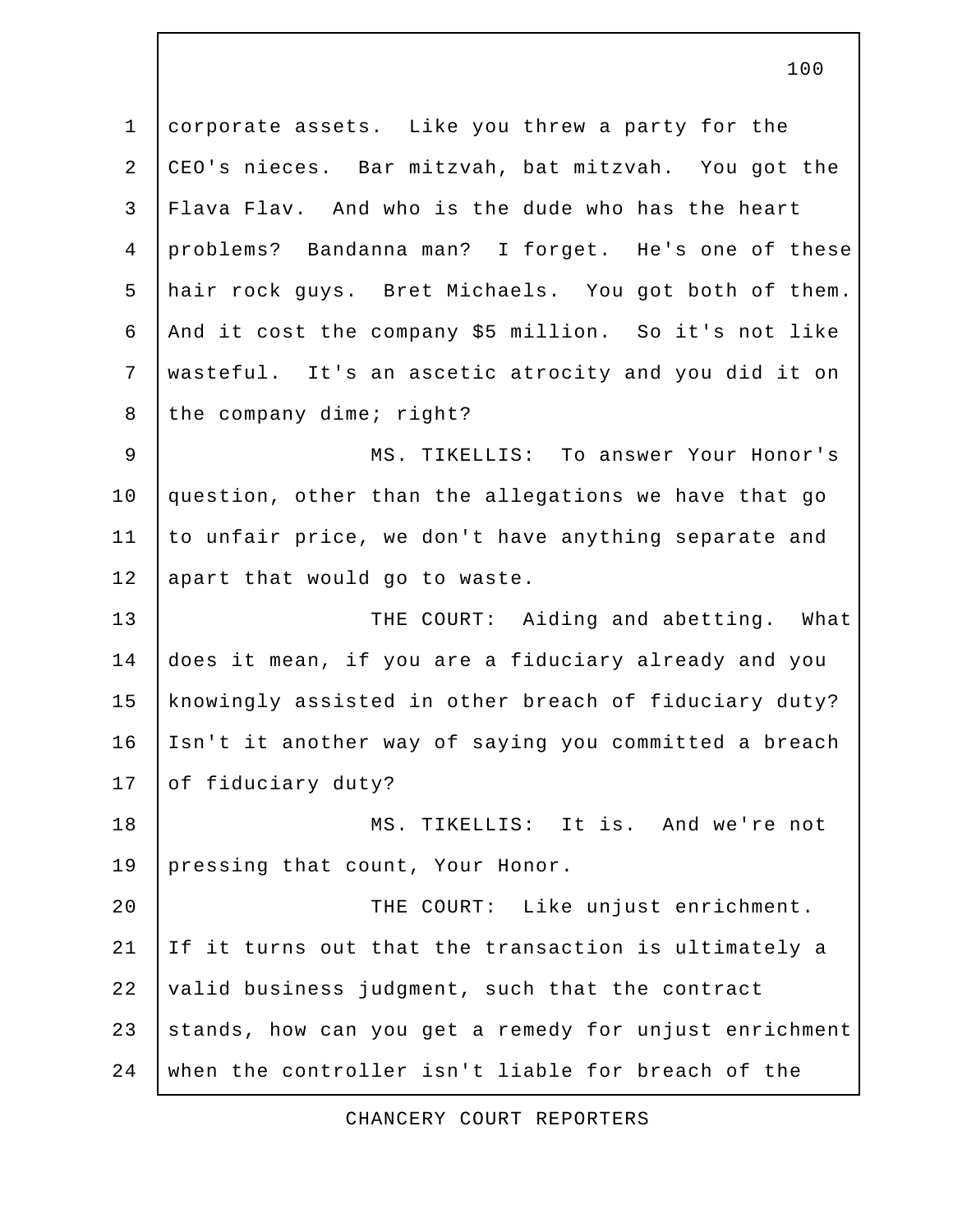corporate assets. Like you threw a party for the CEO's nieces. Bar mitzvah, bat mitzvah. You got the Flava Flav. And who is the dude who has the heart problems? Bandanna man? I forget. He's one of these hair rock guys. Bret Michaels. You got both of them. And it cost the company $5 million. So it's not like wasteful. It's an ascetic atrocity and you did it on the company dime; right?

MS. TIKELLIS: To answer Your Honor's question, other than the allegations we have that go to unfair price, we don't have anything separate and apart that would go to waste.

THE COURT: Aiding and abetting. What does it mean, if you are a fiduciary already and you knowingly assisted in other breach of fiduciary duty? Isn't it another way of saying you committed a breach of fiduciary duty?

MS. TIKELLIS: It is. And we're not pressing that count, Your Honor.

THE COURT: Like unjust enrichment. If it turns out that the transaction is ultimately a valid business judgment, such that the contract stands, how can you get a remedy for unjust enrichment when the controller isn't liable for breach of the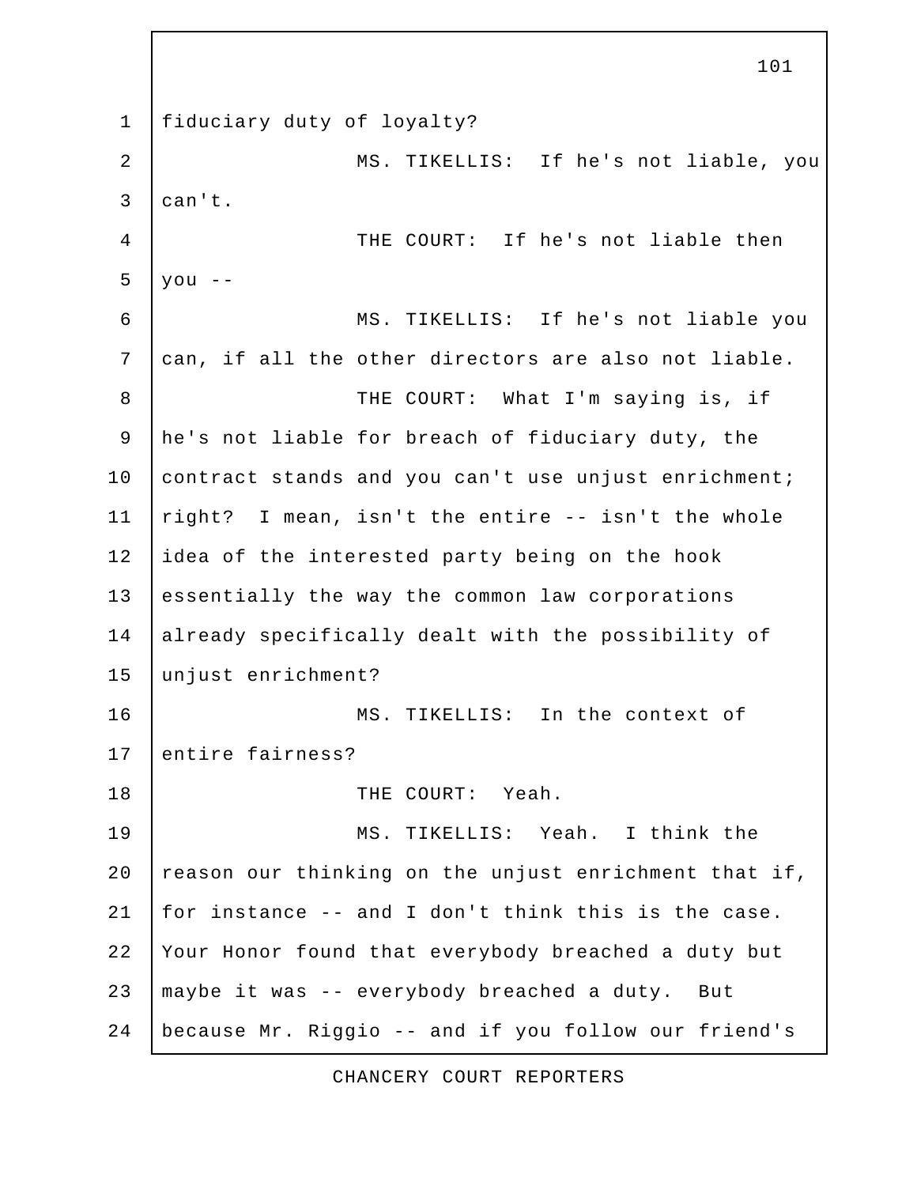fiduciary duty of loyalty?

MS. TIKELLIS: If he's not liable, you can't.

THE COURT: If he's not liable then you --

MS. TIKELLIS: If he's not liable you can, if all the other directors are also not liable.

THE COURT: What I'm saying is, if he's not liable for breach of fiduciary duty, the contract stands and you can't use unjust enrichment; right? I mean, isn't the entire -- isn't the whole idea of the interested party being on the hook essentially the way the common law corporations already specifically dealt with the possibility of unjust enrichment?

MS. TIKELLIS: In the context of entire fairness?

THE COURT: Yeah.

MS. TIKELLIS: Yeah. I think the reason our thinking on the unjust enrichment that if, for instance -- and I don't think this is the case. Your Honor found that everybody breached a duty but maybe it was -- everybody breached a duty. But because Mr. Riggio -- and if you follow our friend's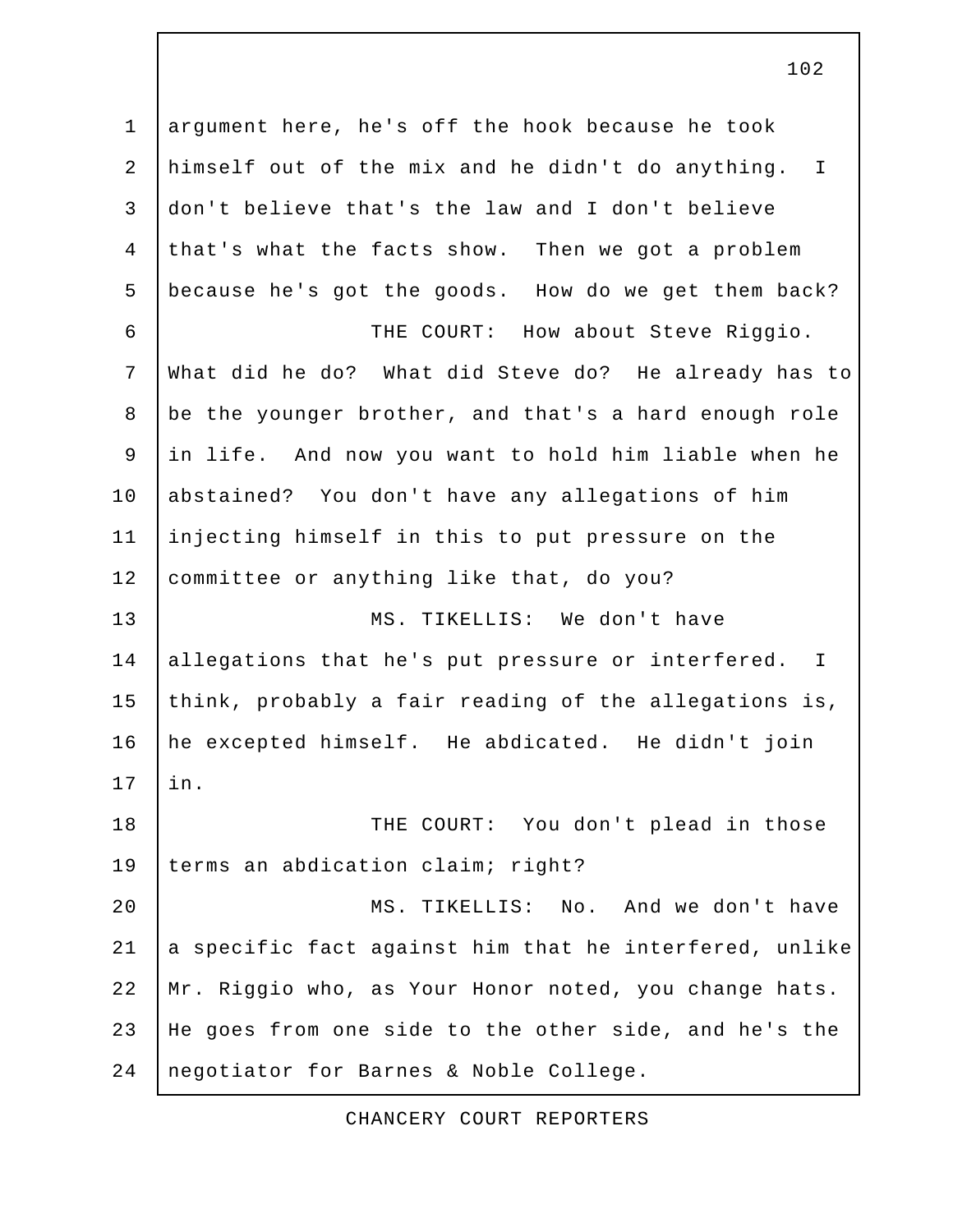argument here, he's off the hook because he took himself out of the mix and he didn't do anything. I don't believe that's the law and I don't believe that's what the facts show. Then we got a problem because he's got the goods. How do we get them back?

THE COURT: How about Steve Riggio. What did he do? What did Steve do? He already has to be the younger brother, and that's a hard enough role in life. And now you want to hold him liable when he abstained? You don't have any allegations of him injecting himself in this to put pressure on the committee or anything like that, do you?

MS. TIKELLIS: We don't have allegations that he's put pressure or interfered. I think, probably a fair reading of the allegations is, he excepted himself. He abdicated. He didn't join in.

THE COURT: You don't plead in those terms an abdication claim; right?

MS. TIKELLIS: No. And we don't have a specific fact against him that he interfered, unlike Mr. Riggio who, as Your Honor noted, you change hats. He goes from one side to the other side, and he's the negotiator for Barnes & Noble College.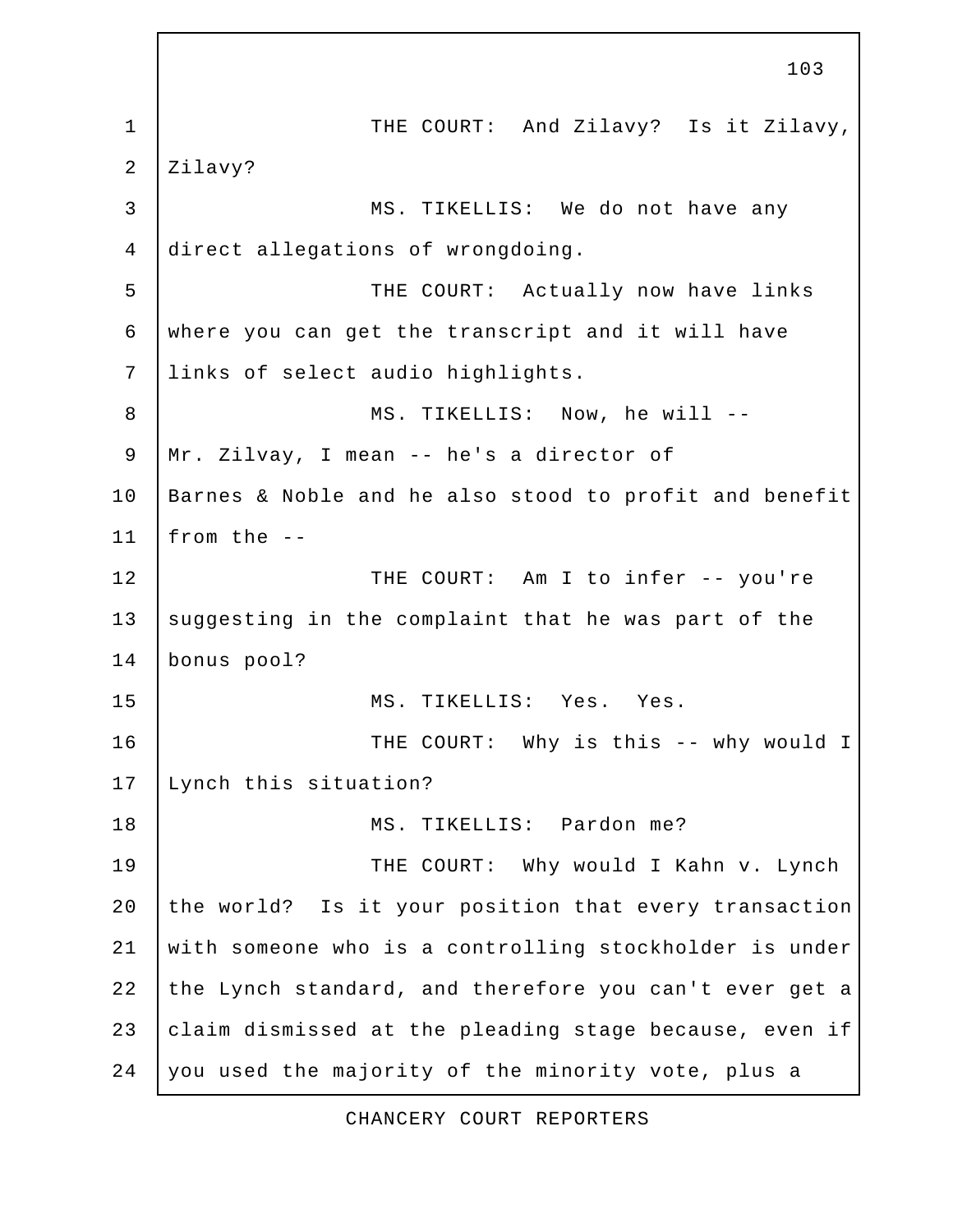THE COURT: And Zilavy? Is it Zilavy, Zilavy?

MS. TIKELLIS: We do not have any direct allegations of wrongdoing.

THE COURT: Actually now have links where you can get the transcript and it will have links of select audio highlights.

MS. TIKELLIS: Now, he will -- Mr. Zilvay, I mean -- he's a director of Barnes & Noble and he also stood to profit and benefit from the --

THE COURT: Am I to infer -- you're suggesting in the complaint that he was part of the bonus pool?

MS. TIKELLIS: Yes. Yes.

THE COURT: Why is this -- why would I Lynch this situation?

MS. TIKELLIS: Pardon me?

THE COURT: Why would I Kahn v. Lynch the world? Is it your position that every transaction with someone who is a controlling stockholder is under the Lynch standard, and therefore you can't ever get a claim dismissed at the pleading stage because, even if you used the majority of the minority vote, plus a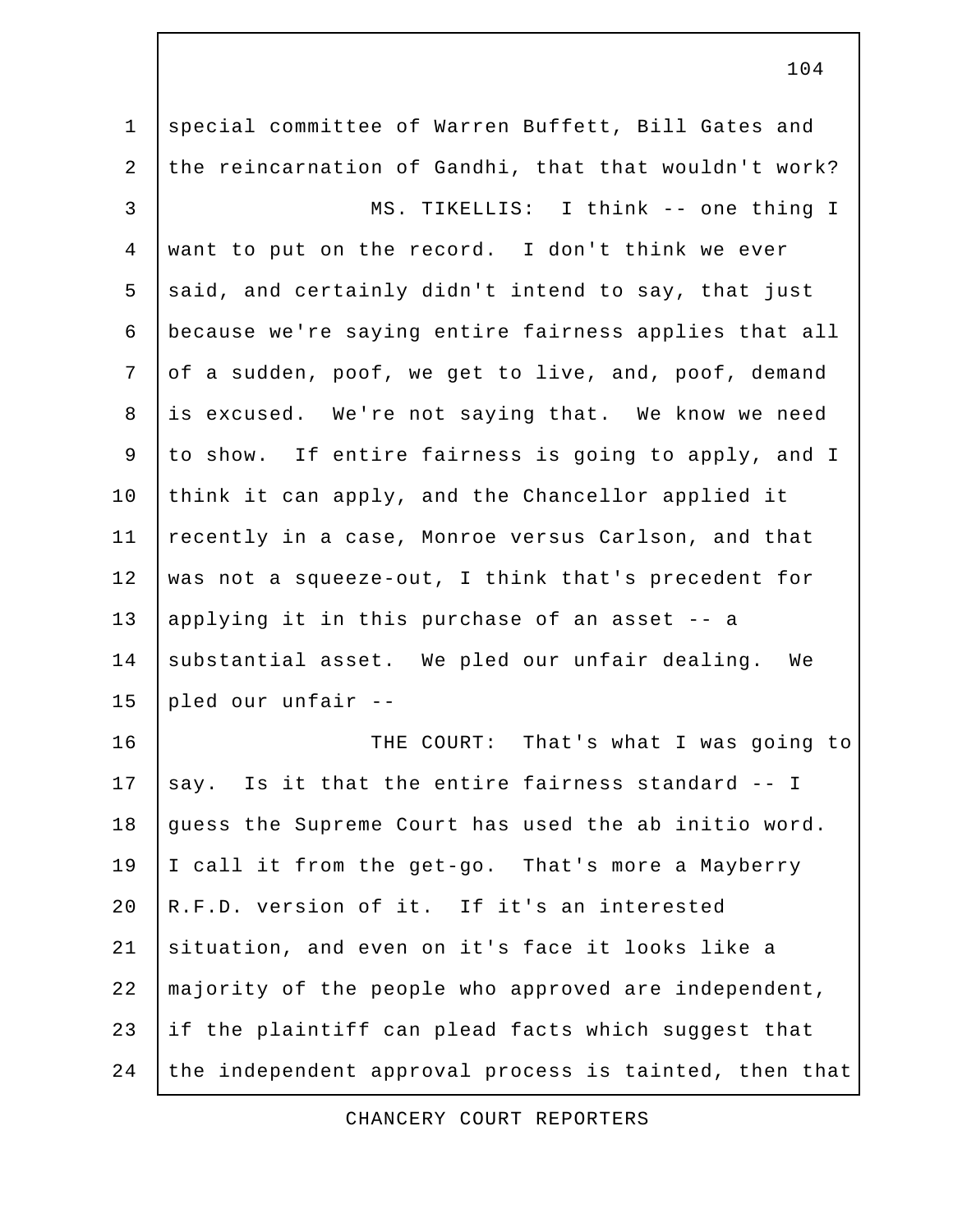special committee of Warren Buffett, Bill Gates and the reincarnation of Gandhi, that that wouldn't work?

MS. TIKELLIS: I think -- one thing I want to put on the record. I don't think we ever said, and certainly didn't intend to say, that just because we're saying entire fairness applies that all of a sudden, poof, we get to live, and, poof, demand is excused. We're not saying that. We know we need to show. If entire fairness is going to apply, and I think it can apply, and the Chancellor applied it recently in a case, Monroe versus Carlson, and that was not a squeeze-out, I think that's precedent for applying it in this purchase of an asset -- a substantial asset. We pled our unfair dealing. We pled our unfair --

THE COURT: That's what I was going to say. Is it that the entire fairness standard -- I guess the Supreme Court has used the ab initio word. I call it from the get-go. That's more a Mayberry R.F.D. version of it. If it's an interested situation, and even on it's face it looks like a majority of the people who approved are independent, if the plaintiff can plead facts which suggest that the independent approval process is tainted, then that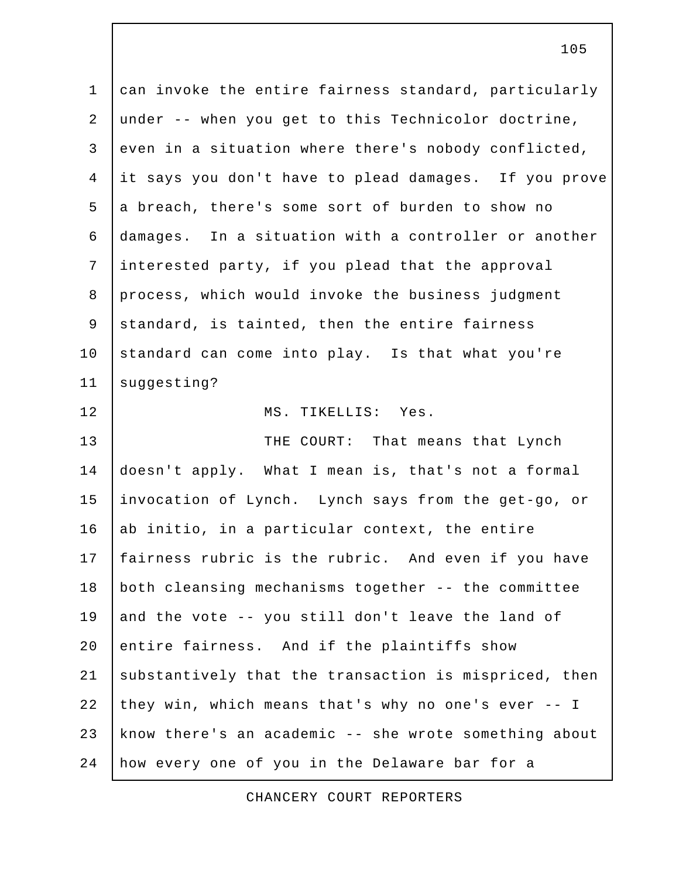can invoke the entire fairness standard, particularly under -- when you get to this Technicolor doctrine, even in a situation where there's nobody conflicted, it says you don't have to plead damages. If you prove a breach, there's some sort of burden to show no damages. In a situation with a controller or another interested party, if you plead that the approval process, which would invoke the business judgment standard, is tainted, then the entire fairness standard can come into play. Is that what you're suggesting?

MS. TIKELLIS: Yes.

THE COURT: That means that Lynch doesn't apply. What I mean is, that's not a formal invocation of Lynch. Lynch says from the get-go, or ab initio, in a particular context, the entire fairness rubric is the rubric. And even if you have both cleansing mechanisms together -- the committee and the vote -- you still don't leave the land of entire fairness. And if the plaintiffs show substantively that the transaction is mispriced, then they win, which means that's why no one's ever -- I know there's an academic -- she wrote something about how every one of you in the Delaware bar for a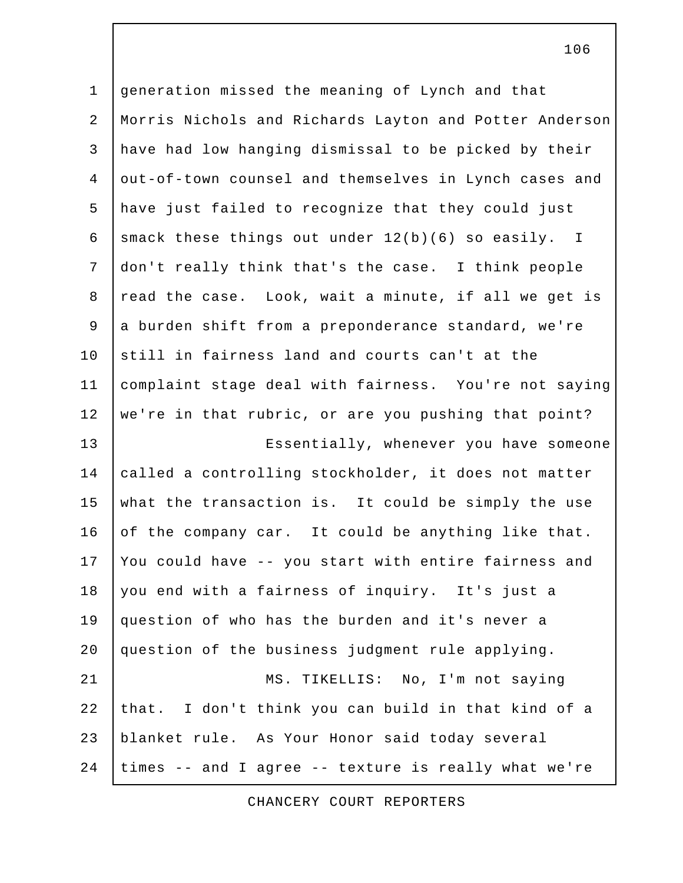generation missed the meaning of Lynch and that Morris Nichols and Richards Layton and Potter Anderson have had low hanging dismissal to be picked by their out-of-town counsel and themselves in Lynch cases and have just failed to recognize that they could just smack these things out under 12(b)(6) so easily. I don't really think that's the case. I think people read the case. Look, wait a minute, if all we get is a burden shift from a preponderance standard, we're still in fairness land and courts can't at the complaint stage deal with fairness. You're not saying we're in that rubric, or are you pushing that point?

Essentially, whenever you have someone called a controlling stockholder, it does not matter what the transaction is. It could be simply the use of the company car. It could be anything like that. You could have -- you start with entire fairness and you end with a fairness of inquiry. It's just a question of who has the burden and it's never a question of the business judgment rule applying.

MS. TIKELLIS: No, I'm not saying that. I don't think you can build in that kind of a blanket rule. As Your Honor said today several times -- and I agree -- texture is really what we're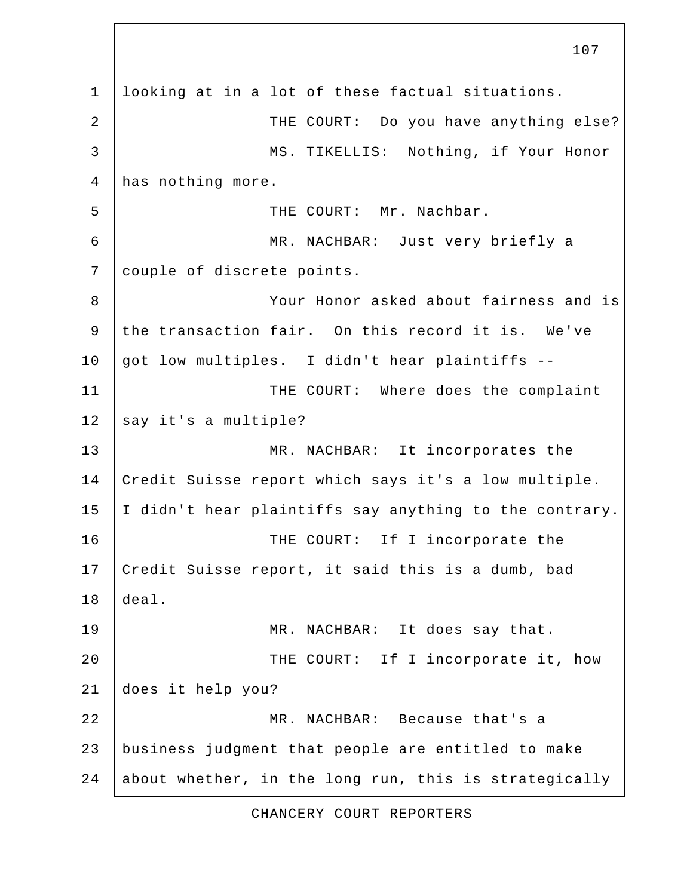looking at in a lot of these factual situations.

THE COURT: Do you have anything else?

MS. TIKELLIS: Nothing, if Your Honor has nothing more.

THE COURT: Mr. Nachbar.

MR. NACHBAR: Just very briefly a couple of discrete points.

Your Honor asked about fairness and is the transaction fair. On this record it is. We've got low multiples. I didn't hear plaintiffs --

THE COURT: Where does the complaint say it's a multiple?

MR. NACHBAR: It incorporates the Credit Suisse report which says it's a low multiple. I didn't hear plaintiffs say anything to the contrary.

THE COURT: If I incorporate the Credit Suisse report, it said this is a dumb, bad deal.

MR. NACHBAR: It does say that.

THE COURT: If I incorporate it, how does it help you?

MR. NACHBAR: Because that's a business judgment that people are entitled to make about whether, in the long run, this is strategically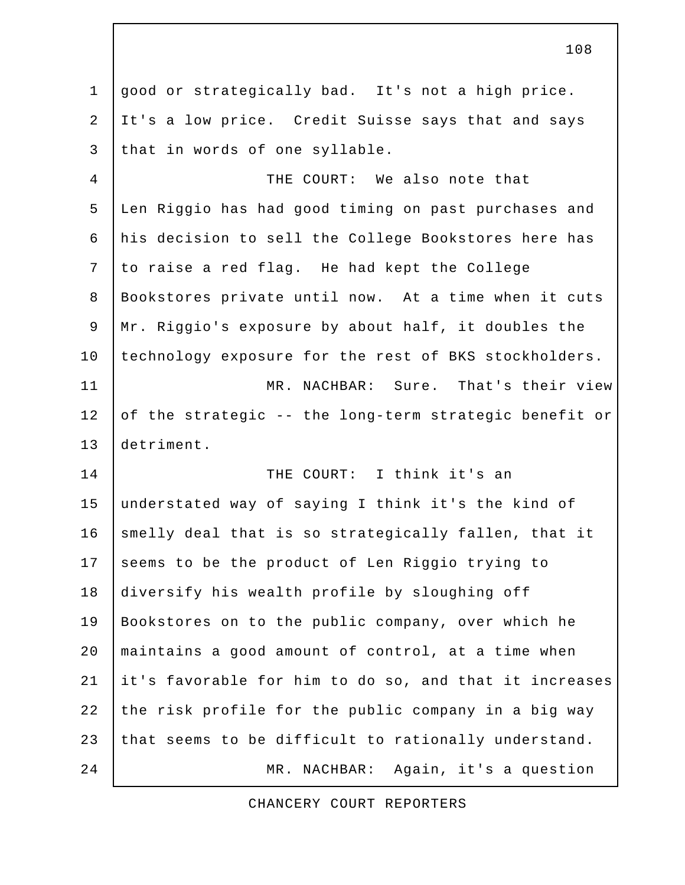good or strategically bad. It's not a high price. It's a low price. Credit Suisse says that and says that in words of one syllable.

THE COURT: We also note that Len Riggio has had good timing on past purchases and his decision to sell the College Bookstores here has to raise a red flag. He had kept the College Bookstores private until now. At a time when it cuts Mr. Riggio's exposure by about half, it doubles the technology exposure for the rest of BKS stockholders.

MR. NACHBAR: Sure. That's their view of the strategic -- the long-term strategic benefit or detriment.

THE COURT: I think it's an understated way of saying I think it's the kind of smelly deal that is so strategically fallen, that it seems to be the product of Len Riggio trying to diversify his wealth profile by sloughing off Bookstores on to the public company, over which he maintains a good amount of control, at a time when it's favorable for him to do so, and that it increases the risk profile for the public company in a big way that seems to be difficult to rationally understand.

MR. NACHBAR: Again, it's a question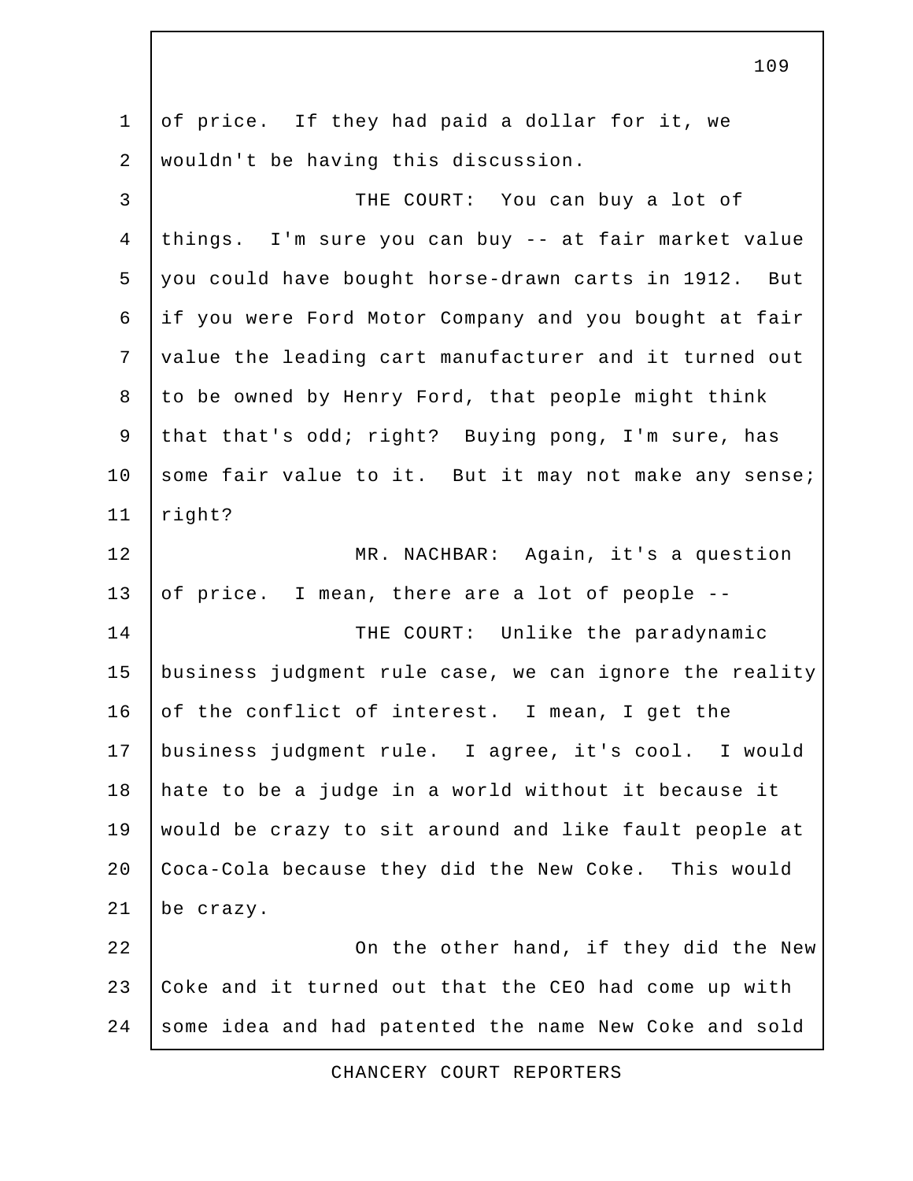of price. If they had paid a dollar for it, we wouldn't be having this discussion.

THE COURT: You can buy a lot of things. I'm sure you can buy -- at fair market value you could have bought horse-drawn carts in 1912. But if you were Ford Motor Company and you bought at fair value the leading cart manufacturer and it turned out to be owned by Henry Ford, that people might think that that's odd; right? Buying pong, I'm sure, has some fair value to it. But it may not make any sense; right?

MR. NACHBAR: Again, it's a question of price. I mean, there are a lot of people --

THE COURT: Unlike the paradynamic business judgment rule case, we can ignore the reality of the conflict of interest. I mean, I get the business judgment rule. I agree, it's cool. I would hate to be a judge in a world without it because it would be crazy to sit around and like fault people at Coca-Cola because they did the New Coke. This would be crazy.

On the other hand, if they did the New Coke and it turned out that the CEO had come up with some idea and had patented the name New Coke and sold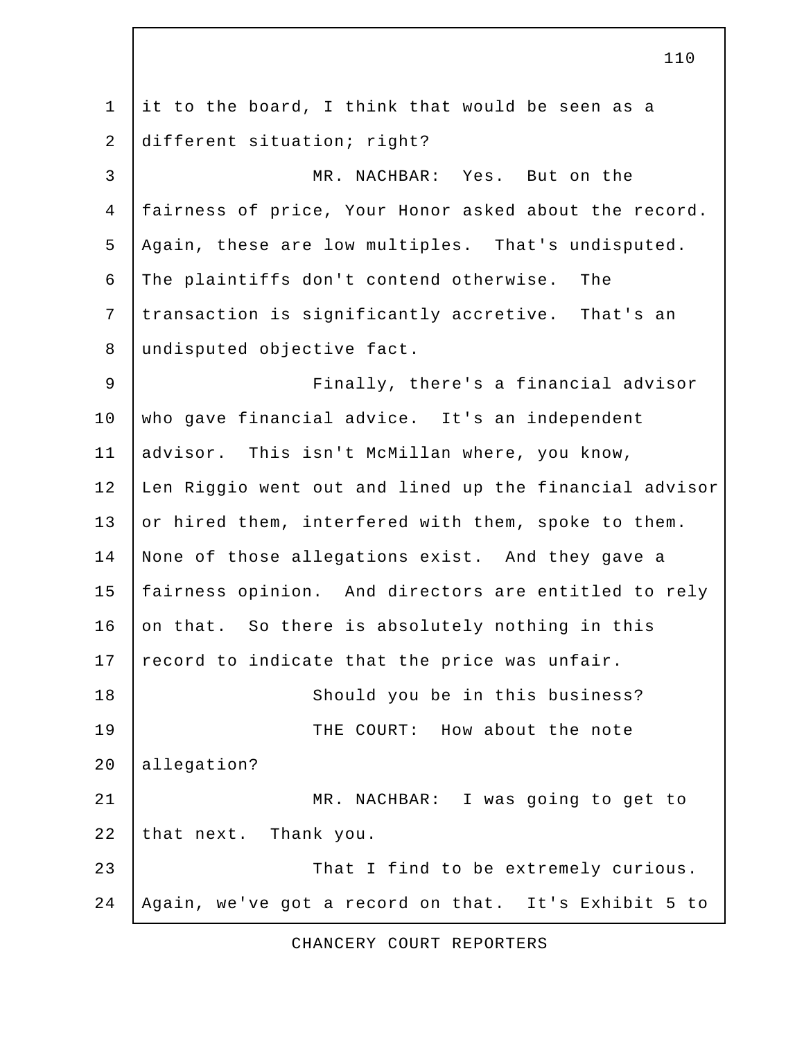it to the board, I think that would be seen as a different situation; right?

MR. NACHBAR: Yes. But on the fairness of price, Your Honor asked about the record. Again, these are low multiples. That's undisputed. The plaintiffs don't contend otherwise. The transaction is significantly accretive. That's an undisputed objective fact.

Finally, there's a financial advisor who gave financial advice. It's an independent advisor. This isn't McMillan where, you know, Len Riggio went out and lined up the financial advisor or hired them, interfered with them, spoke to them. None of those allegations exist. And they gave a fairness opinion. And directors are entitled to rely on that. So there is absolutely nothing in this record to indicate that the price was unfair.

Should you be in this business?

THE COURT: How about the note allegation?

MR. NACHBAR: I was going to get to that next. Thank you.

That I find to be extremely curious. Again, we've got a record on that. It's Exhibit 5 to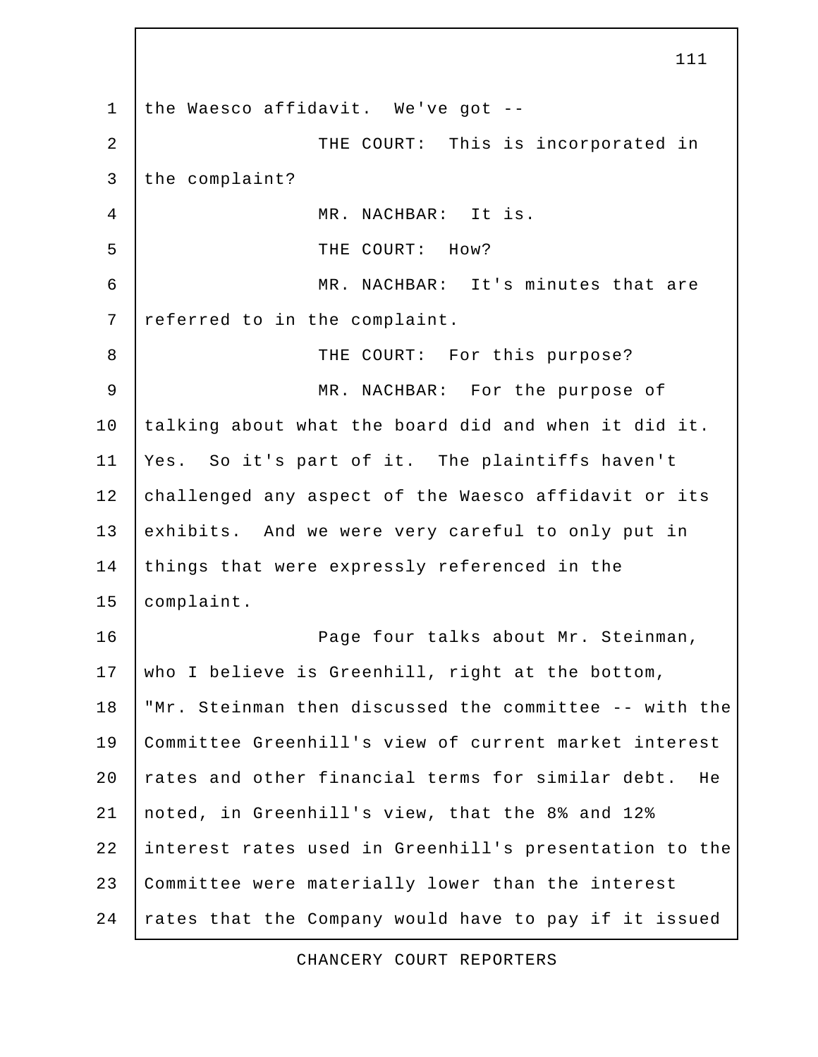the Waesco affidavit. We've got --

THE COURT: This is incorporated in the complaint?

MR. NACHBAR: It is.

THE COURT: How?

MR. NACHBAR: It's minutes that are referred to in the complaint.

THE COURT: For this purpose?

MR. NACHBAR: For the purpose of talking about what the board did and when it did it. Yes. So it's part of it. The plaintiffs haven't challenged any aspect of the Waesco affidavit or its exhibits. And we were very careful to only put in things that were expressly referenced in the complaint.

Page four talks about Mr. Steinman, who I believe is Greenhill, right at the bottom, "Mr. Steinman then discussed the committee -- with the Committee Greenhill's view of current market interest rates and other financial terms for similar debt. He noted, in Greenhill's view, that the 8% and 12% interest rates used in Greenhill's presentation to the Committee were materially lower than the interest rates that the Company would have to pay if it issued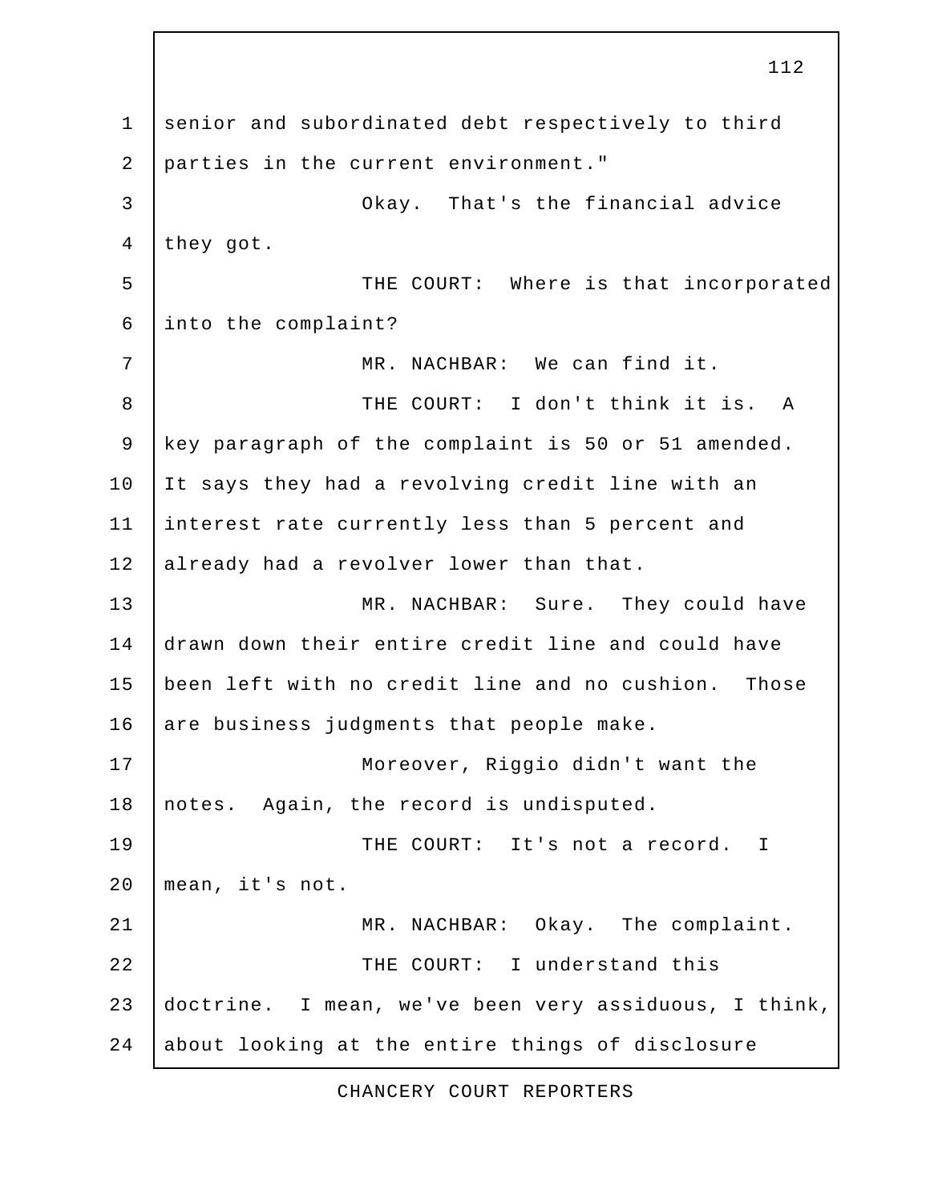senior and subordinated debt respectively to third parties in the current environment."

Okay. That's the financial advice they got.

THE COURT: Where is that incorporated into the complaint?

MR. NACHBAR: We can find it.

THE COURT: I don't think it is. A key paragraph of the complaint is 50 or 51 amended. It says they had a revolving credit line with an interest rate currently less than 5 percent and already had a revolver lower than that.

MR. NACHBAR: Sure. They could have drawn down their entire credit line and could have been left with no credit line and no cushion. Those are business judgments that people make.

Moreover, Riggio didn't want the notes. Again, the record is undisputed.

THE COURT: It's not a record. I mean, it's not.

MR. NACHBAR: Okay. The complaint.

THE COURT: I understand this doctrine. I mean, we've been very assiduous, I think, about looking at the entire things of disclosure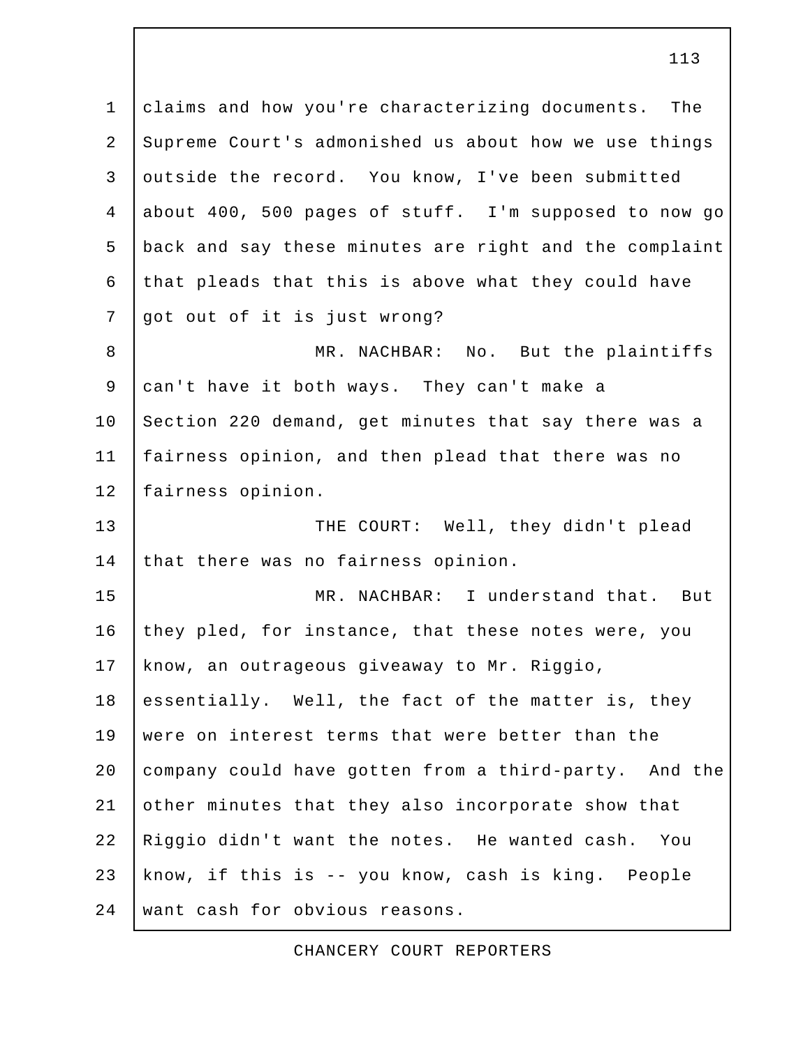claims and how you're characterizing documents. The Supreme Court's admonished us about how we use things outside the record. You know, I've been submitted about 400, 500 pages of stuff. I'm supposed to now go back and say these minutes are right and the complaint that pleads that this is above what they could have got out of it is just wrong?

MR. NACHBAR: No. But the plaintiffs can't have it both ways. They can't make a Section 220 demand, get minutes that say there was a fairness opinion, and then plead that there was no fairness opinion.

THE COURT: Well, they didn't plead that there was no fairness opinion.

MR. NACHBAR: I understand that. But they pled, for instance, that these notes were, you know, an outrageous giveaway to Mr. Riggio, essentially. Well, the fact of the matter is, they were on interest terms that were better than the company could have gotten from a third-party. And the other minutes that they also incorporate show that Riggio didn't want the notes. He wanted cash. You know, if this is -- you know, cash is king. People want cash for obvious reasons.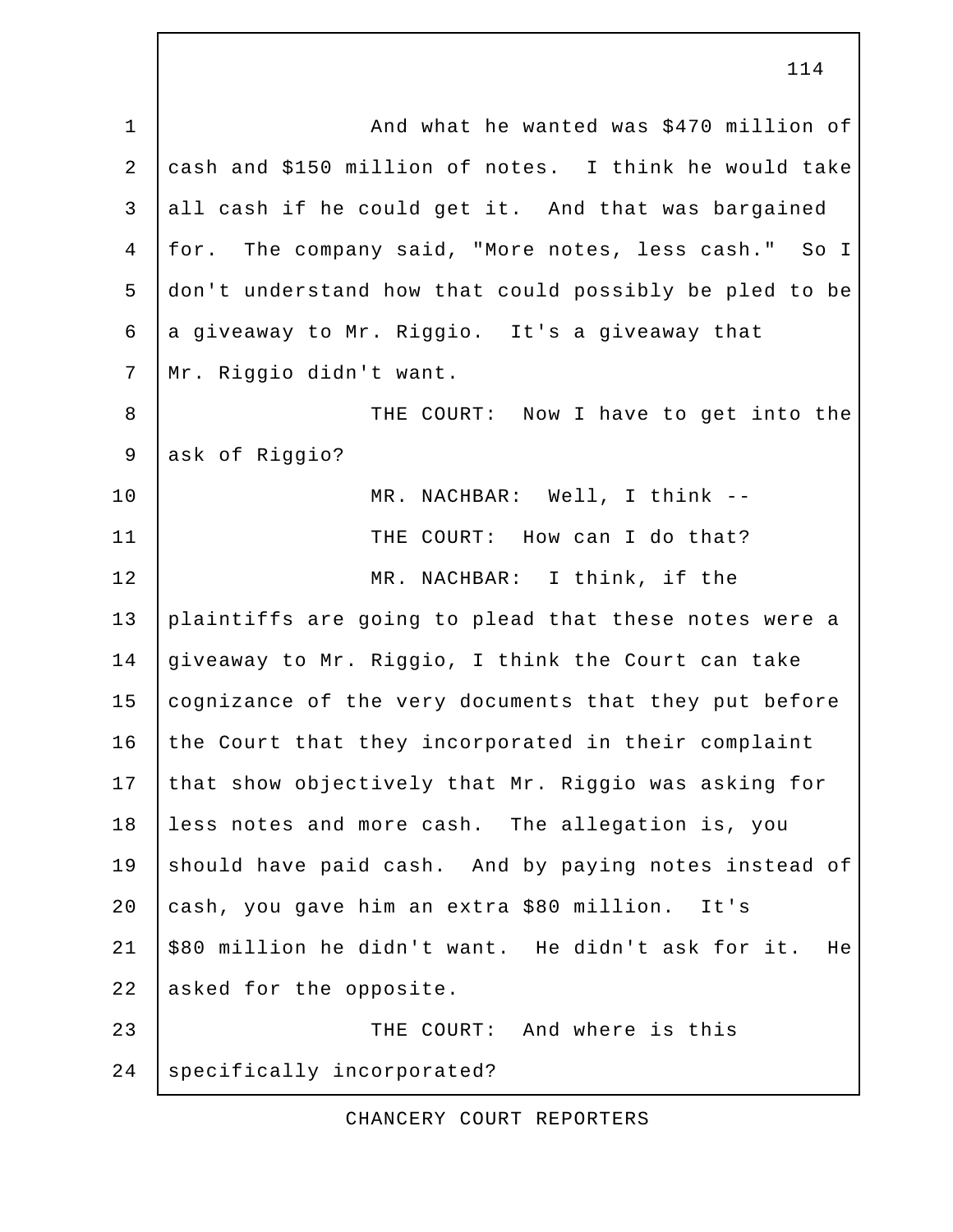And what he wanted was $470 million of cash and $150 million of notes. I think he would take all cash if he could get it. And that was bargained for. The company said, "More notes, less cash." So I don't understand how that could possibly be pled to be a giveaway to Mr. Riggio. It's a giveaway that Mr. Riggio didn't want.

THE COURT: Now I have to get into the ask of Riggio?

MR. NACHBAR: Well, I think --

THE COURT: How can I do that?

MR. NACHBAR: I think, if the plaintiffs are going to plead that these notes were a giveaway to Mr. Riggio, I think the Court can take cognizance of the very documents that they put before the Court that they incorporated in their complaint that show objectively that Mr. Riggio was asking for less notes and more cash. The allegation is, you should have paid cash. And by paying notes instead of cash, you gave him an extra $80 million. It's $80 million he didn't want. He didn't ask for it. He asked for the opposite.

THE COURT: And where is this specifically incorporated?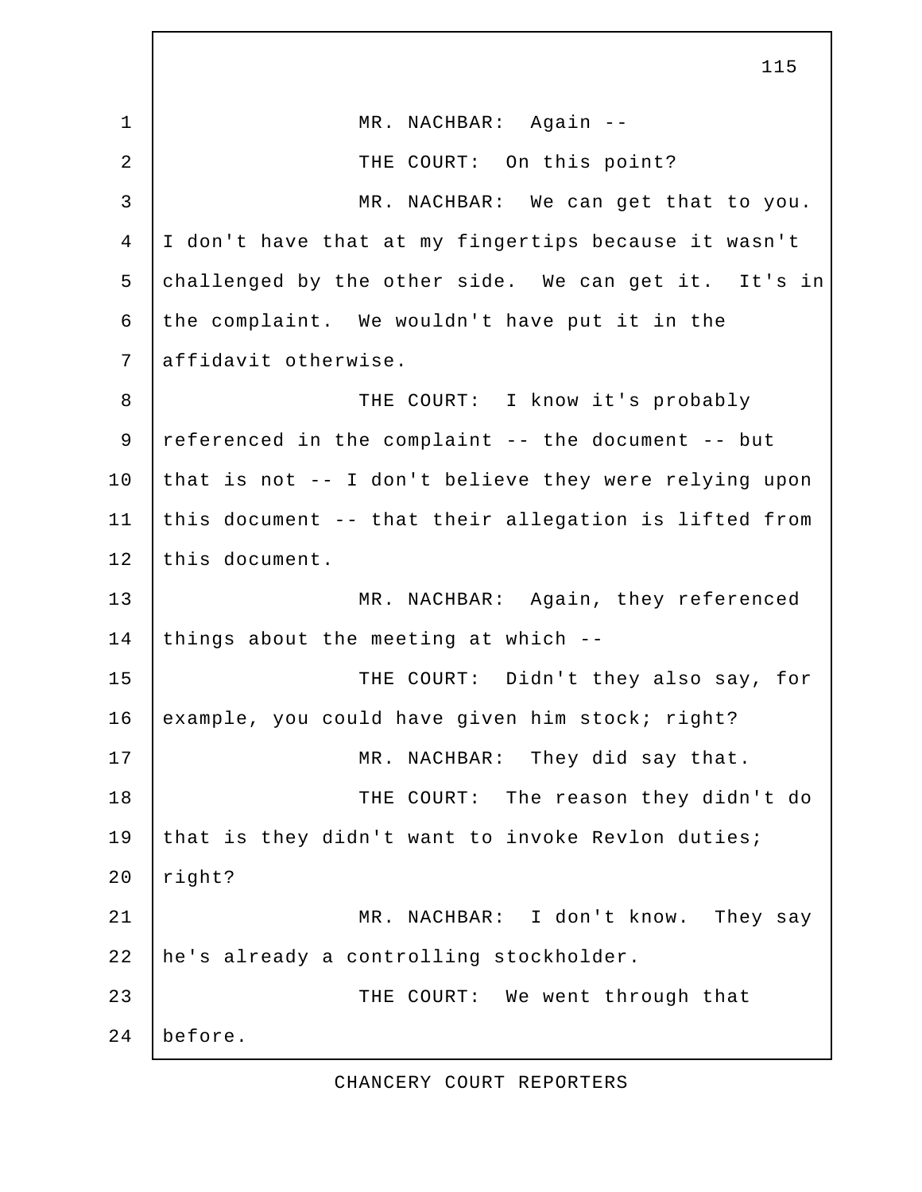MR. NACHBAR: Again --

THE COURT: On this point?

MR. NACHBAR: We can get that to you. I don't have that at my fingertips because it wasn't challenged by the other side. We can get it. It's in the complaint. We wouldn't have put it in the affidavit otherwise.

THE COURT: I know it's probably referenced in the complaint -- the document -- but that is not -- I don't believe they were relying upon this document -- that their allegation is lifted from this document.

MR. NACHBAR: Again, they referenced things about the meeting at which --

THE COURT: Didn't they also say, for example, you could have given him stock; right?

MR. NACHBAR: They did say that.

THE COURT: The reason they didn't do that is they didn't want to invoke Revlon duties; right?

MR. NACHBAR: I don't know. They say he's already a controlling stockholder.

THE COURT: We went through that before.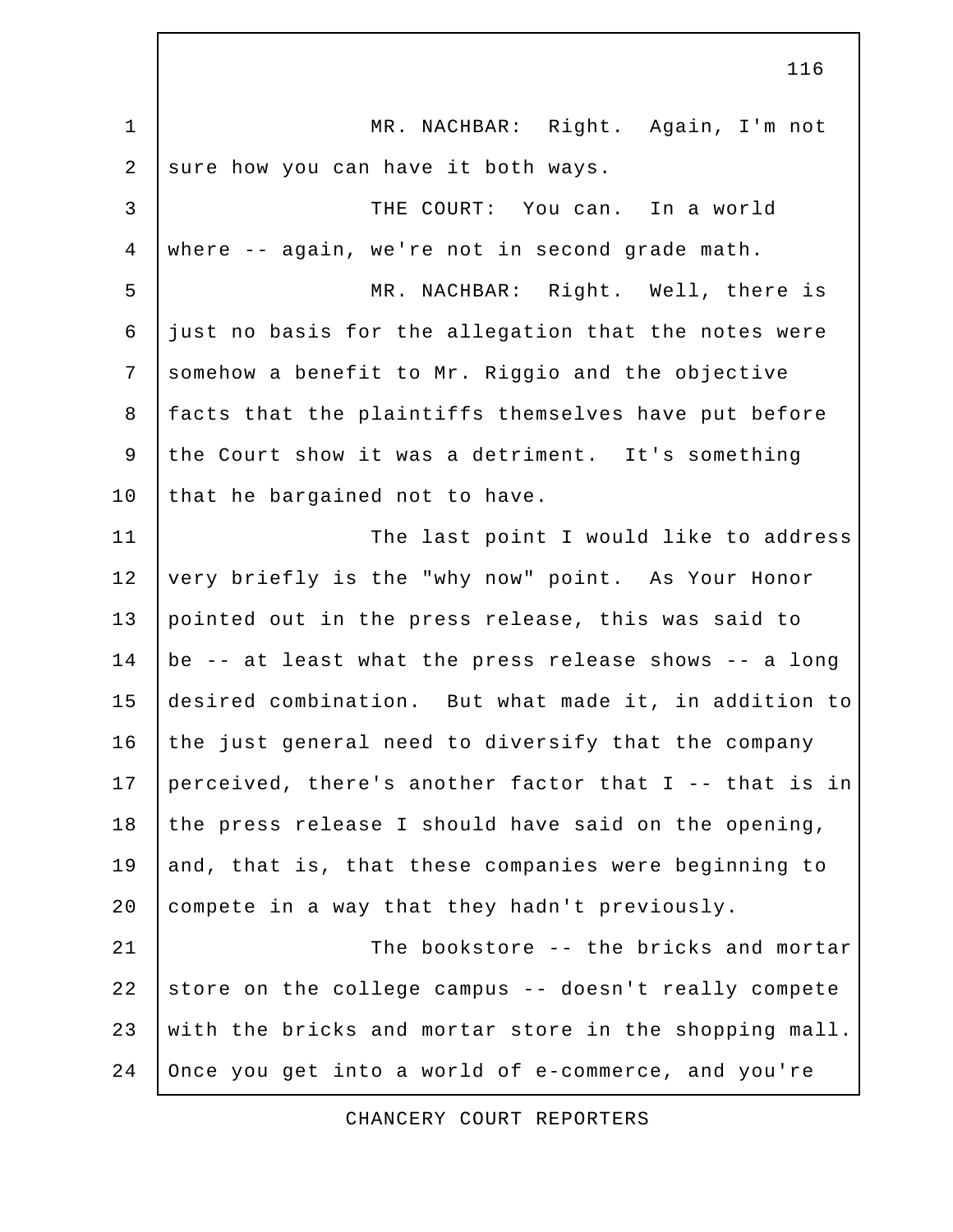MR. NACHBAR: Right. Again, I'm not sure how you can have it both ways.

THE COURT: You can. In a world where -- again, we're not in second grade math.

MR. NACHBAR: Right. Well, there is just no basis for the allegation that the notes were somehow a benefit to Mr. Riggio and the objective facts that the plaintiffs themselves have put before the Court show it was a detriment. It's something that he bargained not to have.

The last point I would like to address very briefly is the "why now" point. As Your Honor pointed out in the press release, this was said to be -- at least what the press release shows -- a long desired combination. But what made it, in addition to the just general need to diversify that the company perceived, there's another factor that I -- that is in the press release I should have said on the opening, and, that is, that these companies were beginning to compete in a way that they hadn't previously.

The bookstore -- the bricks and mortar store on the college campus -- doesn't really compete with the bricks and mortar store in the shopping mall. Once you get into a world of e-commerce, and you're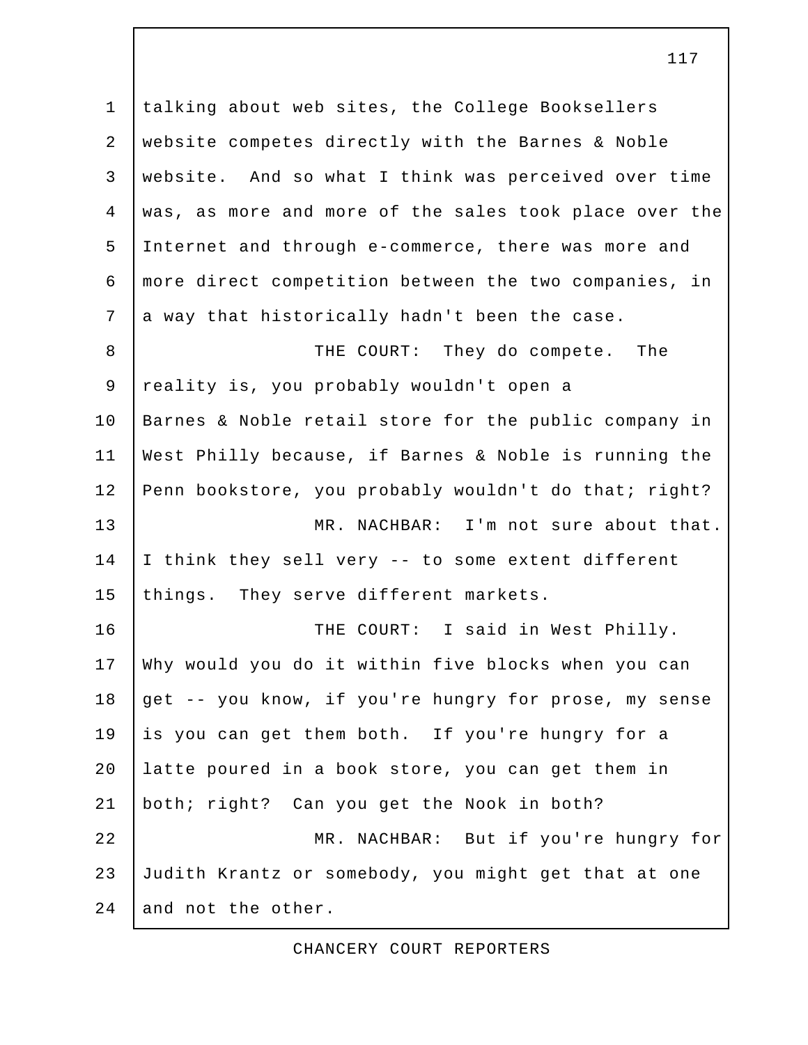talking about web sites, the College Booksellers website competes directly with the Barnes & Noble website. And so what I think was perceived over time was, as more and more of the sales took place over the Internet and through e-commerce, there was more and more direct competition between the two companies, in a way that historically hadn't been the case.

THE COURT: They do compete. The reality is, you probably wouldn't open a Barnes & Noble retail store for the public company in West Philly because, if Barnes & Noble is running the Penn bookstore, you probably wouldn't do that; right?

MR. NACHBAR: I'm not sure about that. I think they sell very -- to some extent different things. They serve different markets.

THE COURT: I said in West Philly. Why would you do it within five blocks when you can get -- you know, if you're hungry for prose, my sense is you can get them both. If you're hungry for a latte poured in a book store, you can get them in both; right? Can you get the Nook in both?

MR. NACHBAR: But if you're hungry for Judith Krantz or somebody, you might get that at one and not the other.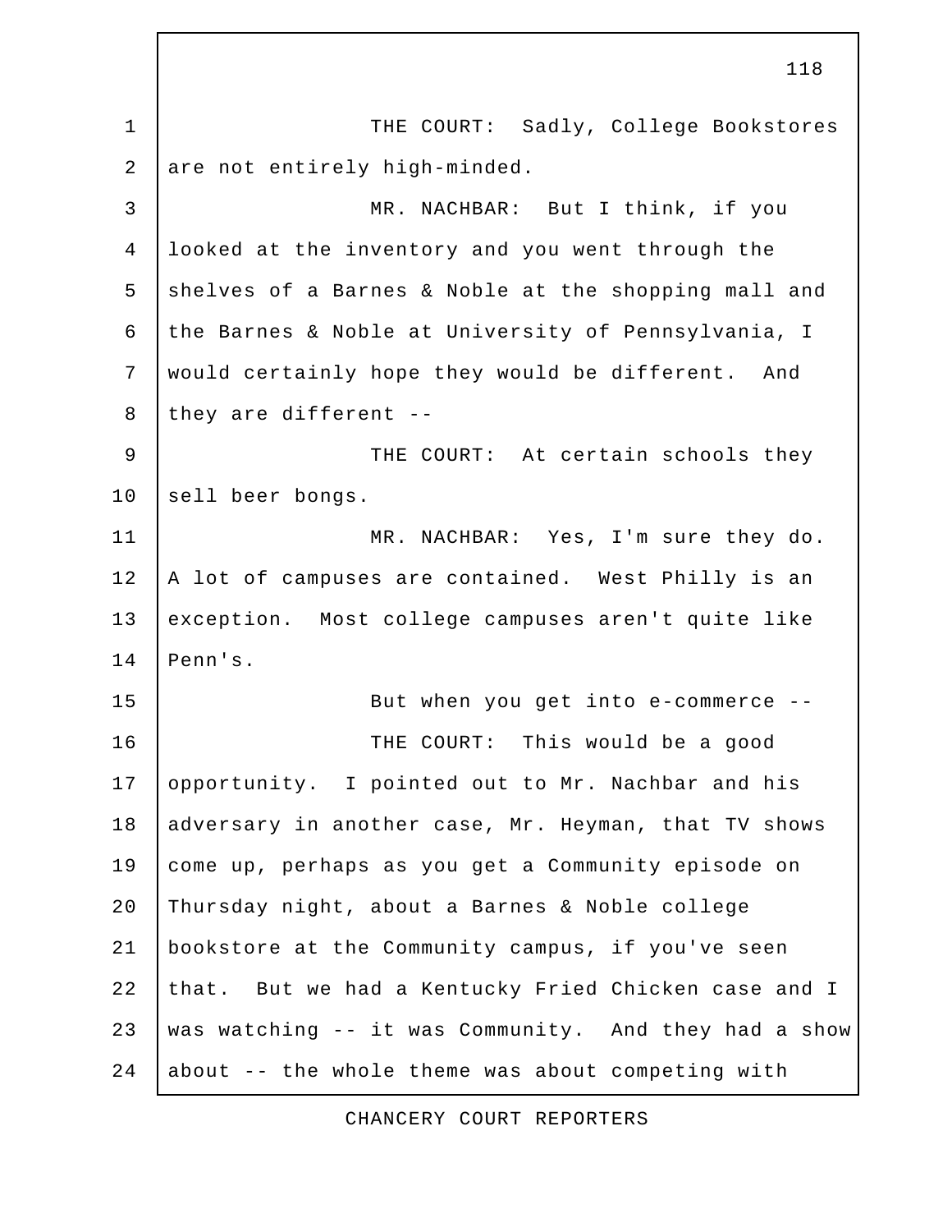THE COURT: Sadly, College Bookstores are not entirely high-minded.

MR. NACHBAR: But I think, if you looked at the inventory and you went through the shelves of a Barnes & Noble at the shopping mall and the Barnes & Noble at University of Pennsylvania, I would certainly hope they would be different. And they are different --

THE COURT: At certain schools they sell beer bongs.

MR. NACHBAR: Yes, I'm sure they do. A lot of campuses are contained. West Philly is an exception. Most college campuses aren't quite like Penn's.

But when you get into e-commerce --

THE COURT: This would be a good opportunity. I pointed out to Mr. Nachbar and his adversary in another case, Mr. Heyman, that TV shows come up, perhaps as you get a Community episode on Thursday night, about a Barnes & Noble college bookstore at the Community campus, if you've seen that. But we had a Kentucky Fried Chicken case and I was watching -- it was Community. And they had a show about -- the whole theme was about competing with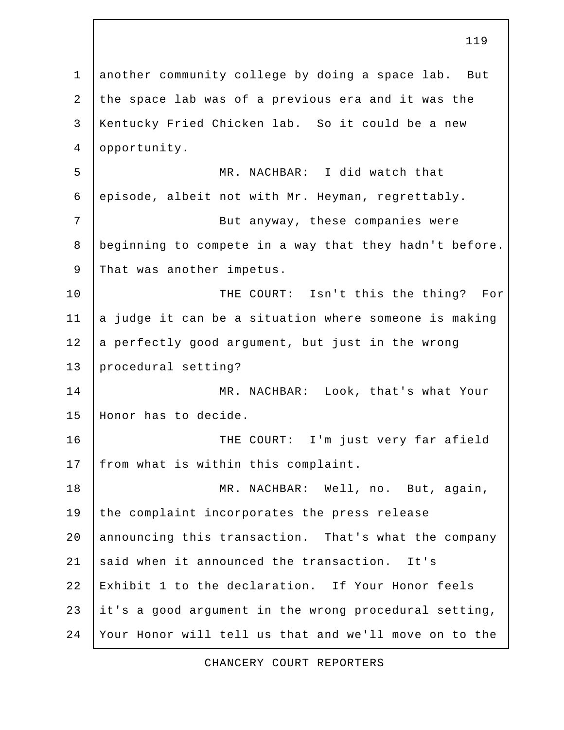another community college by doing a space lab. But the space lab was of a previous era and it was the Kentucky Fried Chicken lab. So it could be a new opportunity.

MR. NACHBAR: I did watch that episode, albeit not with Mr. Heyman, regrettably.

But anyway, these companies were beginning to compete in a way that they hadn't before. That was another impetus.

THE COURT: Isn't this the thing? For a judge it can be a situation where someone is making a perfectly good argument, but just in the wrong procedural setting?

MR. NACHBAR: Look, that's what Your Honor has to decide.

THE COURT: I'm just very far afield from what is within this complaint.

MR. NACHBAR: Well, no. But, again, the complaint incorporates the press release announcing this transaction. That's what the company said when it announced the transaction. It's Exhibit 1 to the declaration. If Your Honor feels it's a good argument in the wrong procedural setting, Your Honor will tell us that and we'll move on to the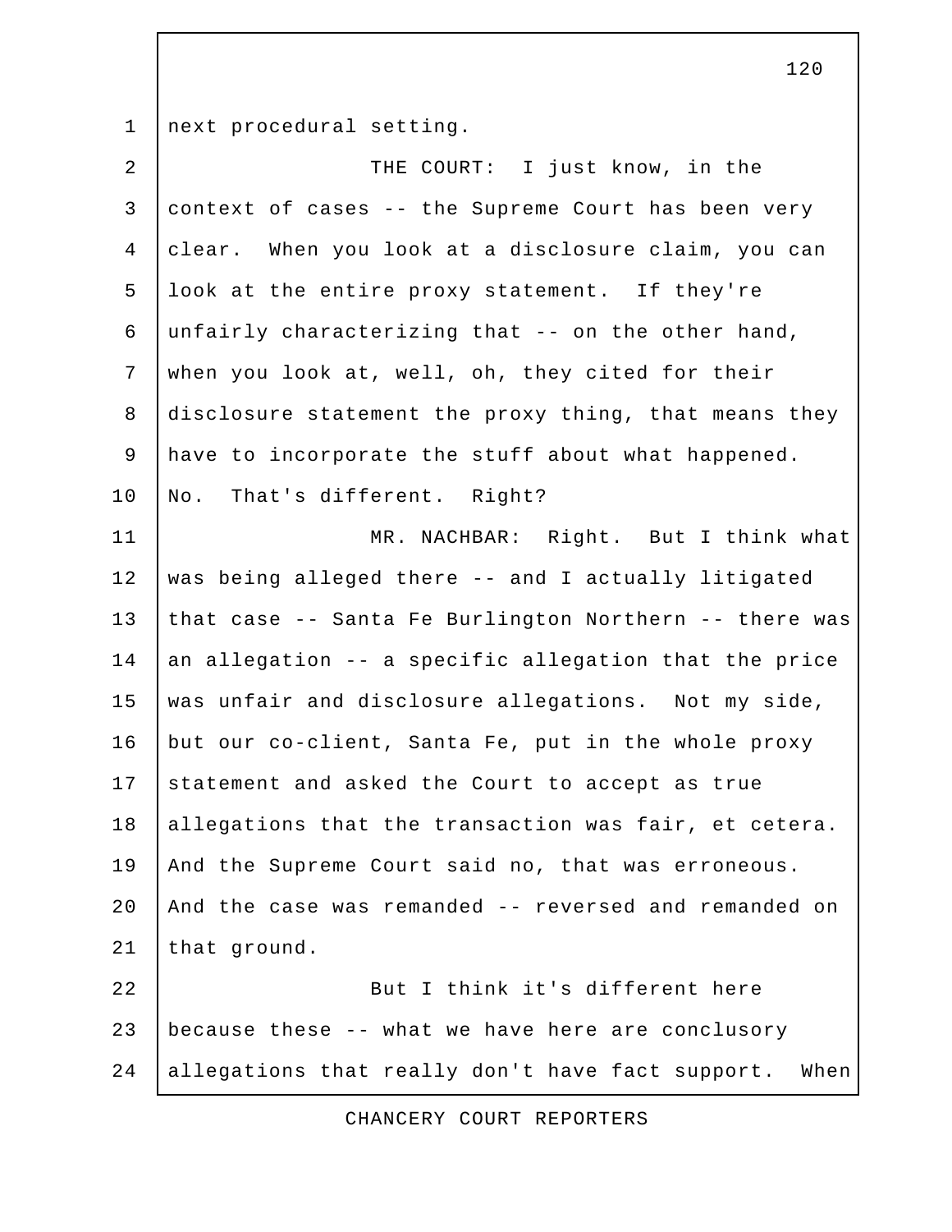next procedural setting.

THE COURT: I just know, in the context of cases -- the Supreme Court has been very clear. When you look at a disclosure claim, you can look at the entire proxy statement. If they're unfairly characterizing that -- on the other hand, when you look at, well, oh, they cited for their disclosure statement the proxy thing, that means they have to incorporate the stuff about what happened. No. That's different. Right?

MR. NACHBAR: Right. But I think what was being alleged there -- and I actually litigated that case -- Santa Fe Burlington Northern -- there was an allegation -- a specific allegation that the price was unfair and disclosure allegations. Not my side, but our co-client, Santa Fe, put in the whole proxy statement and asked the Court to accept as true allegations that the transaction was fair, et cetera. And the Supreme Court said no, that was erroneous. And the case was remanded -- reversed and remanded on that ground.

But I think it's different here because these -- what we have here are conclusory allegations that really don't have fact support. When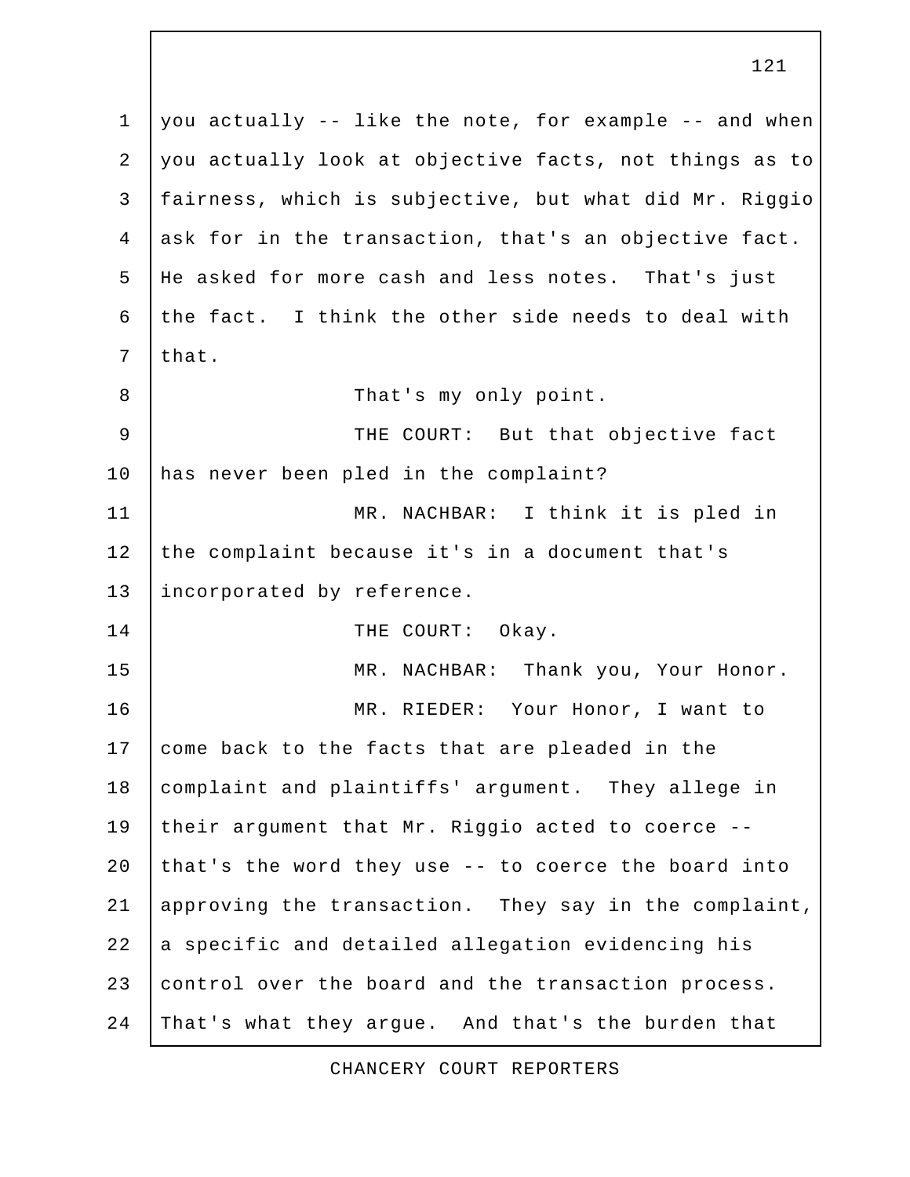you actually -- like the note, for example -- and when you actually look at objective facts, not things as to fairness, which is subjective, but what did Mr. Riggio ask for in the transaction, that's an objective fact. He asked for more cash and less notes. That's just the fact. I think the other side needs to deal with that.

That's my only point.

THE COURT: But that objective fact has never been pled in the complaint?

MR. NACHBAR: I think it is pled in the complaint because it's in a document that's incorporated by reference.

THE COURT: Okay.

MR. NACHBAR: Thank you, Your Honor.

MR. RIEDER: Your Honor, I want to come back to the facts that are pleaded in the complaint and plaintiffs' argument. They allege in their argument that Mr. Riggio acted to coerce -- that's the word they use -- to coerce the board into approving the transaction. They say in the complaint, a specific and detailed allegation evidencing his control over the board and the transaction process. That's what they argue. And that's the burden that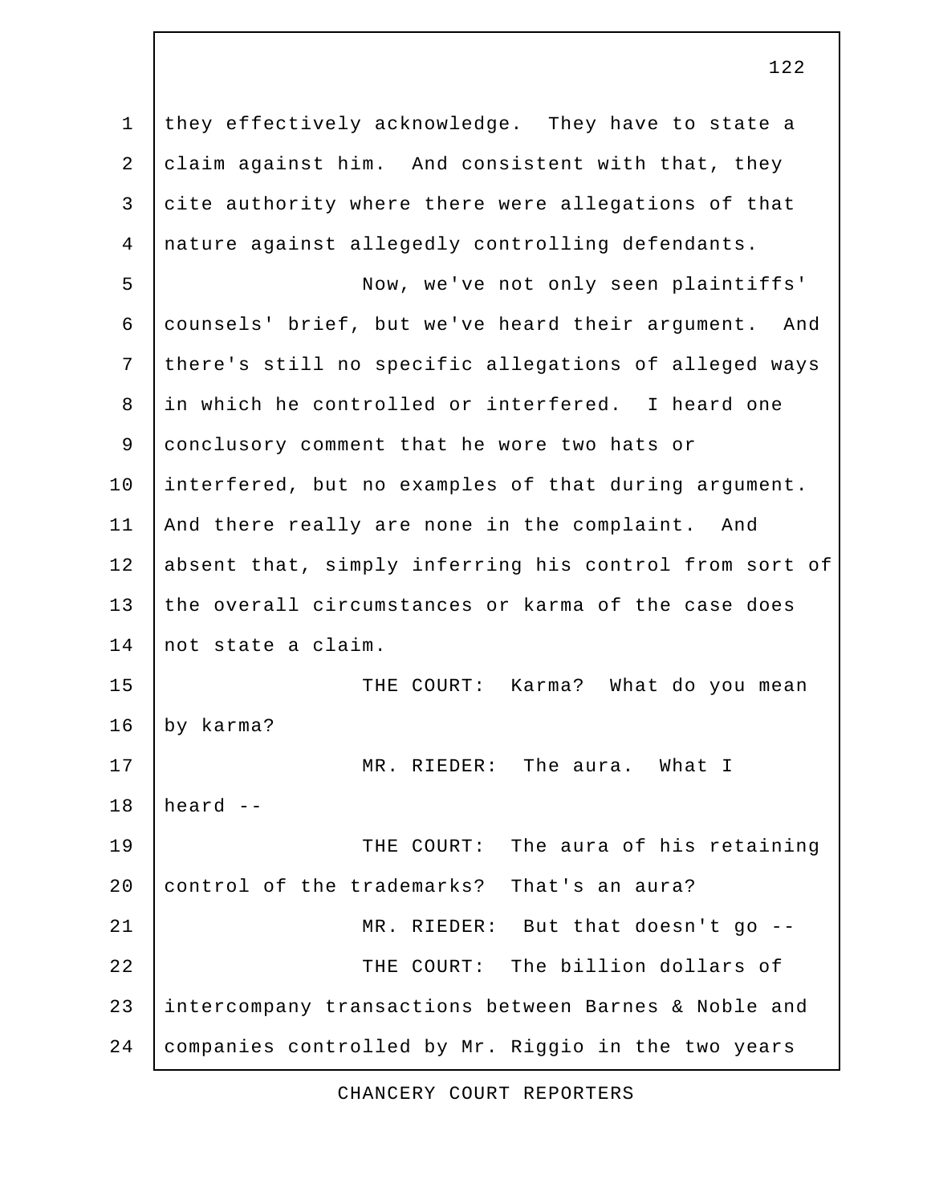they effectively acknowledge. They have to state a claim against him. And consistent with that, they cite authority where there were allegations of that nature against allegedly controlling defendants.

Now, we've not only seen plaintiffs' counsels' brief, but we've heard their argument. And there's still no specific allegations of alleged ways in which he controlled or interfered. I heard one conclusory comment that he wore two hats or interfered, but no examples of that during argument. And there really are none in the complaint. And absent that, simply inferring his control from sort of the overall circumstances or karma of the case does not state a claim.

THE COURT: Karma? What do you mean by karma?

MR. RIEDER: The aura. What I heard --

THE COURT: The aura of his retaining control of the trademarks? That's an aura?

MR. RIEDER: But that doesn't go --

THE COURT: The billion dollars of intercompany transactions between Barnes & Noble and companies controlled by Mr. Riggio in the two years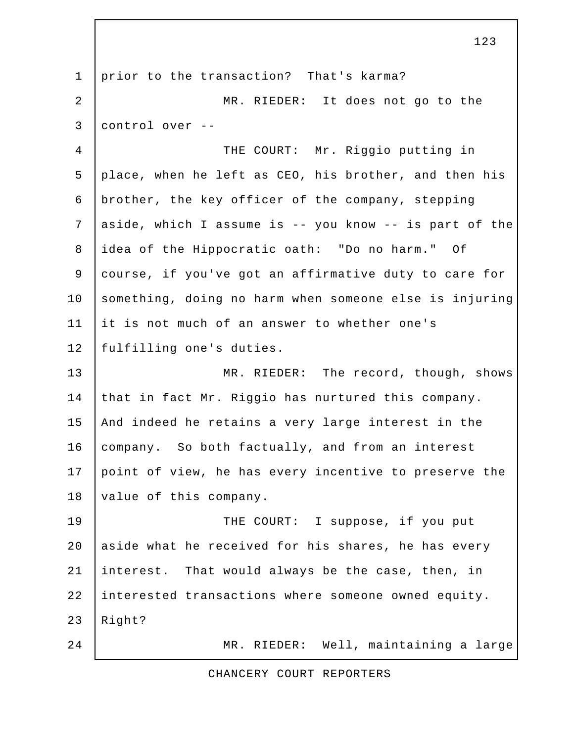prior to the transaction? That's karma?

MR. RIEDER: It does not go to the control over --

THE COURT: Mr. Riggio putting in place, when he left as CEO, his brother, and then his brother, the key officer of the company, stepping aside, which I assume is -- you know -- is part of the idea of the Hippocratic oath: "Do no harm." Of course, if you've got an affirmative duty to care for something, doing no harm when someone else is injuring it is not much of an answer to whether one's fulfilling one's duties.

MR. RIEDER: The record, though, shows that in fact Mr. Riggio has nurtured this company. And indeed he retains a very large interest in the company. So both factually, and from an interest point of view, he has every incentive to preserve the value of this company.

THE COURT: I suppose, if you put aside what he received for his shares, he has every interest. That would always be the case, then, in interested transactions where someone owned equity. Right?

MR. RIEDER: Well, maintaining a large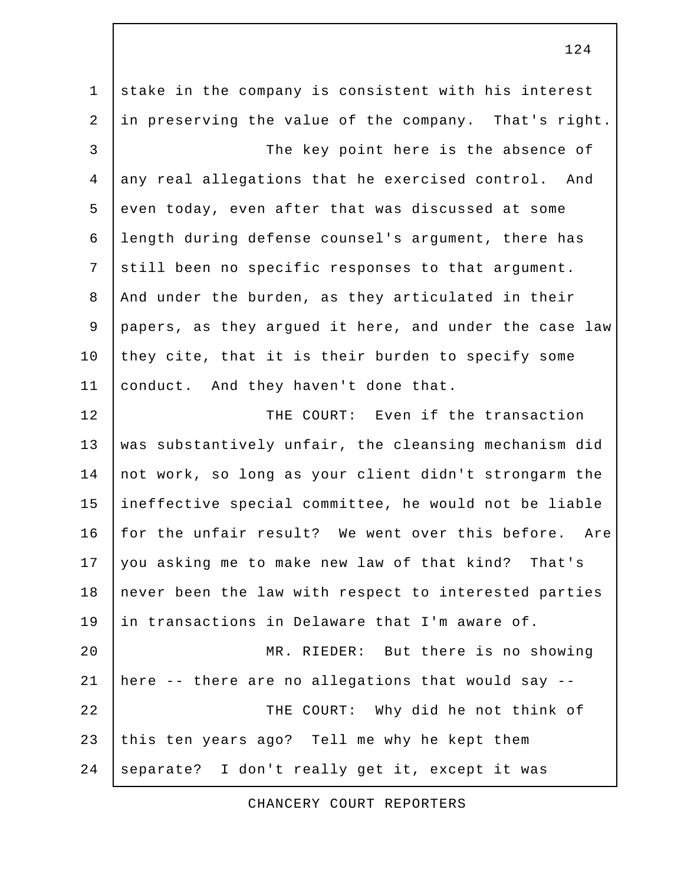stake in the company is consistent with his interest in preserving the value of the company. That's right.

The key point here is the absence of any real allegations that he exercised control. And even today, even after that was discussed at some length during defense counsel's argument, there has still been no specific responses to that argument. And under the burden, as they articulated in their papers, as they argued it here, and under the case law they cite, that it is their burden to specify some conduct. And they haven't done that.

THE COURT: Even if the transaction was substantively unfair, the cleansing mechanism did not work, so long as your client didn't strongarm the ineffective special committee, he would not be liable for the unfair result? We went over this before. Are you asking me to make new law of that kind? That's never been the law with respect to interested parties in transactions in Delaware that I'm aware of.

MR. RIEDER: But there is no showing here -- there are no allegations that would say --

THE COURT: Why did he not think of this ten years ago? Tell me why he kept them separate? I don't really get it, except it was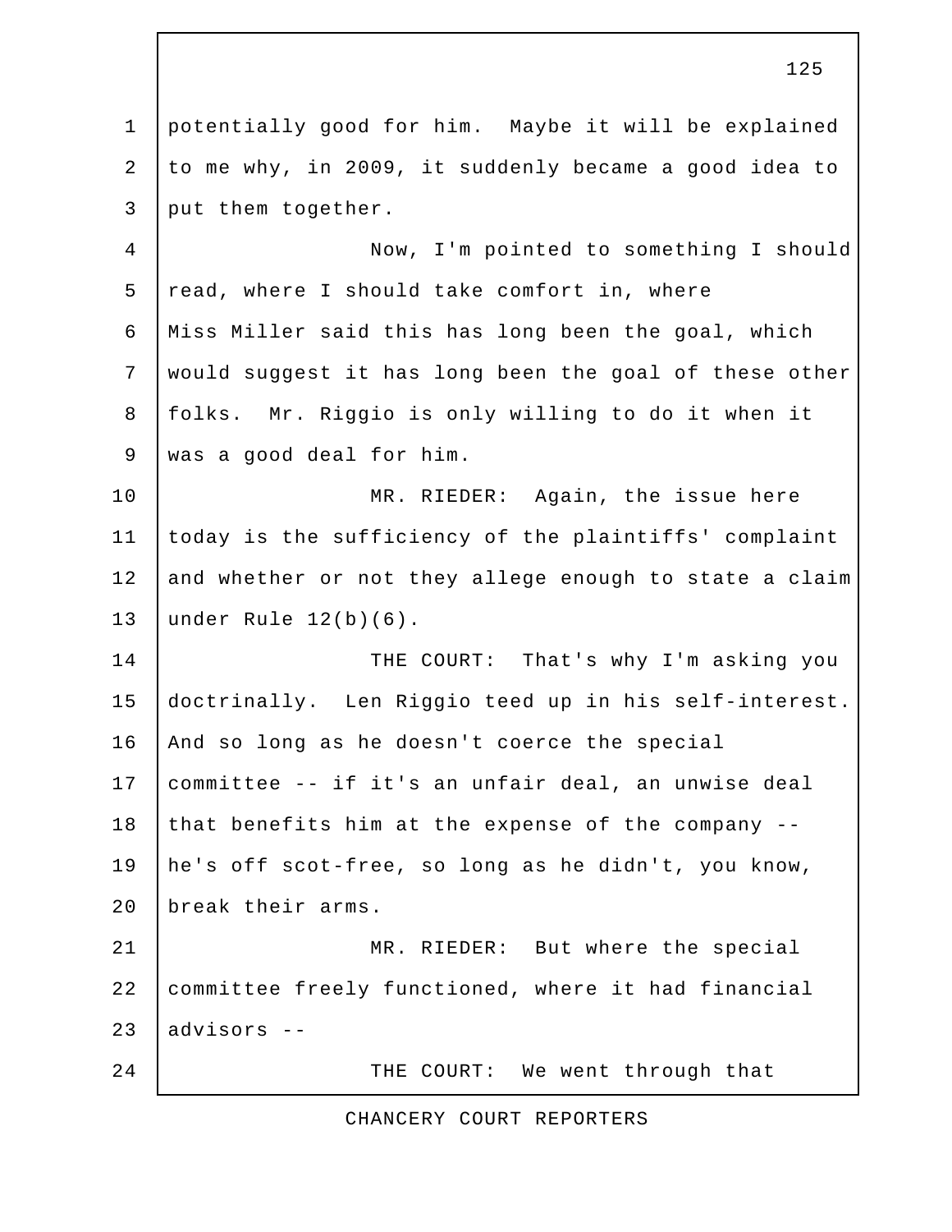potentially good for him. Maybe it will be explained to me why, in 2009, it suddenly became a good idea to put them together.

Now, I'm pointed to something I should read, where I should take comfort in, where Miss Miller said this has long been the goal, which would suggest it has long been the goal of these other folks. Mr. Riggio is only willing to do it when it was a good deal for him.

MR. RIEDER: Again, the issue here today is the sufficiency of the plaintiffs' complaint and whether or not they allege enough to state a claim under Rule 12(b)(6).

THE COURT: That's why I'm asking you doctrinally. Len Riggio teed up in his self-interest. And so long as he doesn't coerce the special committee -- if it's an unfair deal, an unwise deal that benefits him at the expense of the company -- he's off scot-free, so long as he didn't, you know, break their arms.

MR. RIEDER: But where the special committee freely functioned, where it had financial advisors --

THE COURT: We went through that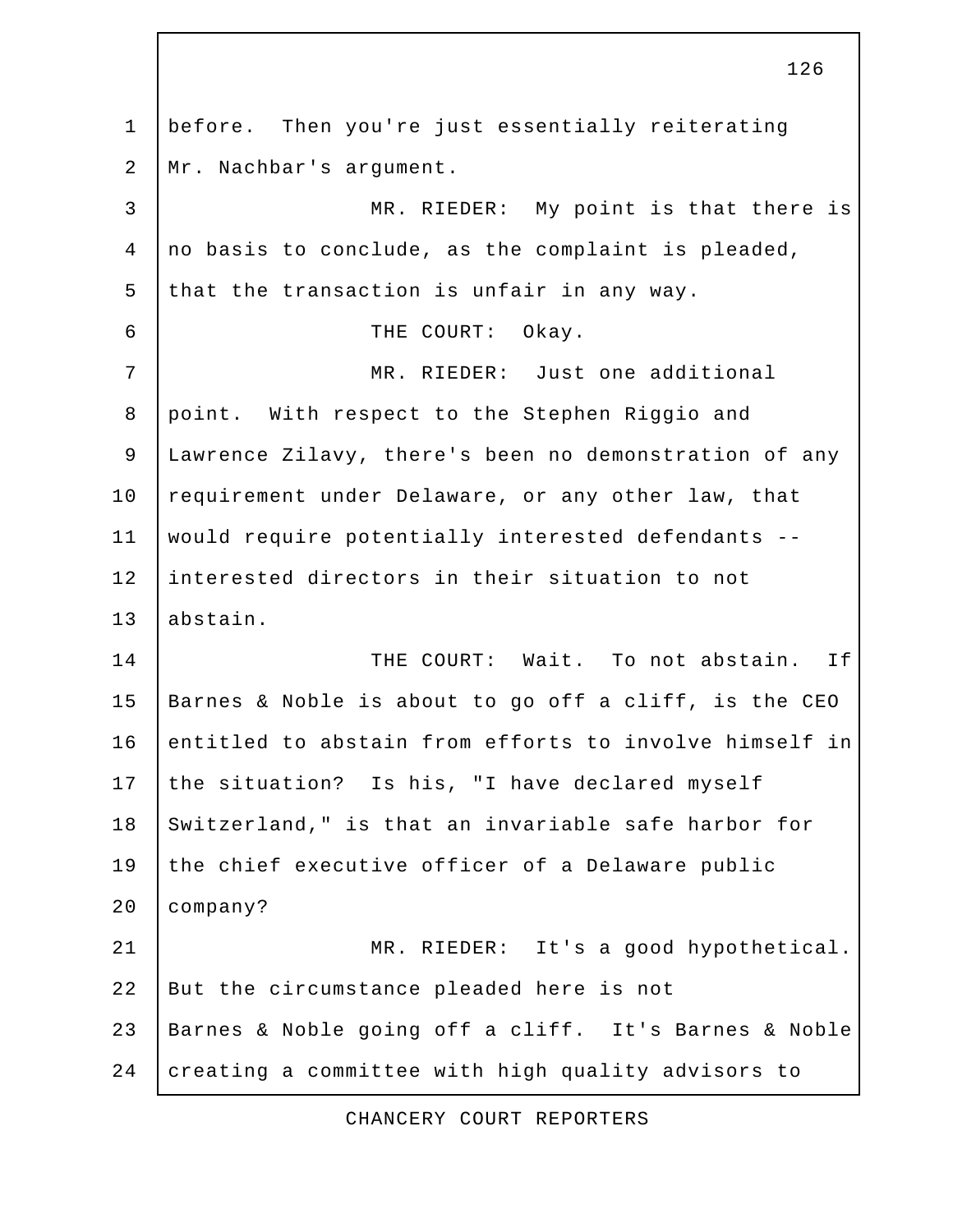before. Then you're just essentially reiterating Mr. Nachbar's argument.

MR. RIEDER: My point is that there is no basis to conclude, as the complaint is pleaded, that the transaction is unfair in any way.

THE COURT: Okay.

MR. RIEDER: Just one additional point. With respect to the Stephen Riggio and Lawrence Zilavy, there's been no demonstration of any requirement under Delaware, or any other law, that would require potentially interested defendants -- interested directors in their situation to not abstain.

THE COURT: Wait. To not abstain. If Barnes & Noble is about to go off a cliff, is the CEO entitled to abstain from efforts to involve himself in the situation? Is his, "I have declared myself Switzerland," is that an invariable safe harbor for the chief executive officer of a Delaware public company?

MR. RIEDER: It's a good hypothetical. But the circumstance pleaded here is not Barnes & Noble going off a cliff. It's Barnes & Noble creating a committee with high quality advisors to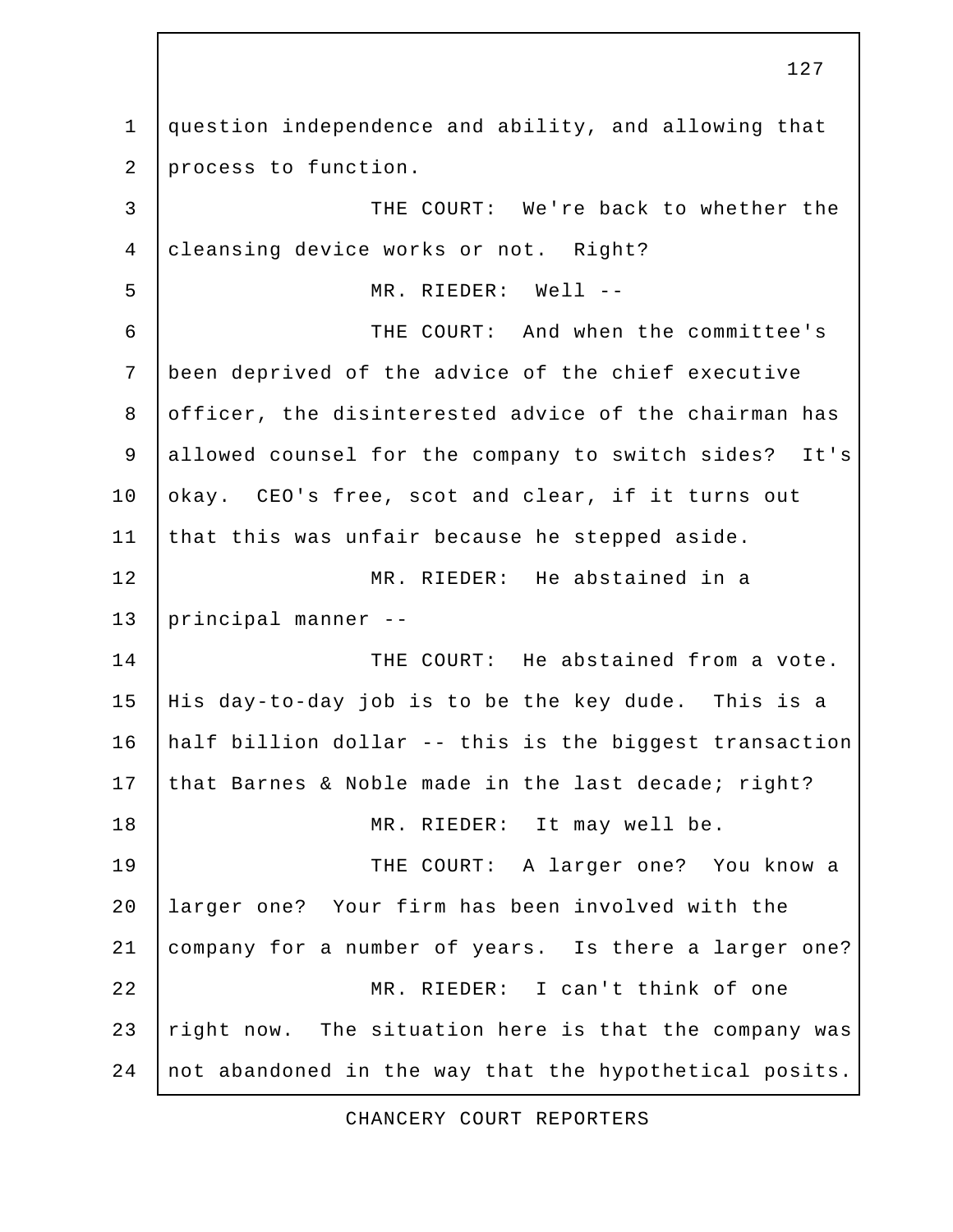question independence and ability, and allowing that process to function.

THE COURT: We're back to whether the cleansing device works or not. Right?

MR. RIEDER: Well --

THE COURT: And when the committee's been deprived of the advice of the chief executive officer, the disinterested advice of the chairman has allowed counsel for the company to switch sides? It's okay. CEO's free, scot and clear, if it turns out that this was unfair because he stepped aside.

MR. RIEDER: He abstained in a principal manner --

THE COURT: He abstained from a vote. His day-to-day job is to be the key dude. This is a half billion dollar -- this is the biggest transaction that Barnes & Noble made in the last decade; right?

MR. RIEDER: It may well be.

THE COURT: A larger one? You know a larger one? Your firm has been involved with the company for a number of years. Is there a larger one?

MR. RIEDER: I can't think of one right now. The situation here is that the company was not abandoned in the way that the hypothetical posits.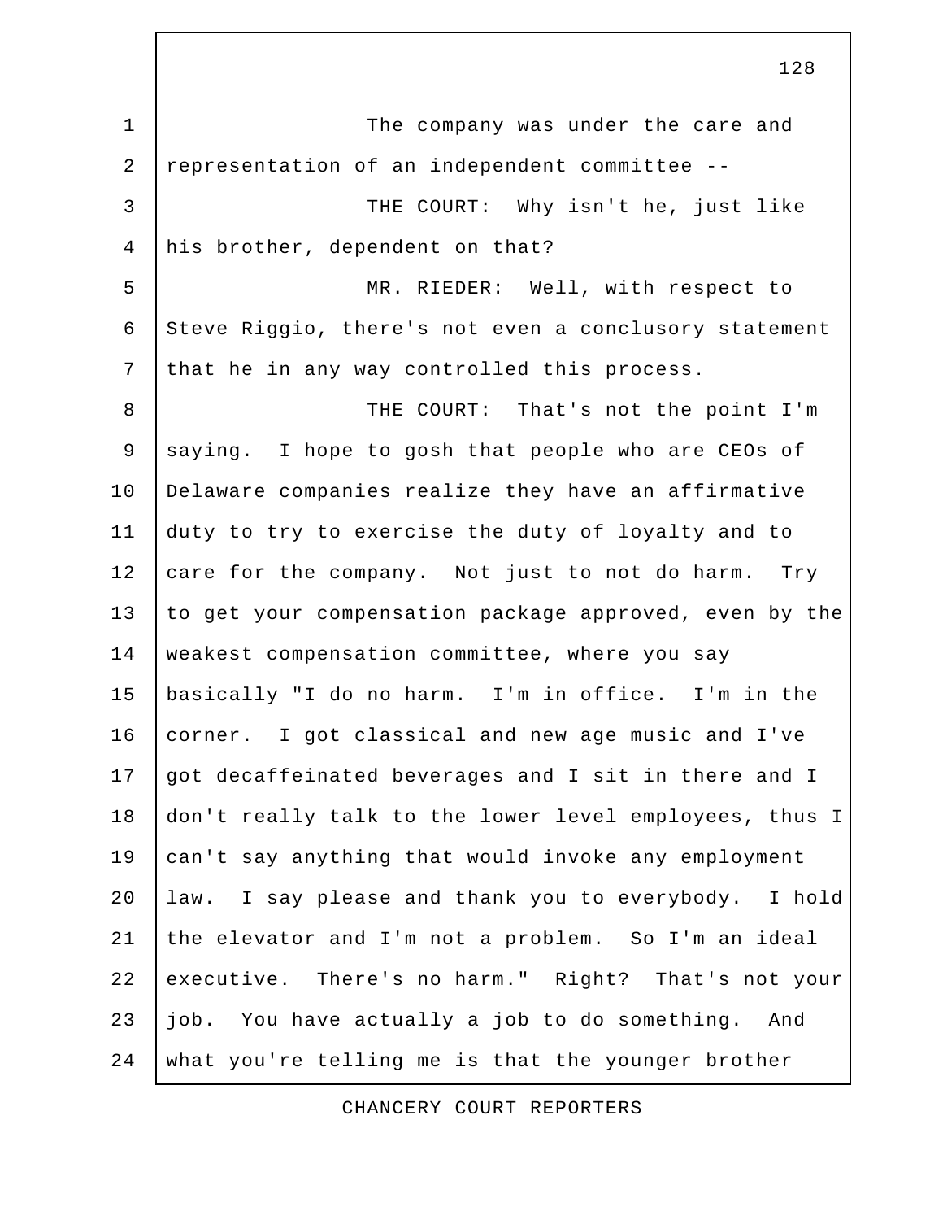The company was under the care and representation of an independent committee --

THE COURT: Why isn't he, just like his brother, dependent on that?

MR. RIEDER: Well, with respect to Steve Riggio, there's not even a conclusory statement that he in any way controlled this process.

THE COURT: That's not the point I'm saying. I hope to gosh that people who are CEOs of Delaware companies realize they have an affirmative duty to try to exercise the duty of loyalty and to care for the company. Not just to not do harm. Try to get your compensation package approved, even by the weakest compensation committee, where you say basically "I do no harm. I'm in office. I'm in the corner. I got classical and new age music and I've got decaffeinated beverages and I sit in there and I don't really talk to the lower level employees, thus I can't say anything that would invoke any employment law. I say please and thank you to everybody. I hold the elevator and I'm not a problem. So I'm an ideal executive. There's no harm." Right? That's not your job. You have actually a job to do something. And what you're telling me is that the younger brother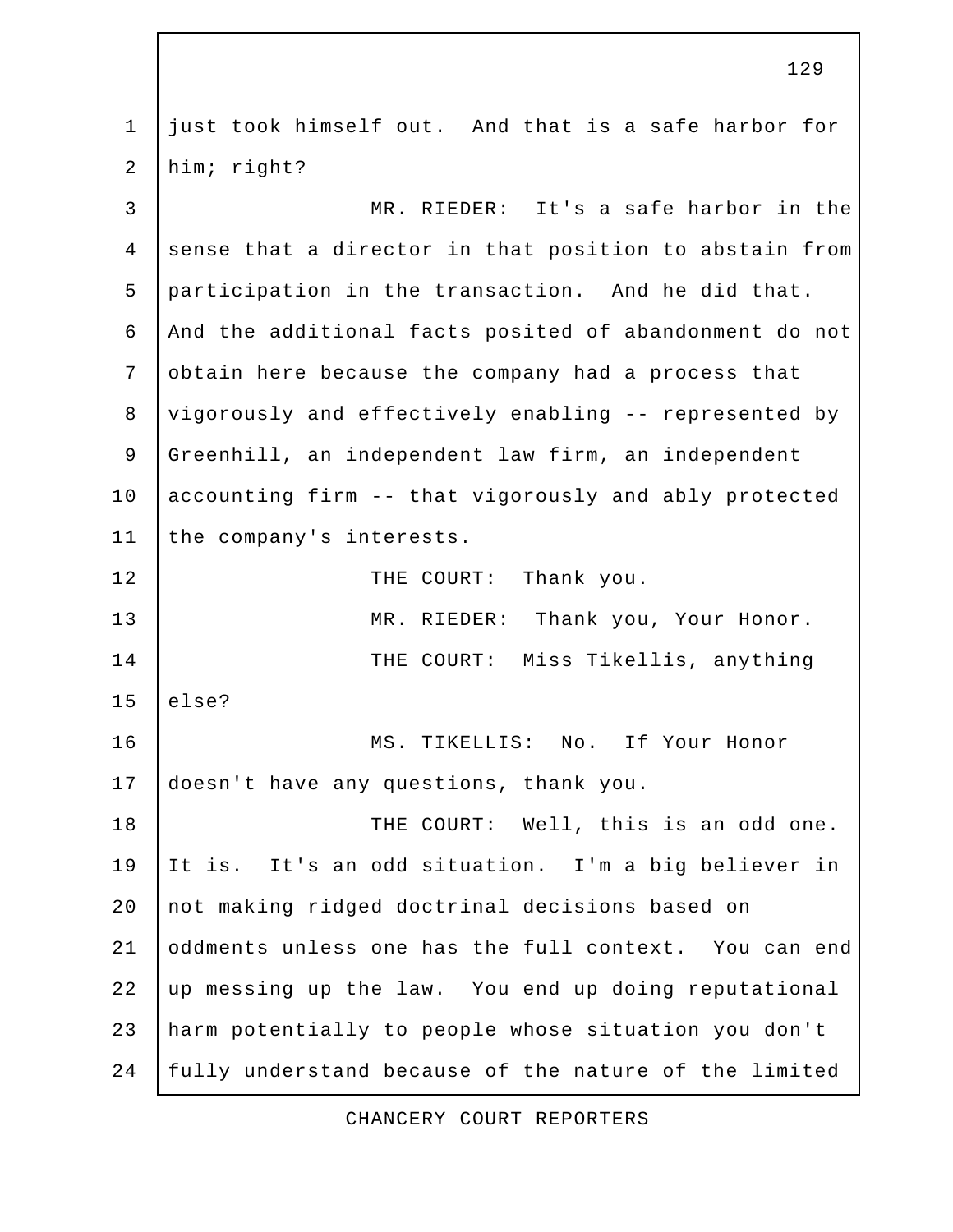just took himself out. And that is a safe harbor for him; right?

MR. RIEDER: It's a safe harbor in the sense that a director in that position to abstain from participation in the transaction. And he did that. And the additional facts posited of abandonment do not obtain here because the company had a process that vigorously and effectively enabling -- represented by Greenhill, an independent law firm, an independent accounting firm -- that vigorously and ably protected the company's interests.

THE COURT: Thank you.

MR. RIEDER: Thank you, Your Honor.

THE COURT: Miss Tikellis, anything else?

MS. TIKELLIS: No. If Your Honor doesn't have any questions, thank you.

THE COURT: Well, this is an odd one. It is. It's an odd situation. I'm a big believer in not making ridged doctrinal decisions based on oddments unless one has the full context. You can end up messing up the law. You end up doing reputational harm potentially to people whose situation you don't fully understand because of the nature of the limited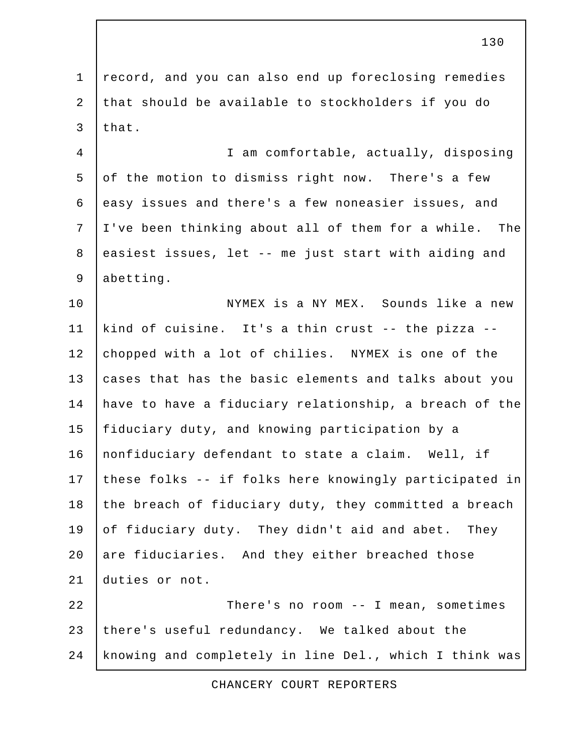record, and you can also end up foreclosing remedies that should be available to stockholders if you do that.

I am comfortable, actually, disposing of the motion to dismiss right now. There's a few easy issues and there's a few noneasier issues, and I've been thinking about all of them for a while. The easiest issues, let -- me just start with aiding and abetting.

NYMEX is a NY MEX. Sounds like a new kind of cuisine. It's a thin crust -- the pizza -- chopped with a lot of chilies. NYMEX is one of the cases that has the basic elements and talks about you have to have a fiduciary relationship, a breach of the fiduciary duty, and knowing participation by a nonfiduciary defendant to state a claim. Well, if these folks -- if folks here knowingly participated in the breach of fiduciary duty, they committed a breach of fiduciary duty. They didn't aid and abet. They are fiduciaries. And they either breached those duties or not.

There's no room -- I mean, sometimes there's useful redundancy. We talked about the knowing and completely in line Del., which I think was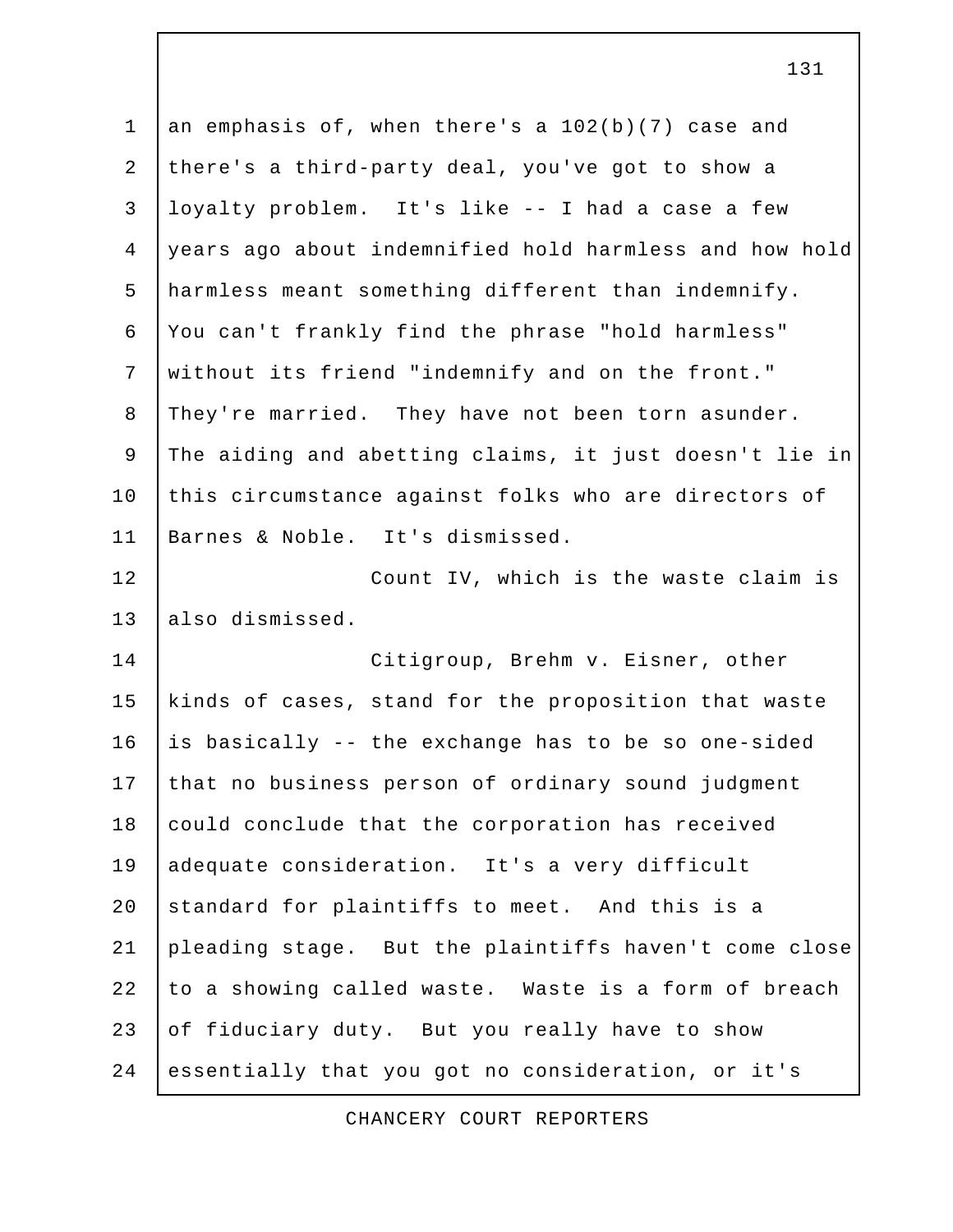an emphasis of, when there's a 102(b)(7) case and there's a third-party deal, you've got to show a loyalty problem. It's like -- I had a case a few years ago about indemnified hold harmless and how hold harmless meant something different than indemnify. You can't frankly find the phrase "hold harmless" without its friend "indemnify and on the front." They're married. They have not been torn asunder. The aiding and abetting claims, it just doesn't lie in this circumstance against folks who are directors of Barnes & Noble. It's dismissed.

Count IV, which is the waste claim is also dismissed.

Citigroup, Brehm v. Eisner, other kinds of cases, stand for the proposition that waste is basically -- the exchange has to be so one-sided that no business person of ordinary sound judgment could conclude that the corporation has received adequate consideration. It's a very difficult standard for plaintiffs to meet. And this is a pleading stage. But the plaintiffs haven't come close to a showing called waste. Waste is a form of breach of fiduciary duty. But you really have to show essentially that you got no consideration, or it's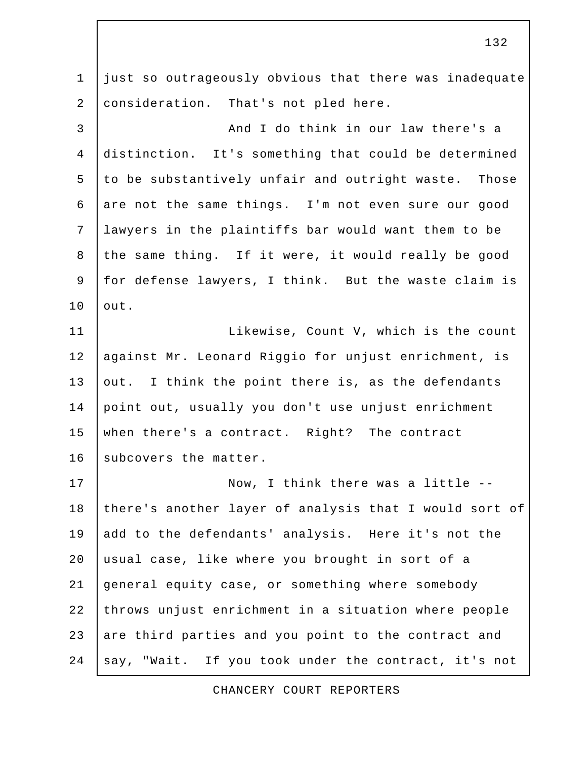just so outrageously obvious that there was inadequate consideration. That's not pled here.

And I do think in our law there's a distinction. It's something that could be determined to be substantively unfair and outright waste. Those are not the same things. I'm not even sure our good lawyers in the plaintiffs bar would want them to be the same thing. If it were, it would really be good for defense lawyers, I think. But the waste claim is out.

Likewise, Count V, which is the count against Mr. Leonard Riggio for unjust enrichment, is out. I think the point there is, as the defendants point out, usually you don't use unjust enrichment when there's a contract. Right? The contract subcovers the matter.

Now, I think there was a little -- there's another layer of analysis that I would sort of add to the defendants' analysis. Here it's not the usual case, like where you brought in sort of a general equity case, or something where somebody throws unjust enrichment in a situation where people are third parties and you point to the contract and say, "Wait. If you took under the contract, it's not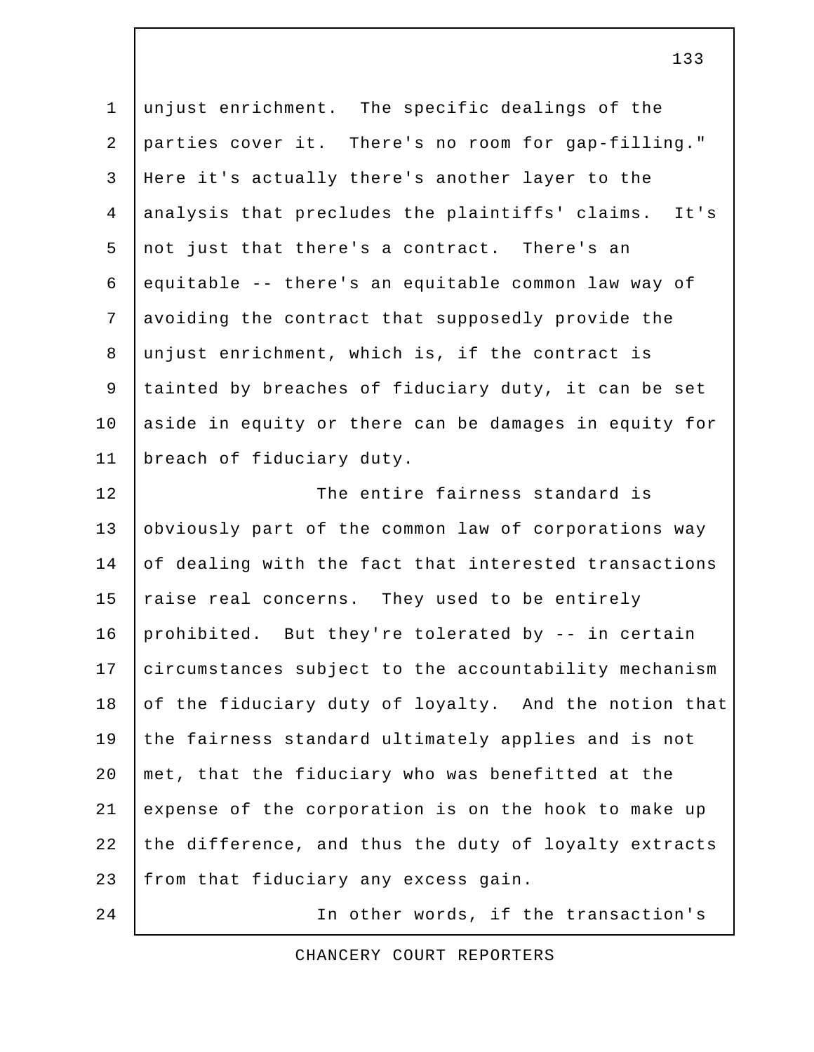unjust enrichment. The specific dealings of the parties cover it. There's no room for gap-filling." Here it's actually there's another layer to the analysis that precludes the plaintiffs' claims. It's not just that there's a contract. There's an equitable -- there's an equitable common law way of avoiding the contract that supposedly provide the unjust enrichment, which is, if the contract is tainted by breaches of fiduciary duty, it can be set aside in equity or there can be damages in equity for breach of fiduciary duty.

The entire fairness standard is obviously part of the common law of corporations way of dealing with the fact that interested transactions raise real concerns. They used to be entirely prohibited. But they're tolerated by -- in certain circumstances subject to the accountability mechanism of the fiduciary duty of loyalty. And the notion that the fairness standard ultimately applies and is not met, that the fiduciary who was benefitted at the expense of the corporation is on the hook to make up the difference, and thus the duty of loyalty extracts from that fiduciary any excess gain.

In other words, if the transaction's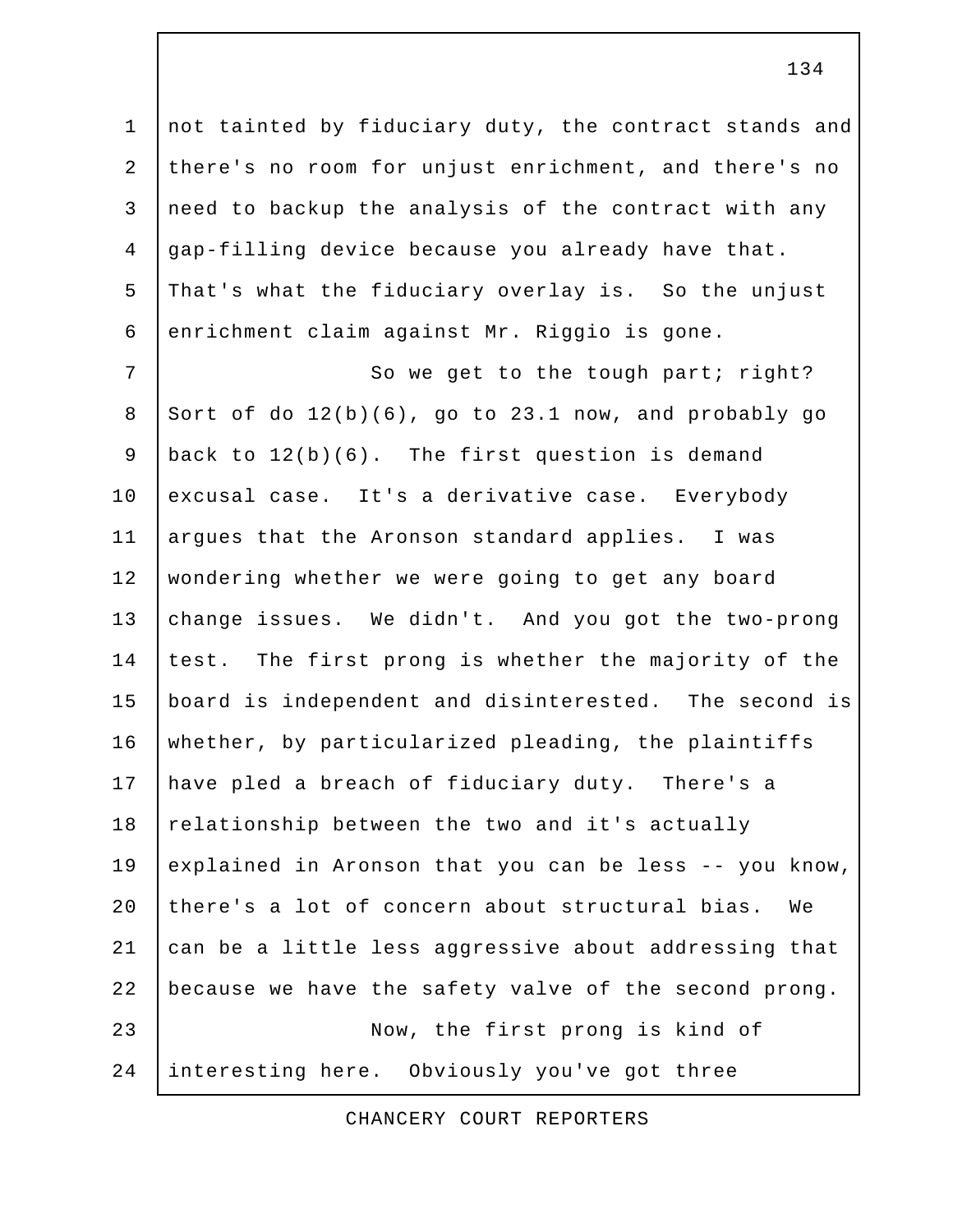not tainted by fiduciary duty, the contract stands and there's no room for unjust enrichment, and there's no need to backup the analysis of the contract with any gap-filling device because you already have that. That's what the fiduciary overlay is. So the unjust enrichment claim against Mr. Riggio is gone.

So we get to the tough part; right? Sort of do 12(b)(6), go to 23.1 now, and probably go back to 12(b)(6). The first question is demand excusal case. It's a derivative case. Everybody argues that the Aronson standard applies. I was wondering whether we were going to get any board change issues. We didn't. And you got the two-prong test. The first prong is whether the majority of the board is independent and disinterested. The second is whether, by particularized pleading, the plaintiffs have pled a breach of fiduciary duty. There's a relationship between the two and it's actually explained in Aronson that you can be less -- you know, there's a lot of concern about structural bias. We can be a little less aggressive about addressing that because we have the safety valve of the second prong.

Now, the first prong is kind of interesting here. Obviously you've got three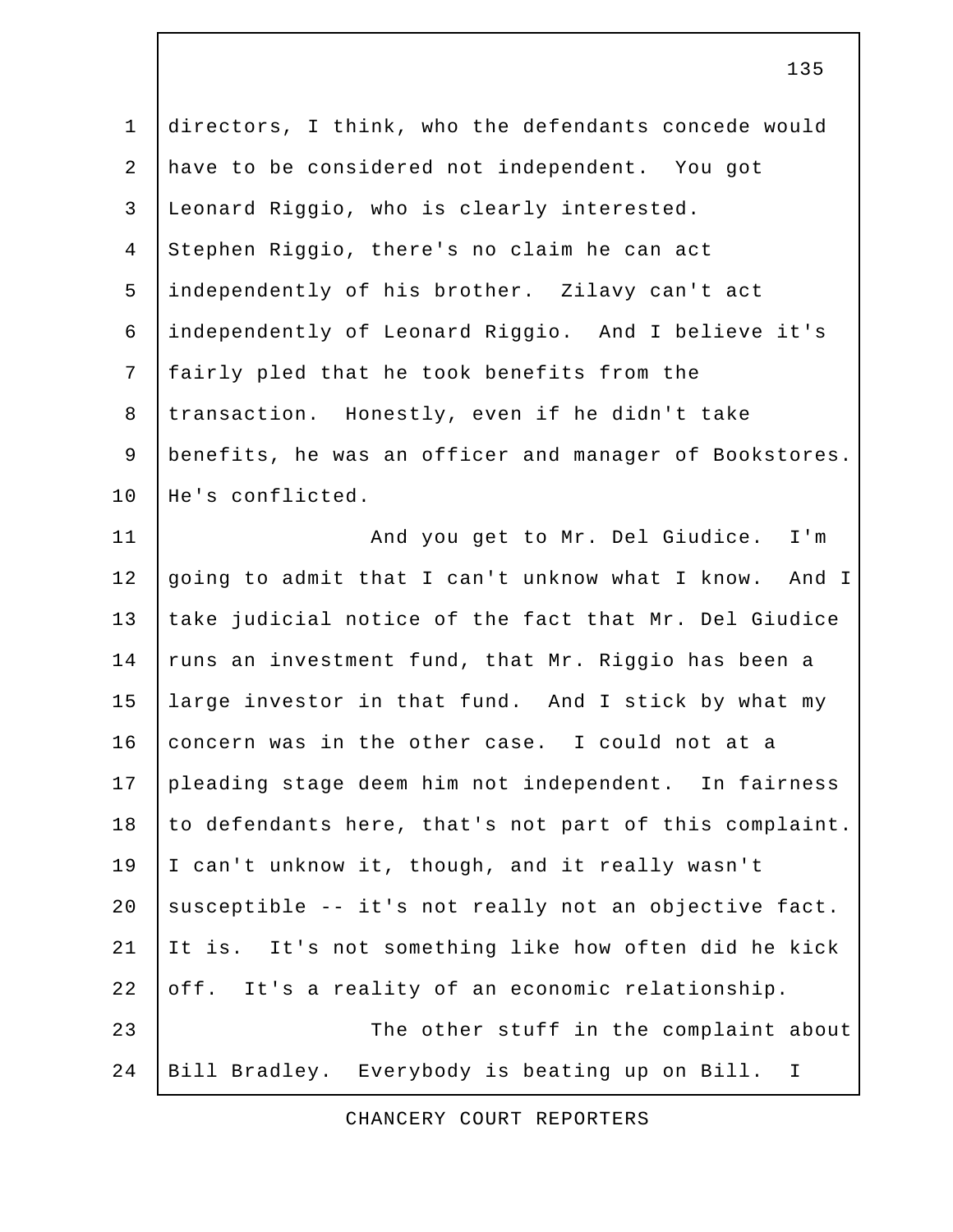directors, I think, who the defendants concede would have to be considered not independent. You got Leonard Riggio, who is clearly interested. Stephen Riggio, there's no claim he can act independently of his brother. Zilavy can't act independently of Leonard Riggio. And I believe it's fairly pled that he took benefits from the transaction. Honestly, even if he didn't take benefits, he was an officer and manager of Bookstores. He's conflicted.

And you get to Mr. Del Giudice. I'm going to admit that I can't unknow what I know. And I take judicial notice of the fact that Mr. Del Giudice runs an investment fund, that Mr. Riggio has been a large investor in that fund. And I stick by what my concern was in the other case. I could not at a pleading stage deem him not independent. In fairness to defendants here, that's not part of this complaint. I can't unknow it, though, and it really wasn't susceptible -- it's not really not an objective fact. It is. It's not something like how often did he kick off. It's a reality of an economic relationship.

The other stuff in the complaint about Bill Bradley. Everybody is beating up on Bill. I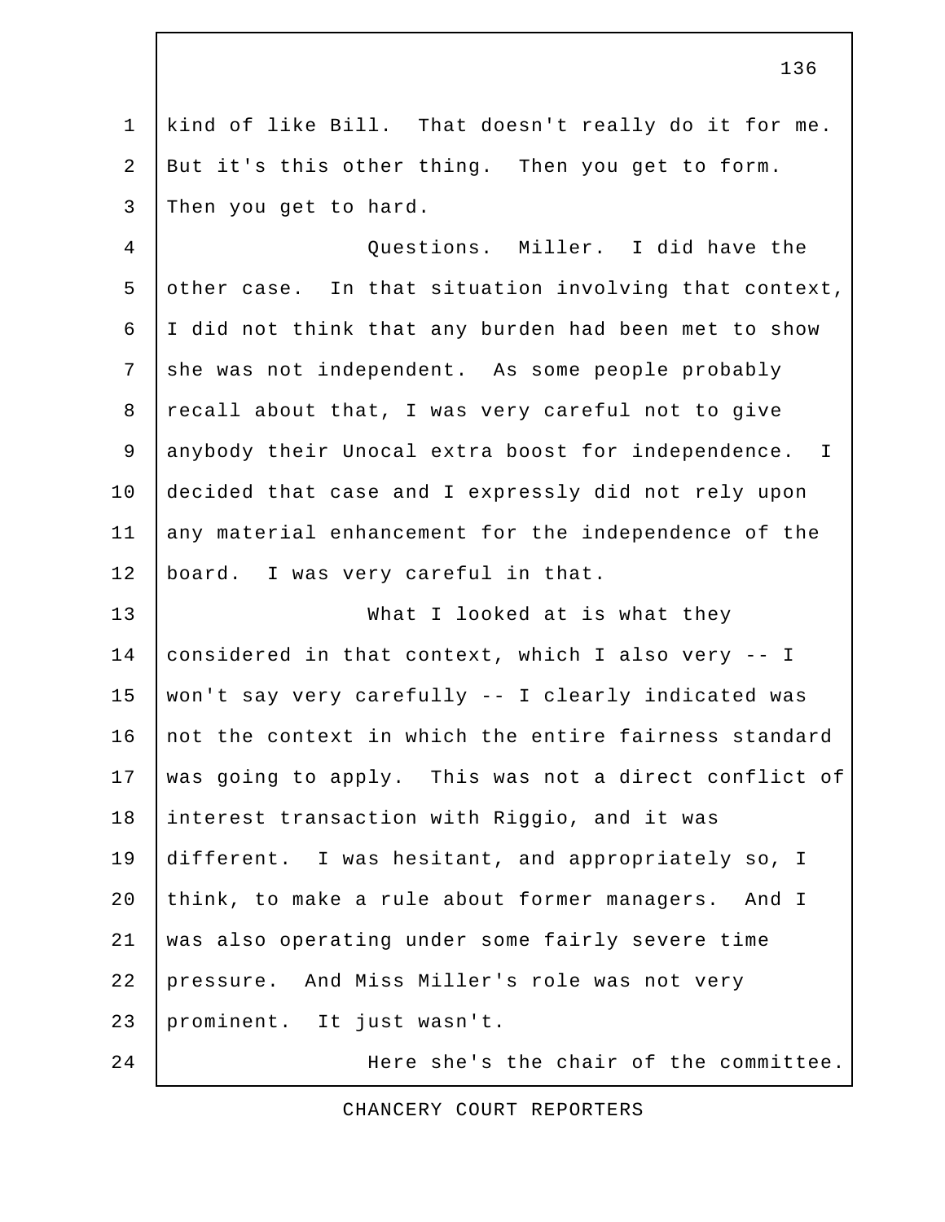kind of like Bill. That doesn't really do it for me. But it's this other thing. Then you get to form. Then you get to hard.

Questions. Miller. I did have the other case. In that situation involving that context, I did not think that any burden had been met to show she was not independent. As some people probably recall about that, I was very careful not to give anybody their Unocal extra boost for independence. I decided that case and I expressly did not rely upon any material enhancement for the independence of the board. I was very careful in that.

What I looked at is what they considered in that context, which I also very -- I won't say very carefully -- I clearly indicated was not the context in which the entire fairness standard was going to apply. This was not a direct conflict of interest transaction with Riggio, and it was different. I was hesitant, and appropriately so, I think, to make a rule about former managers. And I was also operating under some fairly severe time pressure. And Miss Miller's role was not very prominent. It just wasn't.

Here she's the chair of the committee.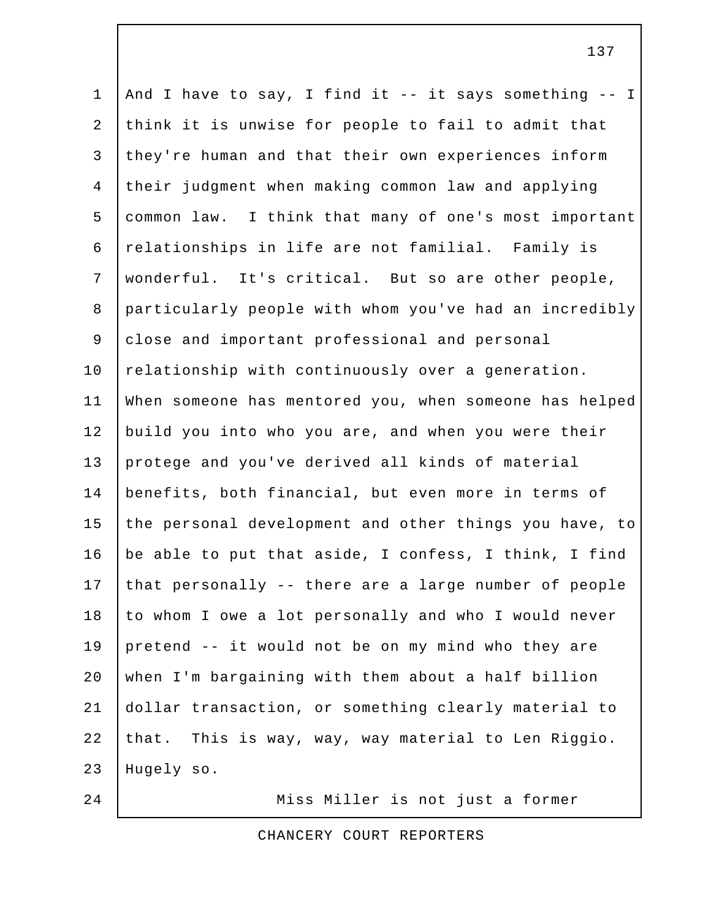And I have to say, I find it -- it says something -- I think it is unwise for people to fail to admit that they're human and that their own experiences inform their judgment when making common law and applying common law. I think that many of one's most important relationships in life are not familial. Family is wonderful. It's critical. But so are other people, particularly people with whom you've had an incredibly close and important professional and personal relationship with continuously over a generation. When someone has mentored you, when someone has helped build you into who you are, and when you were their protege and you've derived all kinds of material benefits, both financial, but even more in terms of the personal development and other things you have, to be able to put that aside, I confess, I think, I find that personally -- there are a large number of people to whom I owe a lot personally and who I would never pretend -- it would not be on my mind who they are when I'm bargaining with them about a half billion dollar transaction, or something clearly material to that. This is way, way, way material to Len Riggio. Hugely so.

Miss Miller is not just a former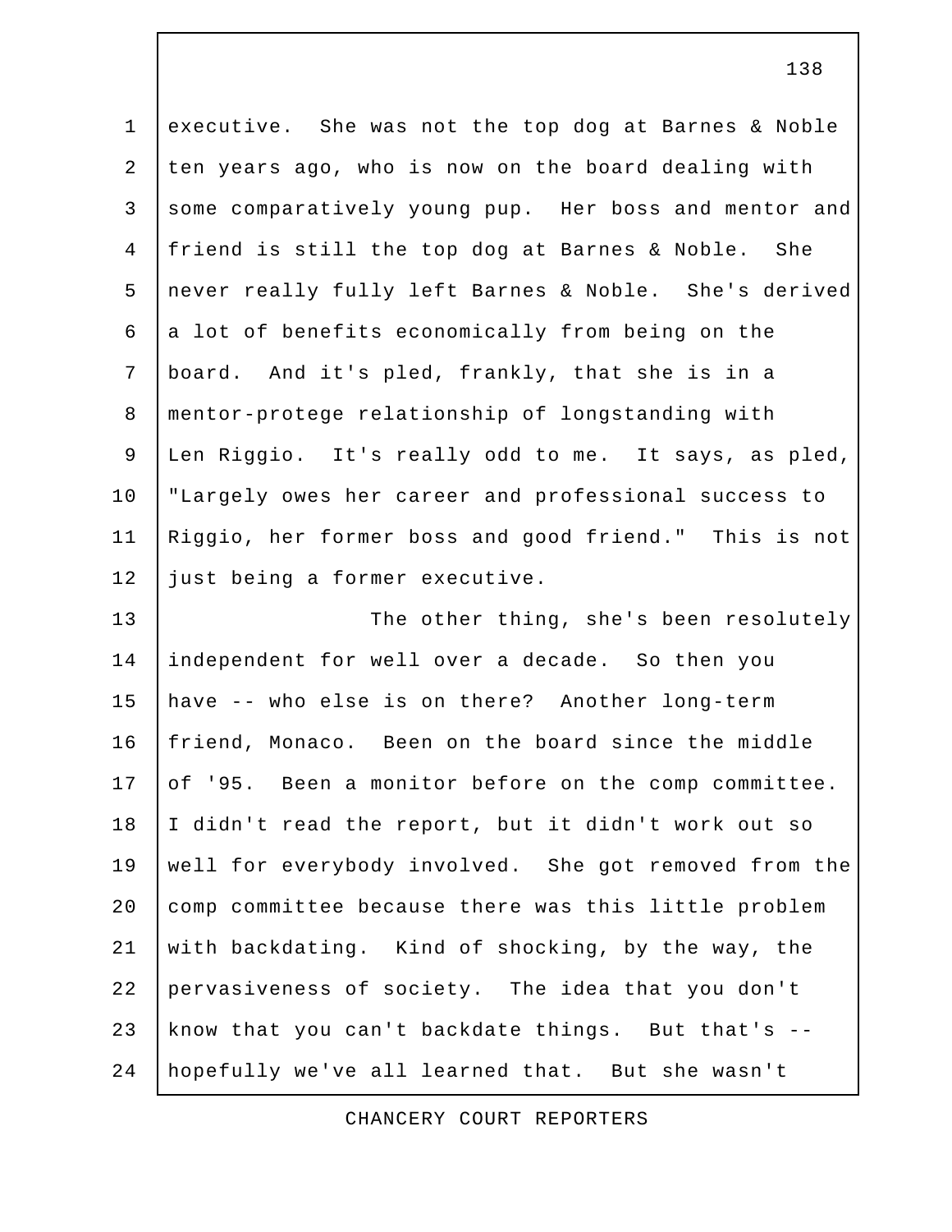executive. She was not the top dog at Barnes & Noble ten years ago, who is now on the board dealing with some comparatively young pup. Her boss and mentor and friend is still the top dog at Barnes & Noble. She never really fully left Barnes & Noble. She's derived a lot of benefits economically from being on the board. And it's pled, frankly, that she is in a mentor-protege relationship of longstanding with Len Riggio. It's really odd to me. It says, as pled, "Largely owes her career and professional success to Riggio, her former boss and good friend." This is not just being a former executive.

The other thing, she's been resolutely independent for well over a decade. So then you have -- who else is on there? Another long-term friend, Monaco. Been on the board since the middle of '95. Been a monitor before on the comp committee. I didn't read the report, but it didn't work out so well for everybody involved. She got removed from the comp committee because there was this little problem with backdating. Kind of shocking, by the way, the pervasiveness of society. The idea that you don't know that you can't backdate things. But that's -- hopefully we've all learned that. But she wasn't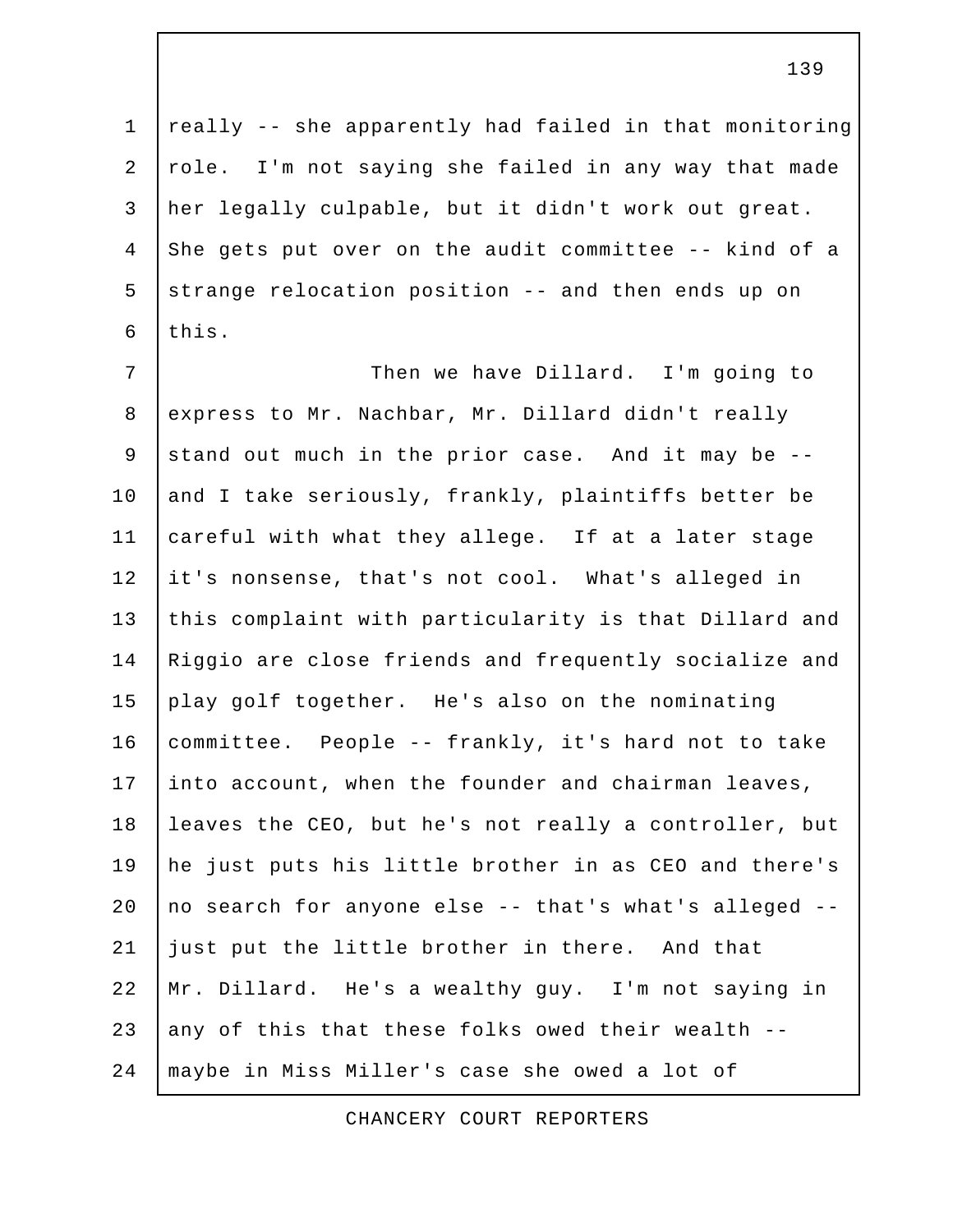really -- she apparently had failed in that monitoring role. I'm not saying she failed in any way that made her legally culpable, but it didn't work out great. She gets put over on the audit committee -- kind of a strange relocation position -- and then ends up on this.

Then we have Dillard. I'm going to express to Mr. Nachbar, Mr. Dillard didn't really stand out much in the prior case. And it may be -- and I take seriously, frankly, plaintiffs better be careful with what they allege. If at a later stage it's nonsense, that's not cool. What's alleged in this complaint with particularity is that Dillard and Riggio are close friends and frequently socialize and play golf together. He's also on the nominating committee. People -- frankly, it's hard not to take into account, when the founder and chairman leaves, leaves the CEO, but he's not really a controller, but he just puts his little brother in as CEO and there's no search for anyone else -- that's what's alleged -- just put the little brother in there. And that Mr. Dillard. He's a wealthy guy. I'm not saying in any of this that these folks owed their wealth -- maybe in Miss Miller's case she owed a lot of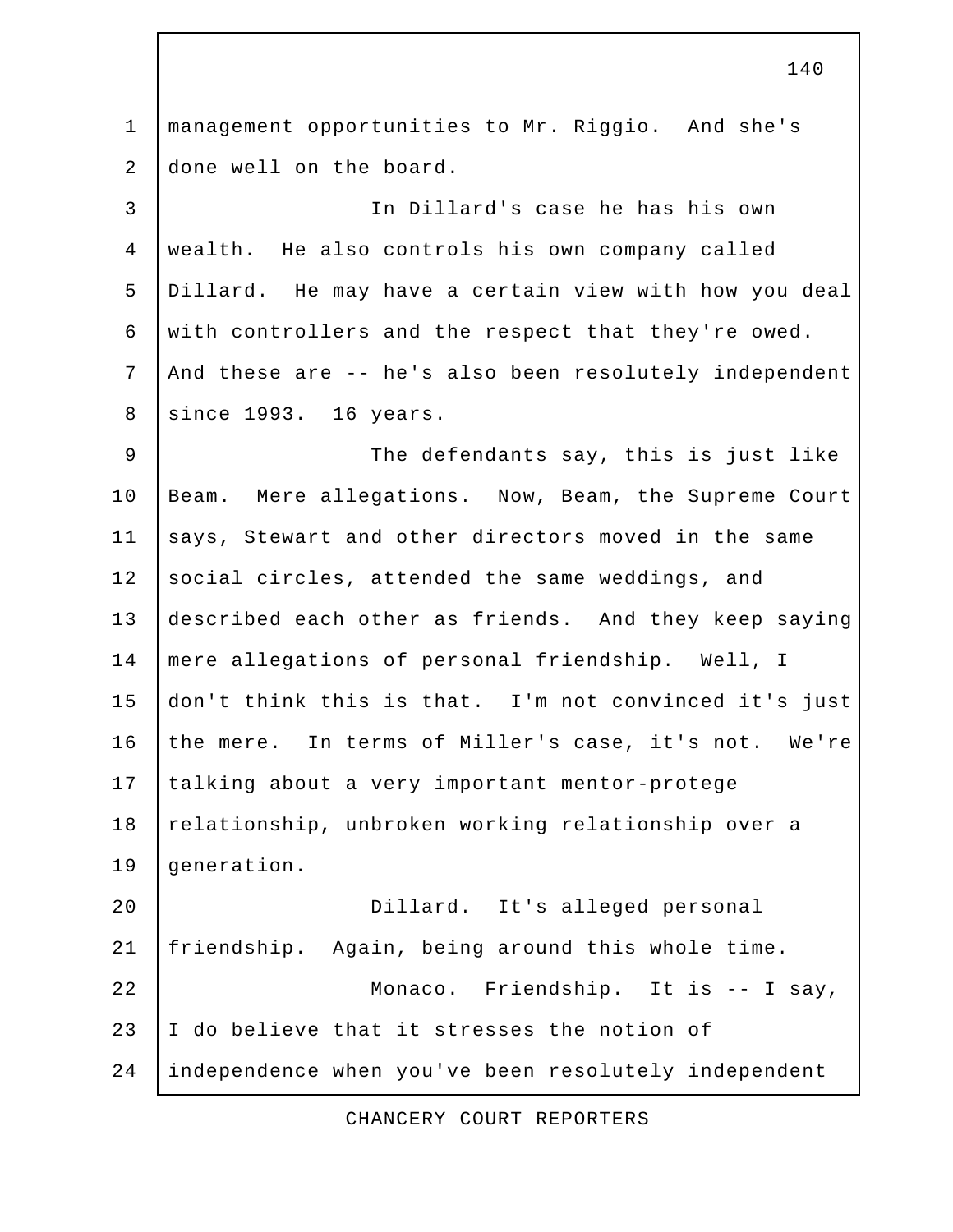management opportunities to Mr. Riggio. And she's done well on the board.

In Dillard's case he has his own wealth. He also controls his own company called Dillard. He may have a certain view with how you deal with controllers and the respect that they're owed. And these are -- he's also been resolutely independent since 1993. 16 years.

The defendants say, this is just like Beam. Mere allegations. Now, Beam, the Supreme Court says, Stewart and other directors moved in the same social circles, attended the same weddings, and described each other as friends. And they keep saying mere allegations of personal friendship. Well, I don't think this is that. I'm not convinced it's just the mere. In terms of Miller's case, it's not. We're talking about a very important mentor-protege relationship, unbroken working relationship over a generation.

Dillard. It's alleged personal friendship. Again, being around this whole time.

Monaco. Friendship. It is -- I say, I do believe that it stresses the notion of independence when you've been resolutely independent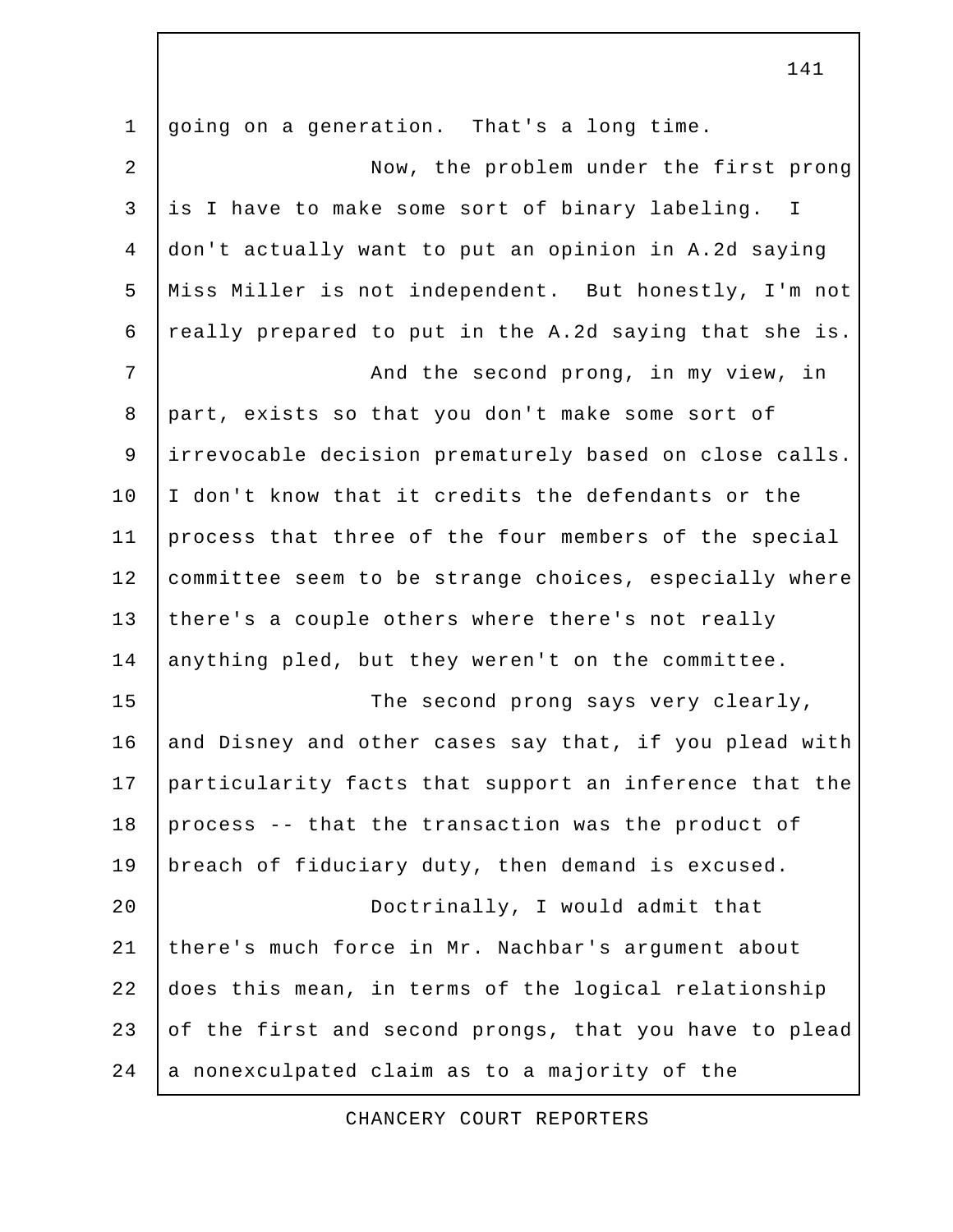going on a generation. That's a long time.

Now, the problem under the first prong is I have to make some sort of binary labeling. I don't actually want to put an opinion in A.2d saying Miss Miller is not independent. But honestly, I'm not really prepared to put in the A.2d saying that she is.

And the second prong, in my view, in part, exists so that you don't make some sort of irrevocable decision prematurely based on close calls. I don't know that it credits the defendants or the process that three of the four members of the special committee seem to be strange choices, especially where there's a couple others where there's not really anything pled, but they weren't on the committee.

The second prong says very clearly, and Disney and other cases say that, if you plead with particularity facts that support an inference that the process -- that the transaction was the product of breach of fiduciary duty, then demand is excused.

Doctrinally, I would admit that there's much force in Mr. Nachbar's argument about does this mean, in terms of the logical relationship of the first and second prongs, that you have to plead a nonexculpated claim as to a majority of the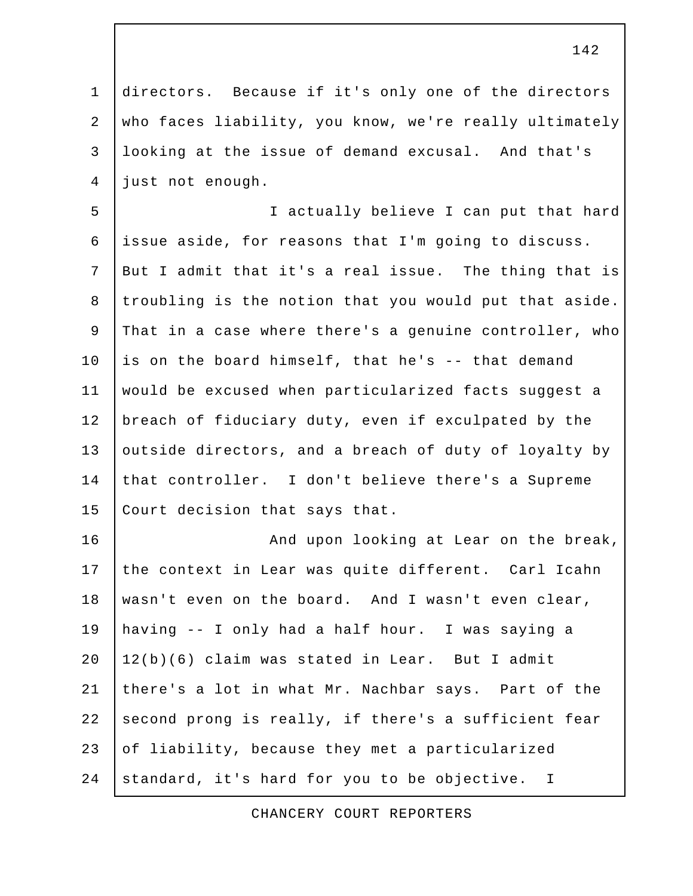directors. Because if it's only one of the directors who faces liability, you know, we're really ultimately looking at the issue of demand excusal. And that's just not enough.

I actually believe I can put that hard issue aside, for reasons that I'm going to discuss. But I admit that it's a real issue. The thing that is troubling is the notion that you would put that aside. That in a case where there's a genuine controller, who is on the board himself, that he's -- that demand would be excused when particularized facts suggest a breach of fiduciary duty, even if exculpated by the outside directors, and a breach of duty of loyalty by that controller. I don't believe there's a Supreme Court decision that says that.

And upon looking at Lear on the break, the context in Lear was quite different. Carl Icahn wasn't even on the board. And I wasn't even clear, having -- I only had a half hour. I was saying a 12(b)(6) claim was stated in Lear. But I admit there's a lot in what Mr. Nachbar says. Part of the second prong is really, if there's a sufficient fear of liability, because they met a particularized standard, it's hard for you to be objective. I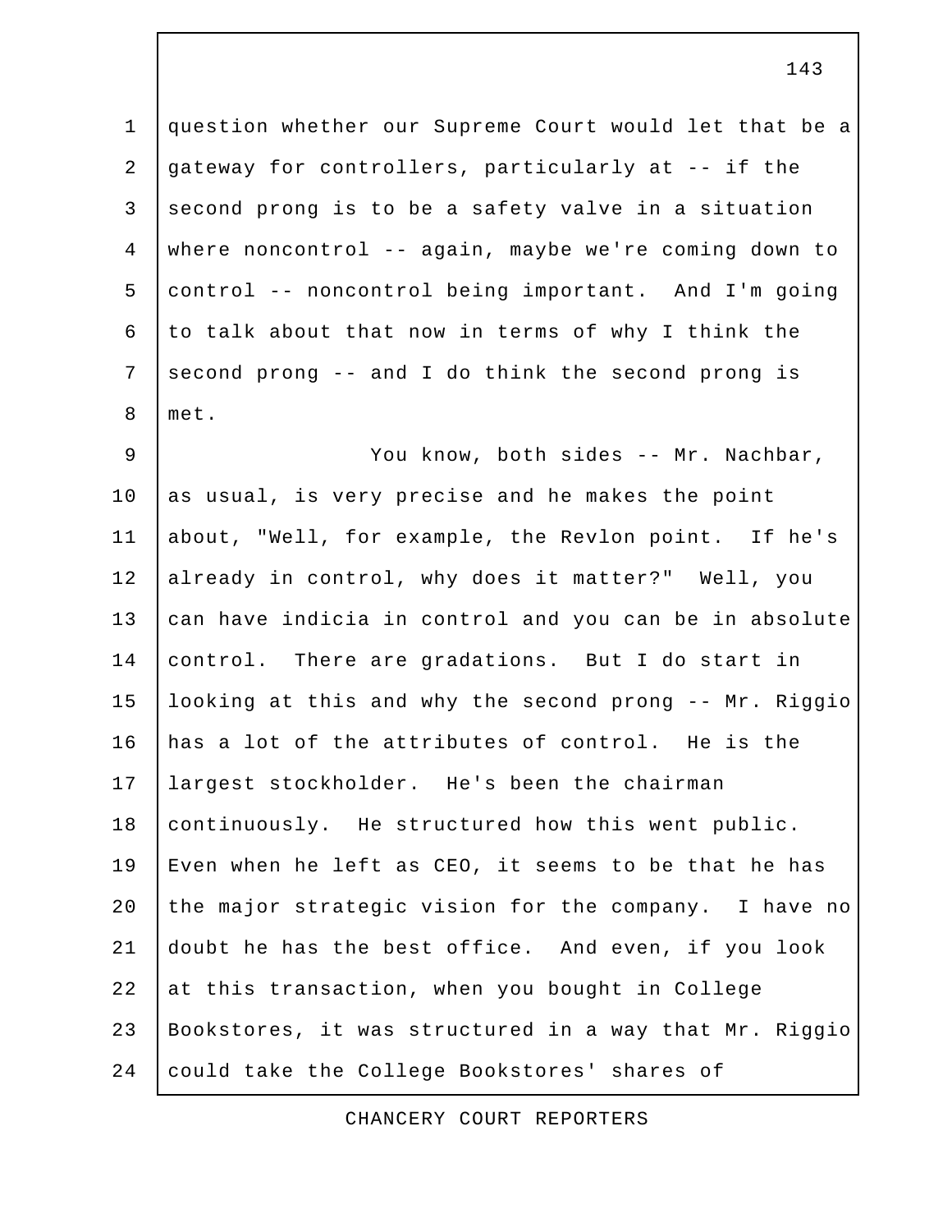question whether our Supreme Court would let that be a gateway for controllers, particularly at -- if the second prong is to be a safety valve in a situation where noncontrol -- again, maybe we're coming down to control -- noncontrol being important. And I'm going to talk about that now in terms of why I think the second prong -- and I do think the second prong is met.

You know, both sides -- Mr. Nachbar, as usual, is very precise and he makes the point about, "Well, for example, the Revlon point. If he's already in control, why does it matter?" Well, you can have indicia in control and you can be in absolute control. There are gradations. But I do start in looking at this and why the second prong -- Mr. Riggio has a lot of the attributes of control. He is the largest stockholder. He's been the chairman continuously. He structured how this went public. Even when he left as CEO, it seems to be that he has the major strategic vision for the company. I have no doubt he has the best office. And even, if you look at this transaction, when you bought in College Bookstores, it was structured in a way that Mr. Riggio could take the College Bookstores' shares of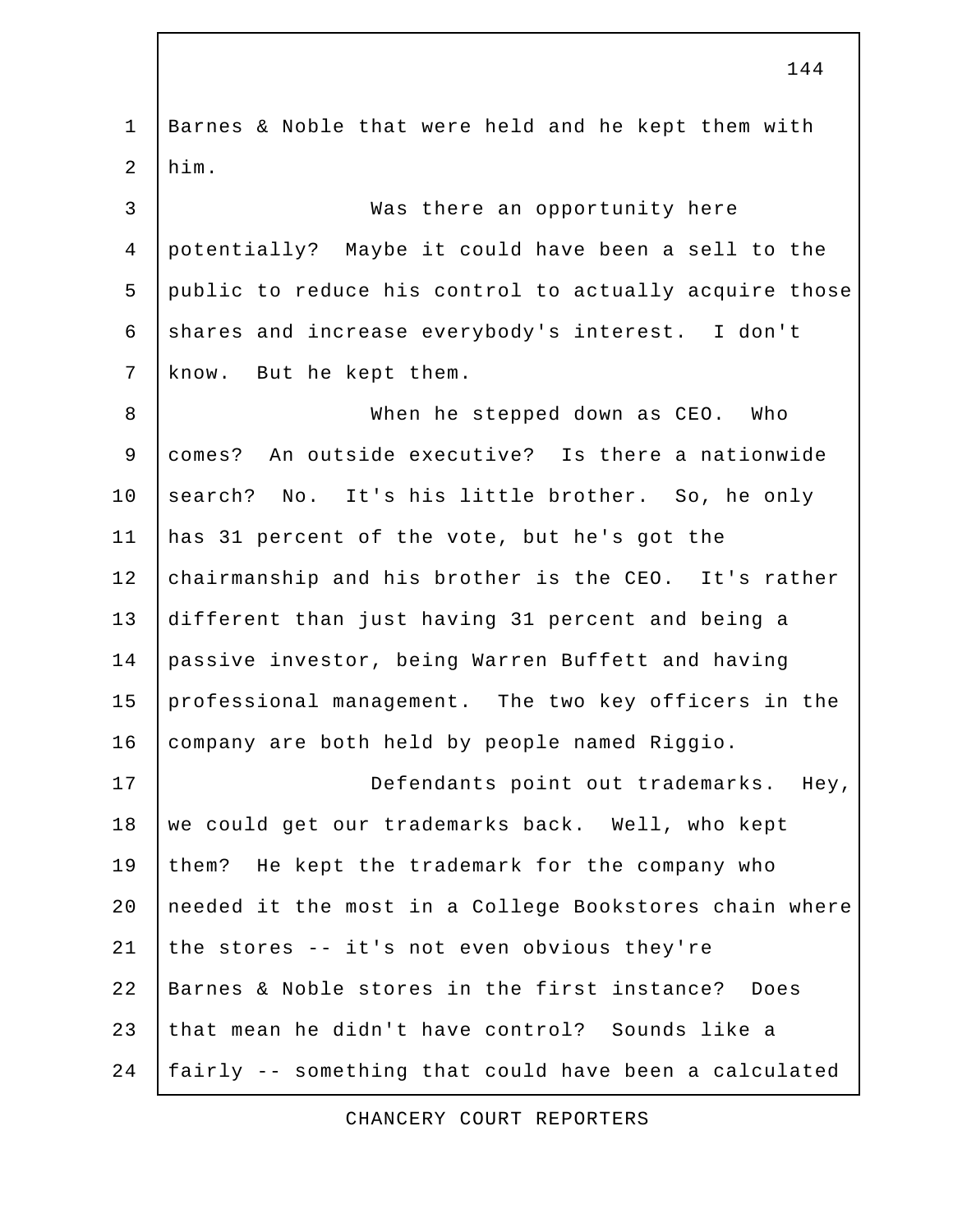Barnes & Noble that were held and he kept them with him.

Was there an opportunity here potentially? Maybe it could have been a sell to the public to reduce his control to actually acquire those shares and increase everybody's interest. I don't know. But he kept them.

When he stepped down as CEO. Who comes? An outside executive? Is there a nationwide search? No. It's his little brother. So, he only has 31 percent of the vote, but he's got the chairmanship and his brother is the CEO. It's rather different than just having 31 percent and being a passive investor, being Warren Buffett and having professional management. The two key officers in the company are both held by people named Riggio.

Defendants point out trademarks. Hey, we could get our trademarks back. Well, who kept them? He kept the trademark for the company who needed it the most in a College Bookstores chain where the stores -- it's not even obvious they're Barnes & Noble stores in the first instance? Does that mean he didn't have control? Sounds like a fairly -- something that could have been a calculated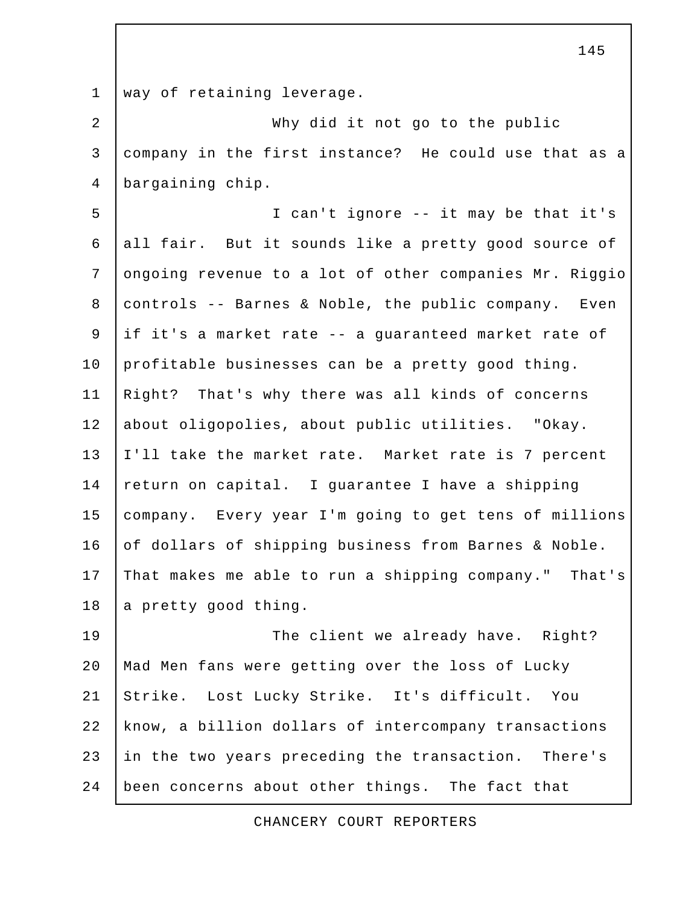way of retaining leverage.

Why did it not go to the public company in the first instance? He could use that as a bargaining chip.

I can't ignore -- it may be that it's all fair. But it sounds like a pretty good source of ongoing revenue to a lot of other companies Mr. Riggio controls -- Barnes & Noble, the public company. Even if it's a market rate -- a guaranteed market rate of profitable businesses can be a pretty good thing. Right? That's why there was all kinds of concerns about oligopolies, about public utilities. "Okay. I'll take the market rate. Market rate is 7 percent return on capital. I guarantee I have a shipping company. Every year I'm going to get tens of millions of dollars of shipping business from Barnes & Noble. That makes me able to run a shipping company." That's a pretty good thing.

The client we already have. Right? Mad Men fans were getting over the loss of Lucky Strike. Lost Lucky Strike. It's difficult. You know, a billion dollars of intercompany transactions in the two years preceding the transaction. There's been concerns about other things. The fact that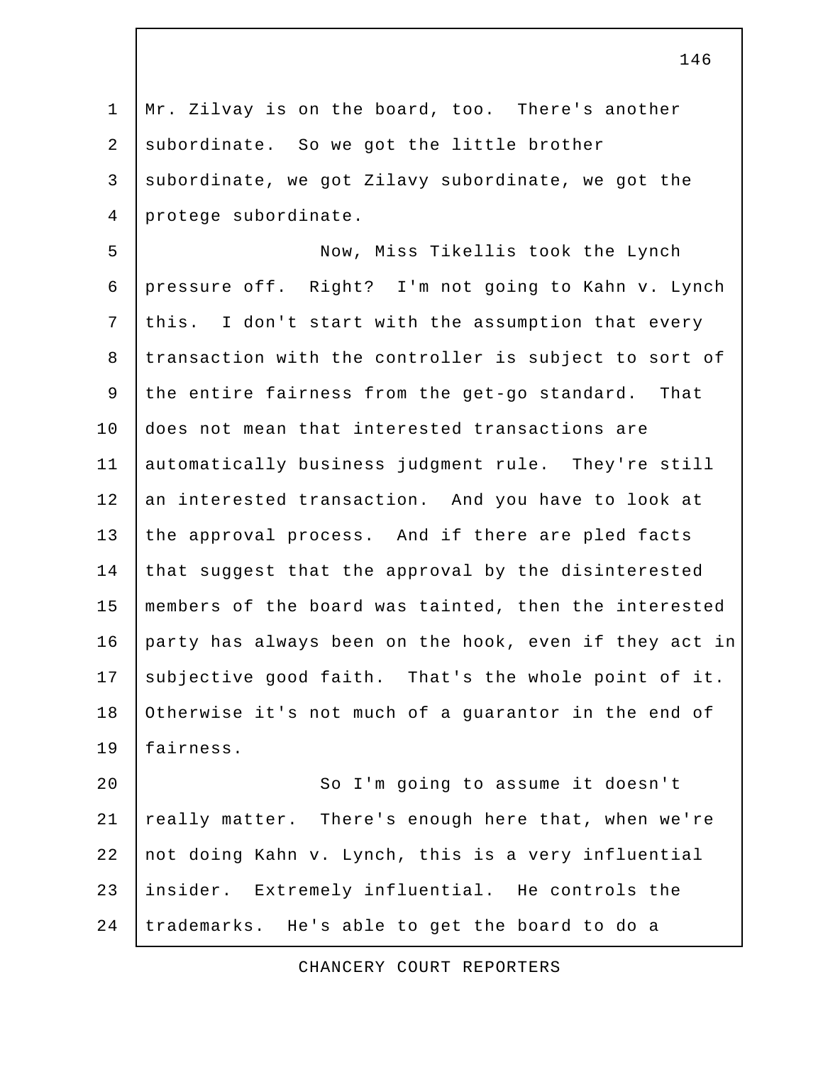Mr. Zilvay is on the board, too. There's another subordinate. So we got the little brother subordinate, we got Zilavy subordinate, we got the protege subordinate.

Now, Miss Tikellis took the Lynch pressure off. Right? I'm not going to Kahn v. Lynch this. I don't start with the assumption that every transaction with the controller is subject to sort of the entire fairness from the get-go standard. That does not mean that interested transactions are automatically business judgment rule. They're still an interested transaction. And you have to look at the approval process. And if there are pled facts that suggest that the approval by the disinterested members of the board was tainted, then the interested party has always been on the hook, even if they act in subjective good faith. That's the whole point of it. Otherwise it's not much of a guarantor in the end of fairness.

So I'm going to assume it doesn't really matter. There's enough here that, when we're not doing Kahn v. Lynch, this is a very influential insider. Extremely influential. He controls the trademarks. He's able to get the board to do a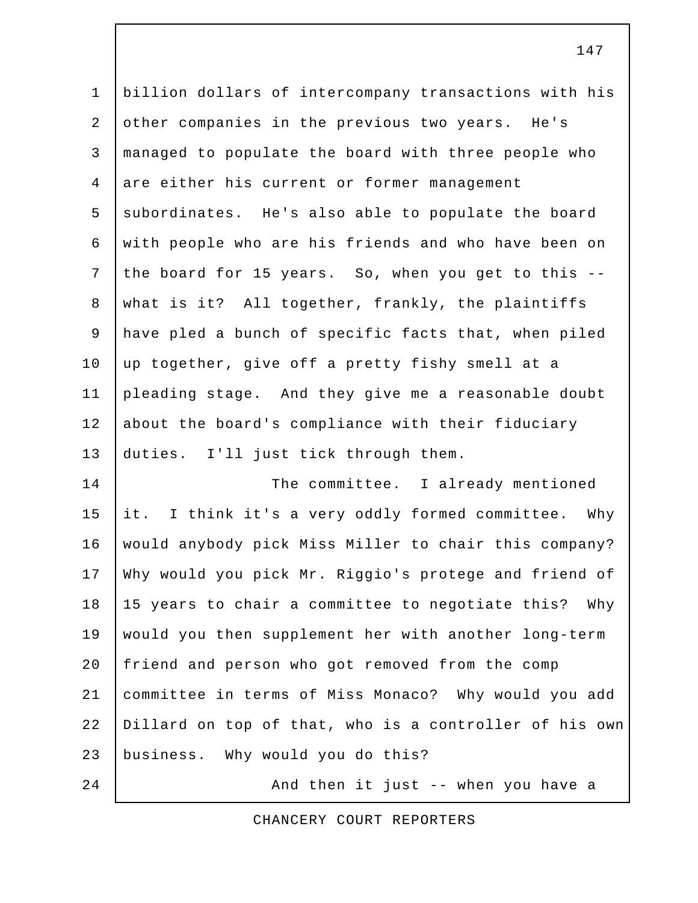billion dollars of intercompany transactions with his other companies in the previous two years. He's managed to populate the board with three people who are either his current or former management subordinates. He's also able to populate the board with people who are his friends and who have been on the board for 15 years. So, when you get to this -- what is it? All together, frankly, the plaintiffs have pled a bunch of specific facts that, when piled up together, give off a pretty fishy smell at a pleading stage. And they give me a reasonable doubt about the board's compliance with their fiduciary duties. I'll just tick through them.

The committee. I already mentioned it. I think it's a very oddly formed committee. Why would anybody pick Miss Miller to chair this company? Why would you pick Mr. Riggio's protege and friend of 15 years to chair a committee to negotiate this? Why would you then supplement her with another long-term friend and person who got removed from the comp committee in terms of Miss Monaco? Why would you add Dillard on top of that, who is a controller of his own business. Why would you do this?

And then it just -- when you have a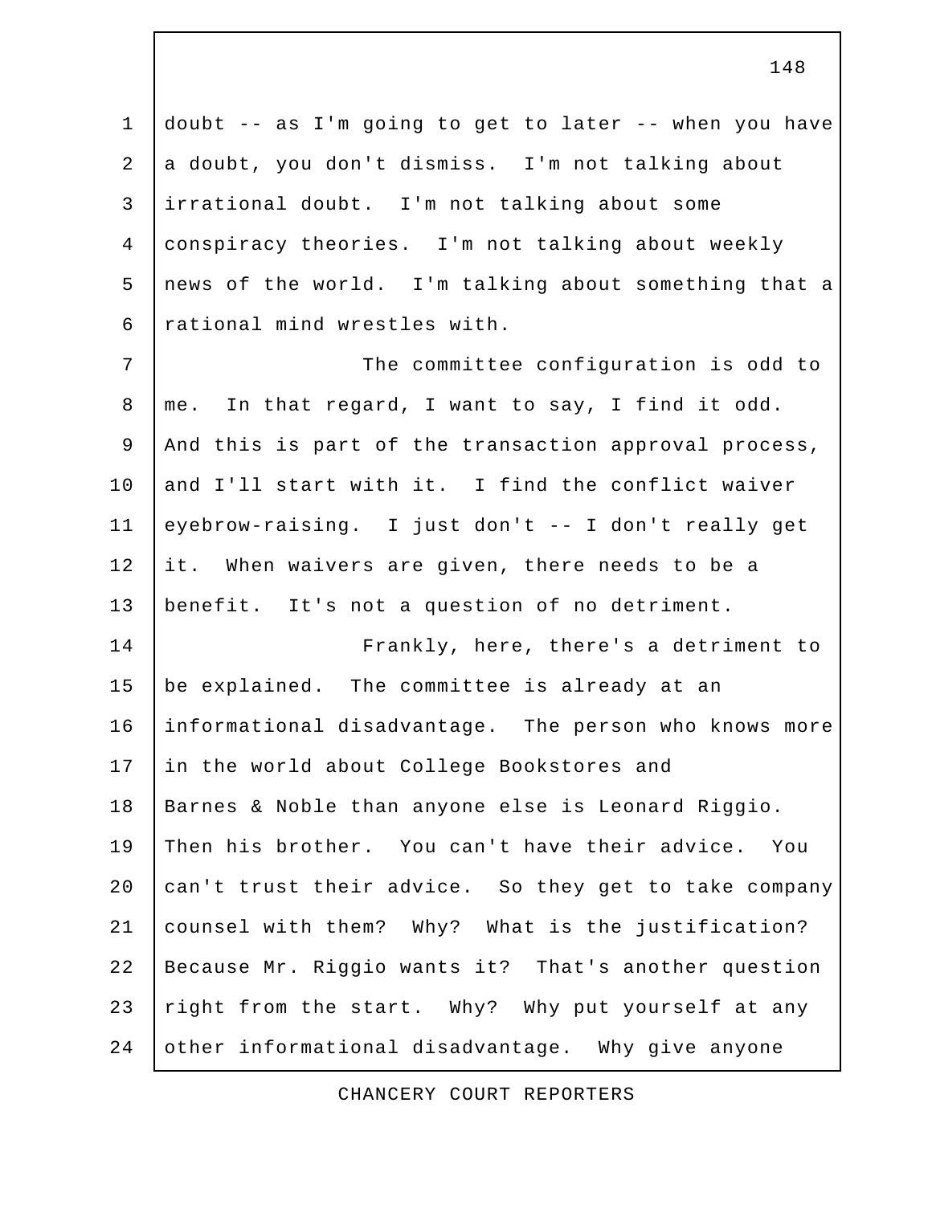doubt -- as I'm going to get to later -- when you have a doubt, you don't dismiss. I'm not talking about irrational doubt. I'm not talking about some conspiracy theories. I'm not talking about weekly news of the world. I'm talking about something that a rational mind wrestles with.

The committee configuration is odd to me. In that regard, I want to say, I find it odd. And this is part of the transaction approval process, and I'll start with it. I find the conflict waiver eyebrow-raising. I just don't -- I don't really get it. When waivers are given, there needs to be a benefit. It's not a question of no detriment.

Frankly, here, there's a detriment to be explained. The committee is already at an informational disadvantage. The person who knows more in the world about College Bookstores and Barnes & Noble than anyone else is Leonard Riggio. Then his brother. You can't have their advice. You can't trust their advice. So they get to take company counsel with them? Why? What is the justification? Because Mr. Riggio wants it? That's another question right from the start. Why? Why put yourself at any other informational disadvantage. Why give anyone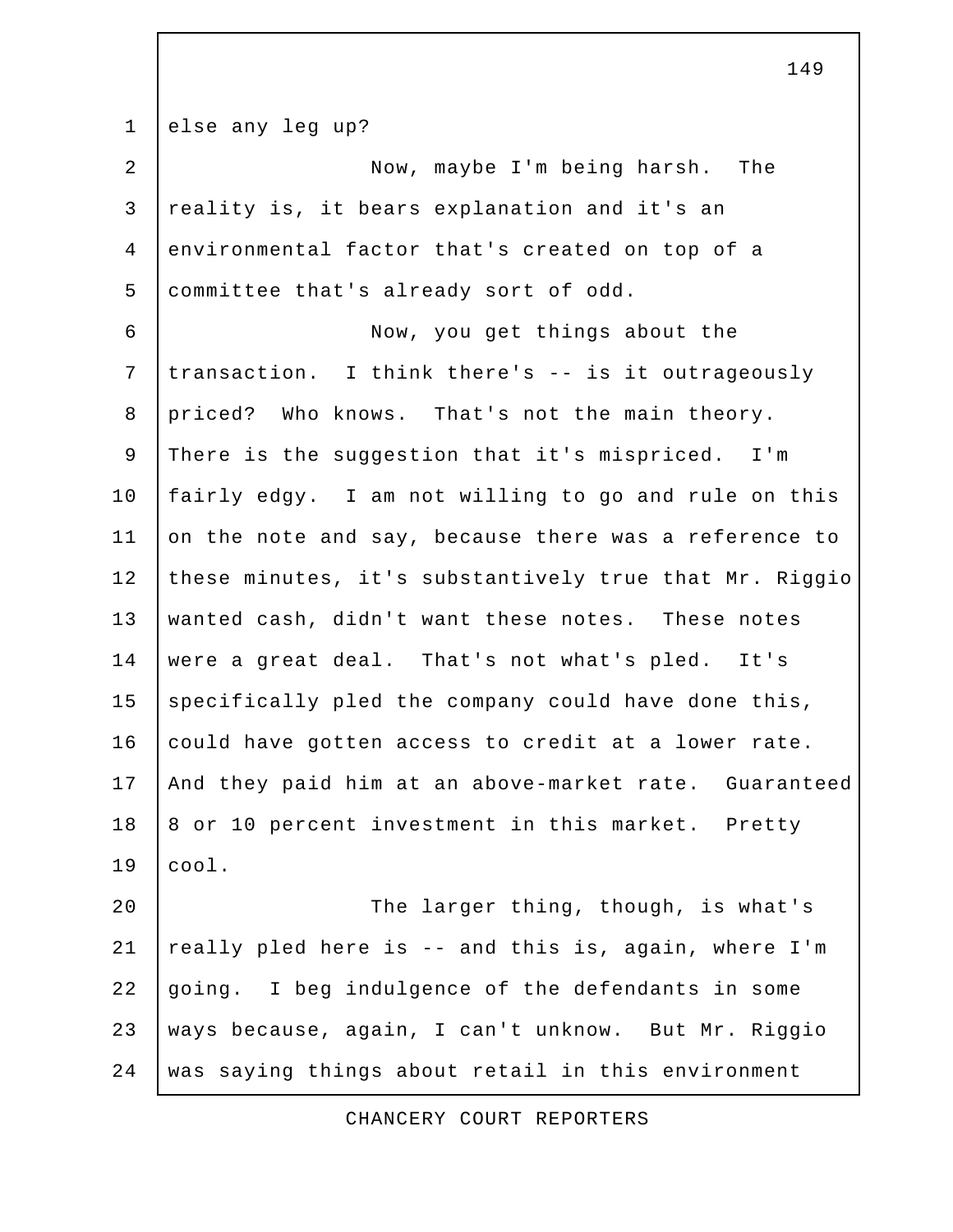else any leg up?

Now, maybe I'm being harsh. The reality is, it bears explanation and it's an environmental factor that's created on top of a committee that's already sort of odd.

Now, you get things about the transaction. I think there's -- is it outrageously priced? Who knows. That's not the main theory. There is the suggestion that it's mispriced. I'm fairly edgy. I am not willing to go and rule on this on the note and say, because there was a reference to these minutes, it's substantively true that Mr. Riggio wanted cash, didn't want these notes. These notes were a great deal. That's not what's pled. It's specifically pled the company could have done this, could have gotten access to credit at a lower rate. And they paid him at an above-market rate. Guaranteed 8 or 10 percent investment in this market. Pretty cool.

The larger thing, though, is what's really pled here is -- and this is, again, where I'm going. I beg indulgence of the defendants in some ways because, again, I can't unknow. But Mr. Riggio was saying things about retail in this environment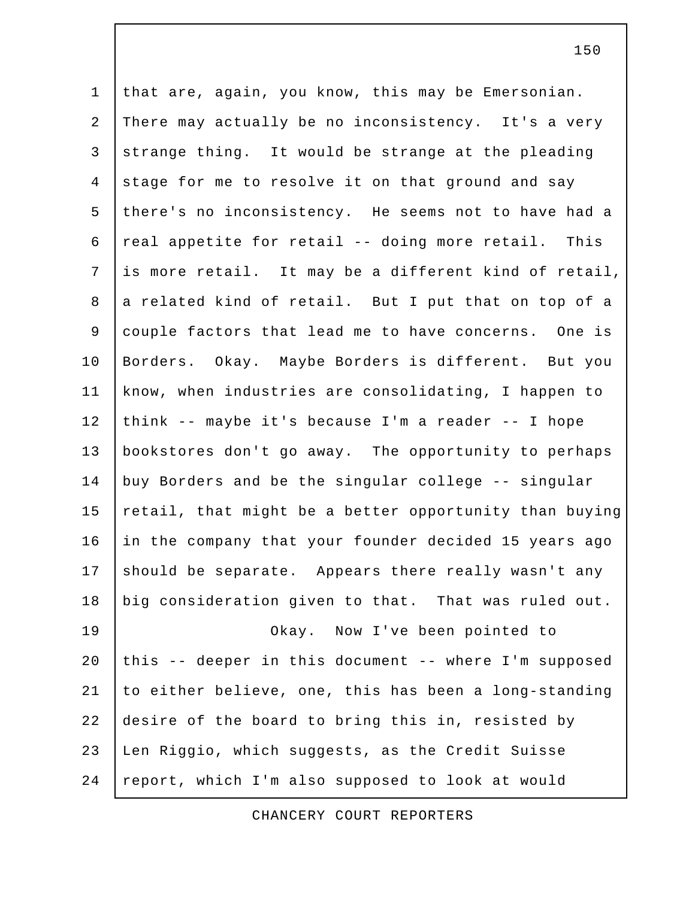that are, again, you know, this may be Emersonian. There may actually be no inconsistency. It's a very strange thing. It would be strange at the pleading stage for me to resolve it on that ground and say there's no inconsistency. He seems not to have had a real appetite for retail -- doing more retail. This is more retail. It may be a different kind of retail, a related kind of retail. But I put that on top of a couple factors that lead me to have concerns. One is Borders. Okay. Maybe Borders is different. But you know, when industries are consolidating, I happen to think -- maybe it's because I'm a reader -- I hope bookstores don't go away. The opportunity to perhaps buy Borders and be the singular college -- singular retail, that might be a better opportunity than buying in the company that your founder decided 15 years ago should be separate. Appears there really wasn't any big consideration given to that. That was ruled out.

Okay. Now I've been pointed to this -- deeper in this document -- where I'm supposed to either believe, one, this has been a long-standing desire of the board to bring this in, resisted by Len Riggio, which suggests, as the Credit Suisse report, which I'm also supposed to look at would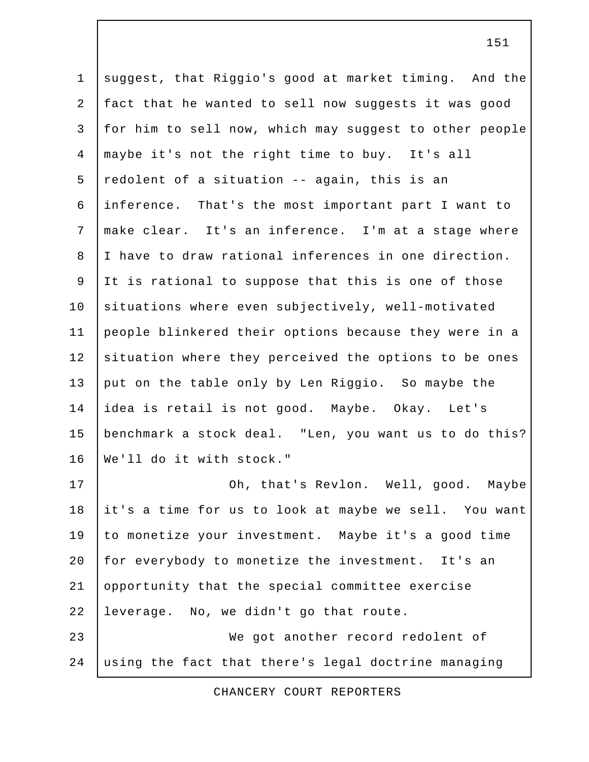suggest, that Riggio's good at market timing. And the fact that he wanted to sell now suggests it was good for him to sell now, which may suggest to other people maybe it's not the right time to buy. It's all redolent of a situation -- again, this is an inference. That's the most important part I want to make clear. It's an inference. I'm at a stage where I have to draw rational inferences in one direction. It is rational to suppose that this is one of those situations where even subjectively, well-motivated people blinkered their options because they were in a situation where they perceived the options to be ones put on the table only by Len Riggio. So maybe the idea is retail is not good. Maybe. Okay. Let's benchmark a stock deal. "Len, you want us to do this? We'll do it with stock."

Oh, that's Revlon. Well, good. Maybe it's a time for us to look at maybe we sell. You want to monetize your investment. Maybe it's a good time for everybody to monetize the investment. It's an opportunity that the special committee exercise leverage. No, we didn't go that route.

We got another record redolent of using the fact that there's legal doctrine managing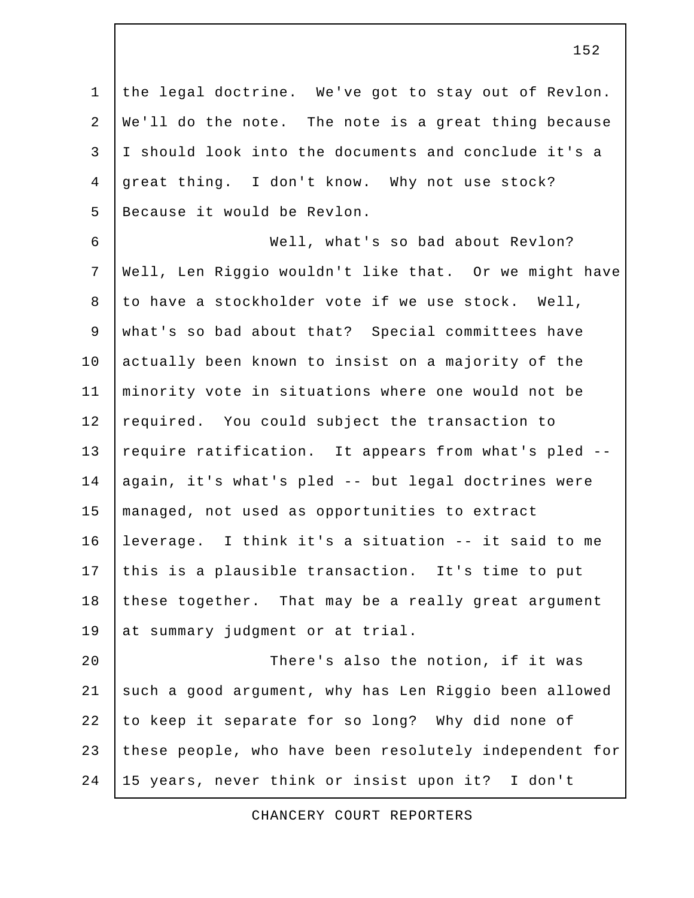the legal doctrine. We've got to stay out of Revlon. We'll do the note. The note is a great thing because I should look into the documents and conclude it's a great thing. I don't know. Why not use stock? Because it would be Revlon.

Well, what's so bad about Revlon? Well, Len Riggio wouldn't like that. Or we might have to have a stockholder vote if we use stock. Well, what's so bad about that? Special committees have actually been known to insist on a majority of the minority vote in situations where one would not be required. You could subject the transaction to require ratification. It appears from what's pled -- again, it's what's pled -- but legal doctrines were managed, not used as opportunities to extract leverage. I think it's a situation -- it said to me this is a plausible transaction. It's time to put these together. That may be a really great argument at summary judgment or at trial.

There's also the notion, if it was such a good argument, why has Len Riggio been allowed to keep it separate for so long? Why did none of these people, who have been resolutely independent for 15 years, never think or insist upon it? I don't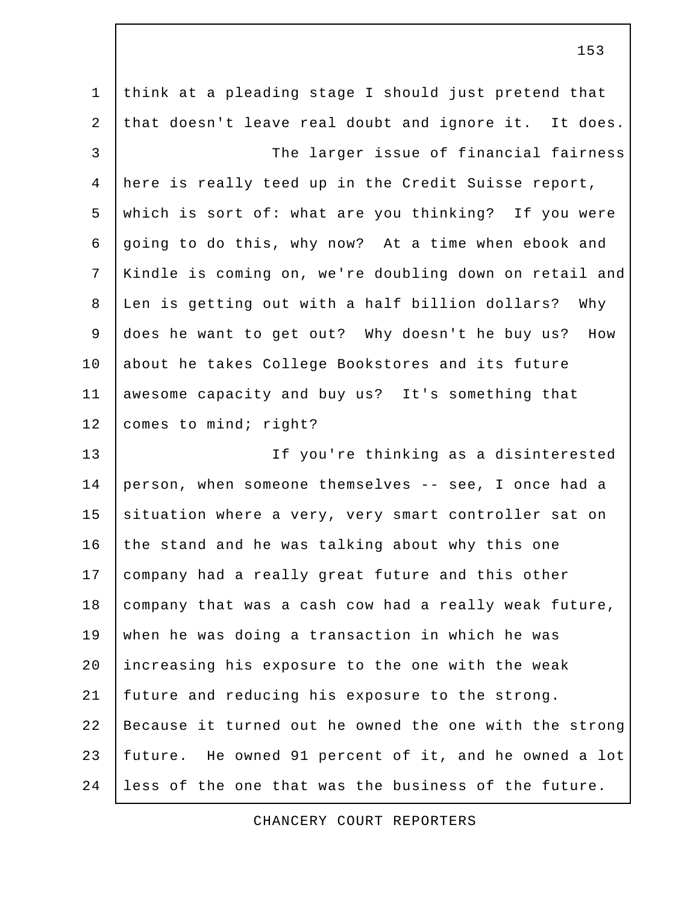think at a pleading stage I should just pretend that that doesn't leave real doubt and ignore it. It does.

The larger issue of financial fairness here is really teed up in the Credit Suisse report, which is sort of: what are you thinking? If you were going to do this, why now? At a time when ebook and Kindle is coming on, we're doubling down on retail and Len is getting out with a half billion dollars? Why does he want to get out? Why doesn't he buy us? How about he takes College Bookstores and its future awesome capacity and buy us? It's something that comes to mind; right?

If you're thinking as a disinterested person, when someone themselves -- see, I once had a situation where a very, very smart controller sat on the stand and he was talking about why this one company had a really great future and this other company that was a cash cow had a really weak future, when he was doing a transaction in which he was increasing his exposure to the one with the weak future and reducing his exposure to the strong. Because it turned out he owned the one with the strong future. He owned 91 percent of it, and he owned a lot less of the one that was the business of the future.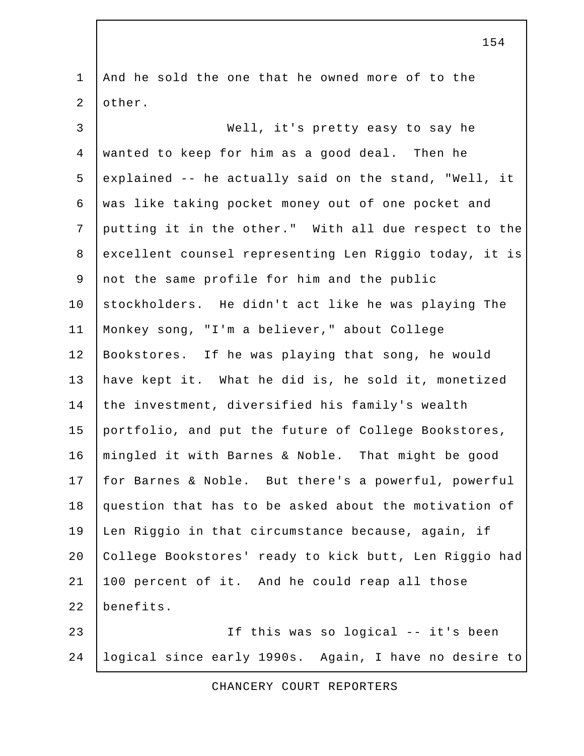And he sold the one that he owned more of to the other.

Well, it's pretty easy to say he wanted to keep for him as a good deal. Then he explained -- he actually said on the stand, "Well, it was like taking pocket money out of one pocket and putting it in the other." With all due respect to the excellent counsel representing Len Riggio today, it is not the same profile for him and the public stockholders. He didn't act like he was playing The Monkey song, "I'm a believer," about College Bookstores. If he was playing that song, he would have kept it. What he did is, he sold it, monetized the investment, diversified his family's wealth portfolio, and put the future of College Bookstores, mingled it with Barnes & Noble. That might be good for Barnes & Noble. But there's a powerful, powerful question that has to be asked about the motivation of Len Riggio in that circumstance because, again, if College Bookstores' ready to kick butt, Len Riggio had 100 percent of it. And he could reap all those benefits.

If this was so logical -- it's been logical since early 1990s. Again, I have no desire to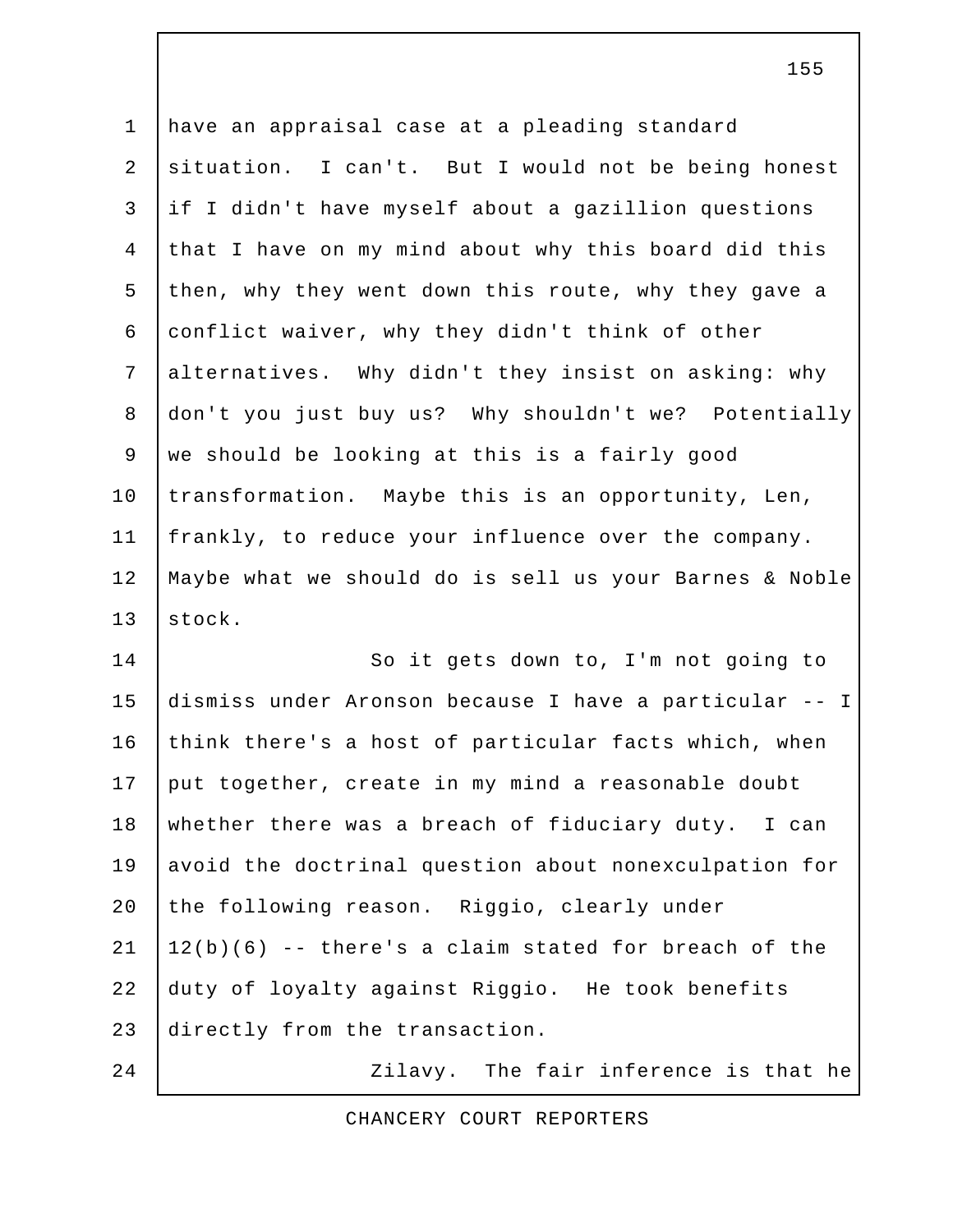have an appraisal case at a pleading standard situation. I can't. But I would not be being honest if I didn't have myself about a gazillion questions that I have on my mind about why this board did this then, why they went down this route, why they gave a conflict waiver, why they didn't think of other alternatives. Why didn't they insist on asking: why don't you just buy us? Why shouldn't we? Potentially we should be looking at this is a fairly good transformation. Maybe this is an opportunity, Len, frankly, to reduce your influence over the company. Maybe what we should do is sell us your Barnes & Noble stock.

So it gets down to, I'm not going to dismiss under Aronson because I have a particular -- I think there's a host of particular facts which, when put together, create in my mind a reasonable doubt whether there was a breach of fiduciary duty. I can avoid the doctrinal question about nonexculpation for the following reason. Riggio, clearly under 12(b)(6) -- there's a claim stated for breach of the duty of loyalty against Riggio. He took benefits directly from the transaction.

Zilavy. The fair inference is that he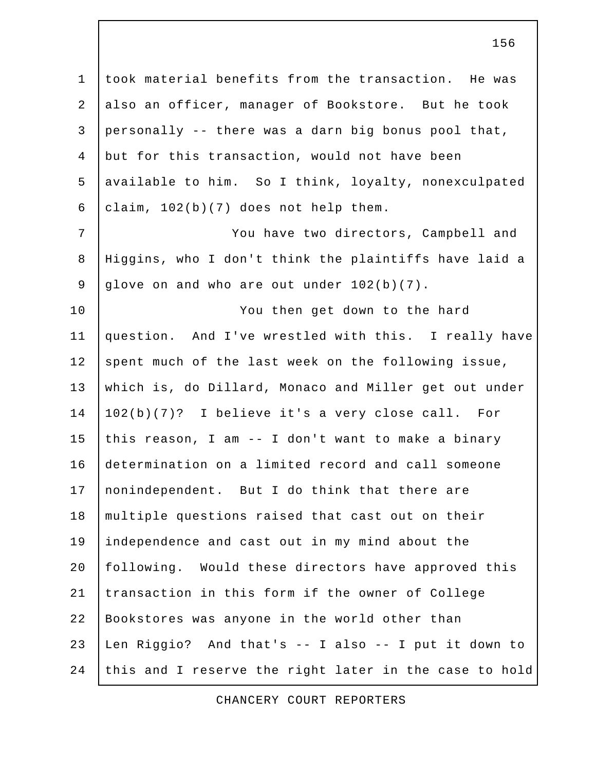took material benefits from the transaction. He was also an officer, manager of Bookstore. But he took personally -- there was a darn big bonus pool that, but for this transaction, would not have been available to him. So I think, loyalty, nonexculpated claim, 102(b)(7) does not help them.

You have two directors, Campbell and Higgins, who I don't think the plaintiffs have laid a glove on and who are out under 102(b)(7).

You then get down to the hard question. And I've wrestled with this. I really have spent much of the last week on the following issue, which is, do Dillard, Monaco and Miller get out under 102(b)(7)? I believe it's a very close call. For this reason, I am -- I don't want to make a binary determination on a limited record and call someone nonindependent. But I do think that there are multiple questions raised that cast out on their independence and cast out in my mind about the following. Would these directors have approved this transaction in this form if the owner of College Bookstores was anyone in the world other than Len Riggio? And that's -- I also -- I put it down to this and I reserve the right later in the case to hold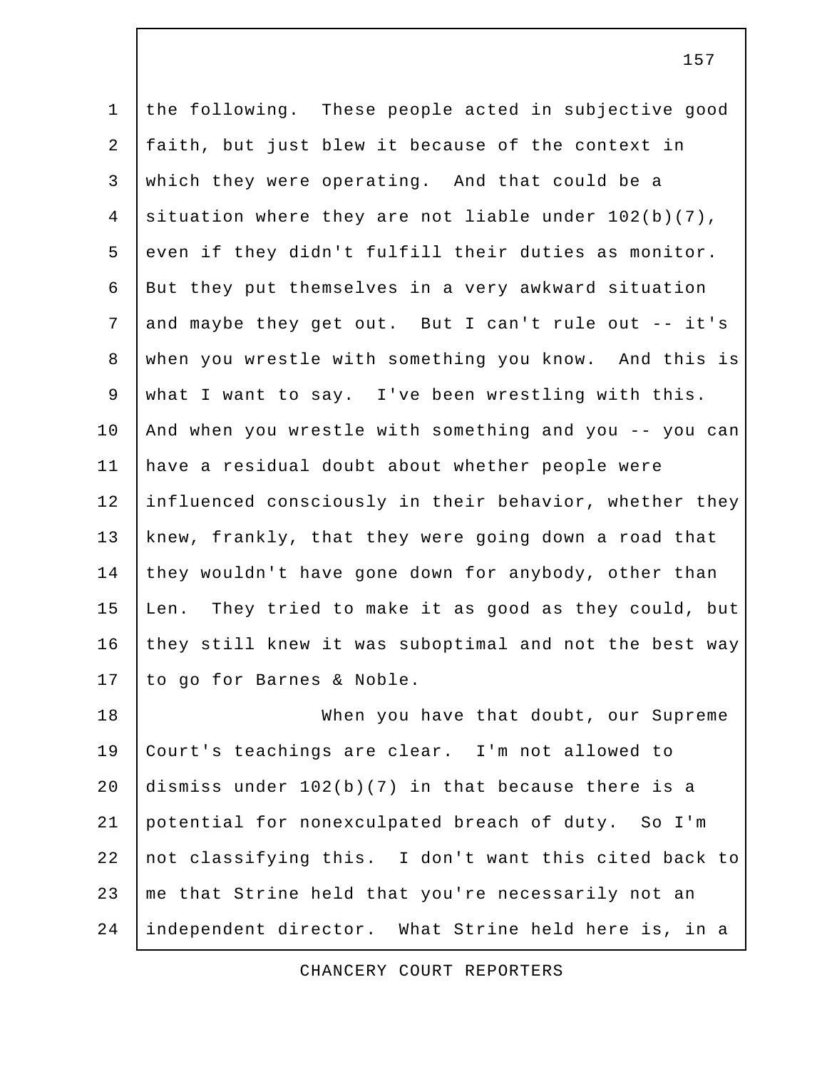the following. These people acted in subjective good faith, but just blew it because of the context in which they were operating. And that could be a situation where they are not liable under 102(b)(7), even if they didn't fulfill their duties as monitor. But they put themselves in a very awkward situation and maybe they get out. But I can't rule out -- it's when you wrestle with something you know. And this is what I want to say. I've been wrestling with this. And when you wrestle with something and you -- you can have a residual doubt about whether people were influenced consciously in their behavior, whether they knew, frankly, that they were going down a road that they wouldn't have gone down for anybody, other than Len. They tried to make it as good as they could, but they still knew it was suboptimal and not the best way to go for Barnes & Noble.

When you have that doubt, our Supreme Court's teachings are clear. I'm not allowed to dismiss under 102(b)(7) in that because there is a potential for nonexculpated breach of duty. So I'm not classifying this. I don't want this cited back to me that Strine held that you're necessarily not an independent director. What Strine held here is, in a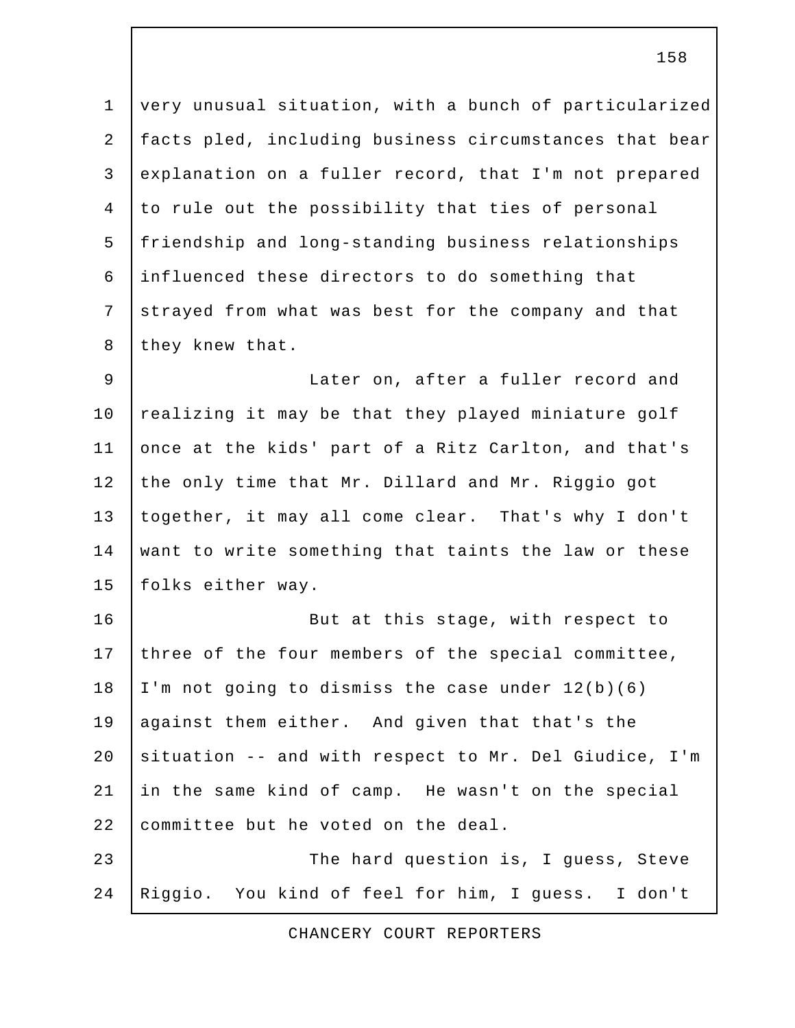very unusual situation, with a bunch of particularized facts pled, including business circumstances that bear explanation on a fuller record, that I'm not prepared to rule out the possibility that ties of personal friendship and long-standing business relationships influenced these directors to do something that strayed from what was best for the company and that they knew that.

Later on, after a fuller record and realizing it may be that they played miniature golf once at the kids' part of a Ritz Carlton, and that's the only time that Mr. Dillard and Mr. Riggio got together, it may all come clear. That's why I don't want to write something that taints the law or these folks either way.

But at this stage, with respect to three of the four members of the special committee, I'm not going to dismiss the case under 12(b)(6) against them either. And given that that's the situation -- and with respect to Mr. Del Giudice, I'm in the same kind of camp. He wasn't on the special committee but he voted on the deal.

The hard question is, I guess, Steve Riggio. You kind of feel for him, I guess. I don't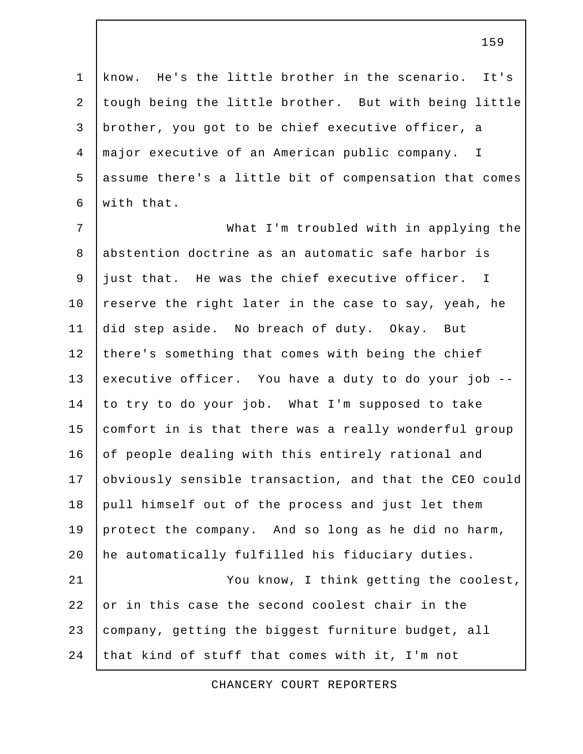know. He's the little brother in the scenario. It's tough being the little brother. But with being little brother, you got to be chief executive officer, a major executive of an American public company. I assume there's a little bit of compensation that comes with that.

What I'm troubled with in applying the abstention doctrine as an automatic safe harbor is just that. He was the chief executive officer. I reserve the right later in the case to say, yeah, he did step aside. No breach of duty. Okay. But there's something that comes with being the chief executive officer. You have a duty to do your job -- to try to do your job. What I'm supposed to take comfort in is that there was a really wonderful group of people dealing with this entirely rational and obviously sensible transaction, and that the CEO could pull himself out of the process and just let them protect the company. And so long as he did no harm, he automatically fulfilled his fiduciary duties.

You know, I think getting the coolest, or in this case the second coolest chair in the company, getting the biggest furniture budget, all that kind of stuff that comes with it, I'm not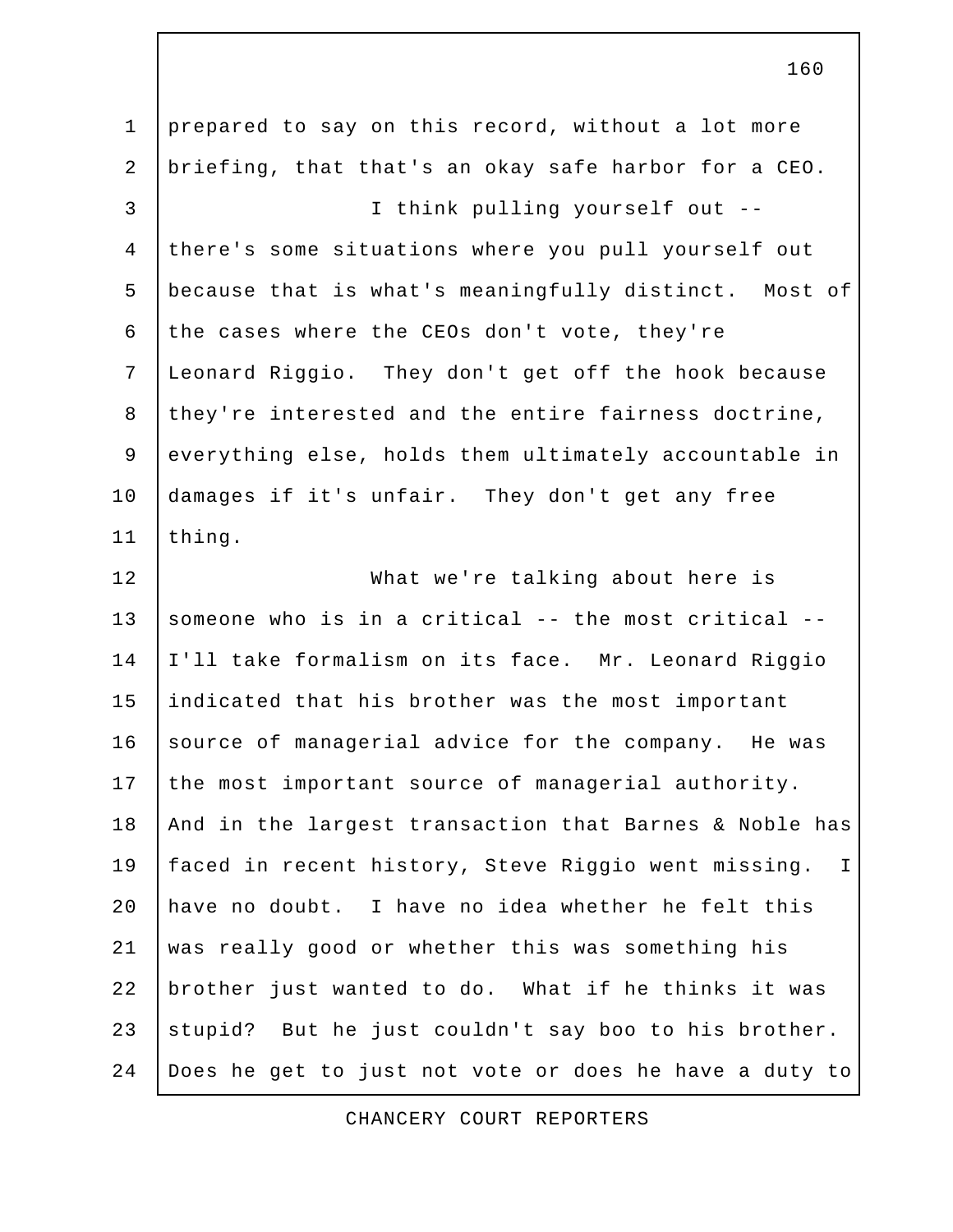prepared to say on this record, without a lot more briefing, that that's an okay safe harbor for a CEO.

I think pulling yourself out -- there's some situations where you pull yourself out because that is what's meaningfully distinct. Most of the cases where the CEOs don't vote, they're Leonard Riggio. They don't get off the hook because they're interested and the entire fairness doctrine, everything else, holds them ultimately accountable in damages if it's unfair. They don't get any free thing.

What we're talking about here is someone who is in a critical -- the most critical -- I'll take formalism on its face. Mr. Leonard Riggio indicated that his brother was the most important source of managerial advice for the company. He was the most important source of managerial authority. And in the largest transaction that Barnes & Noble has faced in recent history, Steve Riggio went missing. I have no doubt. I have no idea whether he felt this was really good or whether this was something his brother just wanted to do. What if he thinks it was stupid? But he just couldn't say boo to his brother. Does he get to just not vote or does he have a duty to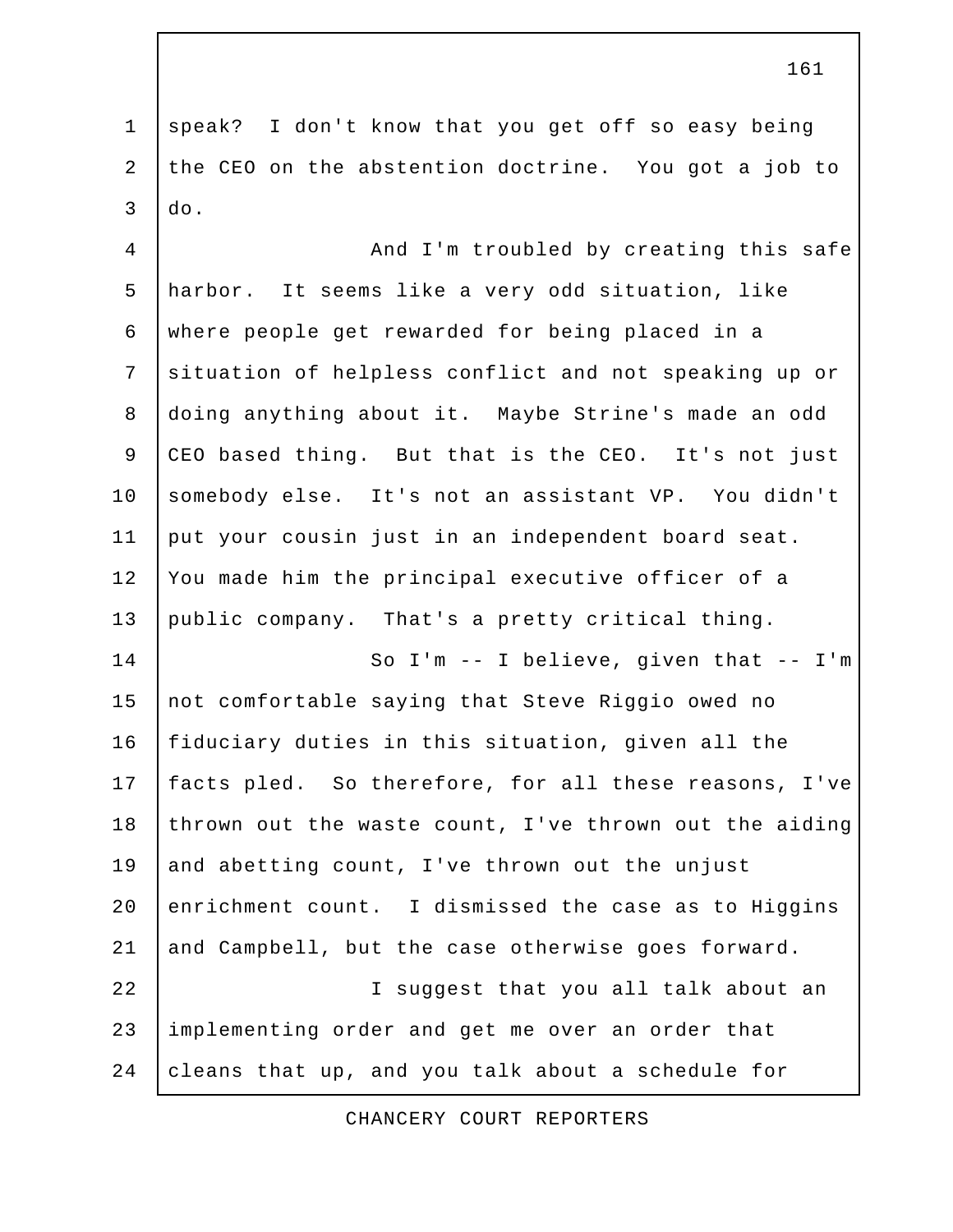speak? I don't know that you get off so easy being the CEO on the abstention doctrine. You got a job to do.

And I'm troubled by creating this safe harbor. It seems like a very odd situation, like where people get rewarded for being placed in a situation of helpless conflict and not speaking up or doing anything about it. Maybe Strine's made an odd CEO based thing. But that is the CEO. It's not just somebody else. It's not an assistant VP. You didn't put your cousin just in an independent board seat. You made him the principal executive officer of a public company. That's a pretty critical thing.

So I'm -- I believe, given that -- I'm not comfortable saying that Steve Riggio owed no fiduciary duties in this situation, given all the facts pled. So therefore, for all these reasons, I've thrown out the waste count, I've thrown out the aiding and abetting count, I've thrown out the unjust enrichment count. I dismissed the case as to Higgins and Campbell, but the case otherwise goes forward.

I suggest that you all talk about an implementing order and get me over an order that cleans that up, and you talk about a schedule for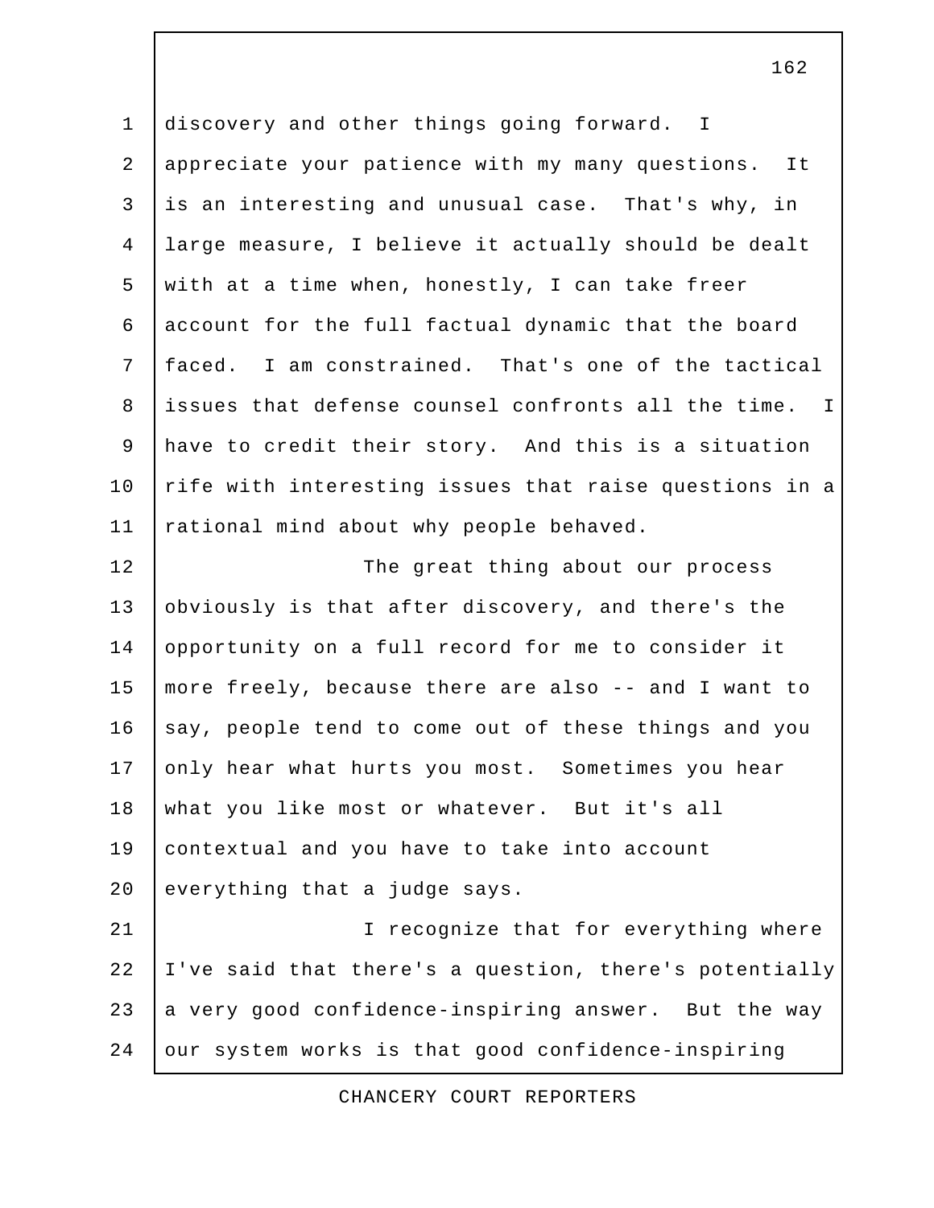discovery and other things going forward. I appreciate your patience with my many questions. It is an interesting and unusual case. That's why, in large measure, I believe it actually should be dealt with at a time when, honestly, I can take freer account for the full factual dynamic that the board faced. I am constrained. That's one of the tactical issues that defense counsel confronts all the time. I have to credit their story. And this is a situation rife with interesting issues that raise questions in a rational mind about why people behaved.

The great thing about our process obviously is that after discovery, and there's the opportunity on a full record for me to consider it more freely, because there are also -- and I want to say, people tend to come out of these things and you only hear what hurts you most. Sometimes you hear what you like most or whatever. But it's all contextual and you have to take into account everything that a judge says.

I recognize that for everything where I've said that there's a question, there's potentially a very good confidence-inspiring answer. But the way our system works is that good confidence-inspiring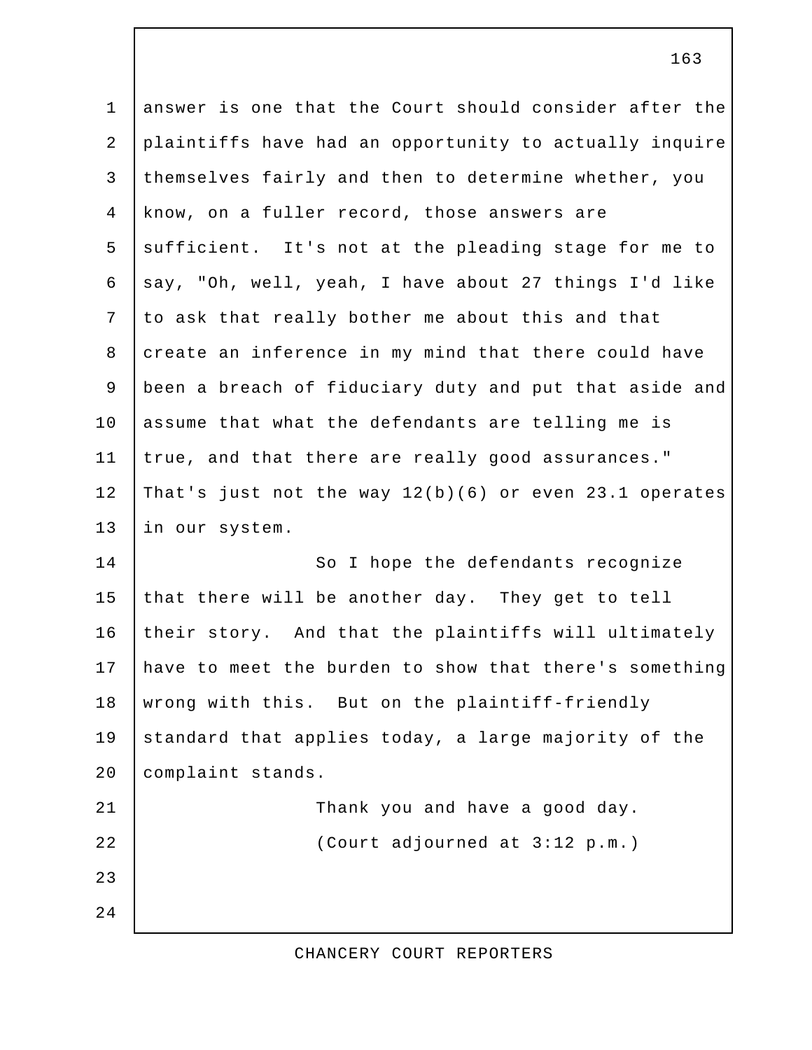answer is one that the Court should consider after the plaintiffs have had an opportunity to actually inquire themselves fairly and then to determine whether, you know, on a fuller record, those answers are sufficient. It's not at the pleading stage for me to say, "Oh, well, yeah, I have about 27 things I'd like to ask that really bother me about this and that create an inference in my mind that there could have been a breach of fiduciary duty and put that aside and assume that what the defendants are telling me is true, and that there are really good assurances." That's just not the way 12(b)(6) or even 23.1 operates in our system.

So I hope the defendants recognize that there will be another day. They get to tell their story. And that the plaintiffs will ultimately have to meet the burden to show that there's something wrong with this. But on the plaintiff-friendly standard that applies today, a large majority of the complaint stands.

Thank you and have a good day.

(Court adjourned at 3:12 p.m.)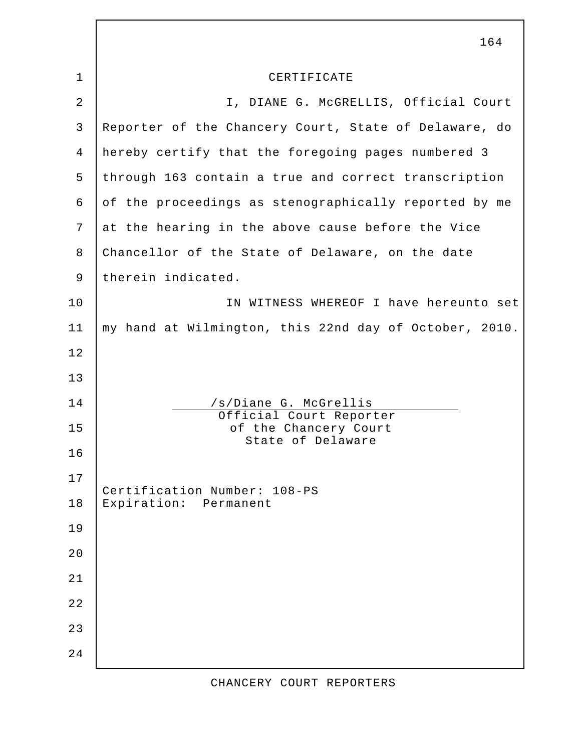# CERTIFICATE

I, DIANE G. McGRELLIS, Official Court Reporter of the Chancery Court, State of Delaware, do hereby certify that the foregoing pages numbered 3 through 163 contain a true and correct transcription of the proceedings as stenographically reported by me at the hearing in the above cause before the Vice Chancellor of the State of Delaware, on the date therein indicated.

IN WITNESS WHEREOF I have hereunto set my hand at Wilmington, this 22nd day of October, 2010.

/s/Diane G. McGrellis
Official Court Reporter
of the Chancery Court
State of Delaware

Certification Number: 108-PS
Expiration: Permanent

CHANCERY COURT REPORTERS